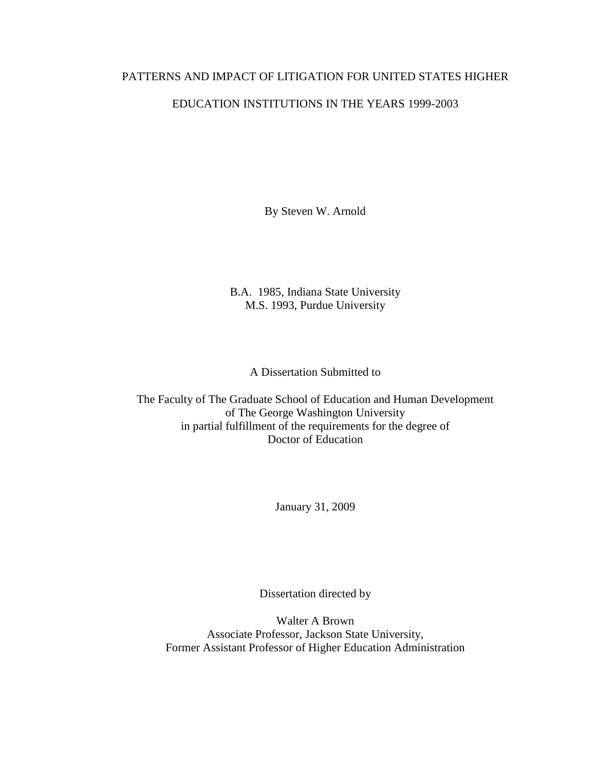# PATTERNS AND IMPACT OF LITIGATION FOR UNITED STATES HIGHER EDUCATION INSTITUTIONS IN THE YEARS 1999-2003

By Steven W. Arnold

B.A. 1985, Indiana State University
M.S. 1993, Purdue University

A Dissertation Submitted to

The Faculty of The Graduate School of Education and Human Development
of The George Washington University
in partial fulfillment of the requirements for the degree of
Doctor of Education

January 31, 2009

Dissertation directed by

Walter A Brown
Associate Professor, Jackson State University,
Former Assistant Professor of Higher Education Administration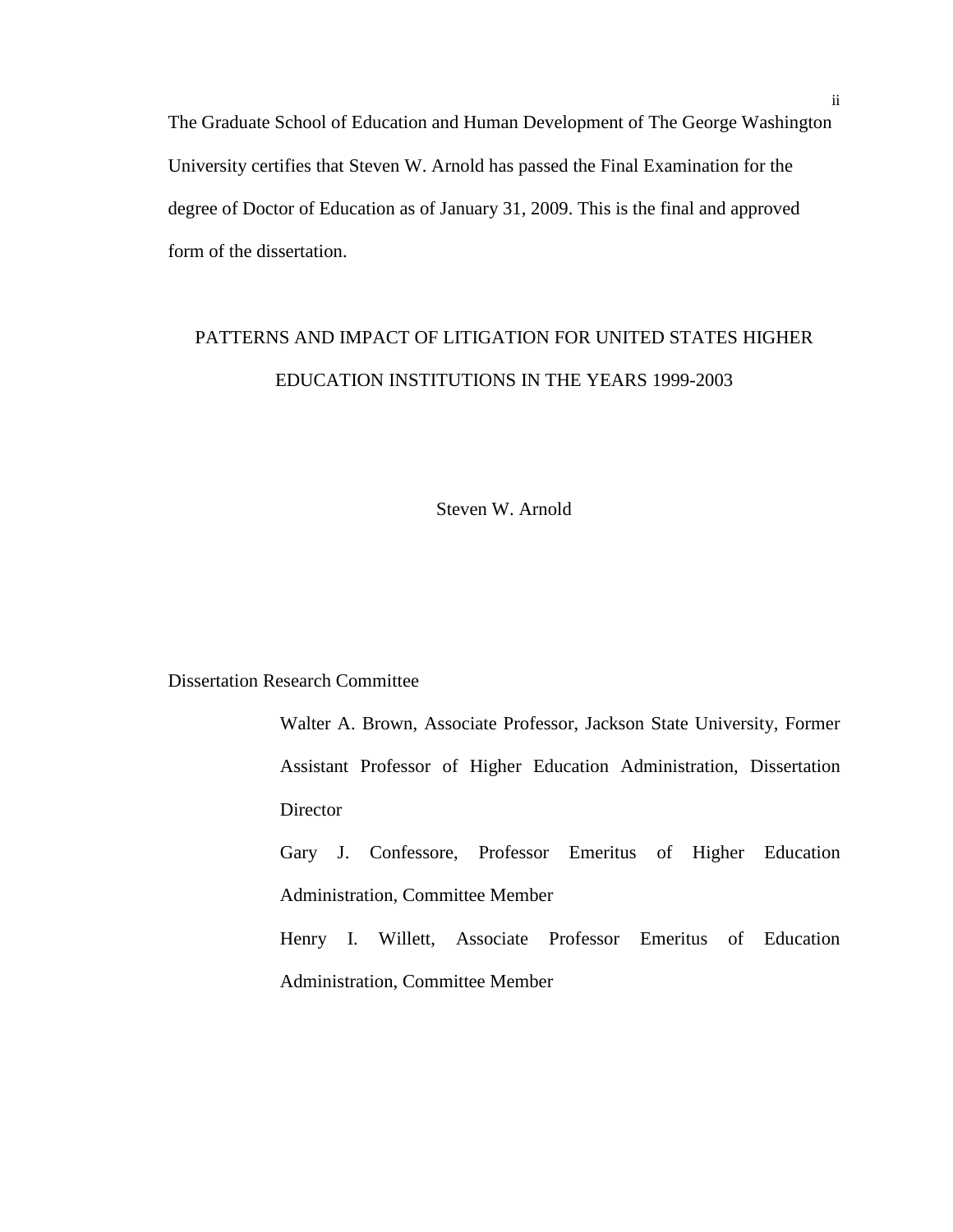The Graduate School of Education and Human Development of The George Washington University certifies that Steven W. Arnold has passed the Final Examination for the degree of Doctor of Education as of January 31, 2009. This is the final and approved form of the dissertation.

PATTERNS AND IMPACT OF LITIGATION FOR UNITED STATES HIGHER EDUCATION INSTITUTIONS IN THE YEARS 1999-2003

Steven W. Arnold

Dissertation Research Committee

Walter A. Brown, Associate Professor, Jackson State University, Former Assistant Professor of Higher Education Administration, Dissertation Director

Gary J. Confessore, Professor Emeritus of Higher Education Administration, Committee Member

Henry I. Willett, Associate Professor Emeritus of Education Administration, Committee Member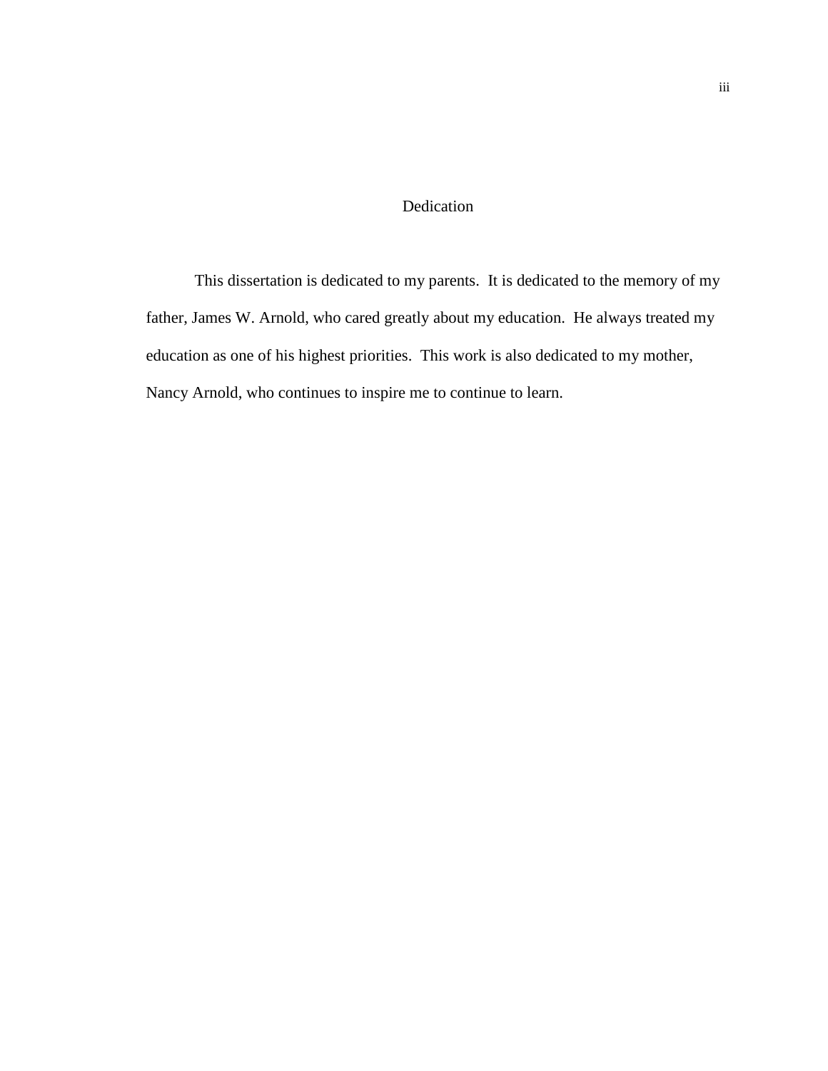# Dedication

This dissertation is dedicated to my parents. It is dedicated to the memory of my father, James W. Arnold, who cared greatly about my education. He always treated my education as one of his highest priorities. This work is also dedicated to my mother, Nancy Arnold, who continues to inspire me to continue to learn.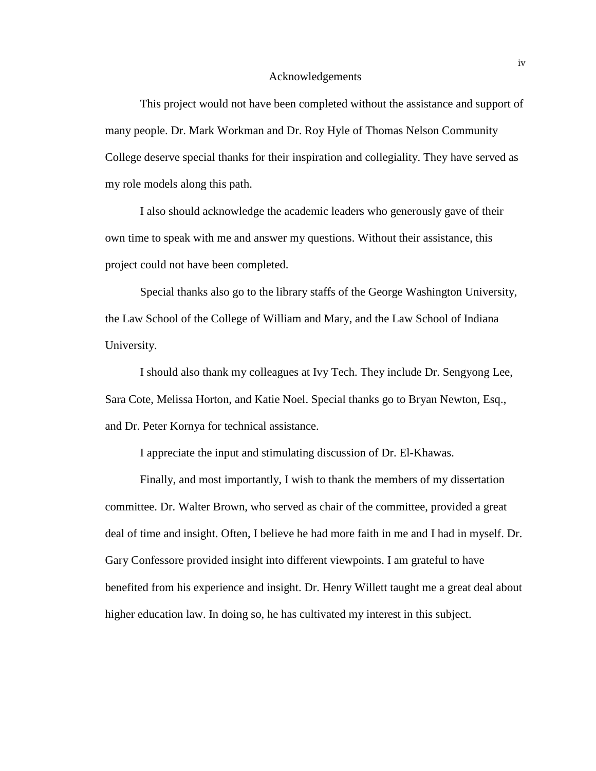# Acknowledgements

This project would not have been completed without the assistance and support of many people. Dr. Mark Workman and Dr. Roy Hyle of Thomas Nelson Community College deserve special thanks for their inspiration and collegiality. They have served as my role models along this path.

I also should acknowledge the academic leaders who generously gave of their own time to speak with me and answer my questions. Without their assistance, this project could not have been completed.

Special thanks also go to the library staffs of the George Washington University, the Law School of the College of William and Mary, and the Law School of Indiana University.

I should also thank my colleagues at Ivy Tech. They include Dr. Sengyong Lee, Sara Cote, Melissa Horton, and Katie Noel. Special thanks go to Bryan Newton, Esq., and Dr. Peter Kornya for technical assistance.

I appreciate the input and stimulating discussion of Dr. El-Khawas.

Finally, and most importantly, I wish to thank the members of my dissertation committee. Dr. Walter Brown, who served as chair of the committee, provided a great deal of time and insight. Often, I believe he had more faith in me and I had in myself. Dr. Gary Confessore provided insight into different viewpoints. I am grateful to have benefited from his experience and insight. Dr. Henry Willett taught me a great deal about higher education law. In doing so, he has cultivated my interest in this subject.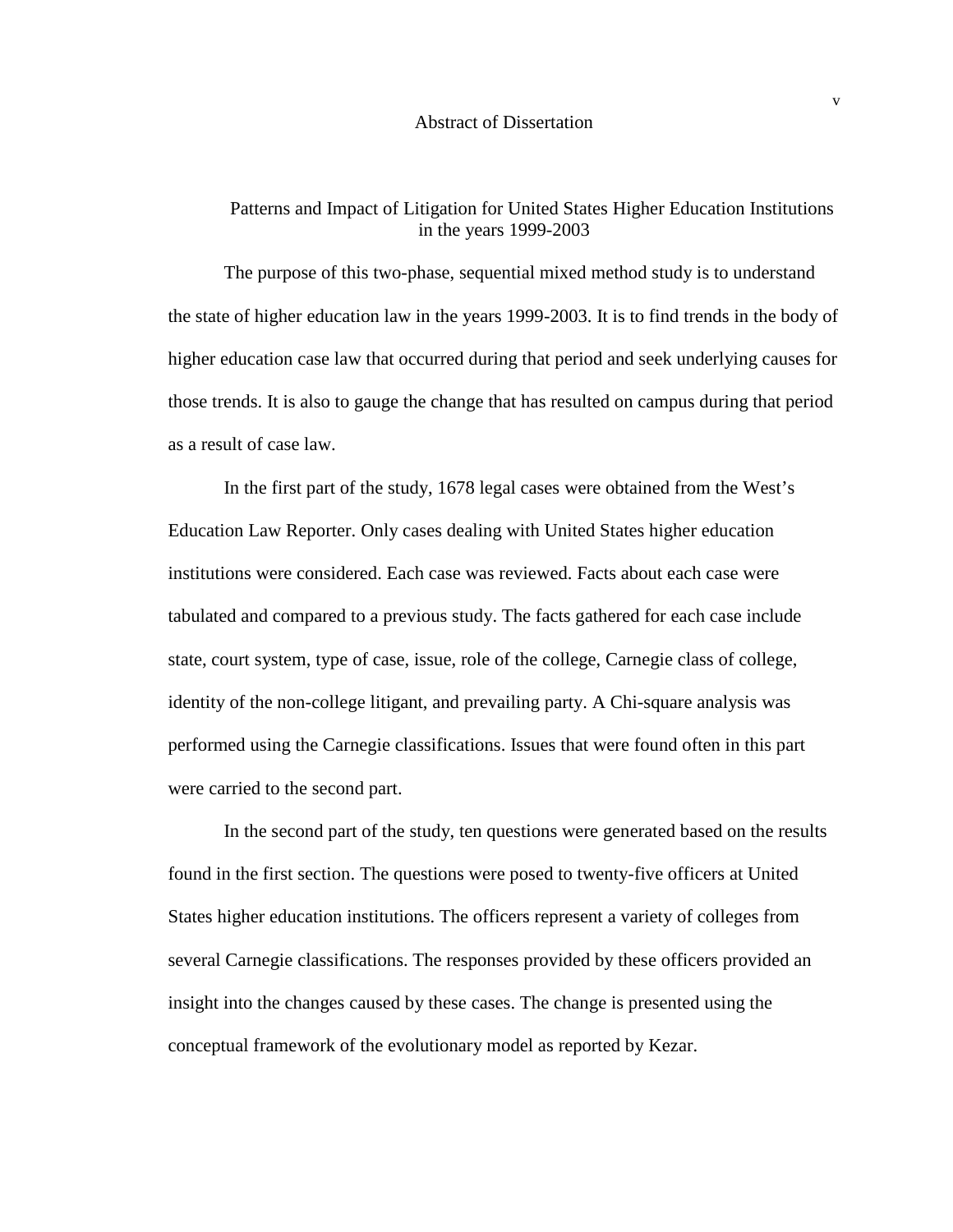# Abstract of Dissertation

## Patterns and Impact of Litigation for United States Higher Education Institutions in the years 1999-2003

The purpose of this two-phase, sequential mixed method study is to understand the state of higher education law in the years 1999-2003. It is to find trends in the body of higher education case law that occurred during that period and seek underlying causes for those trends. It is also to gauge the change that has resulted on campus during that period as a result of case law.

In the first part of the study, 1678 legal cases were obtained from the West's Education Law Reporter. Only cases dealing with United States higher education institutions were considered. Each case was reviewed. Facts about each case were tabulated and compared to a previous study. The facts gathered for each case include state, court system, type of case, issue, role of the college, Carnegie class of college, identity of the non-college litigant, and prevailing party. A Chi-square analysis was performed using the Carnegie classifications. Issues that were found often in this part were carried to the second part.

In the second part of the study, ten questions were generated based on the results found in the first section. The questions were posed to twenty-five officers at United States higher education institutions. The officers represent a variety of colleges from several Carnegie classifications. The responses provided by these officers provided an insight into the changes caused by these cases. The change is presented using the conceptual framework of the evolutionary model as reported by Kezar.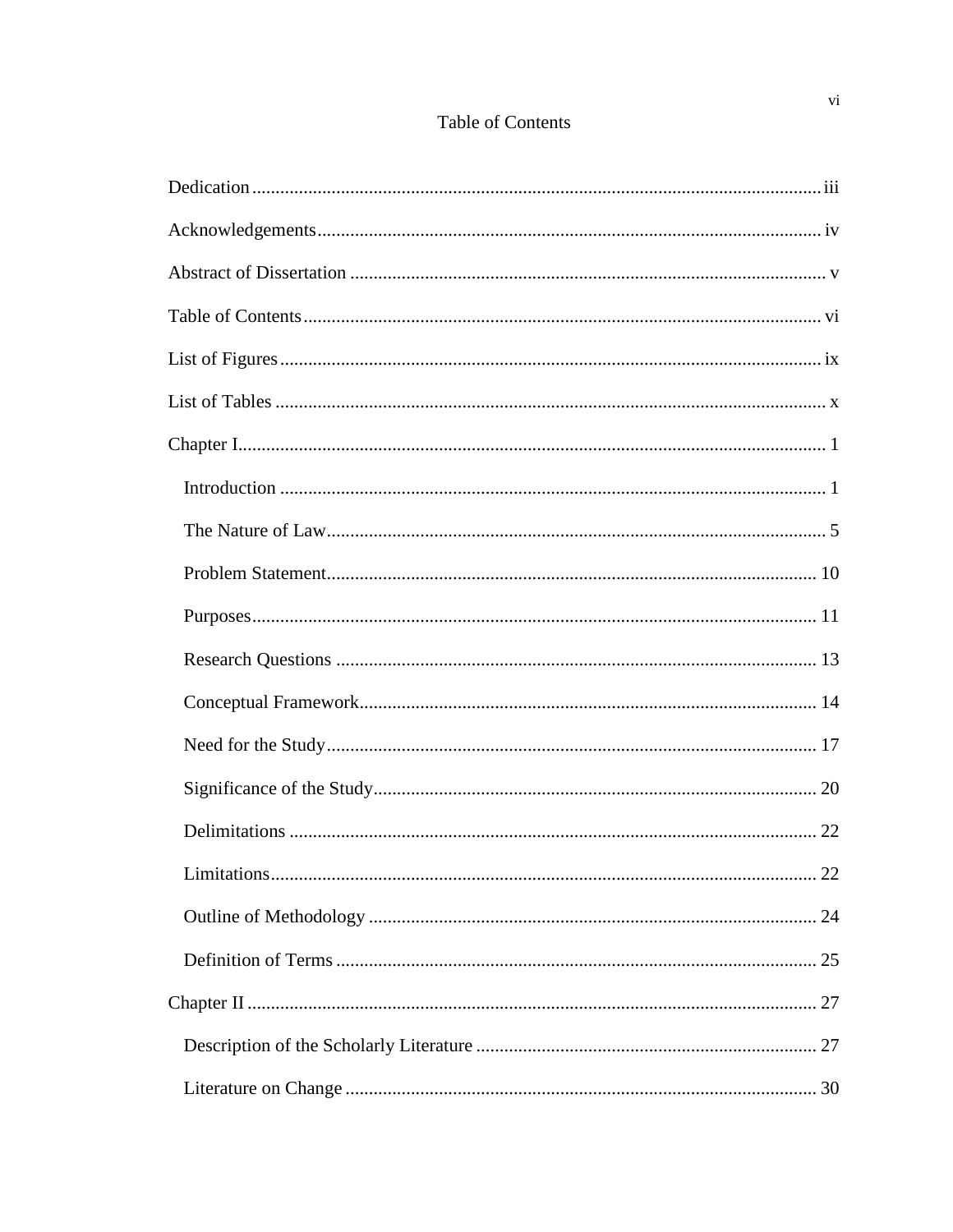# Table of Contents

Dedication ......................................................................................................................... iii

Acknowledgements ........................................................................................................... iv

Abstract of Dissertation ..................................................................................................... v

Table of Contents ............................................................................................................... vi

List of Figures .................................................................................................................... ix

List of Tables ...................................................................................................................... x

Chapter I .............................................................................................................................. 1

- Introduction .................................................................................................................... 1
- The Nature of Law .......................................................................................................... 5
- Problem Statement ........................................................................................................ 10
- Purposes ........................................................................................................................ 11
- Research Questions ....................................................................................................... 13
- Conceptual Framework ................................................................................................. 14
- Need for the Study ........................................................................................................ 17
- Significance of the Study .............................................................................................. 20
- Delimitations ................................................................................................................ 22
- Limitations .................................................................................................................... 22
- Outline of Methodology ............................................................................................... 24
- Definition of Terms ...................................................................................................... 25

Chapter II ........................................................................................................................... 27

- Description of the Scholarly Literature ......................................................................... 27
- Literature on Change .................................................................................................... 30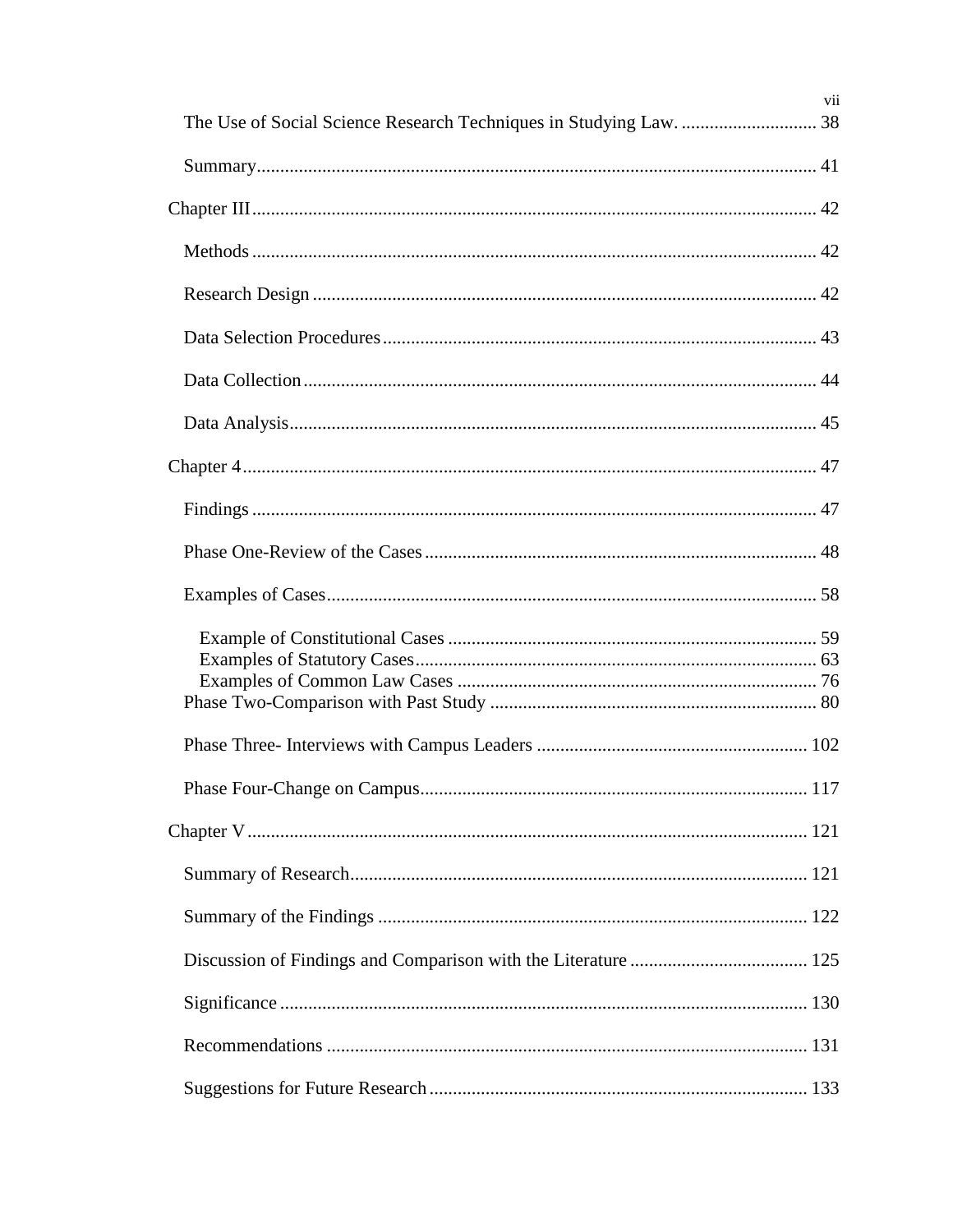The Use of Social Science Research Techniques in Studying Law. ............................. 38

Summary....................................................................................................................... 41

Chapter III........................................................................................................................ 42

Methods ........................................................................................................................ 42

Research Design ........................................................................................................... 42

Data Selection Procedures............................................................................................ 43

Data Collection............................................................................................................. 44

Data Analysis................................................................................................................ 45

Chapter 4.......................................................................................................................... 47

Findings ........................................................................................................................ 47

Phase One-Review of the Cases................................................................................... 48

Examples of Cases........................................................................................................ 58

Example of Constitutional Cases .............................................................................. 59
Examples of Statutory Cases..................................................................................... 63
Examples of Common Law Cases ............................................................................ 76
Phase Two-Comparison with Past Study ..................................................................... 80

Phase Three- Interviews with Campus Leaders ......................................................... 102

Phase Four-Change on Campus.................................................................................. 117

Chapter V....................................................................................................................... 121

Summary of Research................................................................................................. 121

Summary of the Findings ........................................................................................... 122

Discussion of Findings and Comparison with the Literature ...................................... 125

Significance ................................................................................................................ 130

Recommendations ...................................................................................................... 131

Suggestions for Future Research ................................................................................ 133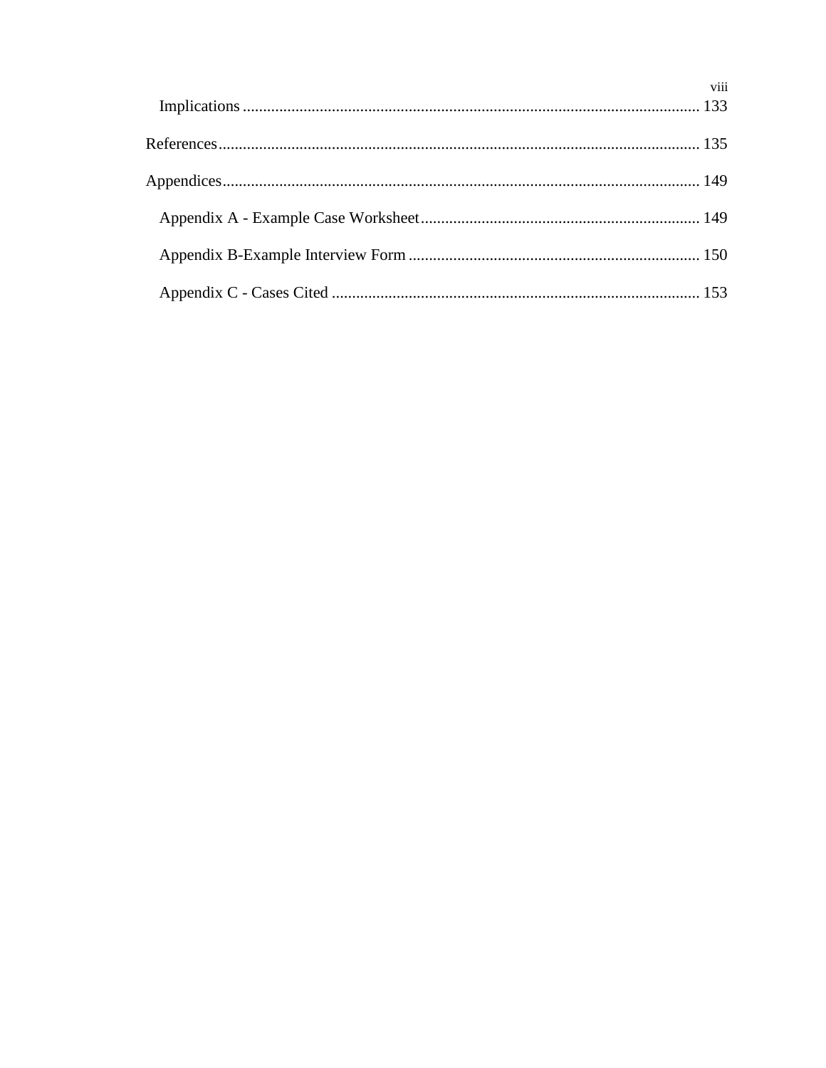Implications ............................................................................................................... 133

References ..................................................................................................................... 135

Appendices .................................................................................................................... 149

Appendix A - Example Case Worksheet ..................................................................... 149

Appendix B-Example Interview Form ........................................................................ 150

Appendix C - Cases Cited ........................................................................................... 153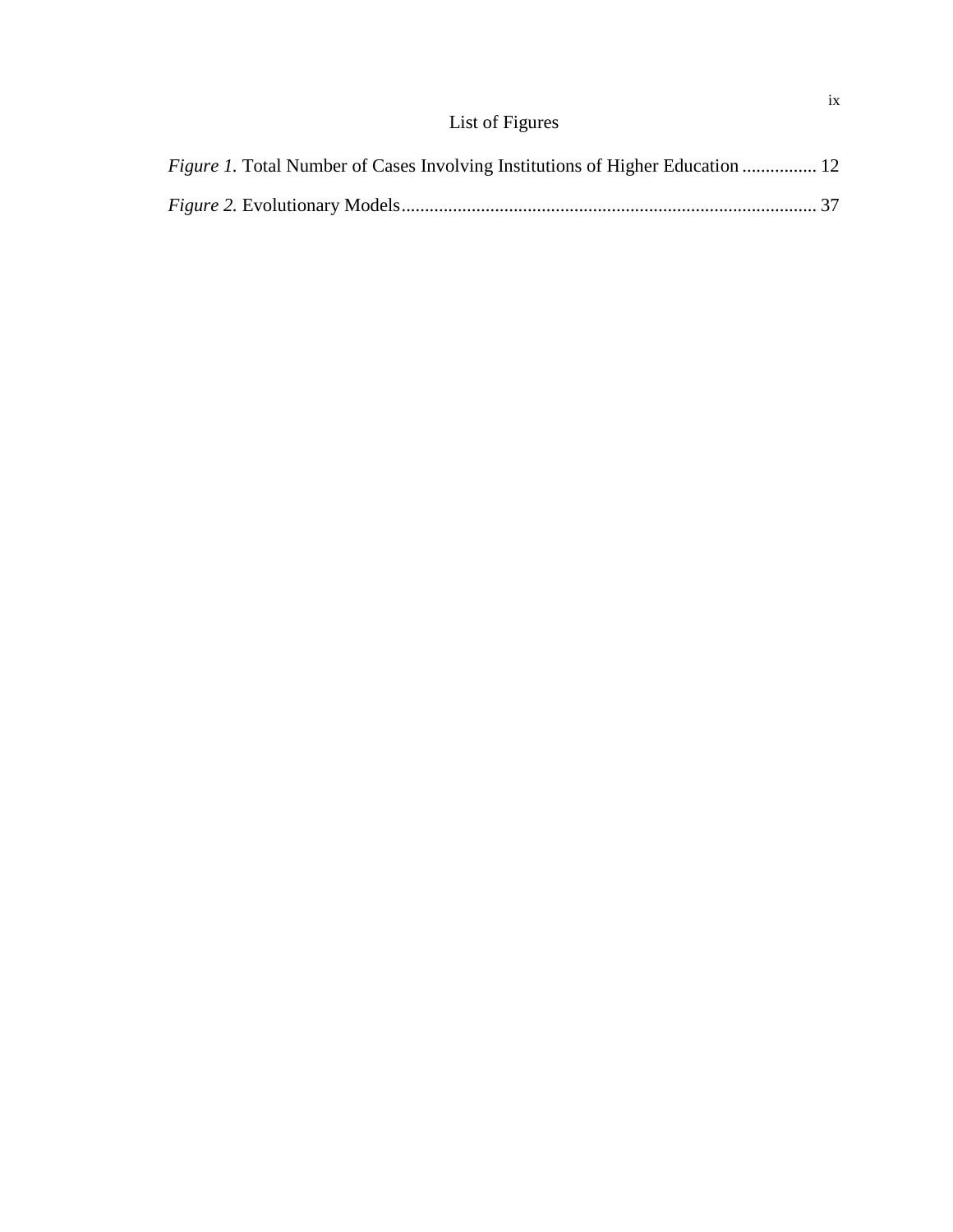# List of Figures

*Figure 1.* Total Number of Cases Involving Institutions of Higher Education ................ 12

*Figure 2.* Evolutionary Models........................................................................................ 37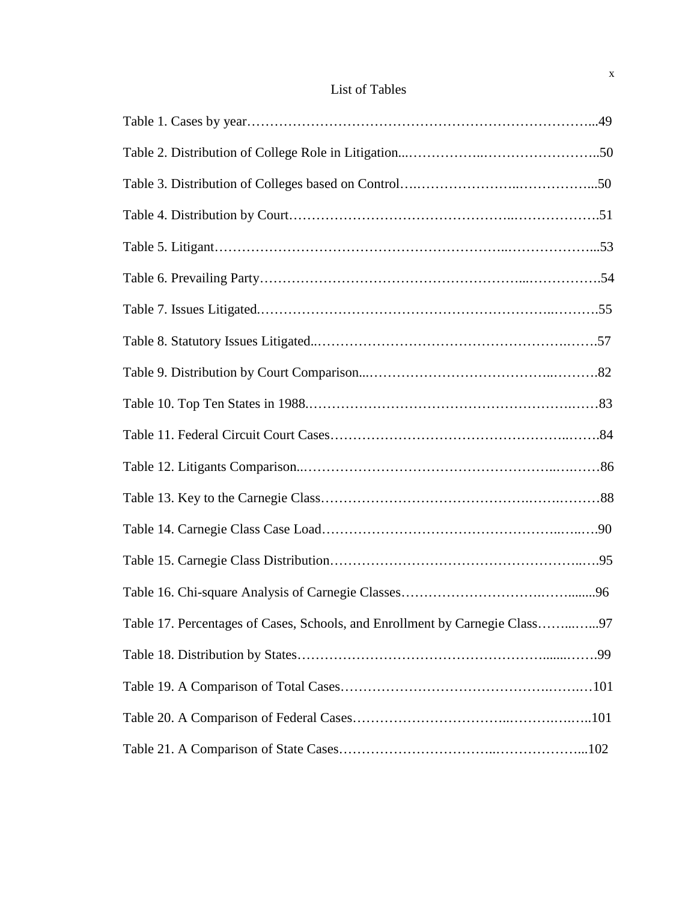# List of Tables

Table 1. Cases by year.....................................................................................49

Table 2. Distribution of College Role in Litigation..........................................50

Table 3. Distribution of Colleges based on Control...........................................50

Table 4. Distribution by Court.........................................................................51

Table 5. Litigant..............................................................................................53

Table 6. Prevailing Party..................................................................................54

Table 7. Issues Litigated...................................................................................55

Table 8. Statutory Issues Litigated....................................................................57

Table 9. Distribution by Court Comparison.......................................................82

Table 10. Top Ten States in 1988......................................................................83

Table 11. Federal Circuit Court Cases................................................................84

Table 12. Litigants Comparison.........................................................................86

Table 13. Key to the Carnegie Class..................................................................88

Table 14. Carnegie Class Case Load..................................................................90

Table 15. Carnegie Class Distribution................................................................95

Table 16. Chi-square Analysis of Carnegie Classes............................................96

Table 17. Percentages of Cases, Schools, and Enrollment by Carnegie Class..........97

Table 18. Distribution by States.........................................................................99

Table 19. A Comparison of Total Cases..............................................................101

Table 20. A Comparison of Federal Cases..........................................................101

Table 21. A Comparison of State Cases..............................................................102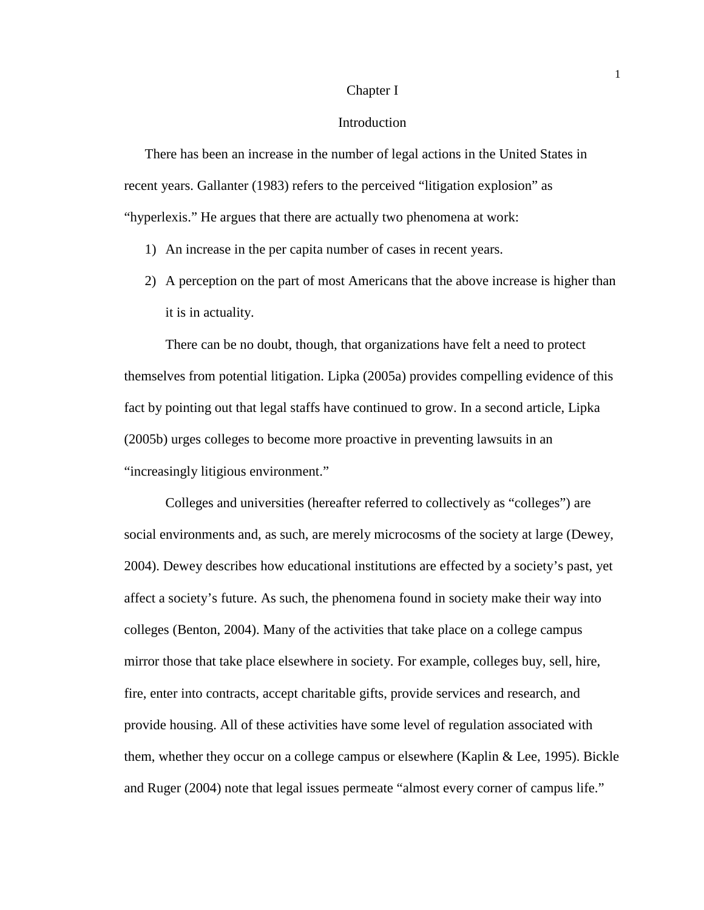# Chapter I

## Introduction

There has been an increase in the number of legal actions in the United States in recent years. Gallanter (1983) refers to the perceived "litigation explosion" as "hyperlexis." He argues that there are actually two phenomena at work:

1) An increase in the per capita number of cases in recent years.
2) A perception on the part of most Americans that the above increase is higher than it is in actuality.

There can be no doubt, though, that organizations have felt a need to protect themselves from potential litigation. Lipka (2005a) provides compelling evidence of this fact by pointing out that legal staffs have continued to grow. In a second article, Lipka (2005b) urges colleges to become more proactive in preventing lawsuits in an "increasingly litigious environment."

Colleges and universities (hereafter referred to collectively as "colleges") are social environments and, as such, are merely microcosms of the society at large (Dewey, 2004). Dewey describes how educational institutions are effected by a society's past, yet affect a society's future. As such, the phenomena found in society make their way into colleges (Benton, 2004). Many of the activities that take place on a college campus mirror those that take place elsewhere in society. For example, colleges buy, sell, hire, fire, enter into contracts, accept charitable gifts, provide services and research, and provide housing. All of these activities have some level of regulation associated with them, whether they occur on a college campus or elsewhere (Kaplin & Lee, 1995). Bickle and Ruger (2004) note that legal issues permeate "almost every corner of campus life."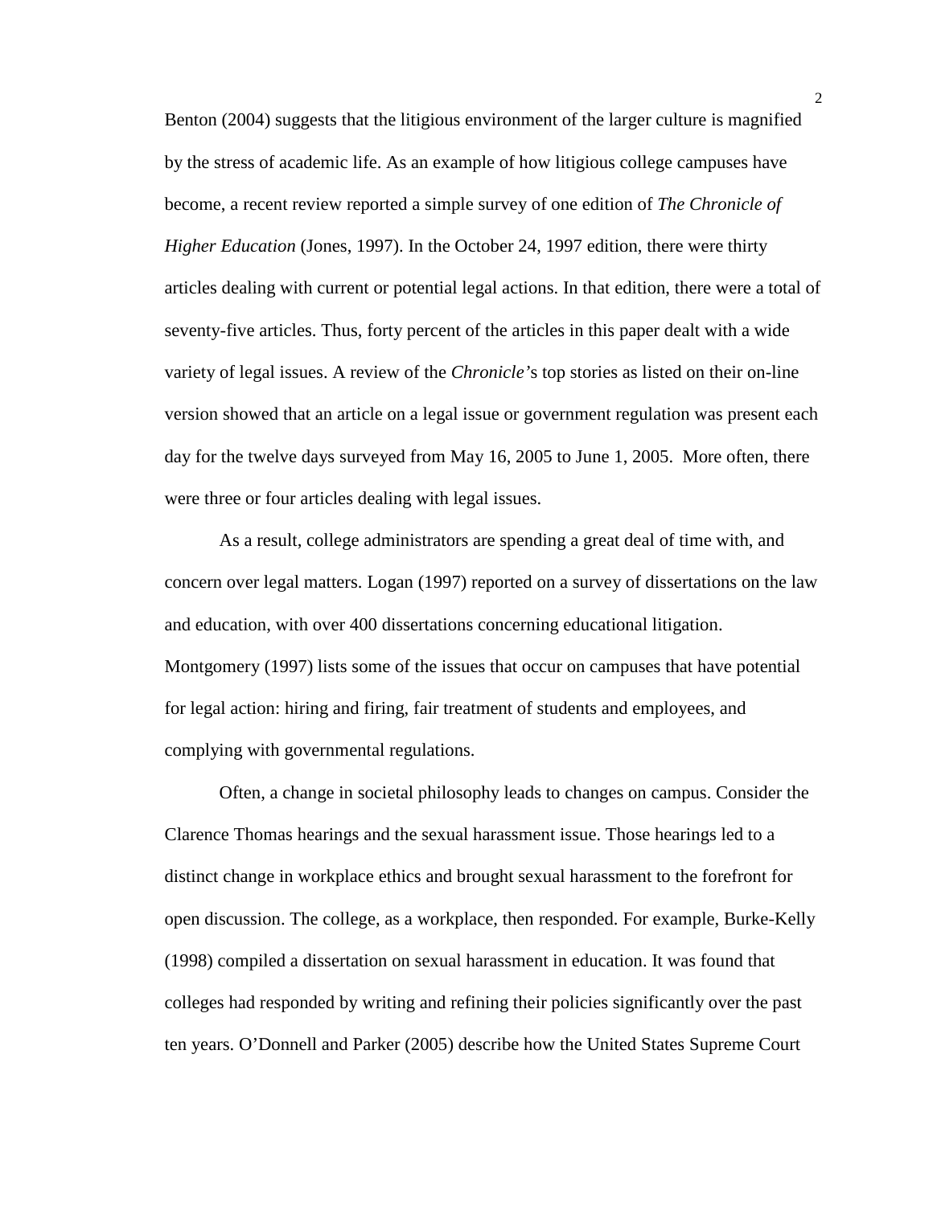Benton (2004) suggests that the litigious environment of the larger culture is magnified by the stress of academic life. As an example of how litigious college campuses have become, a recent review reported a simple survey of one edition of *The Chronicle of Higher Education* (Jones, 1997). In the October 24, 1997 edition, there were thirty articles dealing with current or potential legal actions. In that edition, there were a total of seventy-five articles. Thus, forty percent of the articles in this paper dealt with a wide variety of legal issues. A review of the *Chronicle*'s top stories as listed on their on-line version showed that an article on a legal issue or government regulation was present each day for the twelve days surveyed from May 16, 2005 to June 1, 2005. More often, there were three or four articles dealing with legal issues.

As a result, college administrators are spending a great deal of time with, and concern over legal matters. Logan (1997) reported on a survey of dissertations on the law and education, with over 400 dissertations concerning educational litigation. Montgomery (1997) lists some of the issues that occur on campuses that have potential for legal action: hiring and firing, fair treatment of students and employees, and complying with governmental regulations.

Often, a change in societal philosophy leads to changes on campus. Consider the Clarence Thomas hearings and the sexual harassment issue. Those hearings led to a distinct change in workplace ethics and brought sexual harassment to the forefront for open discussion. The college, as a workplace, then responded. For example, Burke-Kelly (1998) compiled a dissertation on sexual harassment in education. It was found that colleges had responded by writing and refining their policies significantly over the past ten years. O'Donnell and Parker (2005) describe how the United States Supreme Court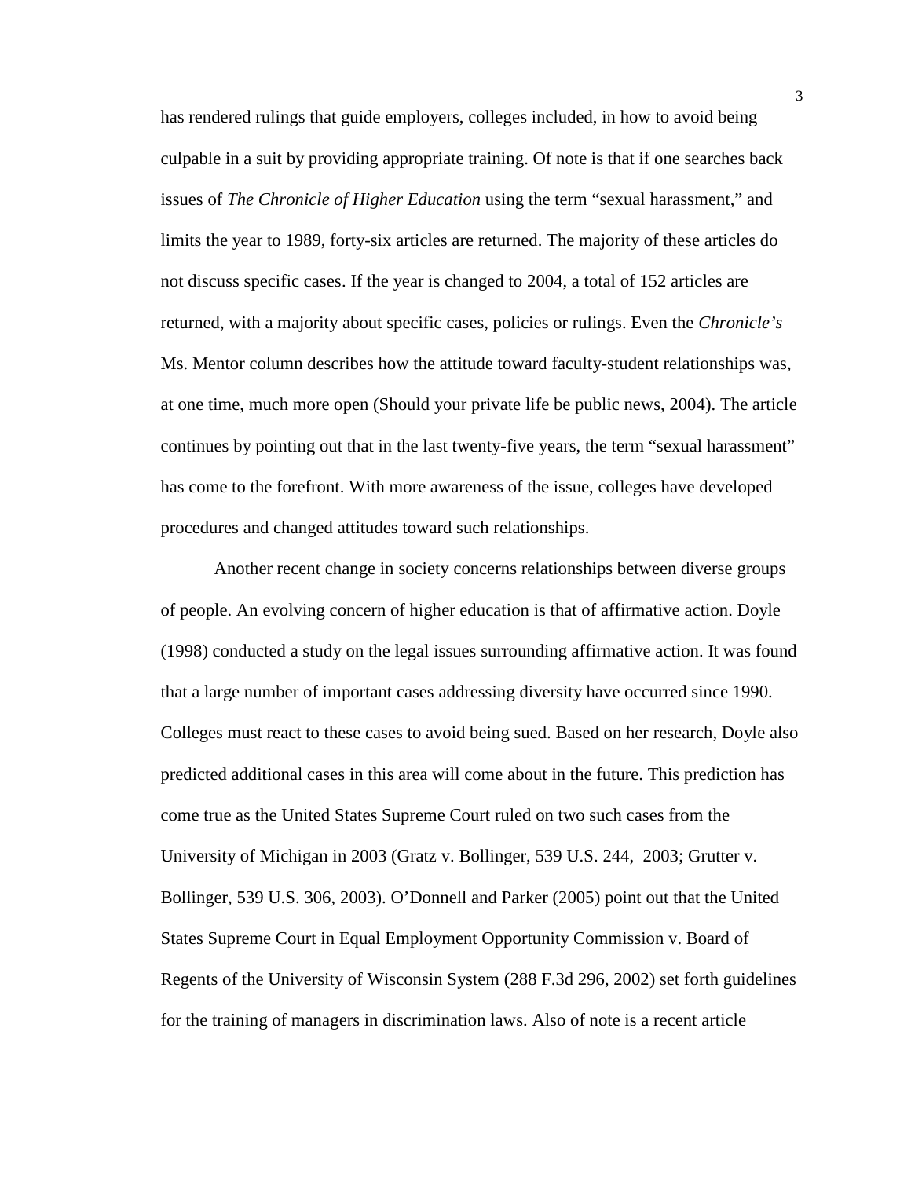has rendered rulings that guide employers, colleges included, in how to avoid being culpable in a suit by providing appropriate training. Of note is that if one searches back issues of *The Chronicle of Higher Education* using the term "sexual harassment," and limits the year to 1989, forty-six articles are returned. The majority of these articles do not discuss specific cases. If the year is changed to 2004, a total of 152 articles are returned, with a majority about specific cases, policies or rulings. Even the *Chronicle's* Ms. Mentor column describes how the attitude toward faculty-student relationships was, at one time, much more open (Should your private life be public news, 2004). The article continues by pointing out that in the last twenty-five years, the term "sexual harassment" has come to the forefront. With more awareness of the issue, colleges have developed procedures and changed attitudes toward such relationships.

Another recent change in society concerns relationships between diverse groups of people. An evolving concern of higher education is that of affirmative action. Doyle (1998) conducted a study on the legal issues surrounding affirmative action. It was found that a large number of important cases addressing diversity have occurred since 1990. Colleges must react to these cases to avoid being sued. Based on her research, Doyle also predicted additional cases in this area will come about in the future. This prediction has come true as the United States Supreme Court ruled on two such cases from the University of Michigan in 2003 (Gratz v. Bollinger, 539 U.S. 244, 2003; Grutter v. Bollinger, 539 U.S. 306, 2003). O'Donnell and Parker (2005) point out that the United States Supreme Court in Equal Employment Opportunity Commission v. Board of Regents of the University of Wisconsin System (288 F.3d 296, 2002) set forth guidelines for the training of managers in discrimination laws. Also of note is a recent article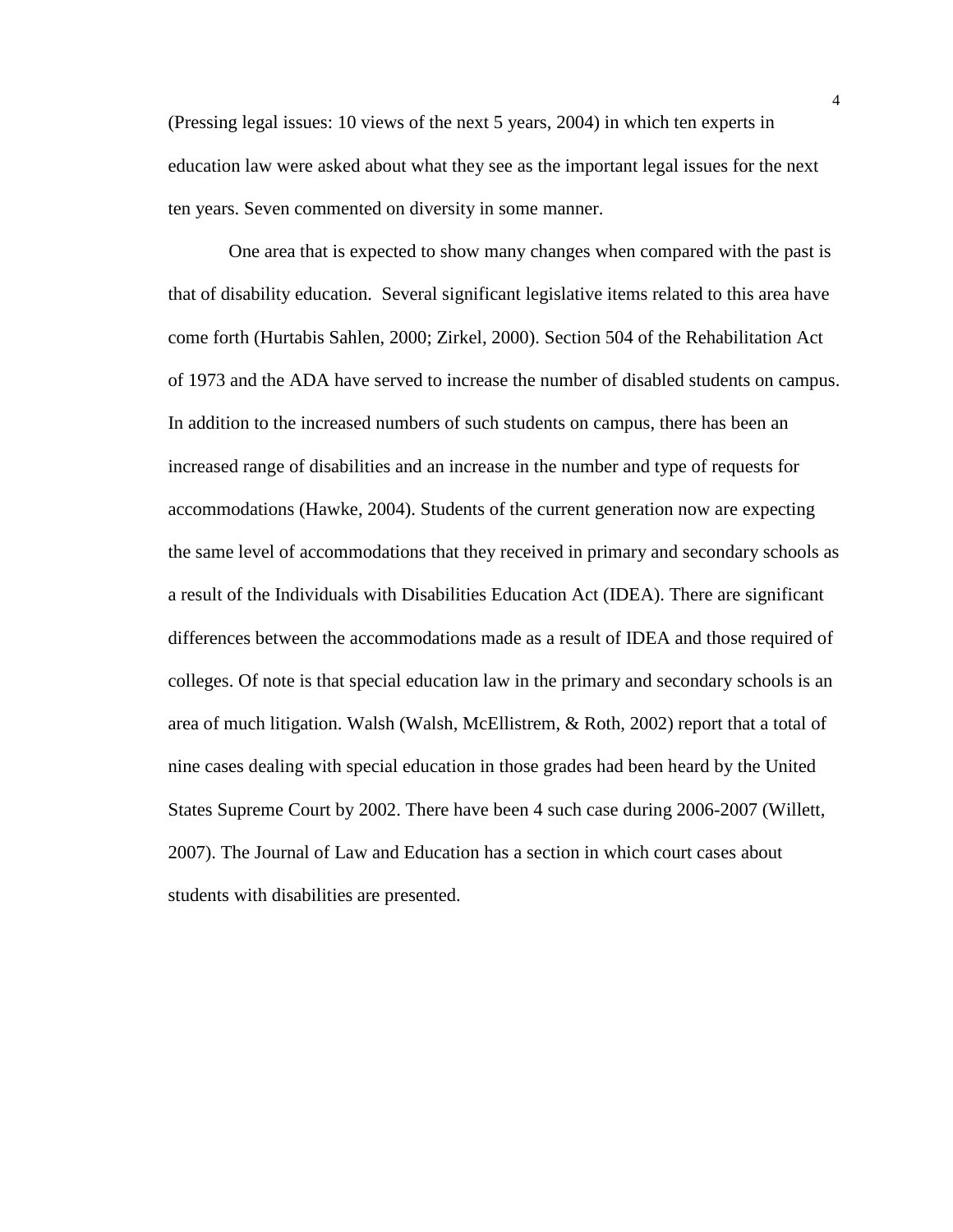(Pressing legal issues: 10 views of the next 5 years, 2004) in which ten experts in education law were asked about what they see as the important legal issues for the next ten years. Seven commented on diversity in some manner.

One area that is expected to show many changes when compared with the past is that of disability education.  Several significant legislative items related to this area have come forth (Hurtabis Sahlen, 2000; Zirkel, 2000). Section 504 of the Rehabilitation Act of 1973 and the ADA have served to increase the number of disabled students on campus. In addition to the increased numbers of such students on campus, there has been an increased range of disabilities and an increase in the number and type of requests for accommodations (Hawke, 2004). Students of the current generation now are expecting the same level of accommodations that they received in primary and secondary schools as a result of the Individuals with Disabilities Education Act (IDEA). There are significant differences between the accommodations made as a result of IDEA and those required of colleges. Of note is that special education law in the primary and secondary schools is an area of much litigation. Walsh (Walsh, McEllistrem, & Roth, 2002) report that a total of nine cases dealing with special education in those grades had been heard by the United States Supreme Court by 2002. There have been 4 such case during 2006-2007 (Willett, 2007). The Journal of Law and Education has a section in which court cases about students with disabilities are presented.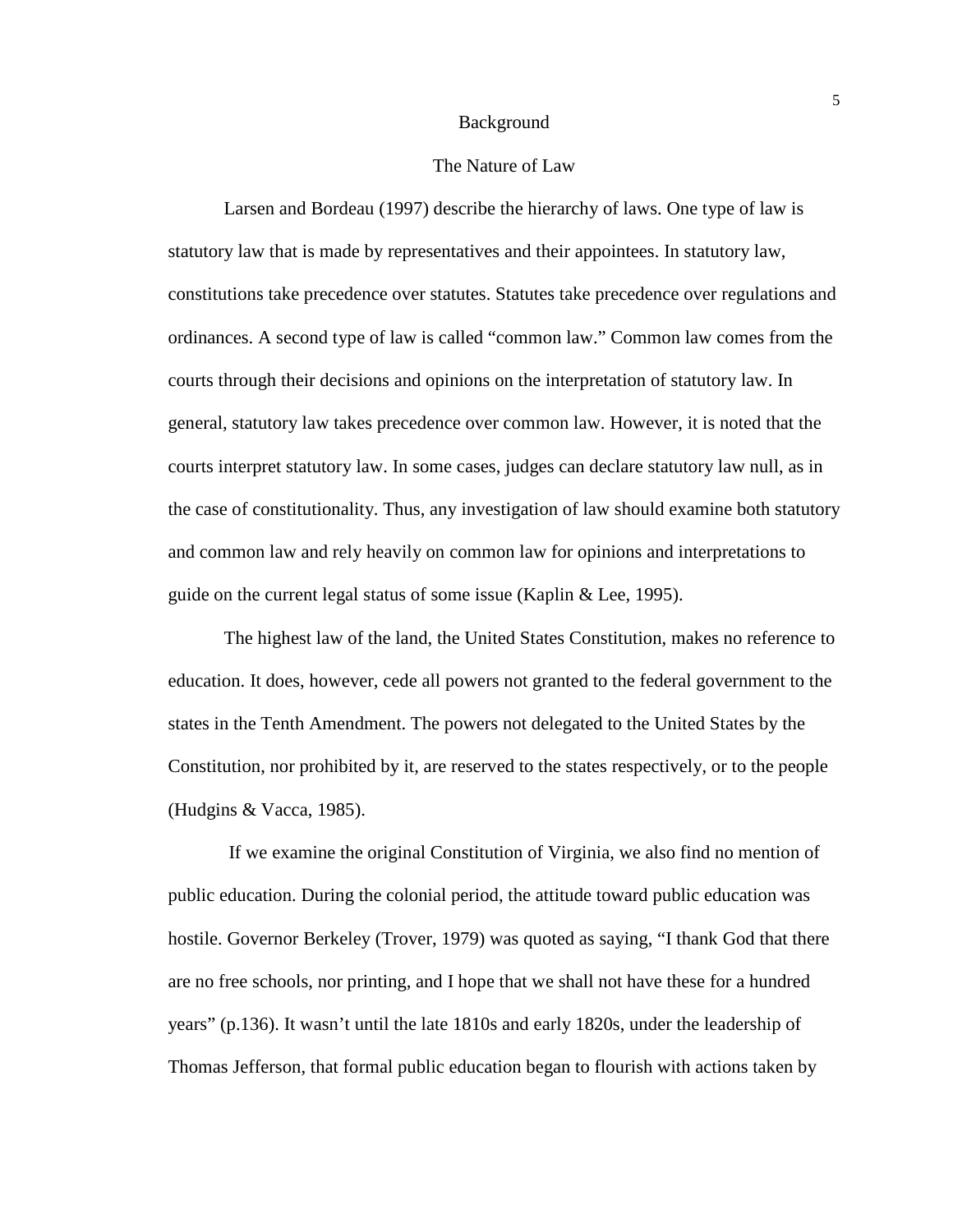## Background

### The Nature of Law

Larsen and Bordeau (1997) describe the hierarchy of laws. One type of law is statutory law that is made by representatives and their appointees. In statutory law, constitutions take precedence over statutes. Statutes take precedence over regulations and ordinances. A second type of law is called "common law." Common law comes from the courts through their decisions and opinions on the interpretation of statutory law. In general, statutory law takes precedence over common law. However, it is noted that the courts interpret statutory law. In some cases, judges can declare statutory law null, as in the case of constitutionality. Thus, any investigation of law should examine both statutory and common law and rely heavily on common law for opinions and interpretations to guide on the current legal status of some issue (Kaplin & Lee, 1995).

The highest law of the land, the United States Constitution, makes no reference to education. It does, however, cede all powers not granted to the federal government to the states in the Tenth Amendment. The powers not delegated to the United States by the Constitution, nor prohibited by it, are reserved to the states respectively, or to the people (Hudgins & Vacca, 1985).

If we examine the original Constitution of Virginia, we also find no mention of public education. During the colonial period, the attitude toward public education was hostile. Governor Berkeley (Trover, 1979) was quoted as saying, "I thank God that there are no free schools, nor printing, and I hope that we shall not have these for a hundred years" (p.136). It wasn't until the late 1810s and early 1820s, under the leadership of Thomas Jefferson, that formal public education began to flourish with actions taken by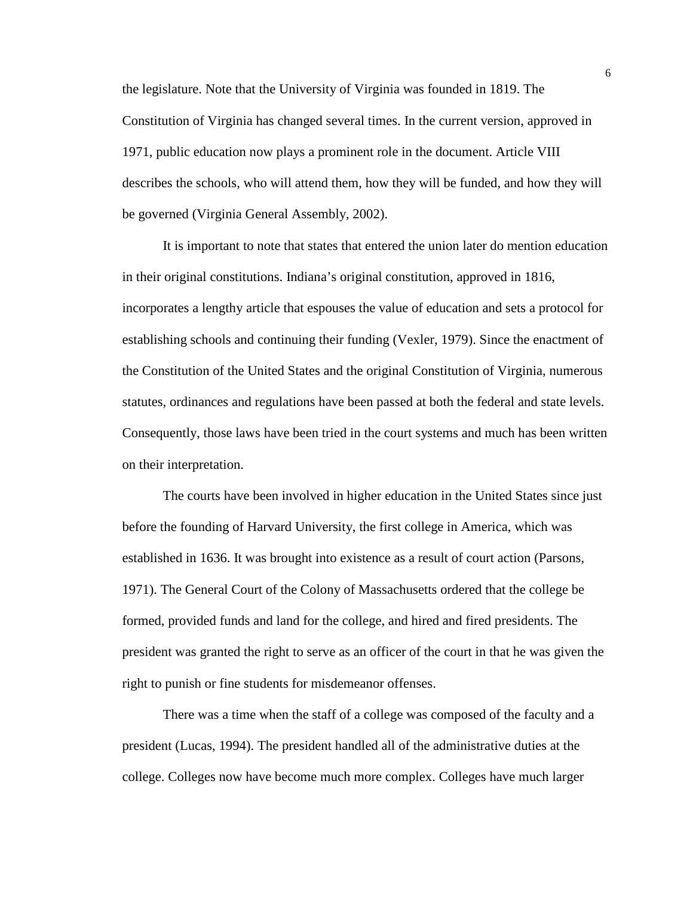the legislature. Note that the University of Virginia was founded in 1819. The Constitution of Virginia has changed several times. In the current version, approved in 1971, public education now plays a prominent role in the document. Article VIII describes the schools, who will attend them, how they will be funded, and how they will be governed (Virginia General Assembly, 2002).

It is important to note that states that entered the union later do mention education in their original constitutions. Indiana's original constitution, approved in 1816, incorporates a lengthy article that espouses the value of education and sets a protocol for establishing schools and continuing their funding (Vexler, 1979). Since the enactment of the Constitution of the United States and the original Constitution of Virginia, numerous statutes, ordinances and regulations have been passed at both the federal and state levels. Consequently, those laws have been tried in the court systems and much has been written on their interpretation.

The courts have been involved in higher education in the United States since just before the founding of Harvard University, the first college in America, which was established in 1636. It was brought into existence as a result of court action (Parsons, 1971). The General Court of the Colony of Massachusetts ordered that the college be formed, provided funds and land for the college, and hired and fired presidents. The president was granted the right to serve as an officer of the court in that he was given the right to punish or fine students for misdemeanor offenses.

There was a time when the staff of a college was composed of the faculty and a president (Lucas, 1994). The president handled all of the administrative duties at the college. Colleges now have become much more complex. Colleges have much larger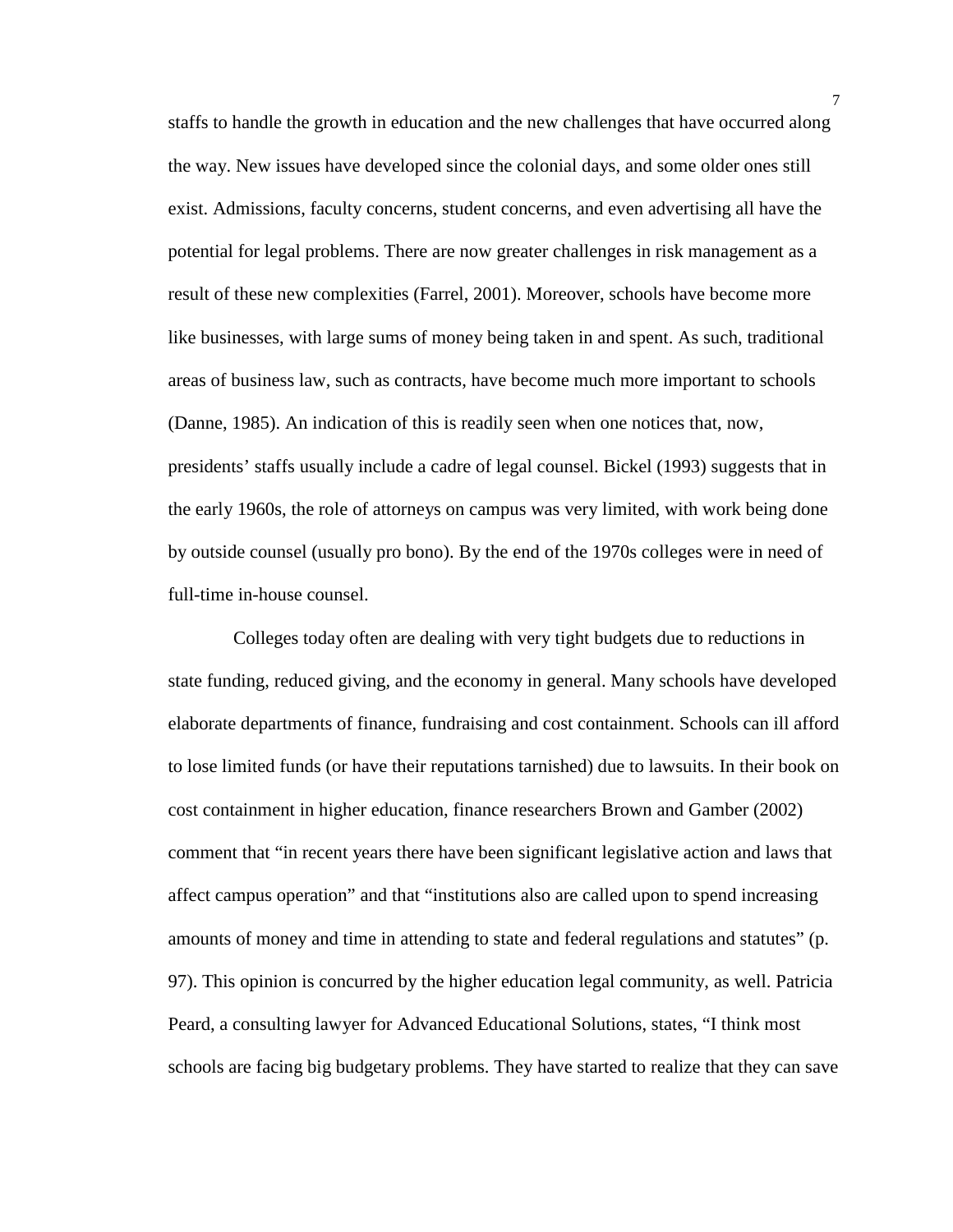staffs to handle the growth in education and the new challenges that have occurred along the way. New issues have developed since the colonial days, and some older ones still exist. Admissions, faculty concerns, student concerns, and even advertising all have the potential for legal problems. There are now greater challenges in risk management as a result of these new complexities (Farrel, 2001). Moreover, schools have become more like businesses, with large sums of money being taken in and spent. As such, traditional areas of business law, such as contracts, have become much more important to schools (Danne, 1985). An indication of this is readily seen when one notices that, now, presidents' staffs usually include a cadre of legal counsel. Bickel (1993) suggests that in the early 1960s, the role of attorneys on campus was very limited, with work being done by outside counsel (usually pro bono). By the end of the 1970s colleges were in need of full-time in-house counsel.

Colleges today often are dealing with very tight budgets due to reductions in state funding, reduced giving, and the economy in general. Many schools have developed elaborate departments of finance, fundraising and cost containment. Schools can ill afford to lose limited funds (or have their reputations tarnished) due to lawsuits. In their book on cost containment in higher education, finance researchers Brown and Gamber (2002) comment that "in recent years there have been significant legislative action and laws that affect campus operation" and that "institutions also are called upon to spend increasing amounts of money and time in attending to state and federal regulations and statutes" (p. 97). This opinion is concurred by the higher education legal community, as well. Patricia Peard, a consulting lawyer for Advanced Educational Solutions, states, "I think most schools are facing big budgetary problems. They have started to realize that they can save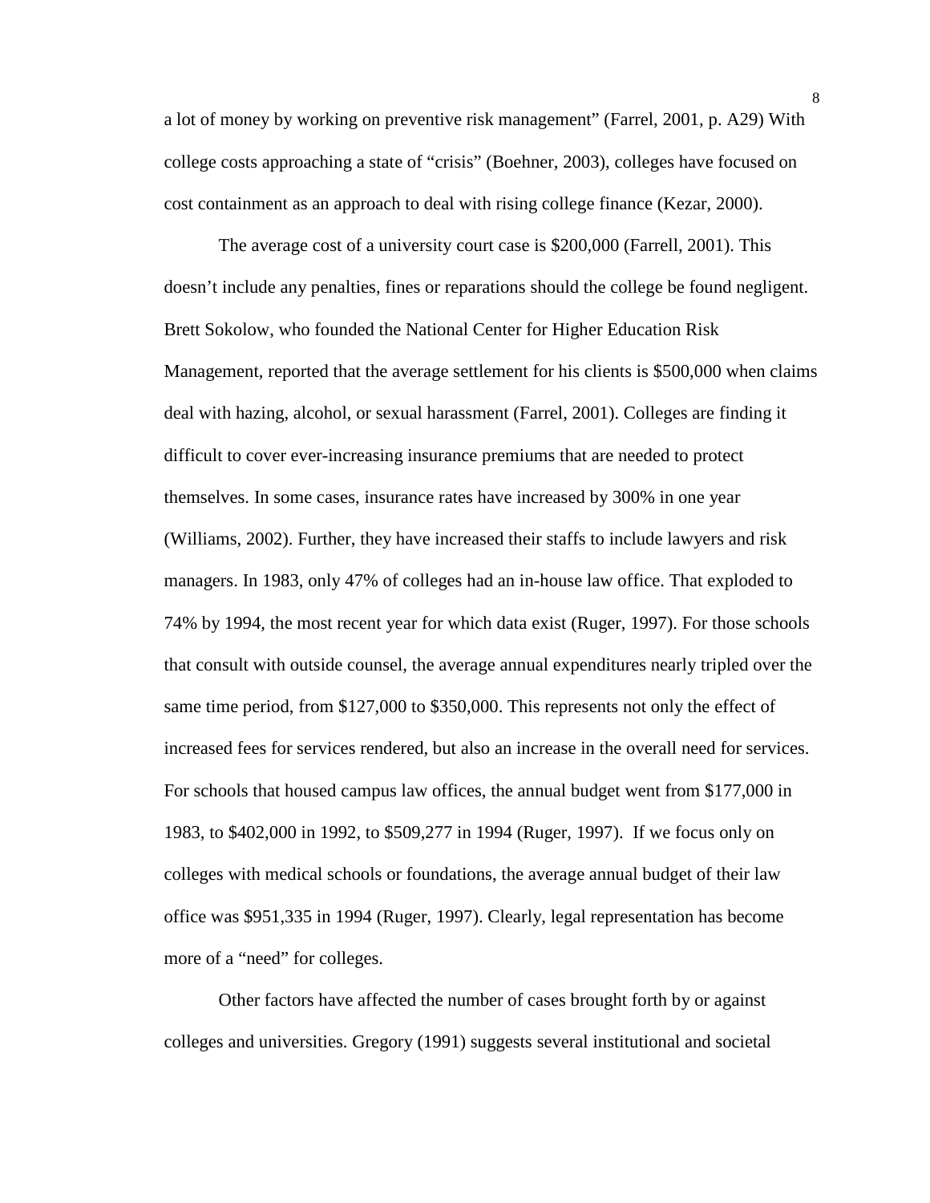a lot of money by working on preventive risk management" (Farrel, 2001, p. A29) With college costs approaching a state of "crisis" (Boehner, 2003), colleges have focused on cost containment as an approach to deal with rising college finance (Kezar, 2000).

The average cost of a university court case is $200,000 (Farrell, 2001). This doesn't include any penalties, fines or reparations should the college be found negligent. Brett Sokolow, who founded the National Center for Higher Education Risk Management, reported that the average settlement for his clients is $500,000 when claims deal with hazing, alcohol, or sexual harassment (Farrel, 2001). Colleges are finding it difficult to cover ever-increasing insurance premiums that are needed to protect themselves. In some cases, insurance rates have increased by 300% in one year (Williams, 2002). Further, they have increased their staffs to include lawyers and risk managers. In 1983, only 47% of colleges had an in-house law office. That exploded to 74% by 1994, the most recent year for which data exist (Ruger, 1997). For those schools that consult with outside counsel, the average annual expenditures nearly tripled over the same time period, from $127,000 to $350,000. This represents not only the effect of increased fees for services rendered, but also an increase in the overall need for services. For schools that housed campus law offices, the annual budget went from $177,000 in 1983, to $402,000 in 1992, to $509,277 in 1994 (Ruger, 1997). If we focus only on colleges with medical schools or foundations, the average annual budget of their law office was $951,335 in 1994 (Ruger, 1997). Clearly, legal representation has become more of a "need" for colleges.

Other factors have affected the number of cases brought forth by or against colleges and universities. Gregory (1991) suggests several institutional and societal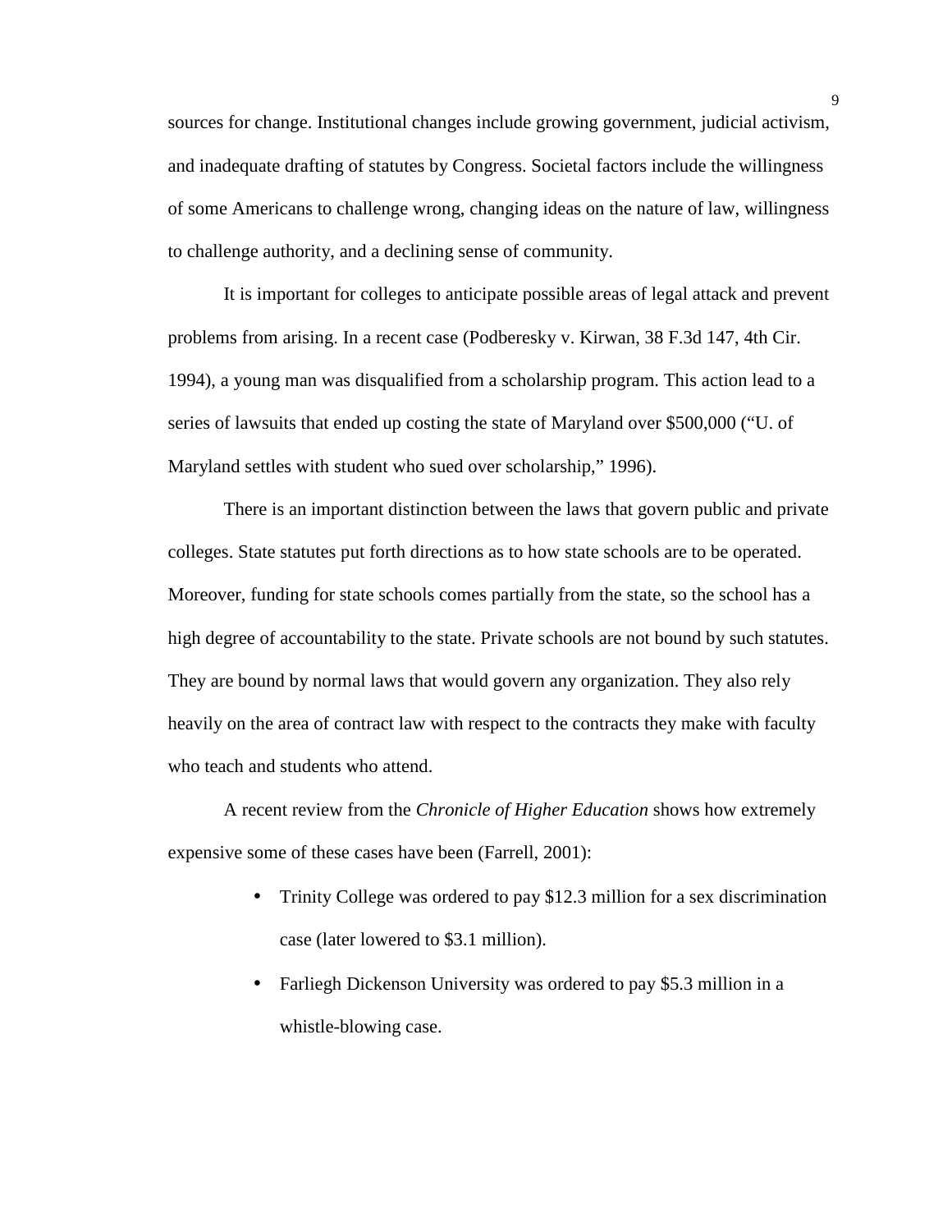sources for change. Institutional changes include growing government, judicial activism, and inadequate drafting of statutes by Congress. Societal factors include the willingness of some Americans to challenge wrong, changing ideas on the nature of law, willingness to challenge authority, and a declining sense of community.

It is important for colleges to anticipate possible areas of legal attack and prevent problems from arising. In a recent case (Podberesky v. Kirwan, 38 F.3d 147, 4th Cir. 1994), a young man was disqualified from a scholarship program. This action lead to a series of lawsuits that ended up costing the state of Maryland over $500,000 ("U. of Maryland settles with student who sued over scholarship," 1996).

There is an important distinction between the laws that govern public and private colleges. State statutes put forth directions as to how state schools are to be operated. Moreover, funding for state schools comes partially from the state, so the school has a high degree of accountability to the state. Private schools are not bound by such statutes. They are bound by normal laws that would govern any organization. They also rely heavily on the area of contract law with respect to the contracts they make with faculty who teach and students who attend.

A recent review from the *Chronicle of Higher Education* shows how extremely expensive some of these cases have been (Farrell, 2001):

- Trinity College was ordered to pay $12.3 million for a sex discrimination case (later lowered to $3.1 million).
- Farliegh Dickenson University was ordered to pay $5.3 million in a whistle-blowing case.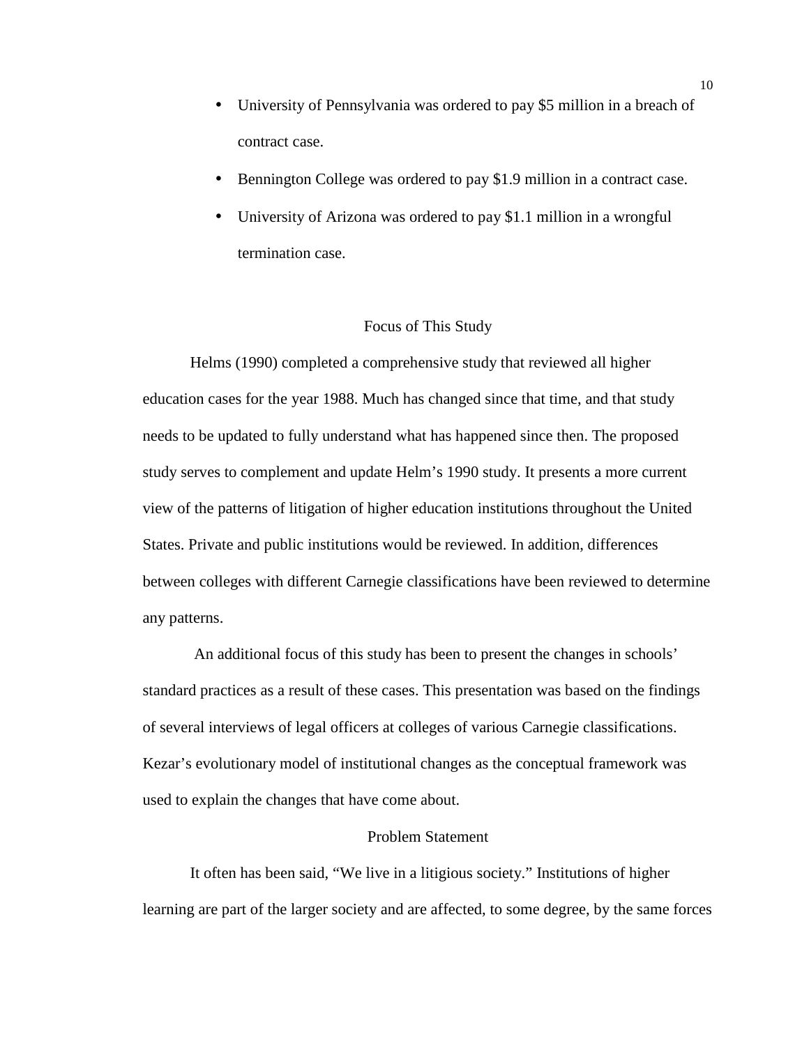- University of Pennsylvania was ordered to pay $5 million in a breach of contract case.
- Bennington College was ordered to pay $1.9 million in a contract case.
- University of Arizona was ordered to pay $1.1 million in a wrongful termination case.

## Focus of This Study

Helms (1990) completed a comprehensive study that reviewed all higher education cases for the year 1988. Much has changed since that time, and that study needs to be updated to fully understand what has happened since then. The proposed study serves to complement and update Helm's 1990 study. It presents a more current view of the patterns of litigation of higher education institutions throughout the United States. Private and public institutions would be reviewed. In addition, differences between colleges with different Carnegie classifications have been reviewed to determine any patterns.

An additional focus of this study has been to present the changes in schools' standard practices as a result of these cases. This presentation was based on the findings of several interviews of legal officers at colleges of various Carnegie classifications. Kezar's evolutionary model of institutional changes as the conceptual framework was used to explain the changes that have come about.

## Problem Statement

It often has been said, "We live in a litigious society." Institutions of higher learning are part of the larger society and are affected, to some degree, by the same forces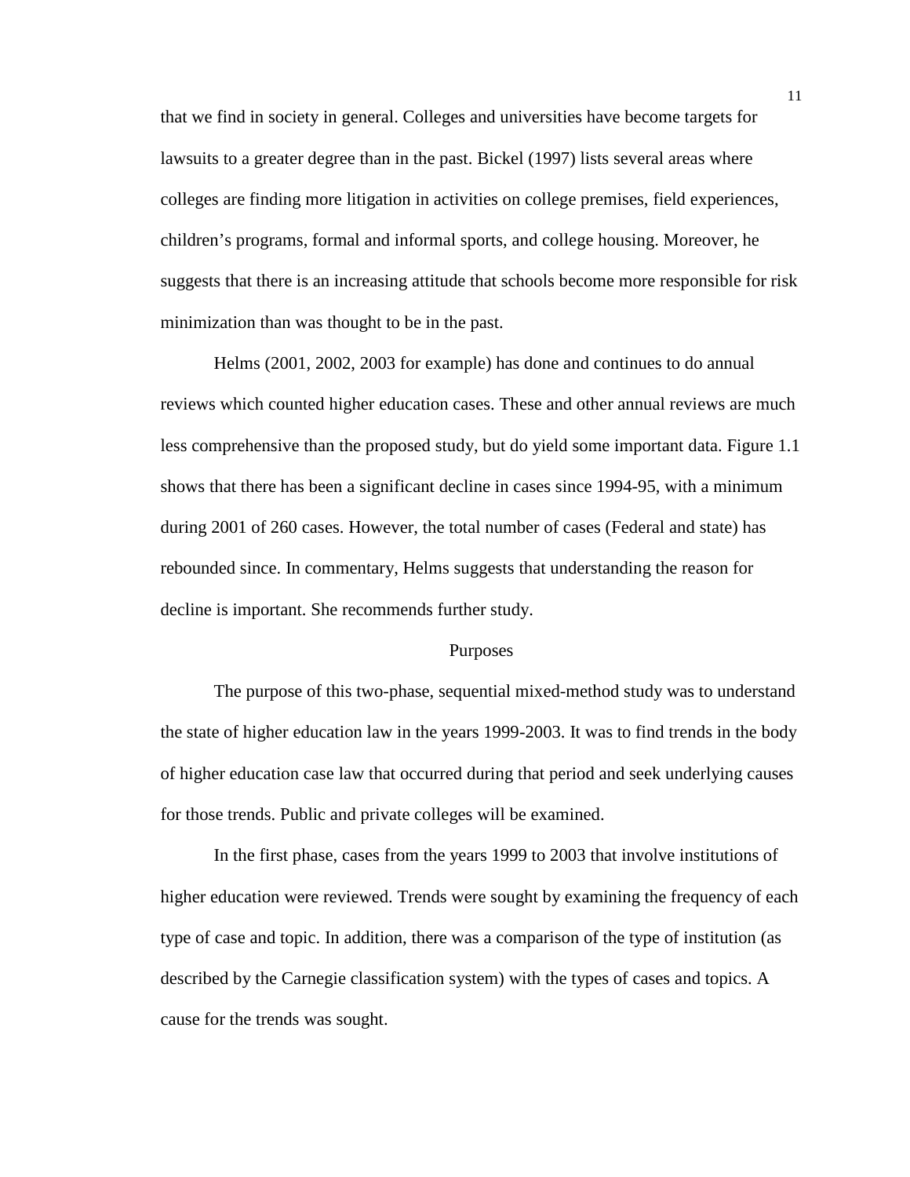that we find in society in general. Colleges and universities have become targets for lawsuits to a greater degree than in the past. Bickel (1997) lists several areas where colleges are finding more litigation in activities on college premises, field experiences, children's programs, formal and informal sports, and college housing. Moreover, he suggests that there is an increasing attitude that schools become more responsible for risk minimization than was thought to be in the past.

Helms (2001, 2002, 2003 for example) has done and continues to do annual reviews which counted higher education cases. These and other annual reviews are much less comprehensive than the proposed study, but do yield some important data. Figure 1.1 shows that there has been a significant decline in cases since 1994-95, with a minimum during 2001 of 260 cases. However, the total number of cases (Federal and state) has rebounded since. In commentary, Helms suggests that understanding the reason for decline is important. She recommends further study.

## Purposes

The purpose of this two-phase, sequential mixed-method study was to understand the state of higher education law in the years 1999-2003. It was to find trends in the body of higher education case law that occurred during that period and seek underlying causes for those trends. Public and private colleges will be examined.

In the first phase, cases from the years 1999 to 2003 that involve institutions of higher education were reviewed. Trends were sought by examining the frequency of each type of case and topic. In addition, there was a comparison of the type of institution (as described by the Carnegie classification system) with the types of cases and topics. A cause for the trends was sought.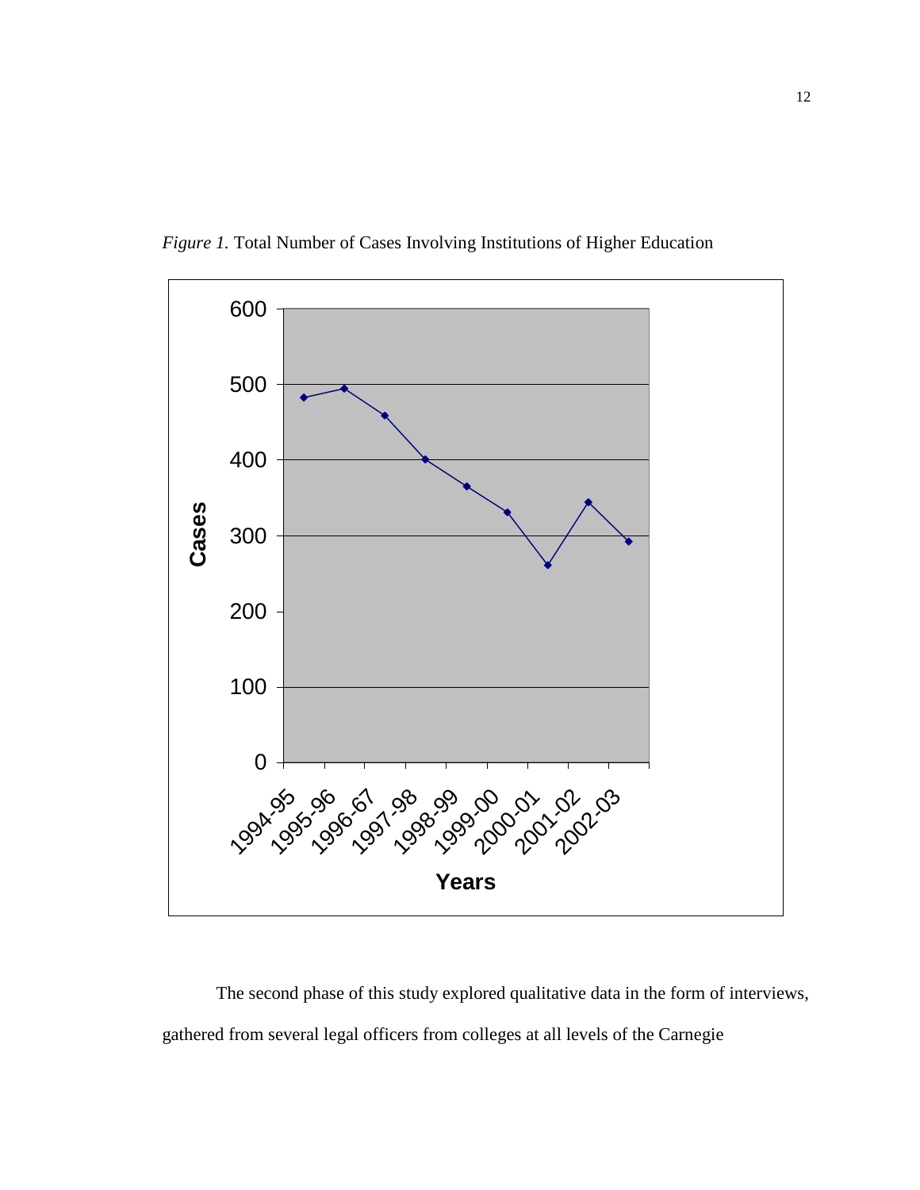*Figure 1.* Total Number of Cases Involving Institutions of Higher Education

600
500
400
300
200
100
0

Cases

1994-95
1995-96
1996-67
1997-98
1998-99
1999-00
2000-01
2001-02
2002-03

Years

The second phase of this study explored qualitative data in the form of interviews, gathered from several legal officers from colleges at all levels of the Carnegie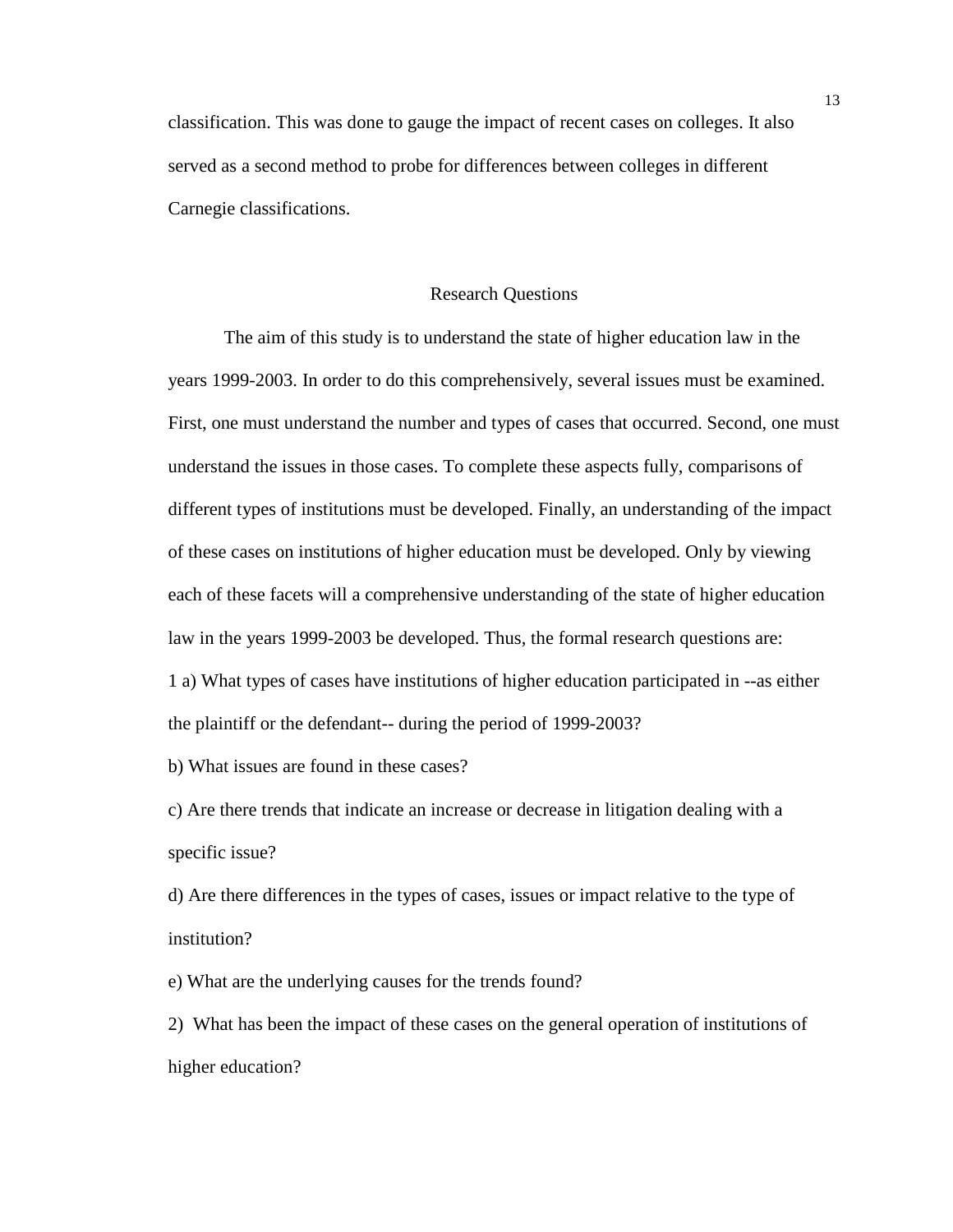classification. This was done to gauge the impact of recent cases on colleges. It also served as a second method to probe for differences between colleges in different Carnegie classifications.

## Research Questions

The aim of this study is to understand the state of higher education law in the years 1999-2003. In order to do this comprehensively, several issues must be examined. First, one must understand the number and types of cases that occurred. Second, one must understand the issues in those cases. To complete these aspects fully, comparisons of different types of institutions must be developed. Finally, an understanding of the impact of these cases on institutions of higher education must be developed. Only by viewing each of these facets will a comprehensive understanding of the state of higher education law in the years 1999-2003 be developed. Thus, the formal research questions are:

1 a) What types of cases have institutions of higher education participated in --as either the plaintiff or the defendant-- during the period of 1999-2003?

b) What issues are found in these cases?

c) Are there trends that indicate an increase or decrease in litigation dealing with a specific issue?

d) Are there differences in the types of cases, issues or impact relative to the type of institution?

e) What are the underlying causes for the trends found?

2) What has been the impact of these cases on the general operation of institutions of higher education?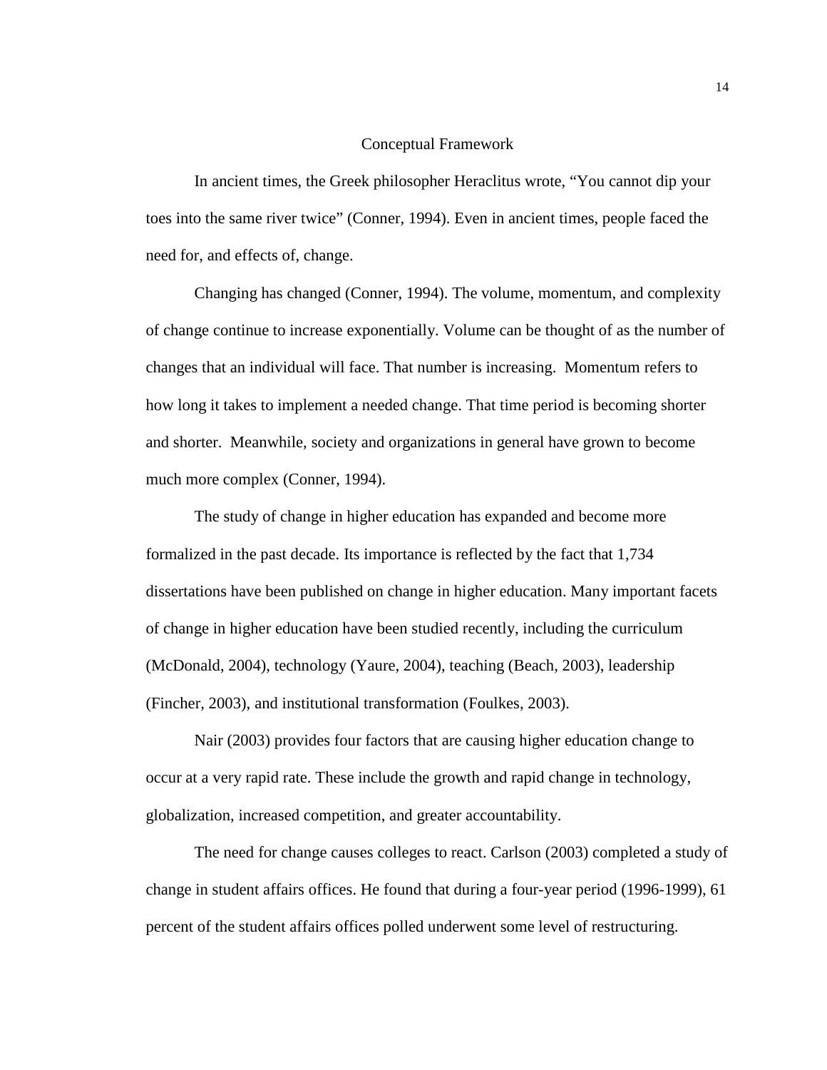## Conceptual Framework

In ancient times, the Greek philosopher Heraclitus wrote, “You cannot dip your toes into the same river twice” (Conner, 1994). Even in ancient times, people faced the need for, and effects of, change.

Changing has changed (Conner, 1994). The volume, momentum, and complexity of change continue to increase exponentially. Volume can be thought of as the number of changes that an individual will face. That number is increasing. Momentum refers to how long it takes to implement a needed change. That time period is becoming shorter and shorter. Meanwhile, society and organizations in general have grown to become much more complex (Conner, 1994).

The study of change in higher education has expanded and become more formalized in the past decade. Its importance is reflected by the fact that 1,734 dissertations have been published on change in higher education. Many important facets of change in higher education have been studied recently, including the curriculum (McDonald, 2004), technology (Yaure, 2004), teaching (Beach, 2003), leadership (Fincher, 2003), and institutional transformation (Foulkes, 2003).

Nair (2003) provides four factors that are causing higher education change to occur at a very rapid rate. These include the growth and rapid change in technology, globalization, increased competition, and greater accountability.

The need for change causes colleges to react. Carlson (2003) completed a study of change in student affairs offices. He found that during a four-year period (1996-1999), 61 percent of the student affairs offices polled underwent some level of restructuring.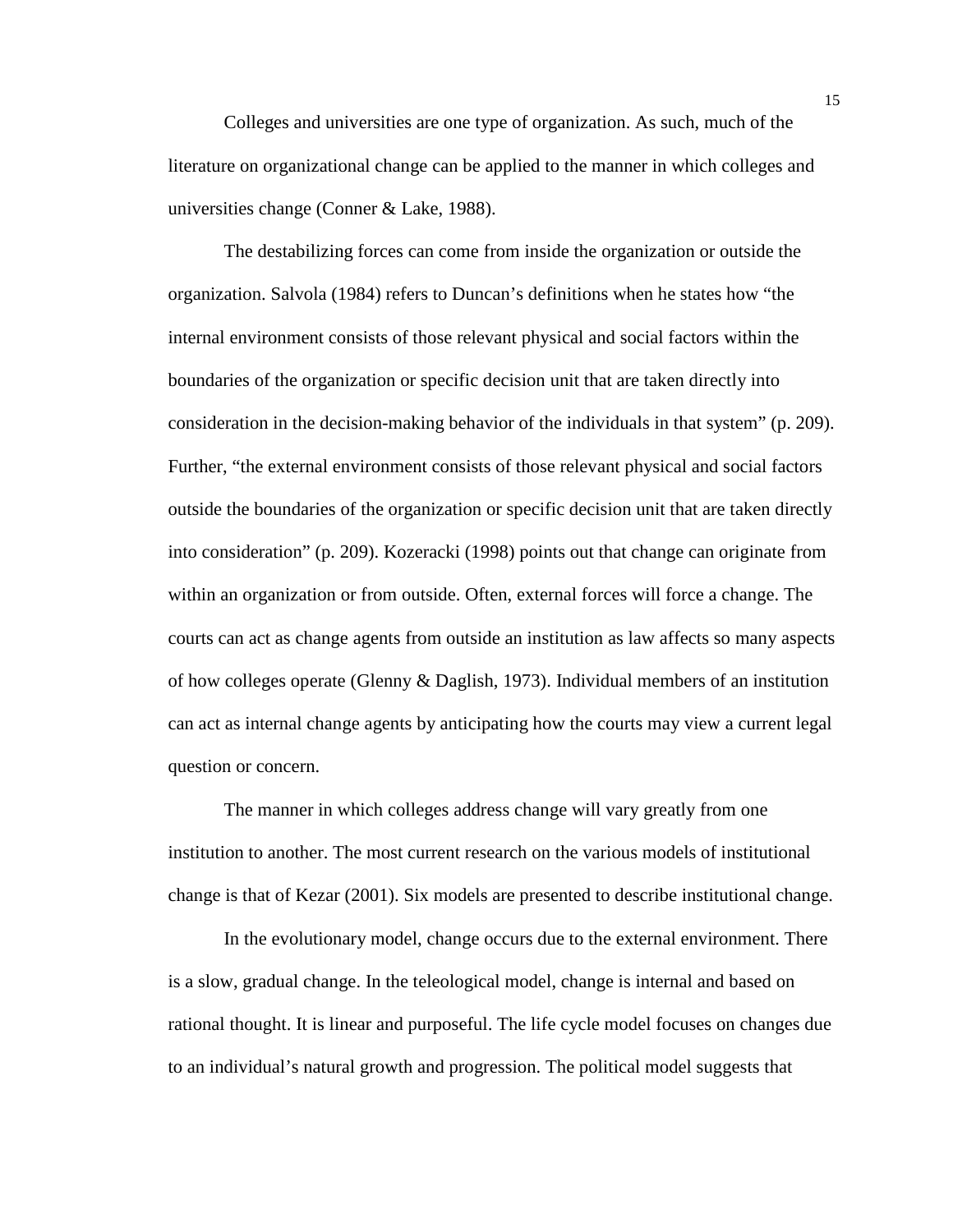Colleges and universities are one type of organization. As such, much of the literature on organizational change can be applied to the manner in which colleges and universities change (Conner & Lake, 1988).

The destabilizing forces can come from inside the organization or outside the organization. Salvola (1984) refers to Duncan's definitions when he states how "the internal environment consists of those relevant physical and social factors within the boundaries of the organization or specific decision unit that are taken directly into consideration in the decision-making behavior of the individuals in that system" (p. 209). Further, "the external environment consists of those relevant physical and social factors outside the boundaries of the organization or specific decision unit that are taken directly into consideration" (p. 209). Kozeracki (1998) points out that change can originate from within an organization or from outside. Often, external forces will force a change. The courts can act as change agents from outside an institution as law affects so many aspects of how colleges operate (Glenny & Daglish, 1973). Individual members of an institution can act as internal change agents by anticipating how the courts may view a current legal question or concern.

The manner in which colleges address change will vary greatly from one institution to another. The most current research on the various models of institutional change is that of Kezar (2001). Six models are presented to describe institutional change.

In the evolutionary model, change occurs due to the external environment. There is a slow, gradual change. In the teleological model, change is internal and based on rational thought. It is linear and purposeful. The life cycle model focuses on changes due to an individual's natural growth and progression. The political model suggests that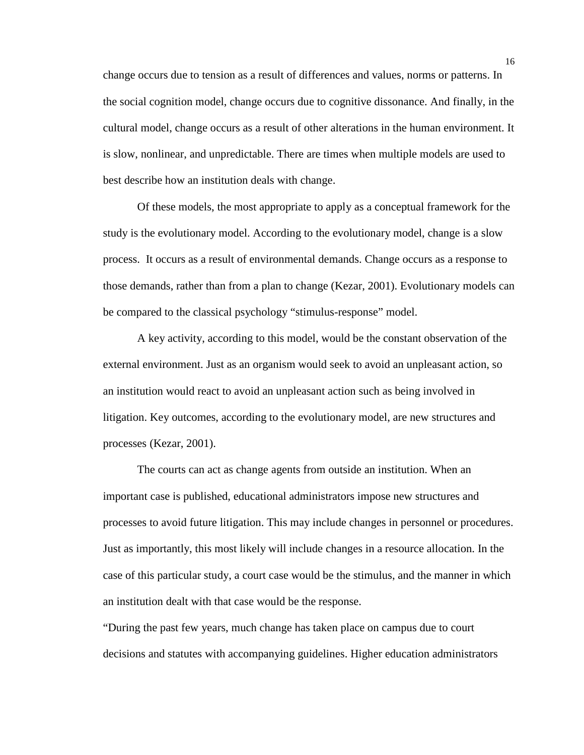change occurs due to tension as a result of differences and values, norms or patterns. In the social cognition model, change occurs due to cognitive dissonance. And finally, in the cultural model, change occurs as a result of other alterations in the human environment. It is slow, nonlinear, and unpredictable. There are times when multiple models are used to best describe how an institution deals with change.

Of these models, the most appropriate to apply as a conceptual framework for the study is the evolutionary model. According to the evolutionary model, change is a slow process. It occurs as a result of environmental demands. Change occurs as a response to those demands, rather than from a plan to change (Kezar, 2001). Evolutionary models can be compared to the classical psychology “stimulus-response” model.

A key activity, according to this model, would be the constant observation of the external environment. Just as an organism would seek to avoid an unpleasant action, so an institution would react to avoid an unpleasant action such as being involved in litigation. Key outcomes, according to the evolutionary model, are new structures and processes (Kezar, 2001).

The courts can act as change agents from outside an institution. When an important case is published, educational administrators impose new structures and processes to avoid future litigation. This may include changes in personnel or procedures. Just as importantly, this most likely will include changes in a resource allocation. In the case of this particular study, a court case would be the stimulus, and the manner in which an institution dealt with that case would be the response.

“During the past few years, much change has taken place on campus due to court decisions and statutes with accompanying guidelines. Higher education administrators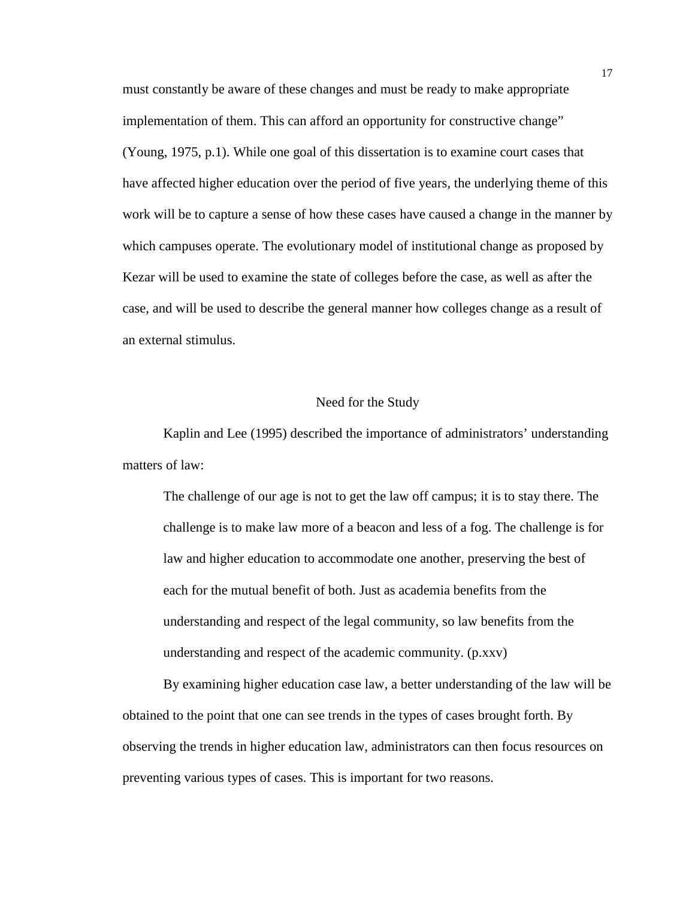must constantly be aware of these changes and must be ready to make appropriate implementation of them. This can afford an opportunity for constructive change" (Young, 1975, p.1). While one goal of this dissertation is to examine court cases that have affected higher education over the period of five years, the underlying theme of this work will be to capture a sense of how these cases have caused a change in the manner by which campuses operate. The evolutionary model of institutional change as proposed by Kezar will be used to examine the state of colleges before the case, as well as after the case, and will be used to describe the general manner how colleges change as a result of an external stimulus.

## Need for the Study

Kaplin and Lee (1995) described the importance of administrators' understanding matters of law:

> The challenge of our age is not to get the law off campus; it is to stay there. The challenge is to make law more of a beacon and less of a fog. The challenge is for law and higher education to accommodate one another, preserving the best of each for the mutual benefit of both. Just as academia benefits from the understanding and respect of the legal community, so law benefits from the understanding and respect of the academic community. (p.xxv)

By examining higher education case law, a better understanding of the law will be obtained to the point that one can see trends in the types of cases brought forth. By observing the trends in higher education law, administrators can then focus resources on preventing various types of cases. This is important for two reasons.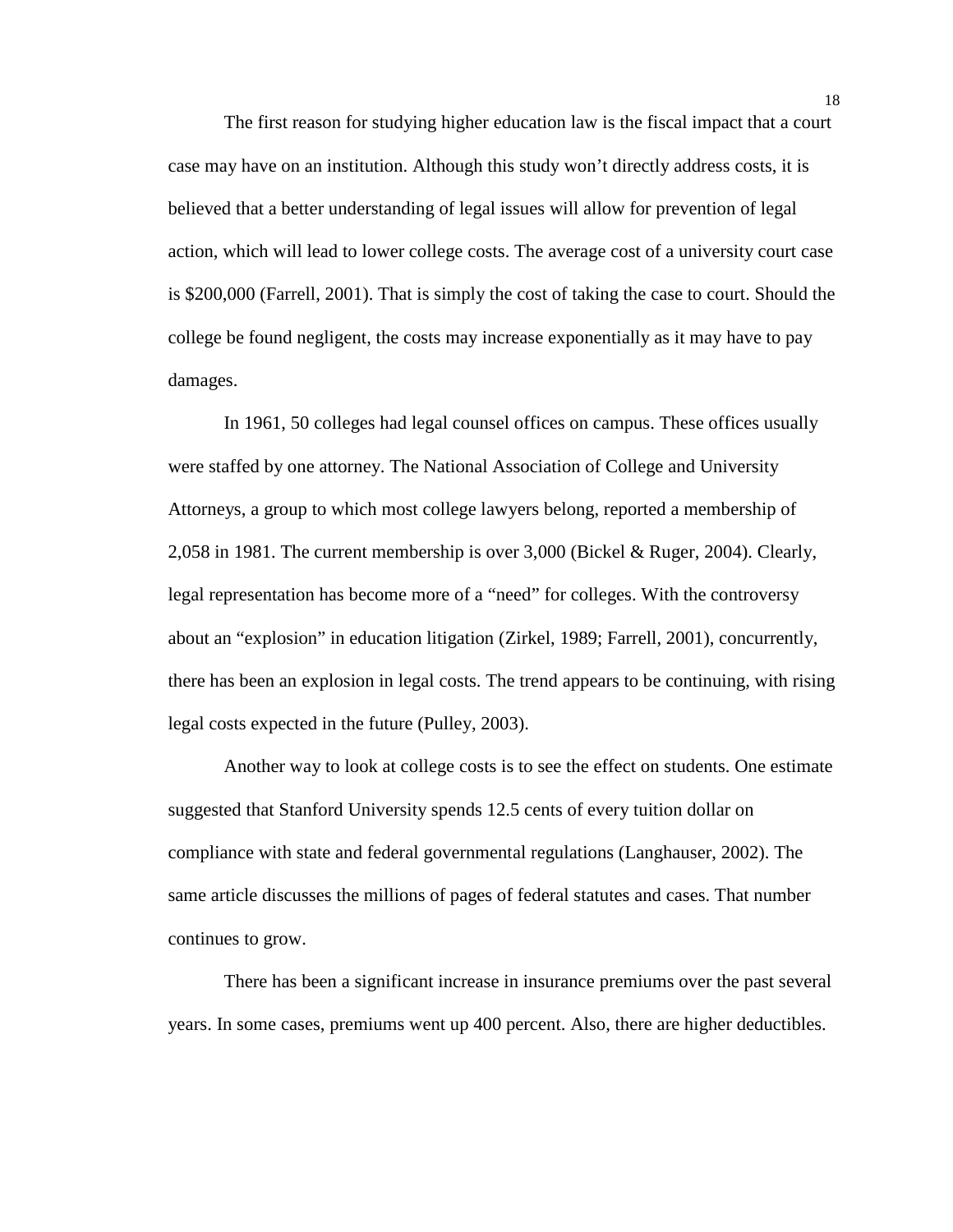The first reason for studying higher education law is the fiscal impact that a court case may have on an institution. Although this study won't directly address costs, it is believed that a better understanding of legal issues will allow for prevention of legal action, which will lead to lower college costs. The average cost of a university court case is $200,000 (Farrell, 2001). That is simply the cost of taking the case to court. Should the college be found negligent, the costs may increase exponentially as it may have to pay damages.

In 1961, 50 colleges had legal counsel offices on campus. These offices usually were staffed by one attorney. The National Association of College and University Attorneys, a group to which most college lawyers belong, reported a membership of 2,058 in 1981. The current membership is over 3,000 (Bickel & Ruger, 2004). Clearly, legal representation has become more of a "need" for colleges. With the controversy about an "explosion" in education litigation (Zirkel, 1989; Farrell, 2001), concurrently, there has been an explosion in legal costs. The trend appears to be continuing, with rising legal costs expected in the future (Pulley, 2003).

Another way to look at college costs is to see the effect on students. One estimate suggested that Stanford University spends 12.5 cents of every tuition dollar on compliance with state and federal governmental regulations (Langhauser, 2002). The same article discusses the millions of pages of federal statutes and cases. That number continues to grow.

There has been a significant increase in insurance premiums over the past several years. In some cases, premiums went up 400 percent. Also, there are higher deductibles.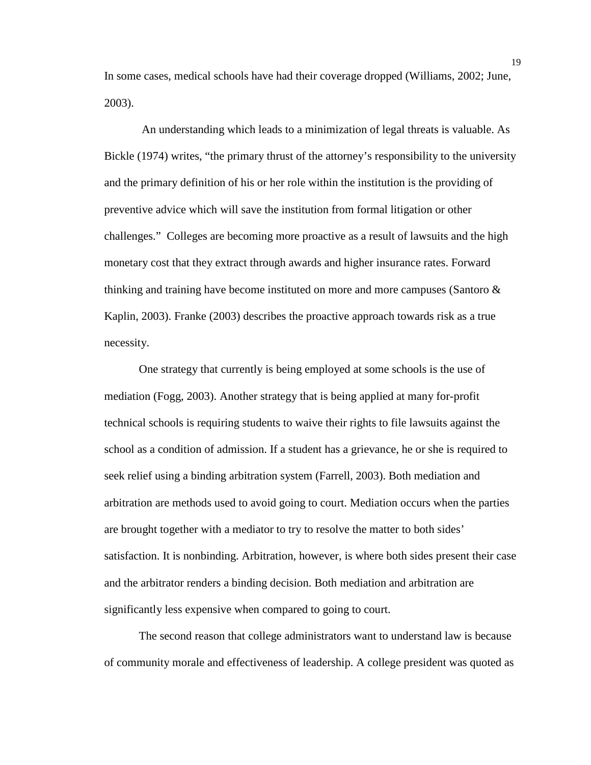In some cases, medical schools have had their coverage dropped (Williams, 2002; June, 2003).

An understanding which leads to a minimization of legal threats is valuable. As Bickle (1974) writes, "the primary thrust of the attorney's responsibility to the university and the primary definition of his or her role within the institution is the providing of preventive advice which will save the institution from formal litigation or other challenges." Colleges are becoming more proactive as a result of lawsuits and the high monetary cost that they extract through awards and higher insurance rates. Forward thinking and training have become instituted on more and more campuses (Santoro & Kaplin, 2003). Franke (2003) describes the proactive approach towards risk as a true necessity.

One strategy that currently is being employed at some schools is the use of mediation (Fogg, 2003). Another strategy that is being applied at many for-profit technical schools is requiring students to waive their rights to file lawsuits against the school as a condition of admission. If a student has a grievance, he or she is required to seek relief using a binding arbitration system (Farrell, 2003). Both mediation and arbitration are methods used to avoid going to court. Mediation occurs when the parties are brought together with a mediator to try to resolve the matter to both sides' satisfaction. It is nonbinding. Arbitration, however, is where both sides present their case and the arbitrator renders a binding decision. Both mediation and arbitration are significantly less expensive when compared to going to court.

The second reason that college administrators want to understand law is because of community morale and effectiveness of leadership. A college president was quoted as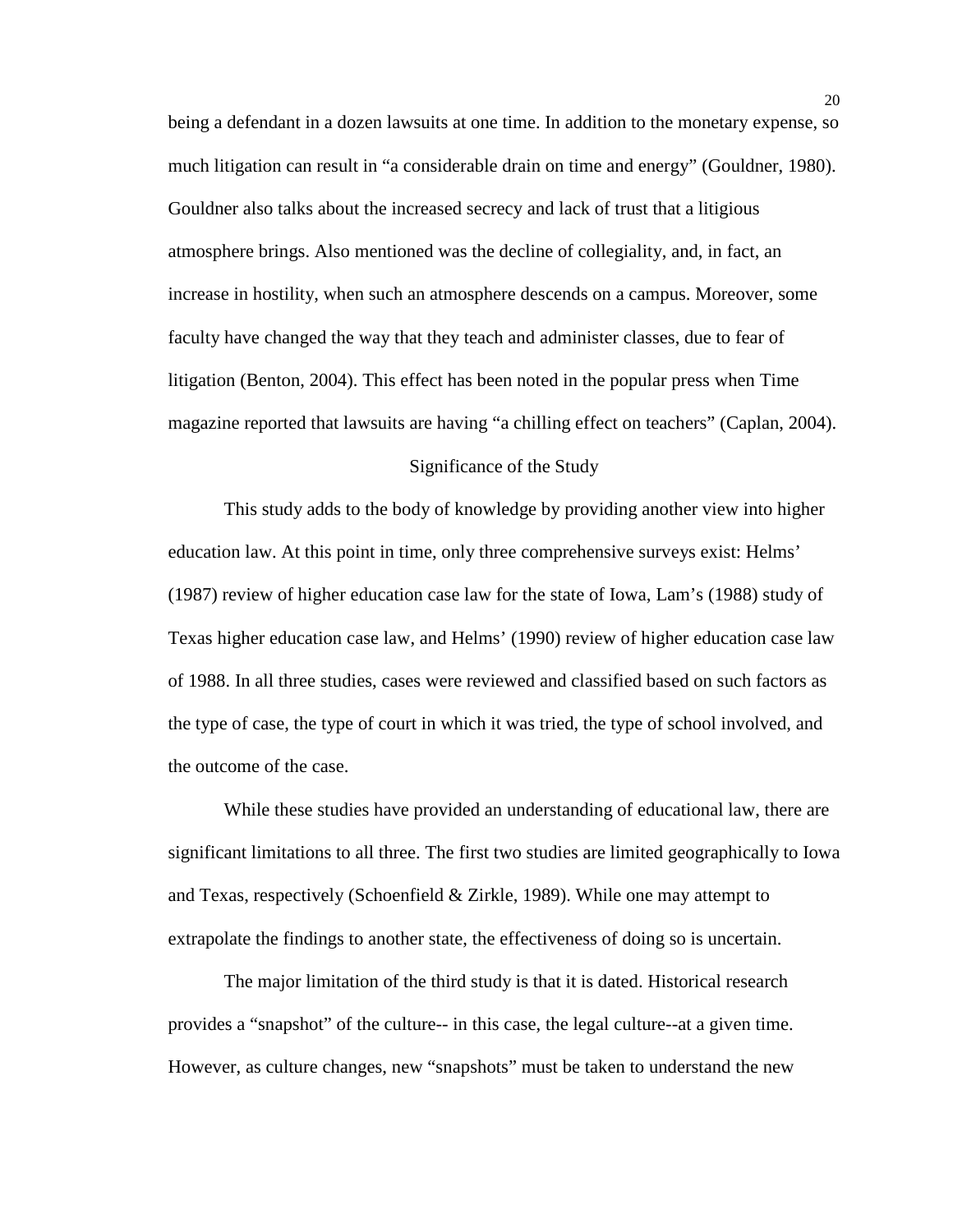being a defendant in a dozen lawsuits at one time. In addition to the monetary expense, so much litigation can result in "a considerable drain on time and energy" (Gouldner, 1980). Gouldner also talks about the increased secrecy and lack of trust that a litigious atmosphere brings. Also mentioned was the decline of collegiality, and, in fact, an increase in hostility, when such an atmosphere descends on a campus. Moreover, some faculty have changed the way that they teach and administer classes, due to fear of litigation (Benton, 2004). This effect has been noted in the popular press when Time magazine reported that lawsuits are having "a chilling effect on teachers" (Caplan, 2004).

## Significance of the Study

This study adds to the body of knowledge by providing another view into higher education law. At this point in time, only three comprehensive surveys exist: Helms' (1987) review of higher education case law for the state of Iowa, Lam's (1988) study of Texas higher education case law, and Helms' (1990) review of higher education case law of 1988. In all three studies, cases were reviewed and classified based on such factors as the type of case, the type of court in which it was tried, the type of school involved, and the outcome of the case.

While these studies have provided an understanding of educational law, there are significant limitations to all three. The first two studies are limited geographically to Iowa and Texas, respectively (Schoenfield & Zirkle, 1989). While one may attempt to extrapolate the findings to another state, the effectiveness of doing so is uncertain.

The major limitation of the third study is that it is dated. Historical research provides a "snapshot" of the culture-- in this case, the legal culture--at a given time. However, as culture changes, new "snapshots" must be taken to understand the new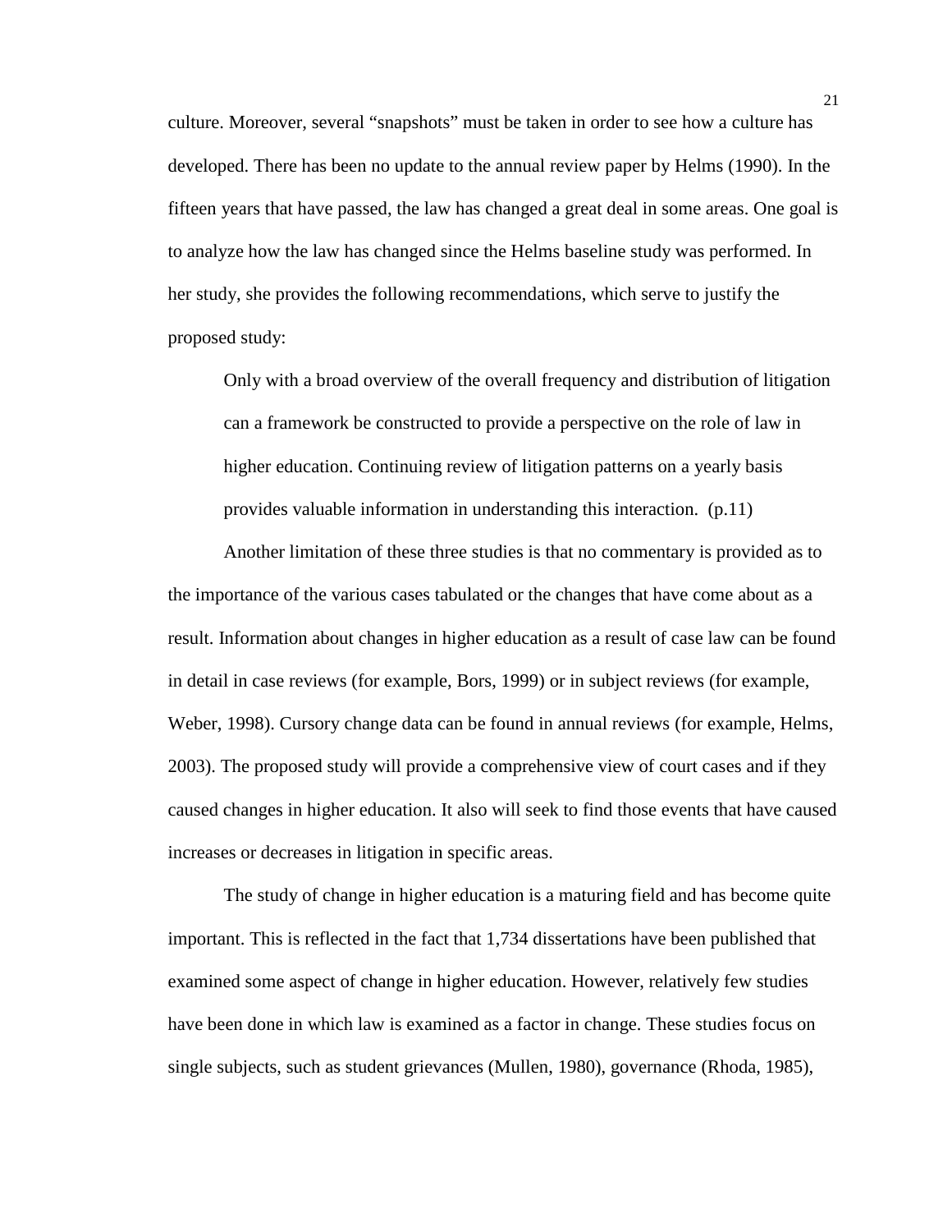culture. Moreover, several "snapshots" must be taken in order to see how a culture has developed. There has been no update to the annual review paper by Helms (1990). In the fifteen years that have passed, the law has changed a great deal in some areas. One goal is to analyze how the law has changed since the Helms baseline study was performed. In her study, she provides the following recommendations, which serve to justify the proposed study:

> Only with a broad overview of the overall frequency and distribution of litigation can a framework be constructed to provide a perspective on the role of law in higher education. Continuing review of litigation patterns on a yearly basis provides valuable information in understanding this interaction. (p.11)

Another limitation of these three studies is that no commentary is provided as to the importance of the various cases tabulated or the changes that have come about as a result. Information about changes in higher education as a result of case law can be found in detail in case reviews (for example, Bors, 1999) or in subject reviews (for example, Weber, 1998). Cursory change data can be found in annual reviews (for example, Helms, 2003). The proposed study will provide a comprehensive view of court cases and if they caused changes in higher education. It also will seek to find those events that have caused increases or decreases in litigation in specific areas.

The study of change in higher education is a maturing field and has become quite important. This is reflected in the fact that 1,734 dissertations have been published that examined some aspect of change in higher education. However, relatively few studies have been done in which law is examined as a factor in change. These studies focus on single subjects, such as student grievances (Mullen, 1980), governance (Rhoda, 1985),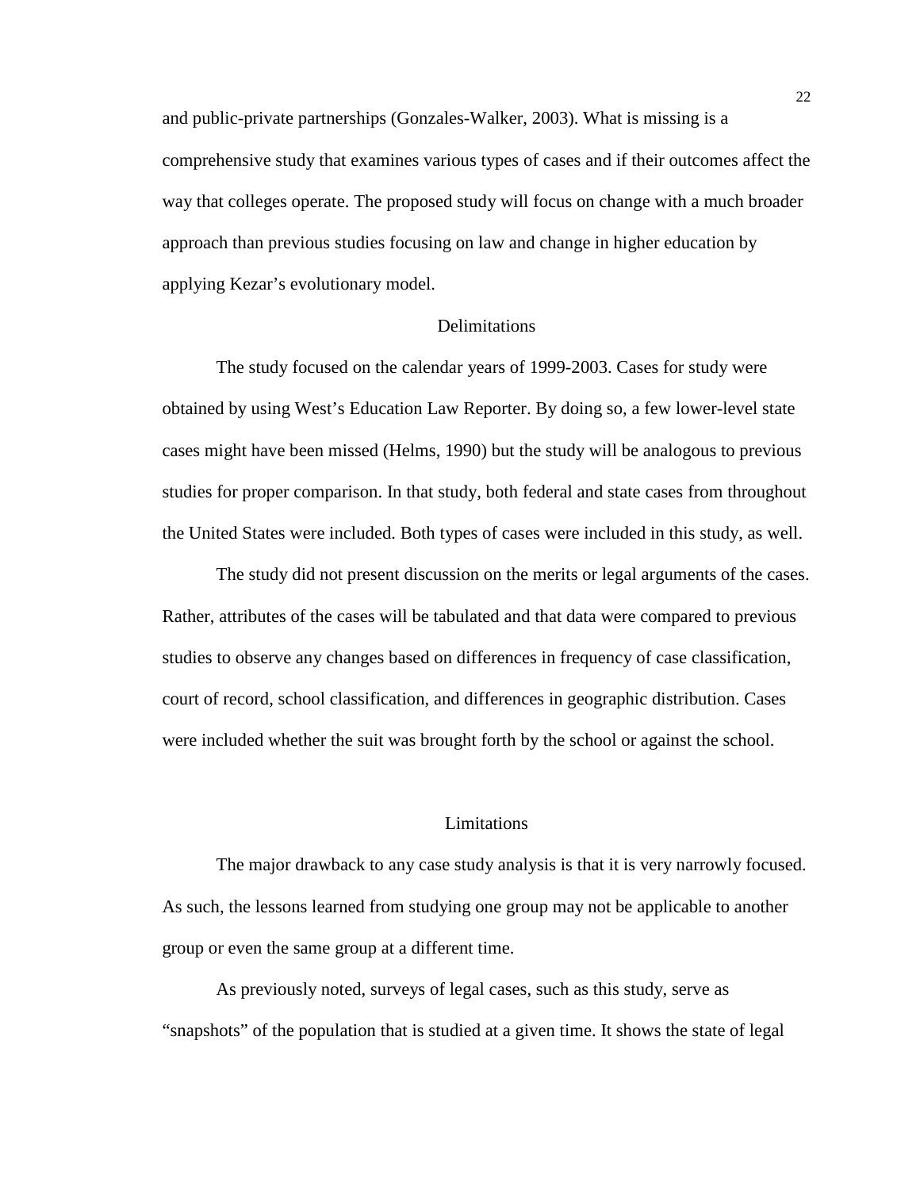and public-private partnerships (Gonzales-Walker, 2003). What is missing is a comprehensive study that examines various types of cases and if their outcomes affect the way that colleges operate. The proposed study will focus on change with a much broader approach than previous studies focusing on law and change in higher education by applying Kezar's evolutionary model.

## Delimitations

The study focused on the calendar years of 1999-2003. Cases for study were obtained by using West's Education Law Reporter. By doing so, a few lower-level state cases might have been missed (Helms, 1990) but the study will be analogous to previous studies for proper comparison. In that study, both federal and state cases from throughout the United States were included. Both types of cases were included in this study, as well.

The study did not present discussion on the merits or legal arguments of the cases. Rather, attributes of the cases will be tabulated and that data were compared to previous studies to observe any changes based on differences in frequency of case classification, court of record, school classification, and differences in geographic distribution. Cases were included whether the suit was brought forth by the school or against the school.

## Limitations

The major drawback to any case study analysis is that it is very narrowly focused. As such, the lessons learned from studying one group may not be applicable to another group or even the same group at a different time.

As previously noted, surveys of legal cases, such as this study, serve as "snapshots" of the population that is studied at a given time. It shows the state of legal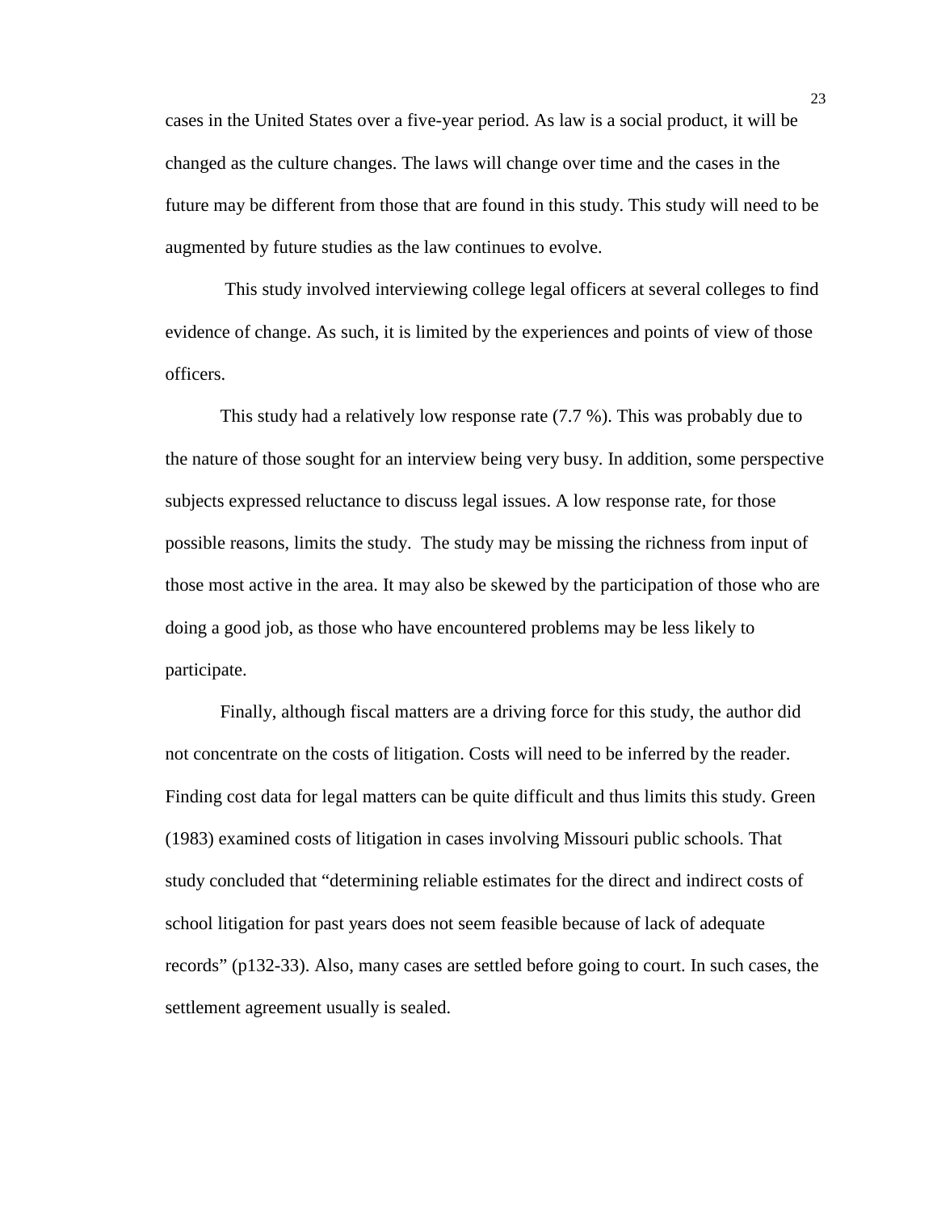cases in the United States over a five-year period. As law is a social product, it will be changed as the culture changes. The laws will change over time and the cases in the future may be different from those that are found in this study. This study will need to be augmented by future studies as the law continues to evolve.

This study involved interviewing college legal officers at several colleges to find evidence of change. As such, it is limited by the experiences and points of view of those officers.

This study had a relatively low response rate (7.7 %). This was probably due to the nature of those sought for an interview being very busy. In addition, some perspective subjects expressed reluctance to discuss legal issues. A low response rate, for those possible reasons, limits the study. The study may be missing the richness from input of those most active in the area. It may also be skewed by the participation of those who are doing a good job, as those who have encountered problems may be less likely to participate.

Finally, although fiscal matters are a driving force for this study, the author did not concentrate on the costs of litigation. Costs will need to be inferred by the reader. Finding cost data for legal matters can be quite difficult and thus limits this study. Green (1983) examined costs of litigation in cases involving Missouri public schools. That study concluded that "determining reliable estimates for the direct and indirect costs of school litigation for past years does not seem feasible because of lack of adequate records" (p132-33). Also, many cases are settled before going to court. In such cases, the settlement agreement usually is sealed.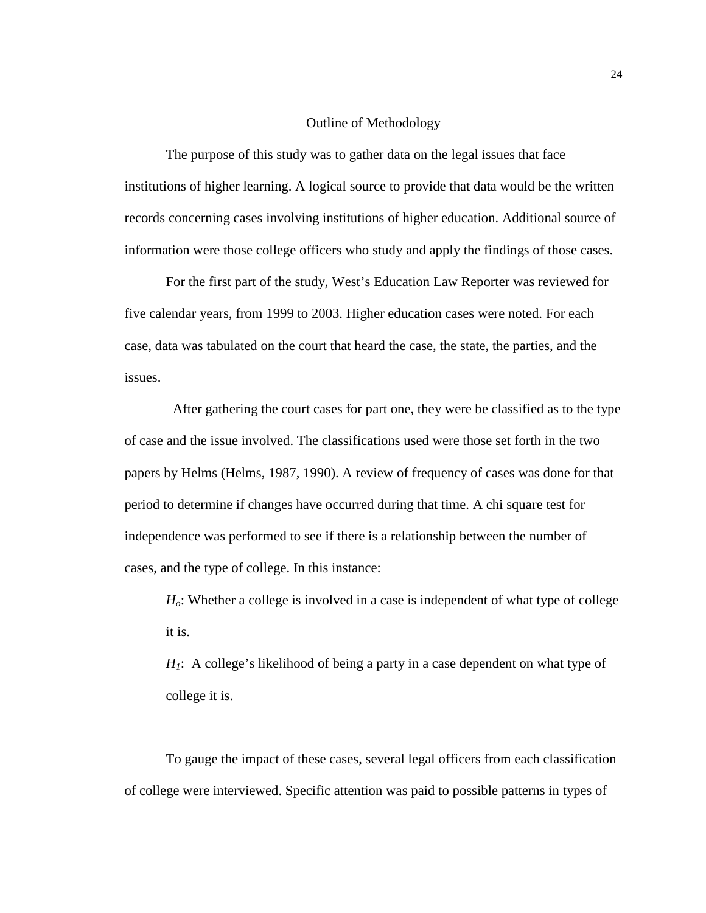## Outline of Methodology

The purpose of this study was to gather data on the legal issues that face institutions of higher learning. A logical source to provide that data would be the written records concerning cases involving institutions of higher education. Additional source of information were those college officers who study and apply the findings of those cases.

For the first part of the study, West's Education Law Reporter was reviewed for five calendar years, from 1999 to 2003. Higher education cases were noted. For each case, data was tabulated on the court that heard the case, the state, the parties, and the issues.

After gathering the court cases for part one, they were be classified as to the type of case and the issue involved. The classifications used were those set forth in the two papers by Helms (Helms, 1987, 1990). A review of frequency of cases was done for that period to determine if changes have occurred during that time. A chi square test for independence was performed to see if there is a relationship between the number of cases, and the type of college. In this instance:

$H_o$: Whether a college is involved in a case is independent of what type of college it is.

$H_1$: A college's likelihood of being a party in a case dependent on what type of college it is.

To gauge the impact of these cases, several legal officers from each classification of college were interviewed. Specific attention was paid to possible patterns in types of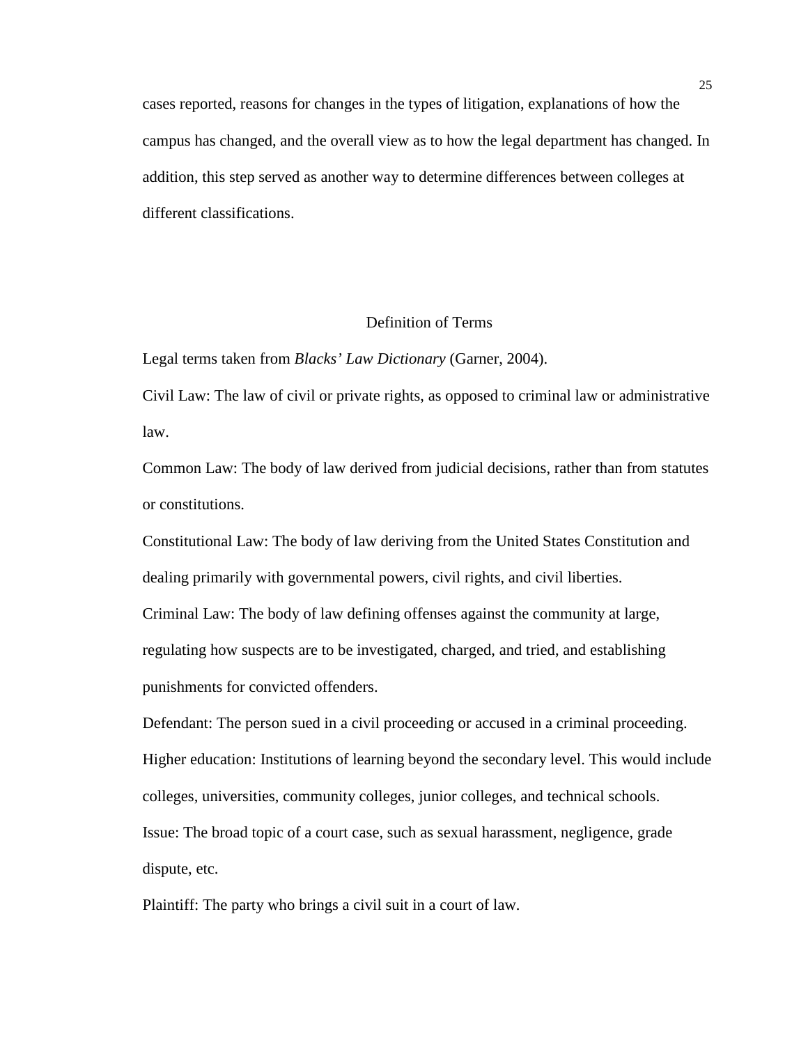cases reported, reasons for changes in the types of litigation, explanations of how the campus has changed, and the overall view as to how the legal department has changed. In addition, this step served as another way to determine differences between colleges at different classifications.

## Definition of Terms

Legal terms taken from *Blacks' Law Dictionary* (Garner, 2004).

Civil Law: The law of civil or private rights, as opposed to criminal law or administrative law.

Common Law: The body of law derived from judicial decisions, rather than from statutes or constitutions.

Constitutional Law: The body of law deriving from the United States Constitution and dealing primarily with governmental powers, civil rights, and civil liberties.

Criminal Law: The body of law defining offenses against the community at large, regulating how suspects are to be investigated, charged, and tried, and establishing punishments for convicted offenders.

Defendant: The person sued in a civil proceeding or accused in a criminal proceeding.

Higher education: Institutions of learning beyond the secondary level. This would include colleges, universities, community colleges, junior colleges, and technical schools.

Issue: The broad topic of a court case, such as sexual harassment, negligence, grade dispute, etc.

Plaintiff: The party who brings a civil suit in a court of law.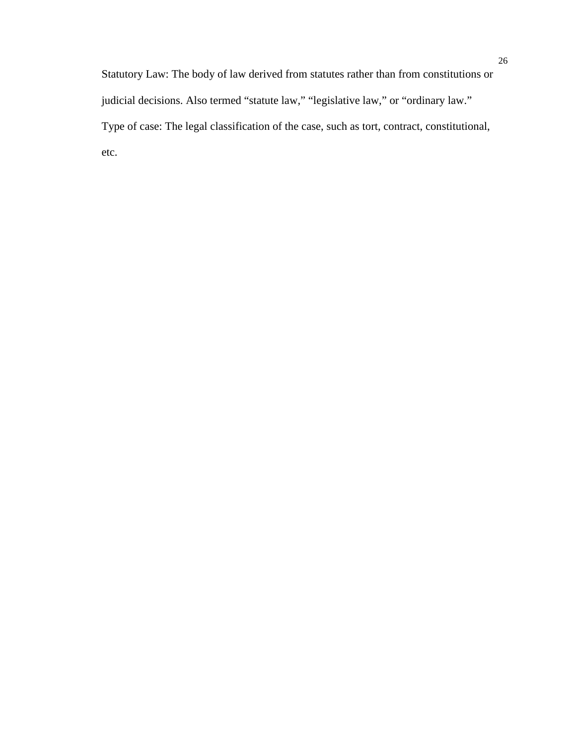Statutory Law: The body of law derived from statutes rather than from constitutions or judicial decisions. Also termed “statute law,” “legislative law,” or “ordinary law.”

Type of case: The legal classification of the case, such as tort, contract, constitutional, etc.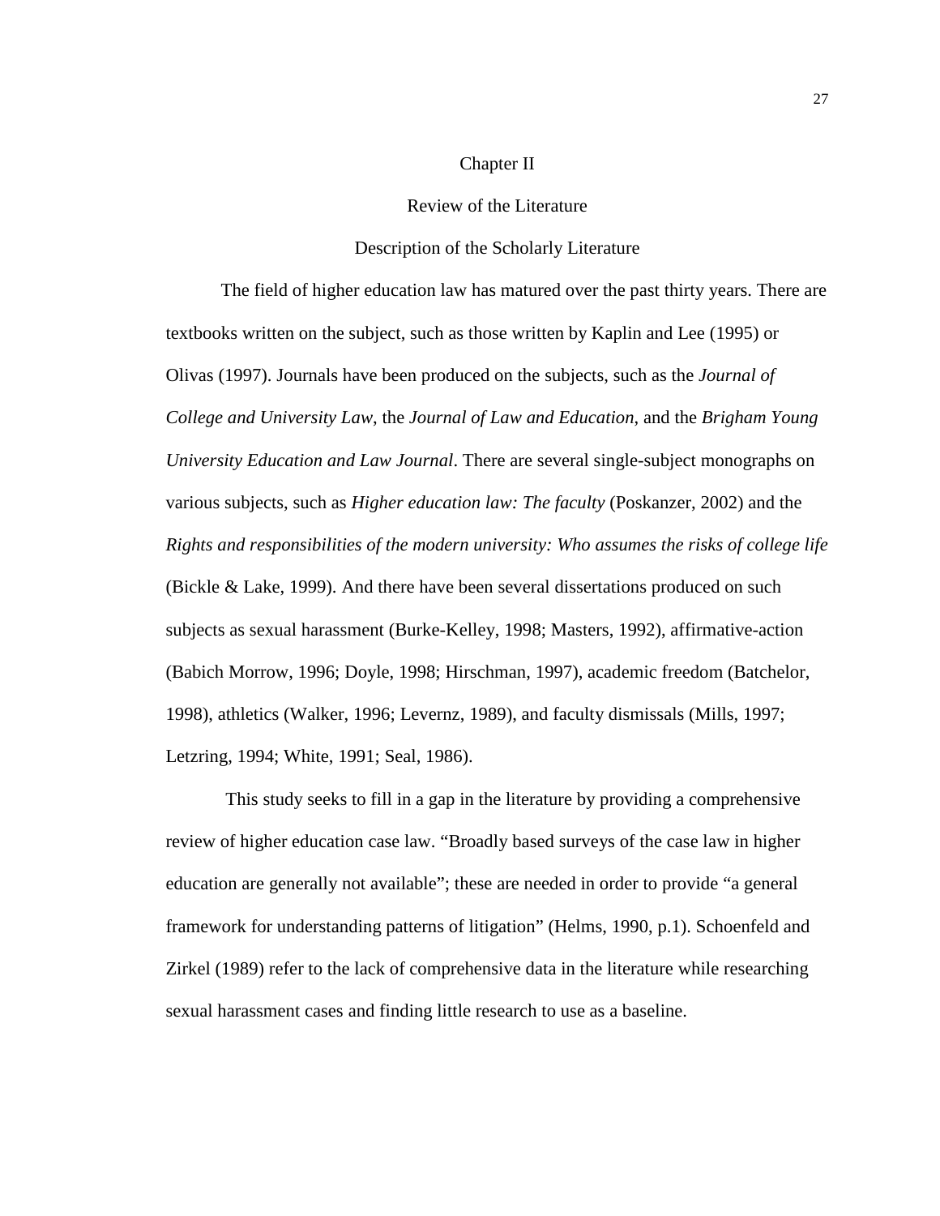# Chapter II

## Review of the Literature

### Description of the Scholarly Literature

The field of higher education law has matured over the past thirty years. There are textbooks written on the subject, such as those written by Kaplin and Lee (1995) or Olivas (1997). Journals have been produced on the subjects, such as the *Journal of College and University Law*, the *Journal of Law and Education*, and the *Brigham Young University Education and Law Journal*. There are several single-subject monographs on various subjects, such as *Higher education law: The faculty* (Poskanzer, 2002) and the *Rights and responsibilities of the modern university: Who assumes the risks of college life* (Bickle & Lake, 1999). And there have been several dissertations produced on such subjects as sexual harassment (Burke-Kelley, 1998; Masters, 1992), affirmative-action (Babich Morrow, 1996; Doyle, 1998; Hirschman, 1997), academic freedom (Batchelor, 1998), athletics (Walker, 1996; Levernz, 1989), and faculty dismissals (Mills, 1997; Letzring, 1994; White, 1991; Seal, 1986).

This study seeks to fill in a gap in the literature by providing a comprehensive review of higher education case law. “Broadly based surveys of the case law in higher education are generally not available”; these are needed in order to provide “a general framework for understanding patterns of litigation” (Helms, 1990, p.1). Schoenfeld and Zirkel (1989) refer to the lack of comprehensive data in the literature while researching sexual harassment cases and finding little research to use as a baseline.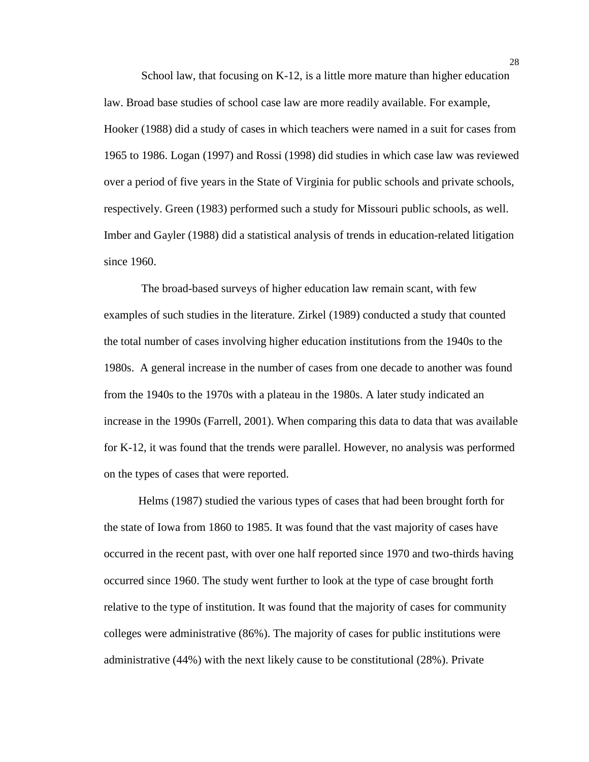School law, that focusing on K-12, is a little more mature than higher education law. Broad base studies of school case law are more readily available. For example, Hooker (1988) did a study of cases in which teachers were named in a suit for cases from 1965 to 1986. Logan (1997) and Rossi (1998) did studies in which case law was reviewed over a period of five years in the State of Virginia for public schools and private schools, respectively. Green (1983) performed such a study for Missouri public schools, as well. Imber and Gayler (1988) did a statistical analysis of trends in education-related litigation since 1960.

The broad-based surveys of higher education law remain scant, with few examples of such studies in the literature. Zirkel (1989) conducted a study that counted the total number of cases involving higher education institutions from the 1940s to the 1980s. A general increase in the number of cases from one decade to another was found from the 1940s to the 1970s with a plateau in the 1980s. A later study indicated an increase in the 1990s (Farrell, 2001). When comparing this data to data that was available for K-12, it was found that the trends were parallel. However, no analysis was performed on the types of cases that were reported.

Helms (1987) studied the various types of cases that had been brought forth for the state of Iowa from 1860 to 1985. It was found that the vast majority of cases have occurred in the recent past, with over one half reported since 1970 and two-thirds having occurred since 1960. The study went further to look at the type of case brought forth relative to the type of institution. It was found that the majority of cases for community colleges were administrative (86%). The majority of cases for public institutions were administrative (44%) with the next likely cause to be constitutional (28%). Private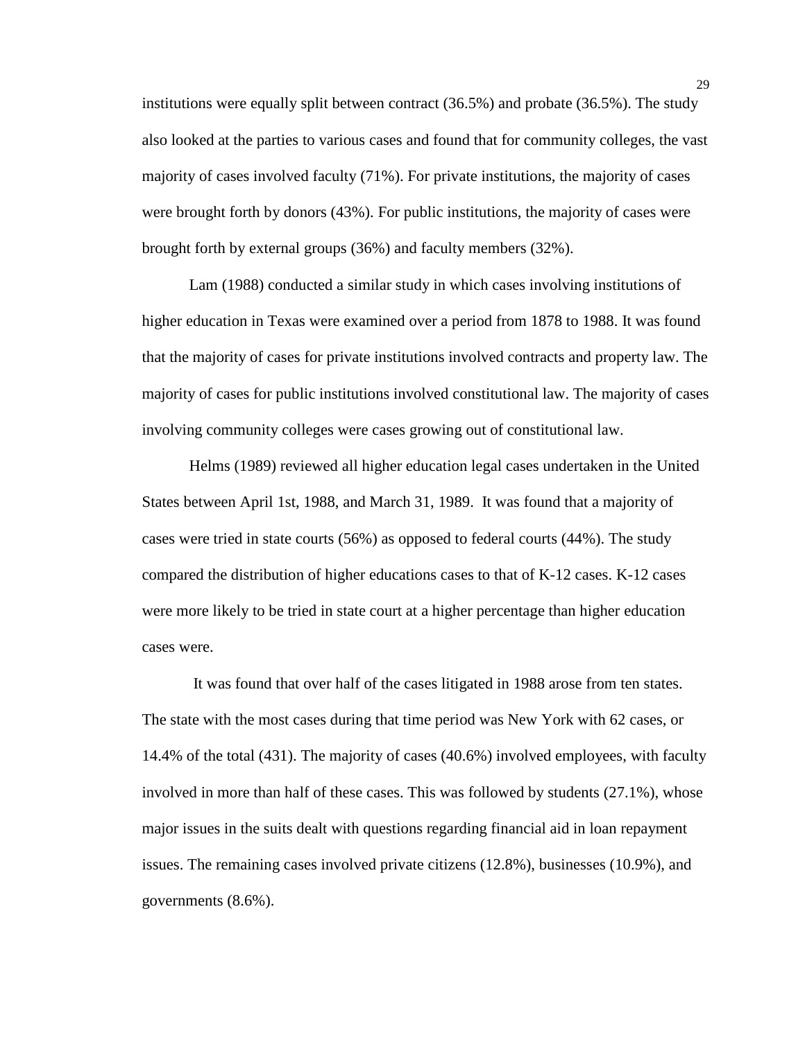institutions were equally split between contract (36.5%) and probate (36.5%). The study also looked at the parties to various cases and found that for community colleges, the vast majority of cases involved faculty (71%). For private institutions, the majority of cases were brought forth by donors (43%). For public institutions, the majority of cases were brought forth by external groups (36%) and faculty members (32%).

Lam (1988) conducted a similar study in which cases involving institutions of higher education in Texas were examined over a period from 1878 to 1988. It was found that the majority of cases for private institutions involved contracts and property law. The majority of cases for public institutions involved constitutional law. The majority of cases involving community colleges were cases growing out of constitutional law.

Helms (1989) reviewed all higher education legal cases undertaken in the United States between April 1st, 1988, and March 31, 1989. It was found that a majority of cases were tried in state courts (56%) as opposed to federal courts (44%). The study compared the distribution of higher educations cases to that of K-12 cases. K-12 cases were more likely to be tried in state court at a higher percentage than higher education cases were.

It was found that over half of the cases litigated in 1988 arose from ten states. The state with the most cases during that time period was New York with 62 cases, or 14.4% of the total (431). The majority of cases (40.6%) involved employees, with faculty involved in more than half of these cases. This was followed by students (27.1%), whose major issues in the suits dealt with questions regarding financial aid in loan repayment issues. The remaining cases involved private citizens (12.8%), businesses (10.9%), and governments (8.6%).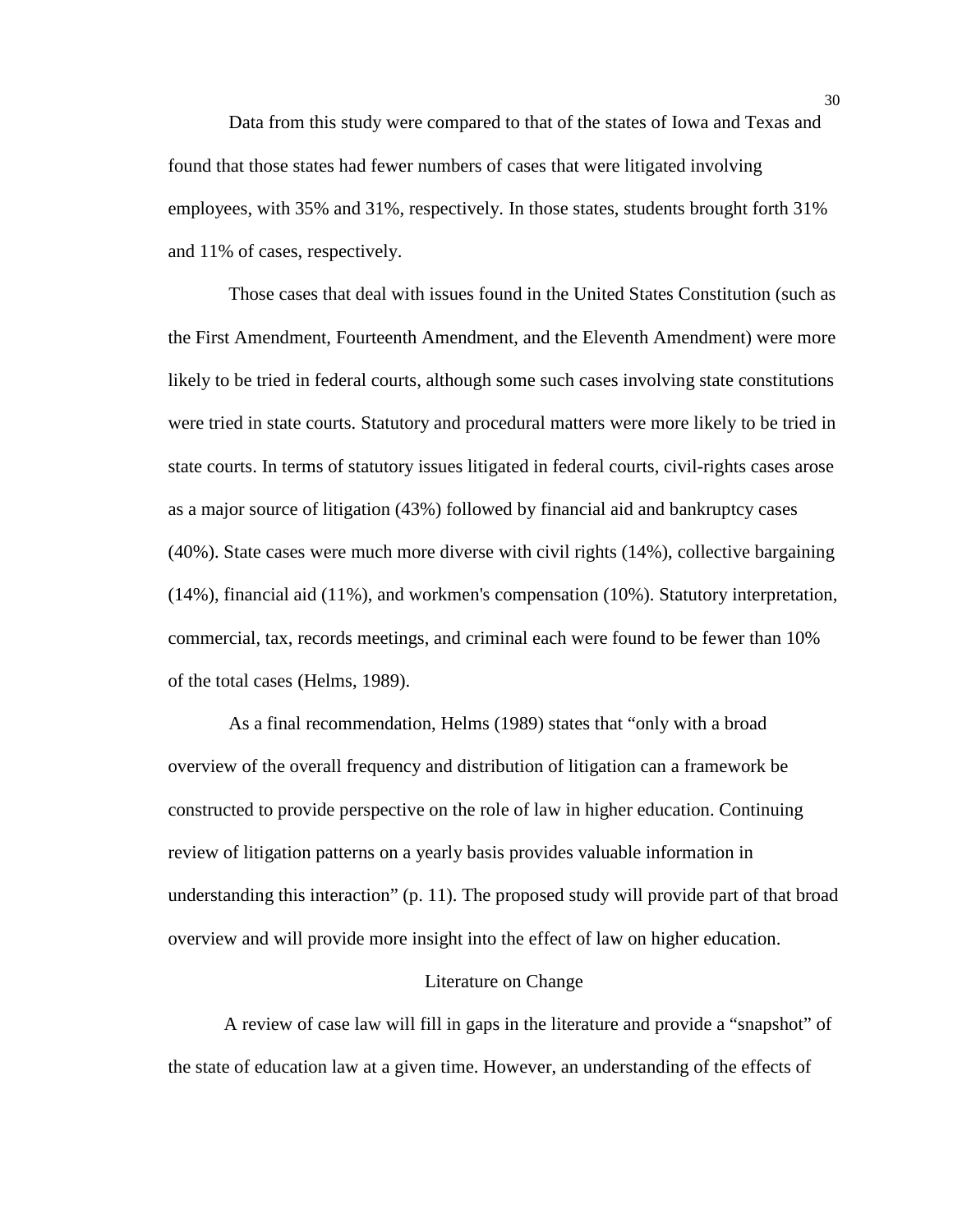Data from this study were compared to that of the states of Iowa and Texas and found that those states had fewer numbers of cases that were litigated involving employees, with 35% and 31%, respectively. In those states, students brought forth 31% and 11% of cases, respectively.

Those cases that deal with issues found in the United States Constitution (such as the First Amendment, Fourteenth Amendment, and the Eleventh Amendment) were more likely to be tried in federal courts, although some such cases involving state constitutions were tried in state courts. Statutory and procedural matters were more likely to be tried in state courts. In terms of statutory issues litigated in federal courts, civil-rights cases arose as a major source of litigation (43%) followed by financial aid and bankruptcy cases (40%). State cases were much more diverse with civil rights (14%), collective bargaining (14%), financial aid (11%), and workmen's compensation (10%). Statutory interpretation, commercial, tax, records meetings, and criminal each were found to be fewer than 10% of the total cases (Helms, 1989).

As a final recommendation, Helms (1989) states that "only with a broad overview of the overall frequency and distribution of litigation can a framework be constructed to provide perspective on the role of law in higher education. Continuing review of litigation patterns on a yearly basis provides valuable information in understanding this interaction" (p. 11). The proposed study will provide part of that broad overview and will provide more insight into the effect of law on higher education.

## Literature on Change

A review of case law will fill in gaps in the literature and provide a "snapshot" of the state of education law at a given time. However, an understanding of the effects of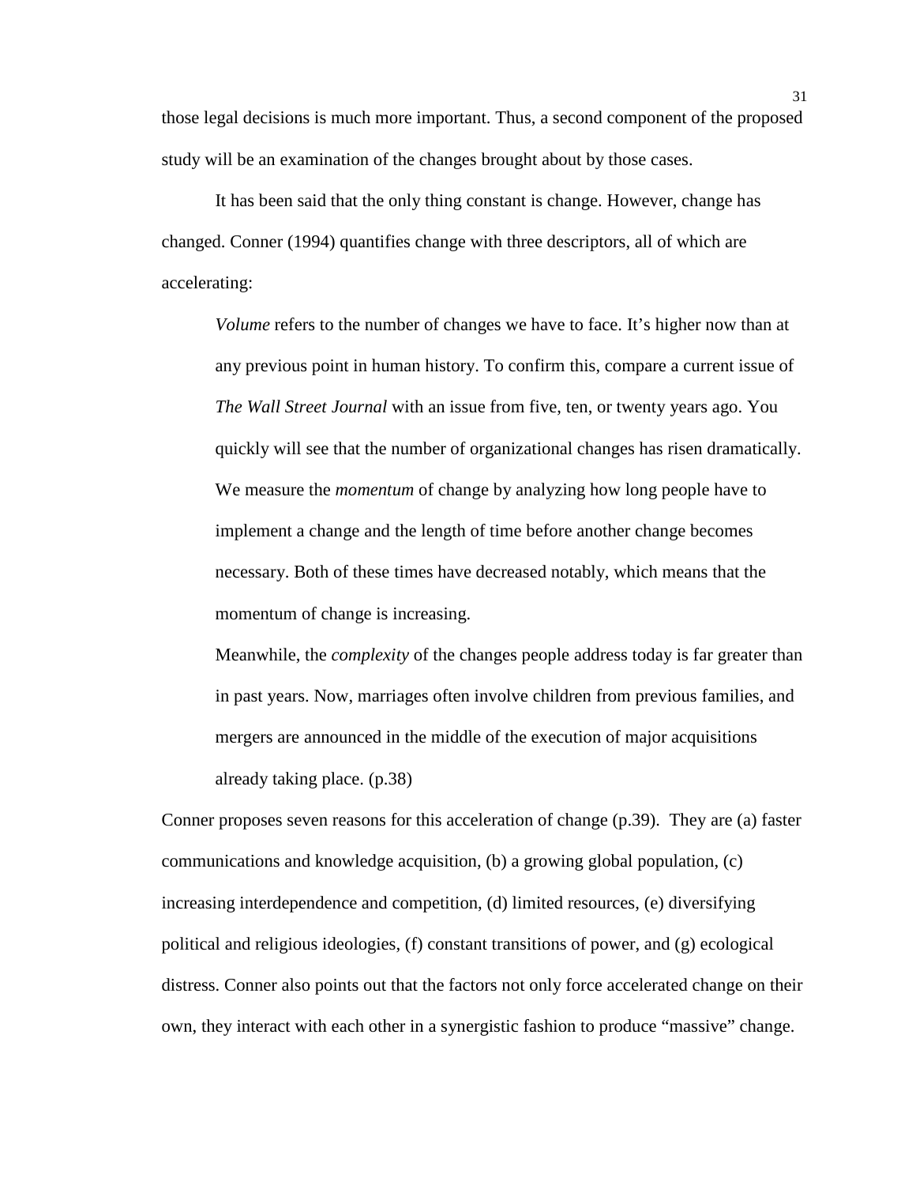those legal decisions is much more important. Thus, a second component of the proposed study will be an examination of the changes brought about by those cases.

It has been said that the only thing constant is change. However, change has changed. Conner (1994) quantifies change with three descriptors, all of which are accelerating:

> *Volume* refers to the number of changes we have to face. It's higher now than at any previous point in human history. To confirm this, compare a current issue of *The Wall Street Journal* with an issue from five, ten, or twenty years ago. You quickly will see that the number of organizational changes has risen dramatically. We measure the *momentum* of change by analyzing how long people have to implement a change and the length of time before another change becomes necessary. Both of these times have decreased notably, which means that the momentum of change is increasing.
>
> Meanwhile, the *complexity* of the changes people address today is far greater than in past years. Now, marriages often involve children from previous families, and mergers are announced in the middle of the execution of major acquisitions already taking place. (p.38)

Conner proposes seven reasons for this acceleration of change (p.39). They are (a) faster communications and knowledge acquisition, (b) a growing global population, (c) increasing interdependence and competition, (d) limited resources, (e) diversifying political and religious ideologies, (f) constant transitions of power, and (g) ecological distress. Conner also points out that the factors not only force accelerated change on their own, they interact with each other in a synergistic fashion to produce "massive" change.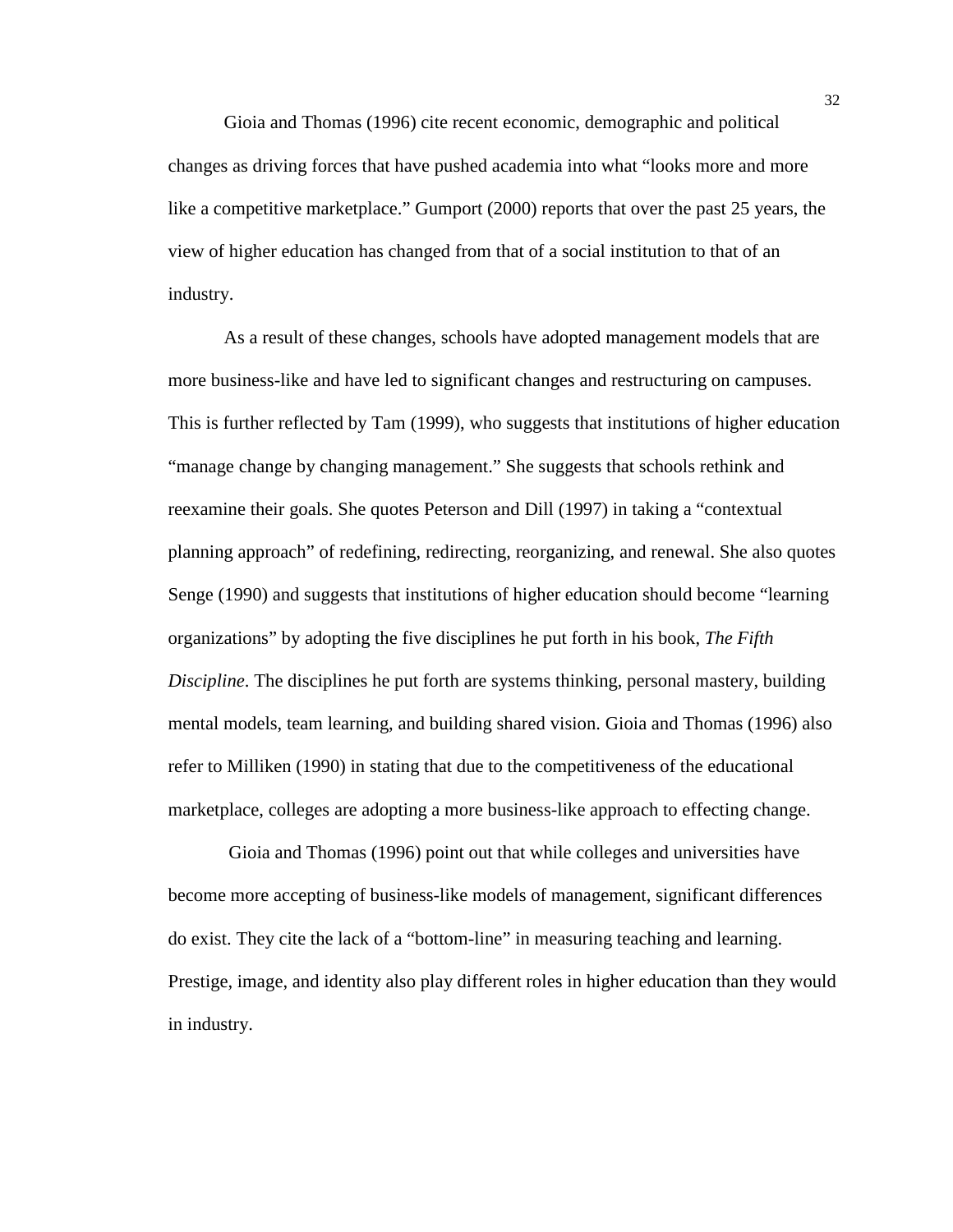Gioia and Thomas (1996) cite recent economic, demographic and political changes as driving forces that have pushed academia into what "looks more and more like a competitive marketplace." Gumport (2000) reports that over the past 25 years, the view of higher education has changed from that of a social institution to that of an industry.

As a result of these changes, schools have adopted management models that are more business-like and have led to significant changes and restructuring on campuses. This is further reflected by Tam (1999), who suggests that institutions of higher education "manage change by changing management." She suggests that schools rethink and reexamine their goals. She quotes Peterson and Dill (1997) in taking a "contextual planning approach" of redefining, redirecting, reorganizing, and renewal. She also quotes Senge (1990) and suggests that institutions of higher education should become "learning organizations" by adopting the five disciplines he put forth in his book, *The Fifth Discipline*. The disciplines he put forth are systems thinking, personal mastery, building mental models, team learning, and building shared vision. Gioia and Thomas (1996) also refer to Milliken (1990) in stating that due to the competitiveness of the educational marketplace, colleges are adopting a more business-like approach to effecting change.

Gioia and Thomas (1996) point out that while colleges and universities have become more accepting of business-like models of management, significant differences do exist. They cite the lack of a "bottom-line" in measuring teaching and learning. Prestige, image, and identity also play different roles in higher education than they would in industry.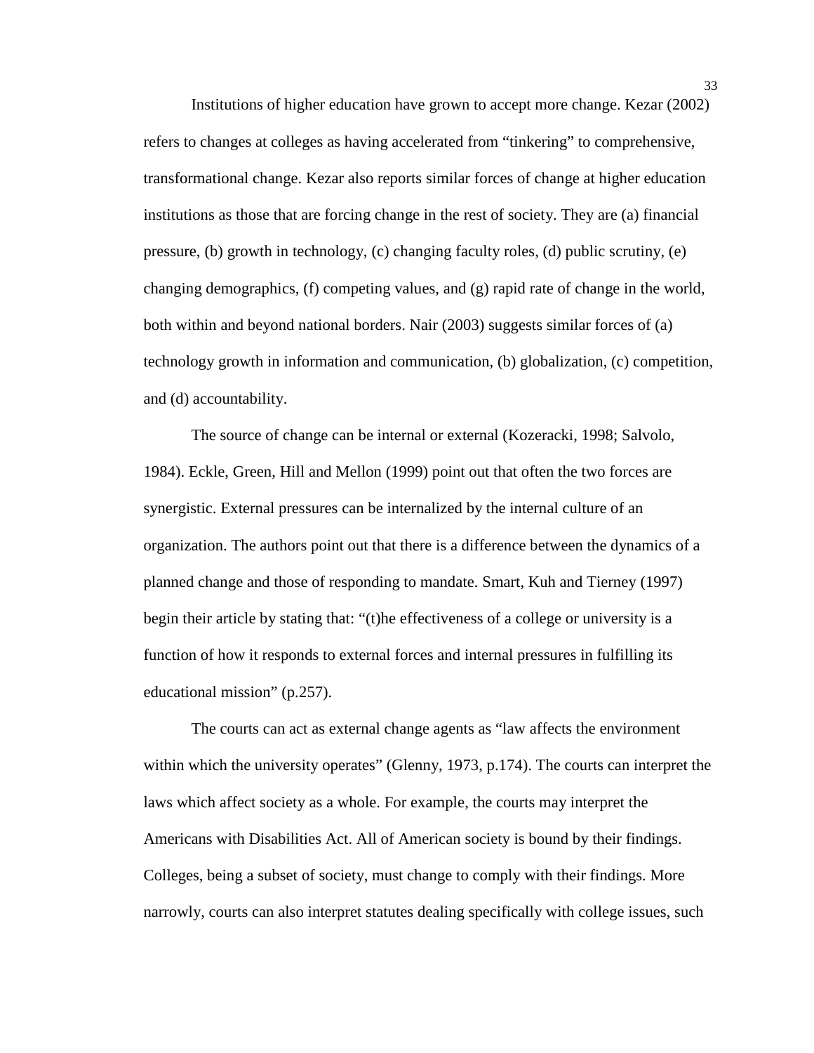Institutions of higher education have grown to accept more change. Kezar (2002) refers to changes at colleges as having accelerated from "tinkering" to comprehensive, transformational change. Kezar also reports similar forces of change at higher education institutions as those that are forcing change in the rest of society. They are (a) financial pressure, (b) growth in technology, (c) changing faculty roles, (d) public scrutiny, (e) changing demographics, (f) competing values, and (g) rapid rate of change in the world, both within and beyond national borders. Nair (2003) suggests similar forces of (a) technology growth in information and communication, (b) globalization, (c) competition, and (d) accountability.

The source of change can be internal or external (Kozeracki, 1998; Salvolo, 1984). Eckle, Green, Hill and Mellon (1999) point out that often the two forces are synergistic. External pressures can be internalized by the internal culture of an organization. The authors point out that there is a difference between the dynamics of a planned change and those of responding to mandate. Smart, Kuh and Tierney (1997) begin their article by stating that: "(t)he effectiveness of a college or university is a function of how it responds to external forces and internal pressures in fulfilling its educational mission" (p.257).

The courts can act as external change agents as "law affects the environment within which the university operates" (Glenny, 1973, p.174). The courts can interpret the laws which affect society as a whole. For example, the courts may interpret the Americans with Disabilities Act. All of American society is bound by their findings. Colleges, being a subset of society, must change to comply with their findings. More narrowly, courts can also interpret statutes dealing specifically with college issues, such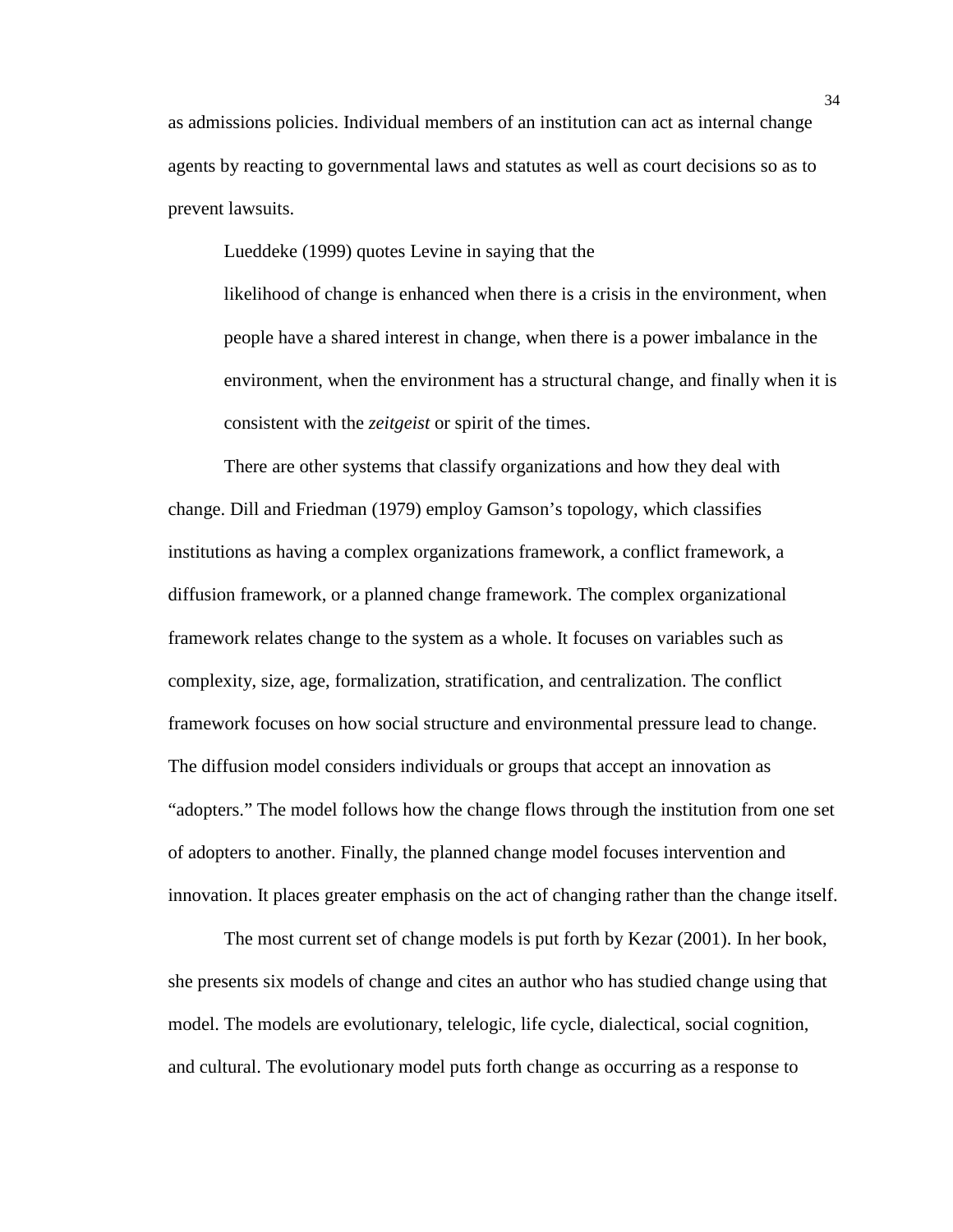as admissions policies. Individual members of an institution can act as internal change agents by reacting to governmental laws and statutes as well as court decisions so as to prevent lawsuits.

Lueddeke (1999) quotes Levine in saying that the

> likelihood of change is enhanced when there is a crisis in the environment, when people have a shared interest in change, when there is a power imbalance in the environment, when the environment has a structural change, and finally when it is consistent with the *zeitgeist* or spirit of the times.

There are other systems that classify organizations and how they deal with change. Dill and Friedman (1979) employ Gamson's topology, which classifies institutions as having a complex organizations framework, a conflict framework, a diffusion framework, or a planned change framework. The complex organizational framework relates change to the system as a whole. It focuses on variables such as complexity, size, age, formalization, stratification, and centralization. The conflict framework focuses on how social structure and environmental pressure lead to change. The diffusion model considers individuals or groups that accept an innovation as "adopters." The model follows how the change flows through the institution from one set of adopters to another. Finally, the planned change model focuses intervention and innovation. It places greater emphasis on the act of changing rather than the change itself.

The most current set of change models is put forth by Kezar (2001). In her book, she presents six models of change and cites an author who has studied change using that model. The models are evolutionary, telelogic, life cycle, dialectical, social cognition, and cultural. The evolutionary model puts forth change as occurring as a response to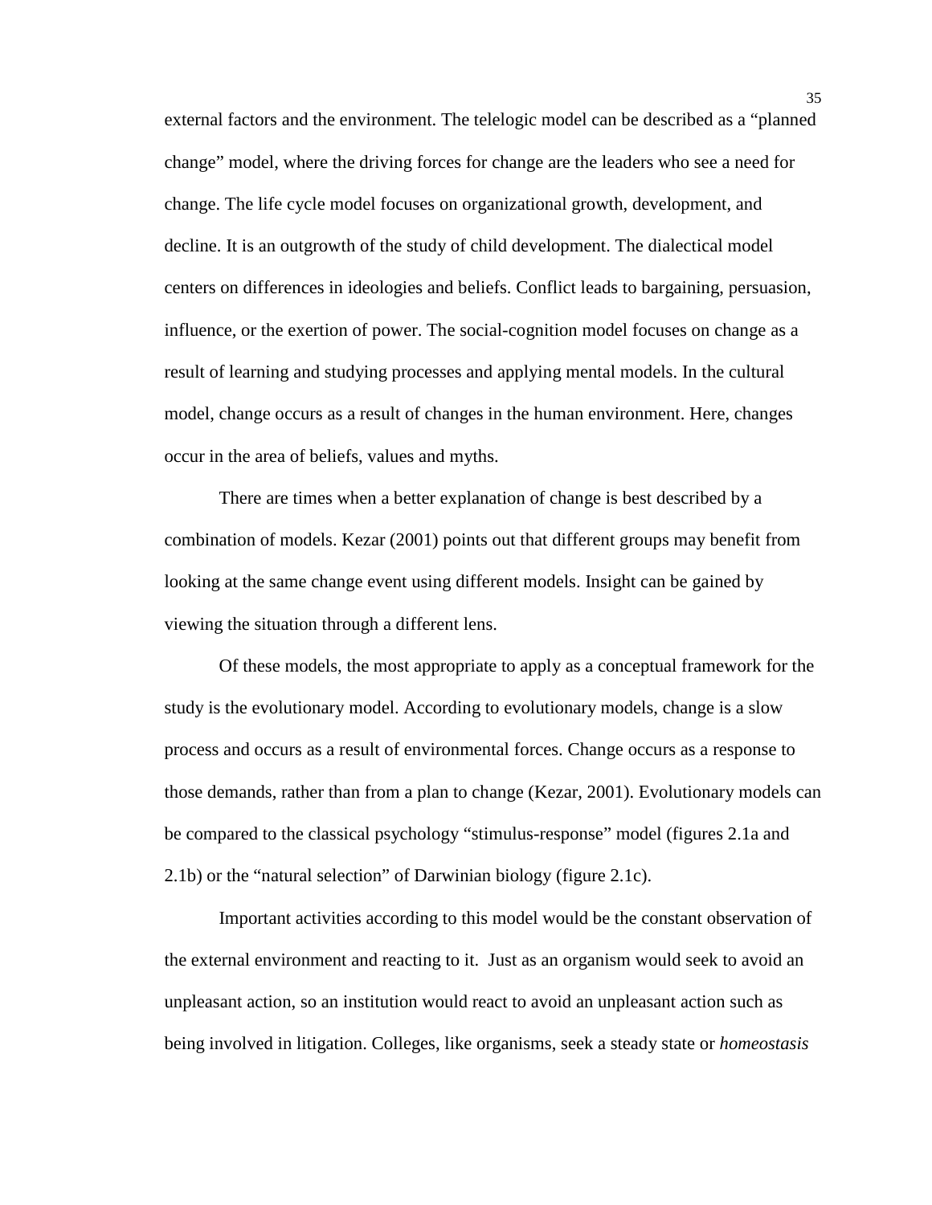external factors and the environment. The telelogic model can be described as a "planned change" model, where the driving forces for change are the leaders who see a need for change. The life cycle model focuses on organizational growth, development, and decline. It is an outgrowth of the study of child development. The dialectical model centers on differences in ideologies and beliefs. Conflict leads to bargaining, persuasion, influence, or the exertion of power. The social-cognition model focuses on change as a result of learning and studying processes and applying mental models. In the cultural model, change occurs as a result of changes in the human environment. Here, changes occur in the area of beliefs, values and myths.

There are times when a better explanation of change is best described by a combination of models. Kezar (2001) points out that different groups may benefit from looking at the same change event using different models. Insight can be gained by viewing the situation through a different lens.

Of these models, the most appropriate to apply as a conceptual framework for the study is the evolutionary model. According to evolutionary models, change is a slow process and occurs as a result of environmental forces. Change occurs as a response to those demands, rather than from a plan to change (Kezar, 2001). Evolutionary models can be compared to the classical psychology "stimulus-response" model (figures 2.1a and 2.1b) or the "natural selection" of Darwinian biology (figure 2.1c).

Important activities according to this model would be the constant observation of the external environment and reacting to it. Just as an organism would seek to avoid an unpleasant action, so an institution would react to avoid an unpleasant action such as being involved in litigation. Colleges, like organisms, seek a steady state or *homeostasis*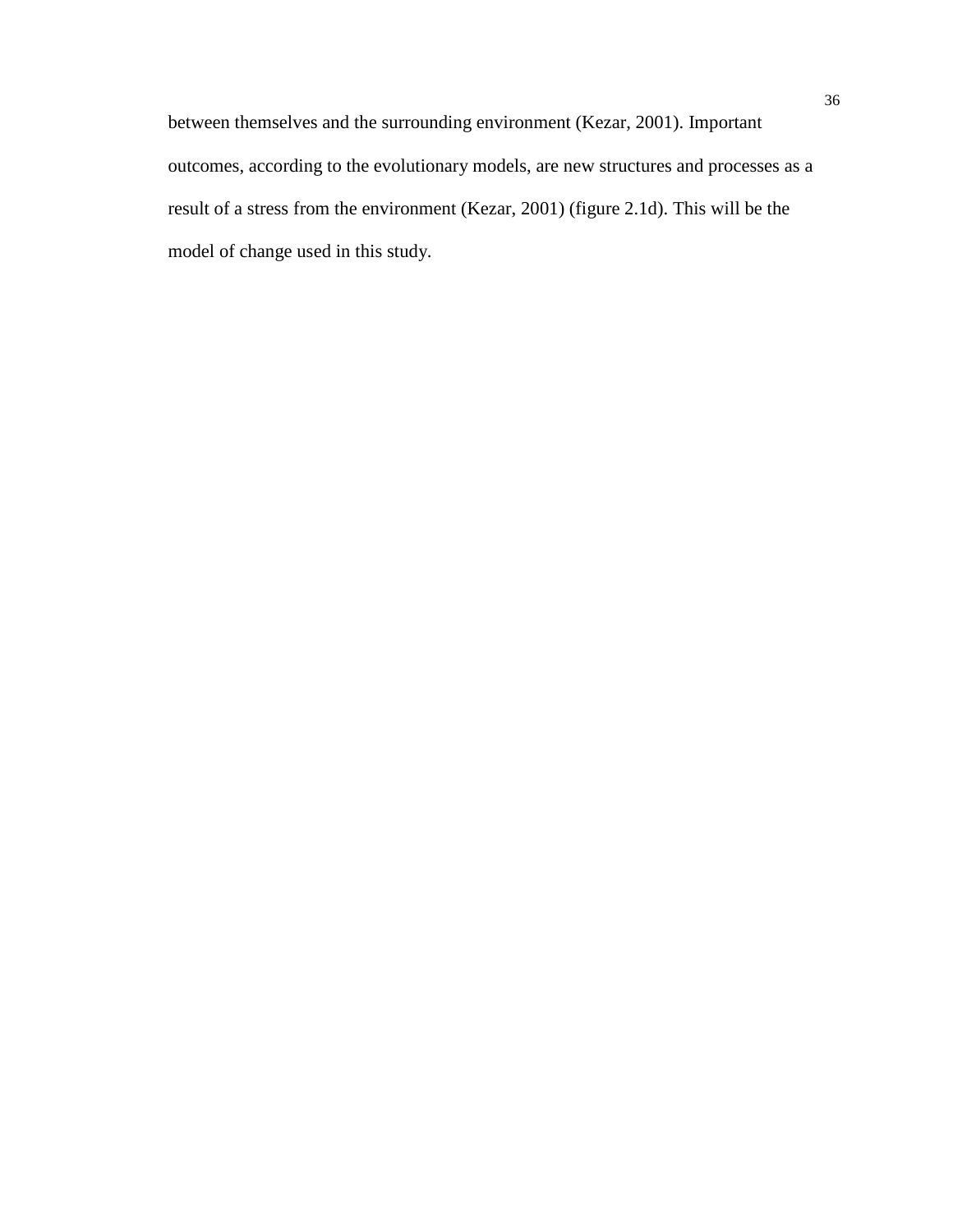between themselves and the surrounding environment (Kezar, 2001). Important outcomes, according to the evolutionary models, are new structures and processes as a result of a stress from the environment (Kezar, 2001) (figure 2.1d). This will be the model of change used in this study.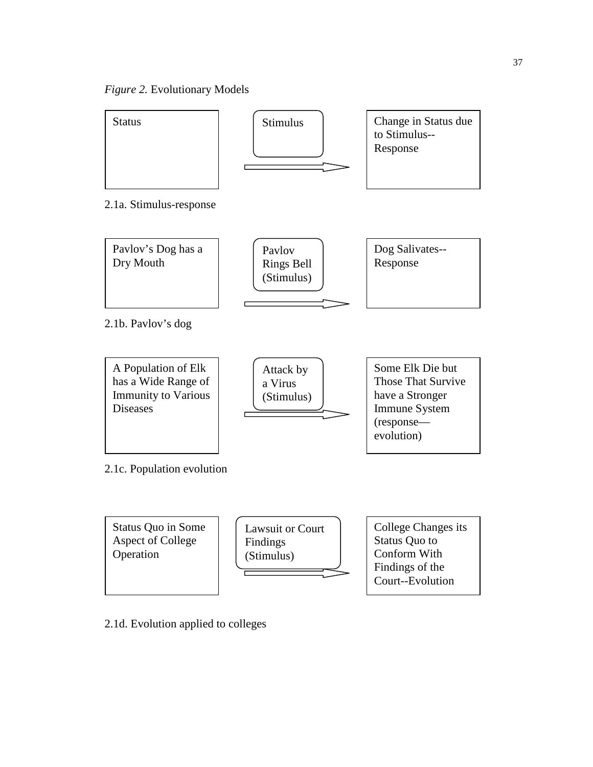*Figure 2.* Evolutionary Models

Status

Stimulus

Change in Status due to Stimulus--Response

2.1a. Stimulus-response

Pavlov's Dog has a Dry Mouth

Pavlov Rings Bell (Stimulus)

Dog Salivates--Response

2.1b. Pavlov's dog

A Population of Elk has a Wide Range of Immunity to Various Diseases

Attack by a Virus (Stimulus)

Some Elk Die but Those That Survive have a Stronger Immune System (response—evolution)

2.1c. Population evolution

Status Quo in Some Aspect of College Operation

Lawsuit or Court Findings (Stimulus)

College Changes its Status Quo to Conform With Findings of the Court--Evolution

2.1d. Evolution applied to colleges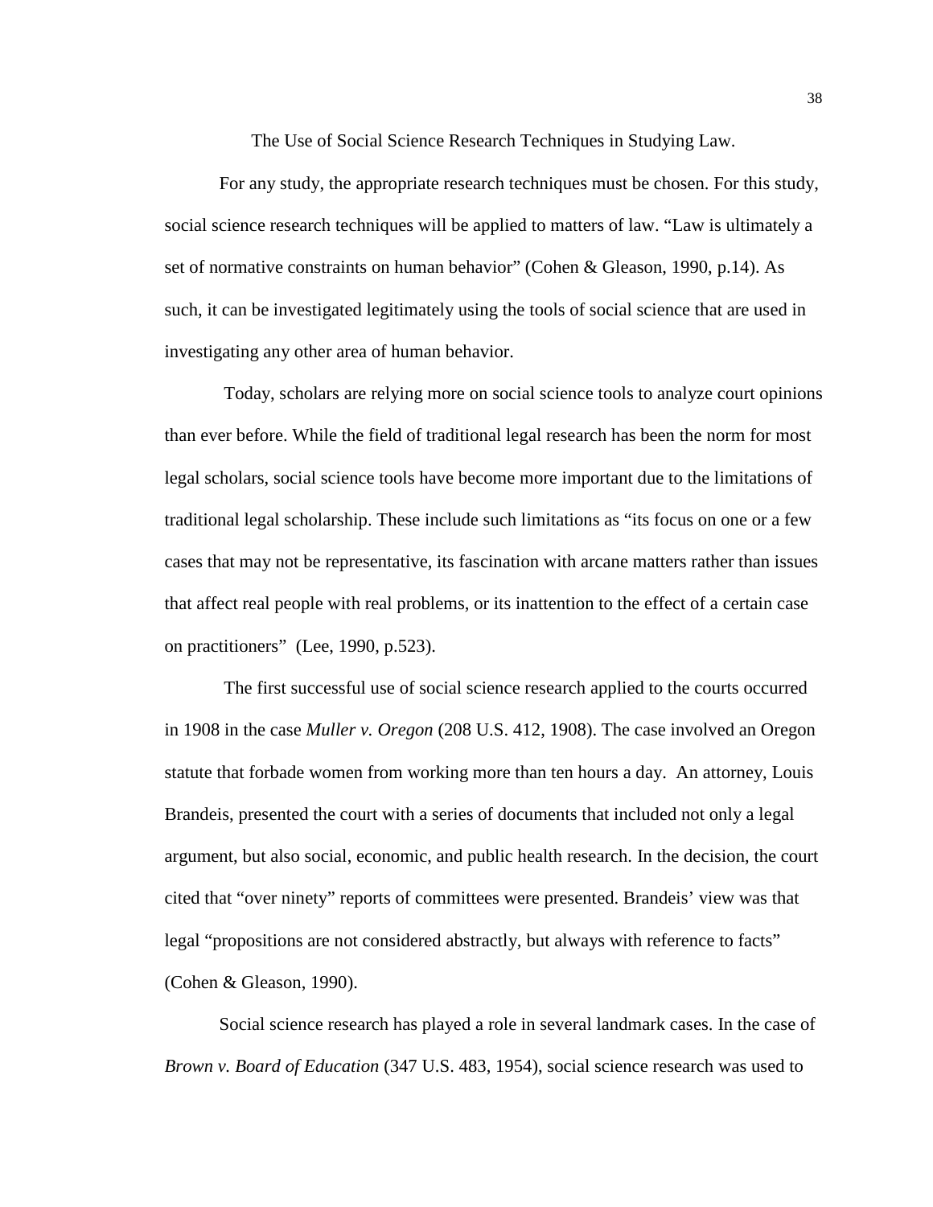## The Use of Social Science Research Techniques in Studying Law.

For any study, the appropriate research techniques must be chosen. For this study, social science research techniques will be applied to matters of law. "Law is ultimately a set of normative constraints on human behavior" (Cohen & Gleason, 1990, p.14). As such, it can be investigated legitimately using the tools of social science that are used in investigating any other area of human behavior.

Today, scholars are relying more on social science tools to analyze court opinions than ever before. While the field of traditional legal research has been the norm for most legal scholars, social science tools have become more important due to the limitations of traditional legal scholarship. These include such limitations as "its focus on one or a few cases that may not be representative, its fascination with arcane matters rather than issues that affect real people with real problems, or its inattention to the effect of a certain case on practitioners" (Lee, 1990, p.523).

The first successful use of social science research applied to the courts occurred in 1908 in the case *Muller v. Oregon* (208 U.S. 412, 1908). The case involved an Oregon statute that forbade women from working more than ten hours a day. An attorney, Louis Brandeis, presented the court with a series of documents that included not only a legal argument, but also social, economic, and public health research. In the decision, the court cited that "over ninety" reports of committees were presented. Brandeis' view was that legal "propositions are not considered abstractly, but always with reference to facts" (Cohen & Gleason, 1990).

Social science research has played a role in several landmark cases. In the case of *Brown v. Board of Education* (347 U.S. 483, 1954), social science research was used to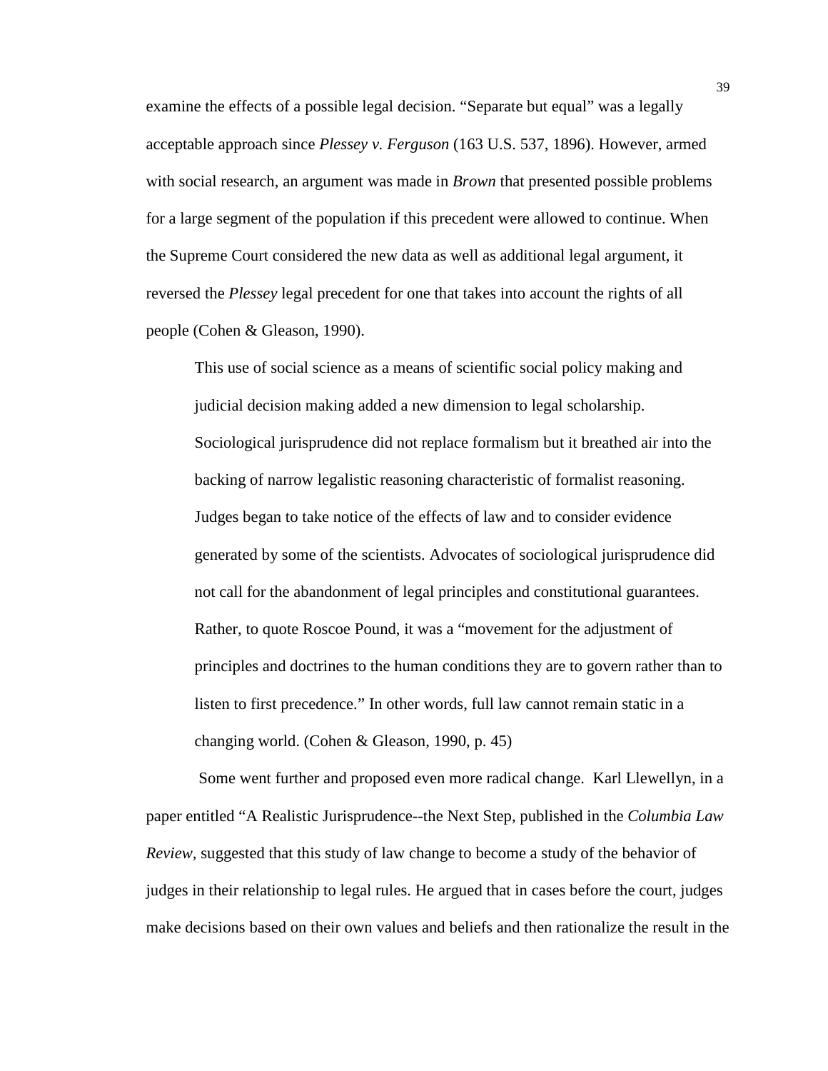examine the effects of a possible legal decision. “Separate but equal” was a legally acceptable approach since *Plessey v. Ferguson* (163 U.S. 537, 1896). However, armed with social research, an argument was made in *Brown* that presented possible problems for a large segment of the population if this precedent were allowed to continue. When the Supreme Court considered the new data as well as additional legal argument, it reversed the *Plessey* legal precedent for one that takes into account the rights of all people (Cohen & Gleason, 1990).

> This use of social science as a means of scientific social policy making and judicial decision making added a new dimension to legal scholarship. Sociological jurisprudence did not replace formalism but it breathed air into the backing of narrow legalistic reasoning characteristic of formalist reasoning. Judges began to take notice of the effects of law and to consider evidence generated by some of the scientists. Advocates of sociological jurisprudence did not call for the abandonment of legal principles and constitutional guarantees. Rather, to quote Roscoe Pound, it was a “movement for the adjustment of principles and doctrines to the human conditions they are to govern rather than to listen to first precedence.” In other words, full law cannot remain static in a changing world. (Cohen & Gleason, 1990, p. 45)

Some went further and proposed even more radical change. Karl Llewellyn, in a paper entitled “A Realistic Jurisprudence--the Next Step, published in the *Columbia Law Review*, suggested that this study of law change to become a study of the behavior of judges in their relationship to legal rules. He argued that in cases before the court, judges make decisions based on their own values and beliefs and then rationalize the result in the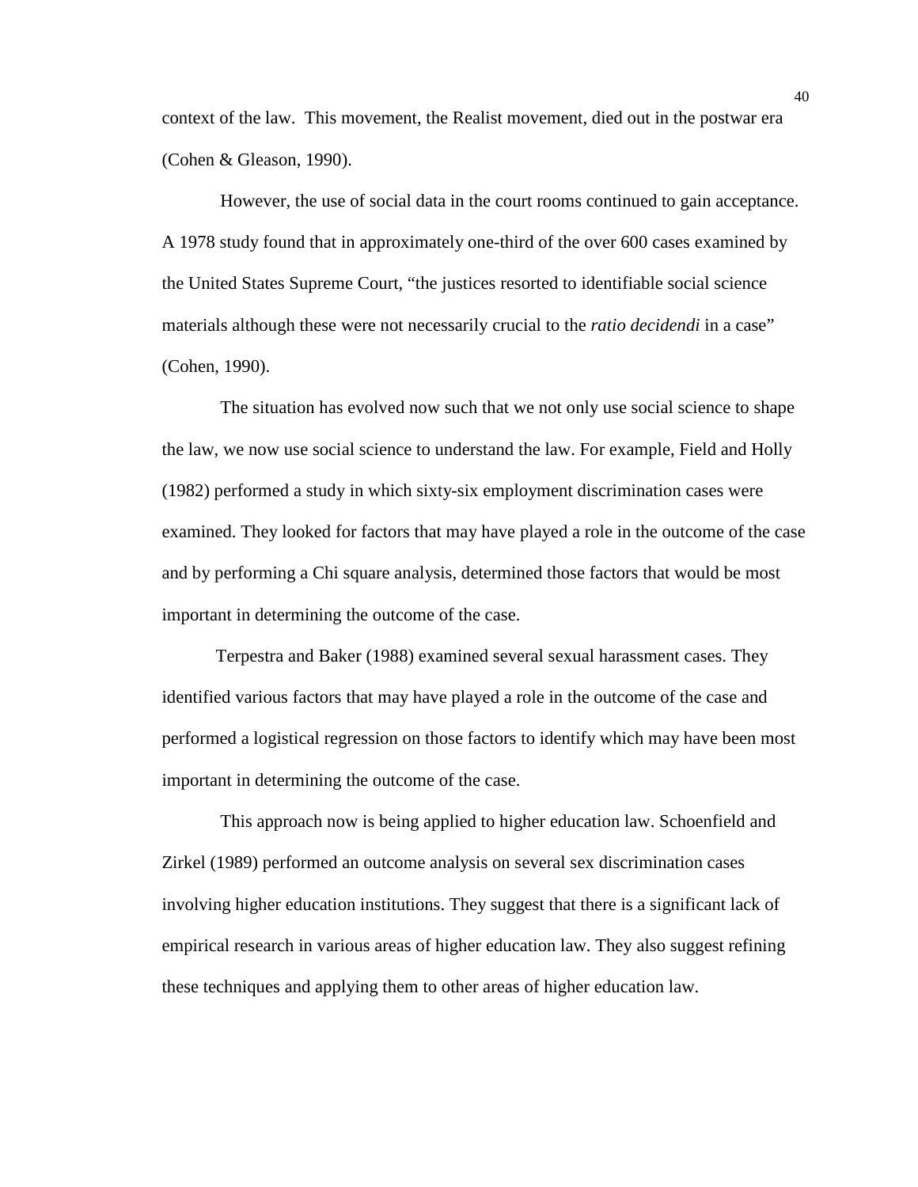context of the law. This movement, the Realist movement, died out in the postwar era (Cohen & Gleason, 1990).

However, the use of social data in the court rooms continued to gain acceptance. A 1978 study found that in approximately one-third of the over 600 cases examined by the United States Supreme Court, "the justices resorted to identifiable social science materials although these were not necessarily crucial to the *ratio decidendi* in a case" (Cohen, 1990).

The situation has evolved now such that we not only use social science to shape the law, we now use social science to understand the law. For example, Field and Holly (1982) performed a study in which sixty-six employment discrimination cases were examined. They looked for factors that may have played a role in the outcome of the case and by performing a Chi square analysis, determined those factors that would be most important in determining the outcome of the case.

Terpestra and Baker (1988) examined several sexual harassment cases. They identified various factors that may have played a role in the outcome of the case and performed a logistical regression on those factors to identify which may have been most important in determining the outcome of the case.

This approach now is being applied to higher education law. Schoenfield and Zirkel (1989) performed an outcome analysis on several sex discrimination cases involving higher education institutions. They suggest that there is a significant lack of empirical research in various areas of higher education law. They also suggest refining these techniques and applying them to other areas of higher education law.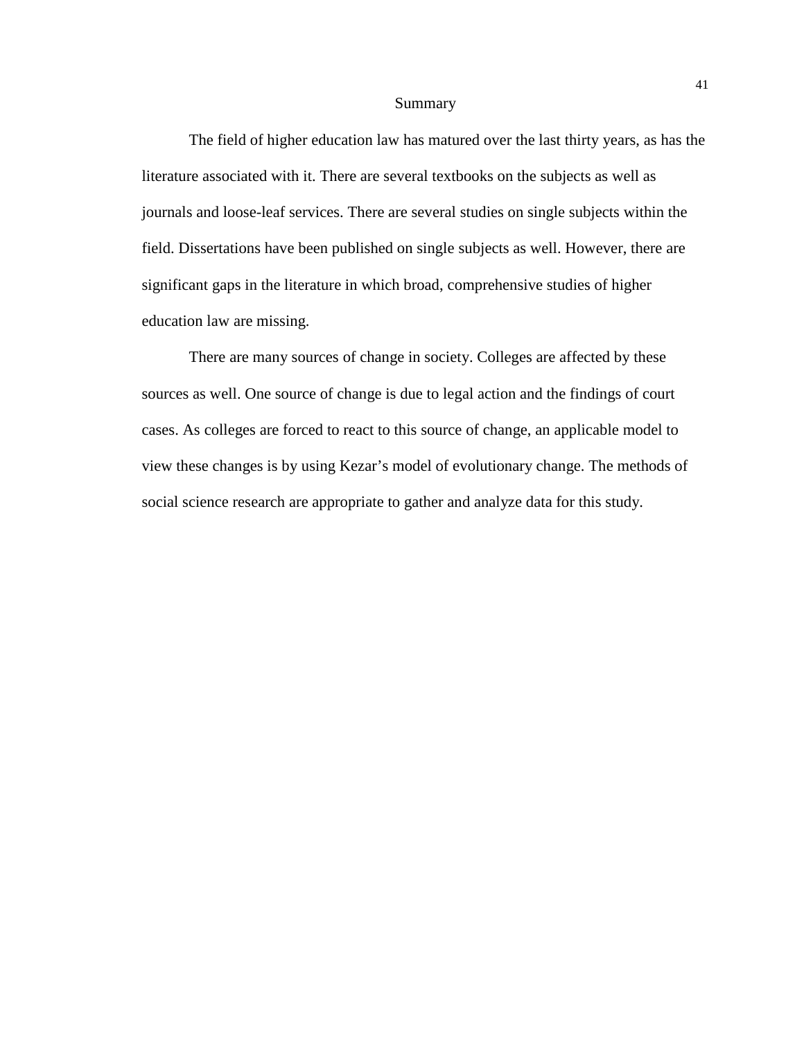## Summary

The field of higher education law has matured over the last thirty years, as has the literature associated with it. There are several textbooks on the subjects as well as journals and loose-leaf services. There are several studies on single subjects within the field. Dissertations have been published on single subjects as well. However, there are significant gaps in the literature in which broad, comprehensive studies of higher education law are missing.

There are many sources of change in society. Colleges are affected by these sources as well. One source of change is due to legal action and the findings of court cases. As colleges are forced to react to this source of change, an applicable model to view these changes is by using Kezar's model of evolutionary change. The methods of social science research are appropriate to gather and analyze data for this study.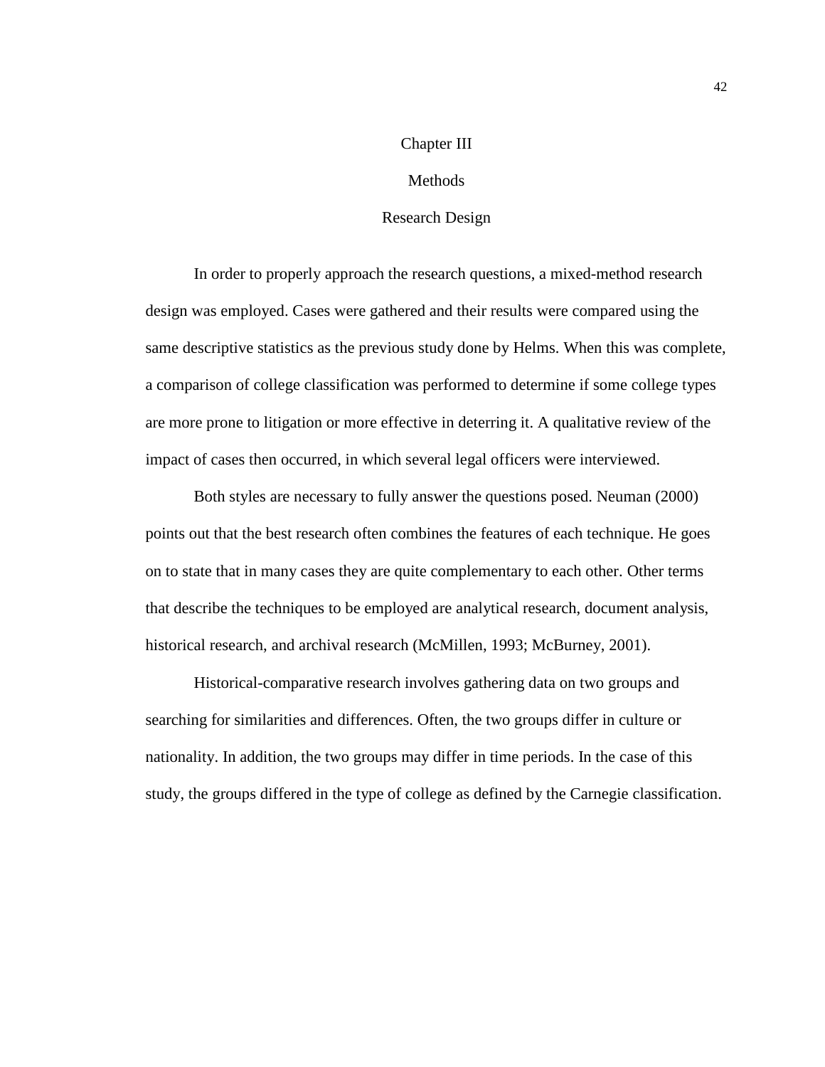# Chapter III

## Methods

### Research Design

In order to properly approach the research questions, a mixed-method research design was employed. Cases were gathered and their results were compared using the same descriptive statistics as the previous study done by Helms. When this was complete, a comparison of college classification was performed to determine if some college types are more prone to litigation or more effective in deterring it. A qualitative review of the impact of cases then occurred, in which several legal officers were interviewed.

Both styles are necessary to fully answer the questions posed. Neuman (2000) points out that the best research often combines the features of each technique. He goes on to state that in many cases they are quite complementary to each other. Other terms that describe the techniques to be employed are analytical research, document analysis, historical research, and archival research (McMillen, 1993; McBurney, 2001).

Historical-comparative research involves gathering data on two groups and searching for similarities and differences. Often, the two groups differ in culture or nationality. In addition, the two groups may differ in time periods. In the case of this study, the groups differed in the type of college as defined by the Carnegie classification.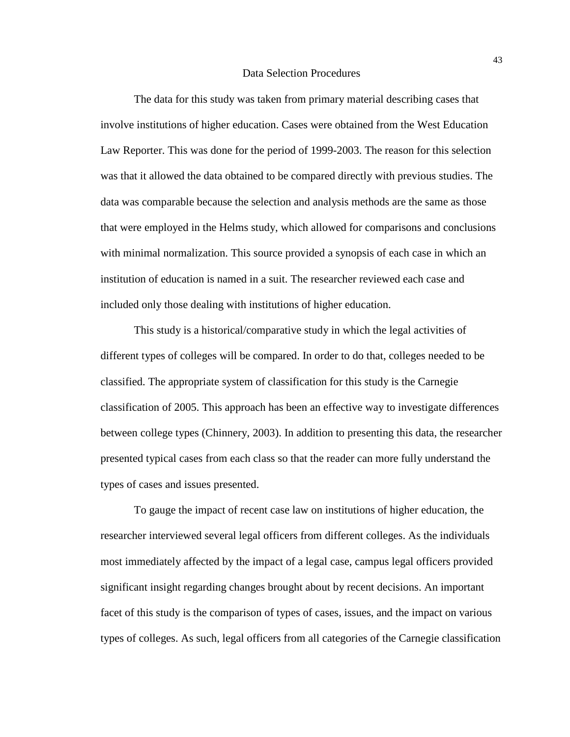## Data Selection Procedures

The data for this study was taken from primary material describing cases that involve institutions of higher education. Cases were obtained from the West Education Law Reporter. This was done for the period of 1999-2003. The reason for this selection was that it allowed the data obtained to be compared directly with previous studies. The data was comparable because the selection and analysis methods are the same as those that were employed in the Helms study, which allowed for comparisons and conclusions with minimal normalization. This source provided a synopsis of each case in which an institution of education is named in a suit. The researcher reviewed each case and included only those dealing with institutions of higher education.

This study is a historical/comparative study in which the legal activities of different types of colleges will be compared. In order to do that, colleges needed to be classified. The appropriate system of classification for this study is the Carnegie classification of 2005. This approach has been an effective way to investigate differences between college types (Chinnery, 2003). In addition to presenting this data, the researcher presented typical cases from each class so that the reader can more fully understand the types of cases and issues presented.

To gauge the impact of recent case law on institutions of higher education, the researcher interviewed several legal officers from different colleges. As the individuals most immediately affected by the impact of a legal case, campus legal officers provided significant insight regarding changes brought about by recent decisions. An important facet of this study is the comparison of types of cases, issues, and the impact on various types of colleges. As such, legal officers from all categories of the Carnegie classification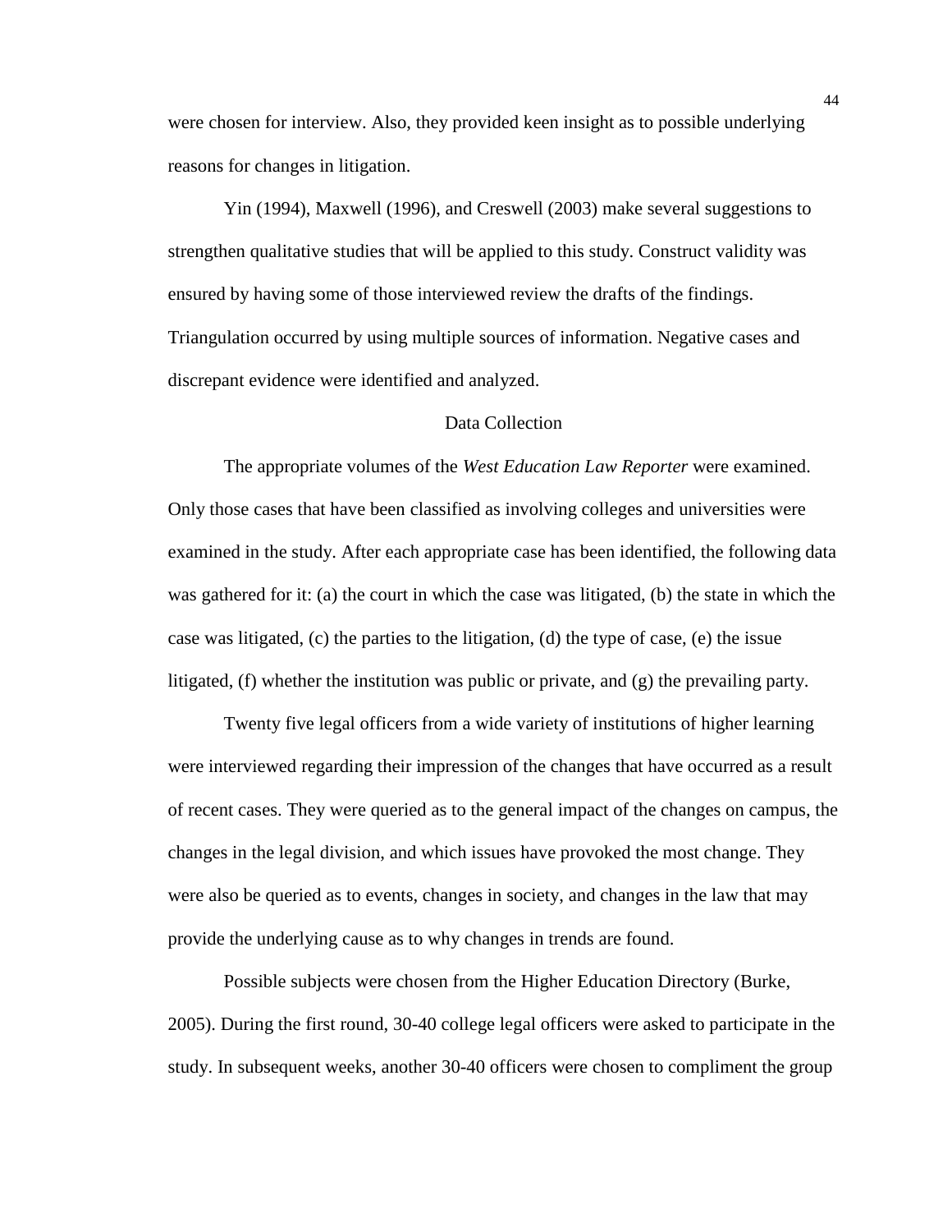were chosen for interview. Also, they provided keen insight as to possible underlying reasons for changes in litigation.

Yin (1994), Maxwell (1996), and Creswell (2003) make several suggestions to strengthen qualitative studies that will be applied to this study. Construct validity was ensured by having some of those interviewed review the drafts of the findings. Triangulation occurred by using multiple sources of information. Negative cases and discrepant evidence were identified and analyzed.

## Data Collection

The appropriate volumes of the *West Education Law Reporter* were examined. Only those cases that have been classified as involving colleges and universities were examined in the study. After each appropriate case has been identified, the following data was gathered for it: (a) the court in which the case was litigated, (b) the state in which the case was litigated, (c) the parties to the litigation, (d) the type of case, (e) the issue litigated, (f) whether the institution was public or private, and (g) the prevailing party.

Twenty five legal officers from a wide variety of institutions of higher learning were interviewed regarding their impression of the changes that have occurred as a result of recent cases. They were queried as to the general impact of the changes on campus, the changes in the legal division, and which issues have provoked the most change. They were also be queried as to events, changes in society, and changes in the law that may provide the underlying cause as to why changes in trends are found.

Possible subjects were chosen from the Higher Education Directory (Burke, 2005). During the first round, 30-40 college legal officers were asked to participate in the study. In subsequent weeks, another 30-40 officers were chosen to compliment the group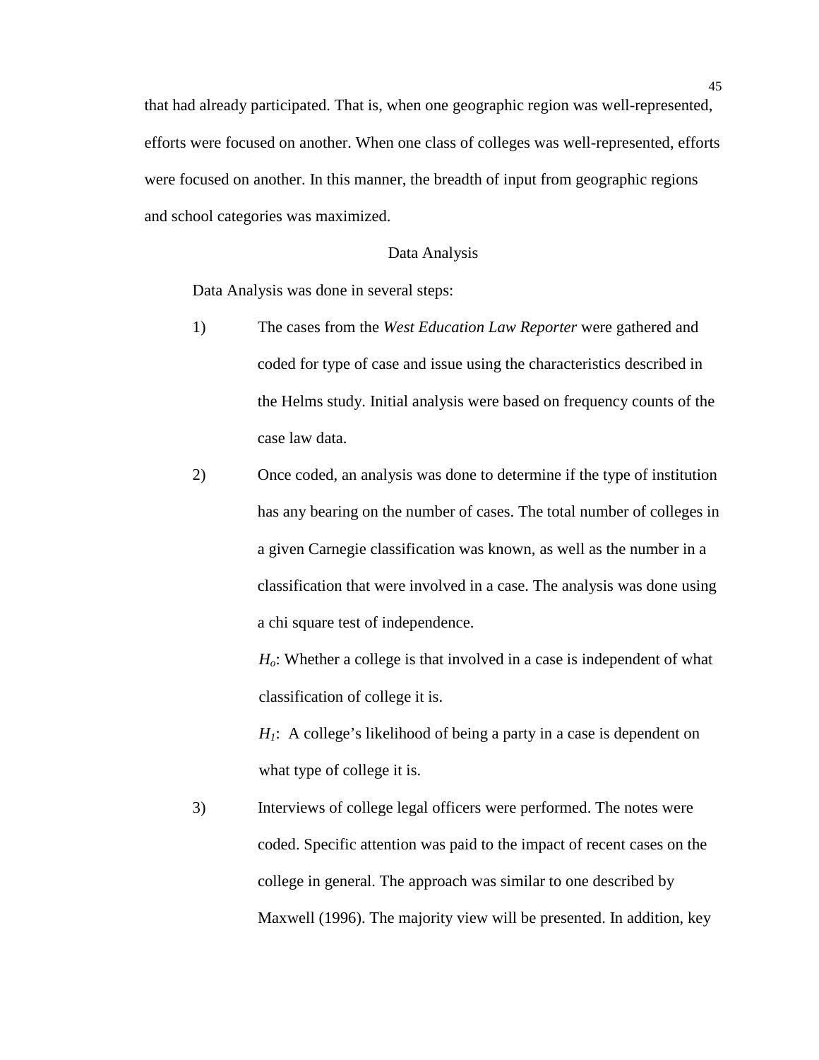that had already participated. That is, when one geographic region was well-represented, efforts were focused on another. When one class of colleges was well-represented, efforts were focused on another. In this manner, the breadth of input from geographic regions and school categories was maximized.

## Data Analysis

Data Analysis was done in several steps:

1) The cases from the *West Education Law Reporter* were gathered and coded for type of case and issue using the characteristics described in the Helms study. Initial analysis were based on frequency counts of the case law data.

2) Once coded, an analysis was done to determine if the type of institution has any bearing on the number of cases. The total number of colleges in a given Carnegie classification was known, as well as the number in a classification that were involved in a case. The analysis was done using a chi square test of independence.

   $H_o$: Whether a college is that involved in a case is independent of what classification of college it is.

   $H_1$: A college's likelihood of being a party in a case is dependent on what type of college it is.

3) Interviews of college legal officers were performed. The notes were coded. Specific attention was paid to the impact of recent cases on the college in general. The approach was similar to one described by Maxwell (1996). The majority view will be presented. In addition, key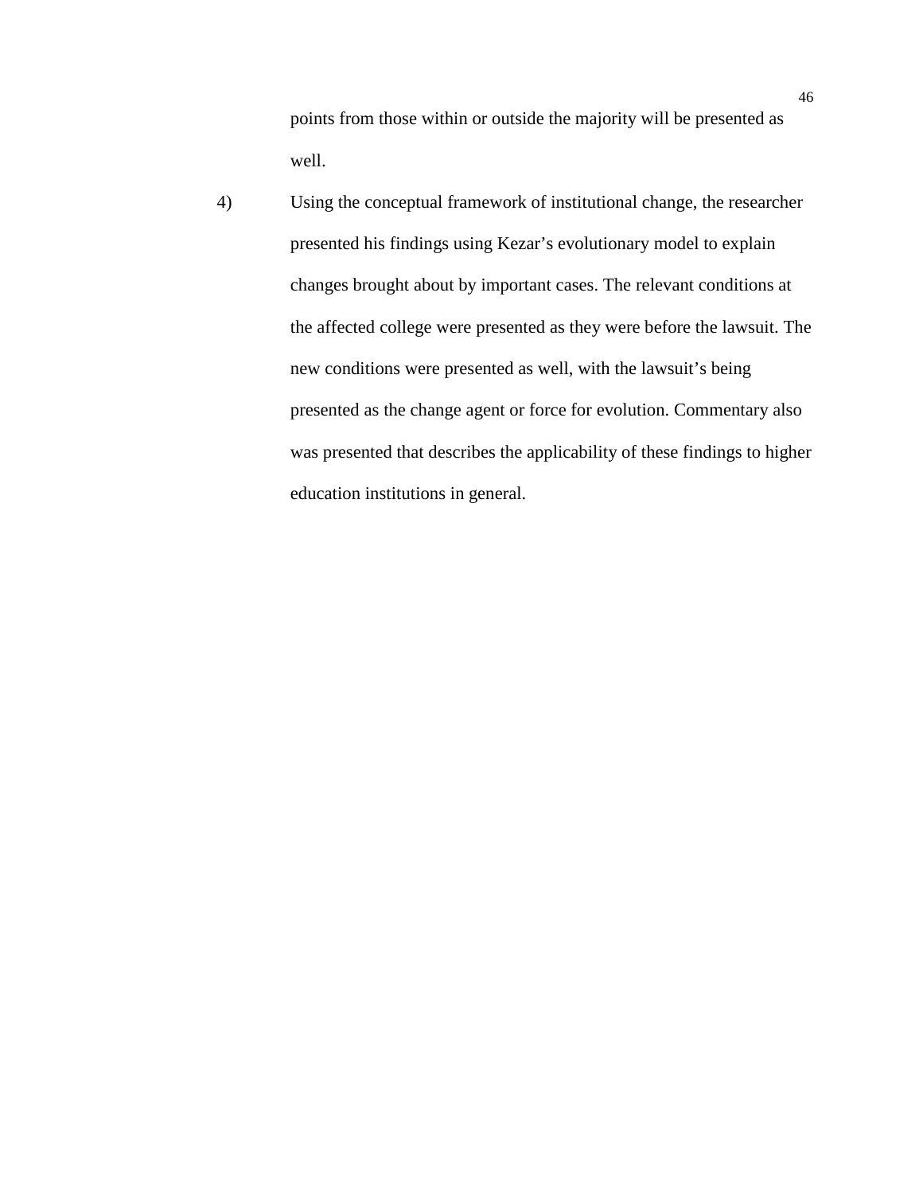points from those within or outside the majority will be presented as well.

4) Using the conceptual framework of institutional change, the researcher presented his findings using Kezar's evolutionary model to explain changes brought about by important cases. The relevant conditions at the affected college were presented as they were before the lawsuit. The new conditions were presented as well, with the lawsuit's being presented as the change agent or force for evolution. Commentary also was presented that describes the applicability of these findings to higher education institutions in general.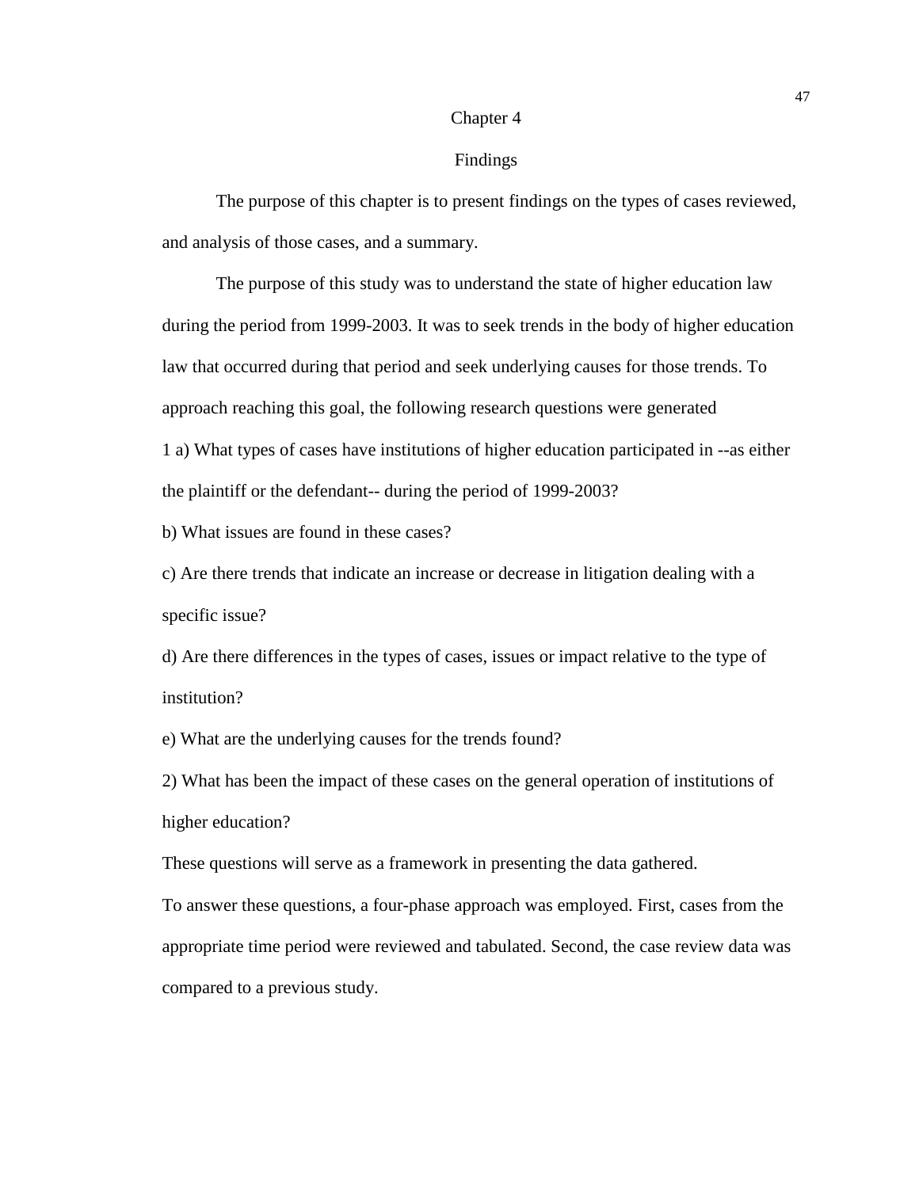# Chapter 4

## Findings

The purpose of this chapter is to present findings on the types of cases reviewed, and analysis of those cases, and a summary.

The purpose of this study was to understand the state of higher education law during the period from 1999-2003. It was to seek trends in the body of higher education law that occurred during that period and seek underlying causes for those trends. To approach reaching this goal, the following research questions were generated

1 a) What types of cases have institutions of higher education participated in --as either the plaintiff or the defendant-- during the period of 1999-2003?

b) What issues are found in these cases?

c) Are there trends that indicate an increase or decrease in litigation dealing with a specific issue?

d) Are there differences in the types of cases, issues or impact relative to the type of institution?

e) What are the underlying causes for the trends found?

2) What has been the impact of these cases on the general operation of institutions of higher education?

These questions will serve as a framework in presenting the data gathered.

To answer these questions, a four-phase approach was employed. First, cases from the appropriate time period were reviewed and tabulated. Second, the case review data was compared to a previous study.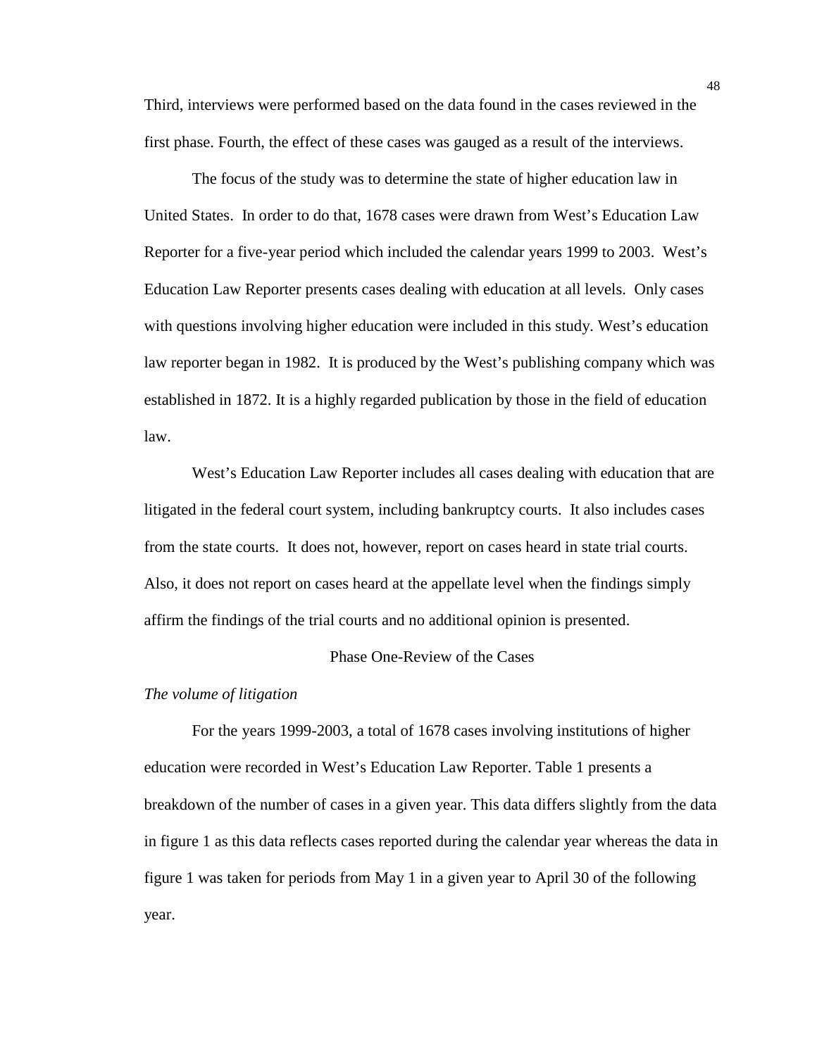Third, interviews were performed based on the data found in the cases reviewed in the first phase. Fourth, the effect of these cases was gauged as a result of the interviews.

The focus of the study was to determine the state of higher education law in United States. In order to do that, 1678 cases were drawn from West's Education Law Reporter for a five-year period which included the calendar years 1999 to 2003. West's Education Law Reporter presents cases dealing with education at all levels. Only cases with questions involving higher education were included in this study. West's education law reporter began in 1982. It is produced by the West's publishing company which was established in 1872. It is a highly regarded publication by those in the field of education law.

West's Education Law Reporter includes all cases dealing with education that are litigated in the federal court system, including bankruptcy courts. It also includes cases from the state courts. It does not, however, report on cases heard in state trial courts. Also, it does not report on cases heard at the appellate level when the findings simply affirm the findings of the trial courts and no additional opinion is presented.

## Phase One-Review of the Cases

### *The volume of litigation*

For the years 1999-2003, a total of 1678 cases involving institutions of higher education were recorded in West's Education Law Reporter. Table 1 presents a breakdown of the number of cases in a given year. This data differs slightly from the data in figure 1 as this data reflects cases reported during the calendar year whereas the data in figure 1 was taken for periods from May 1 in a given year to April 30 of the following year.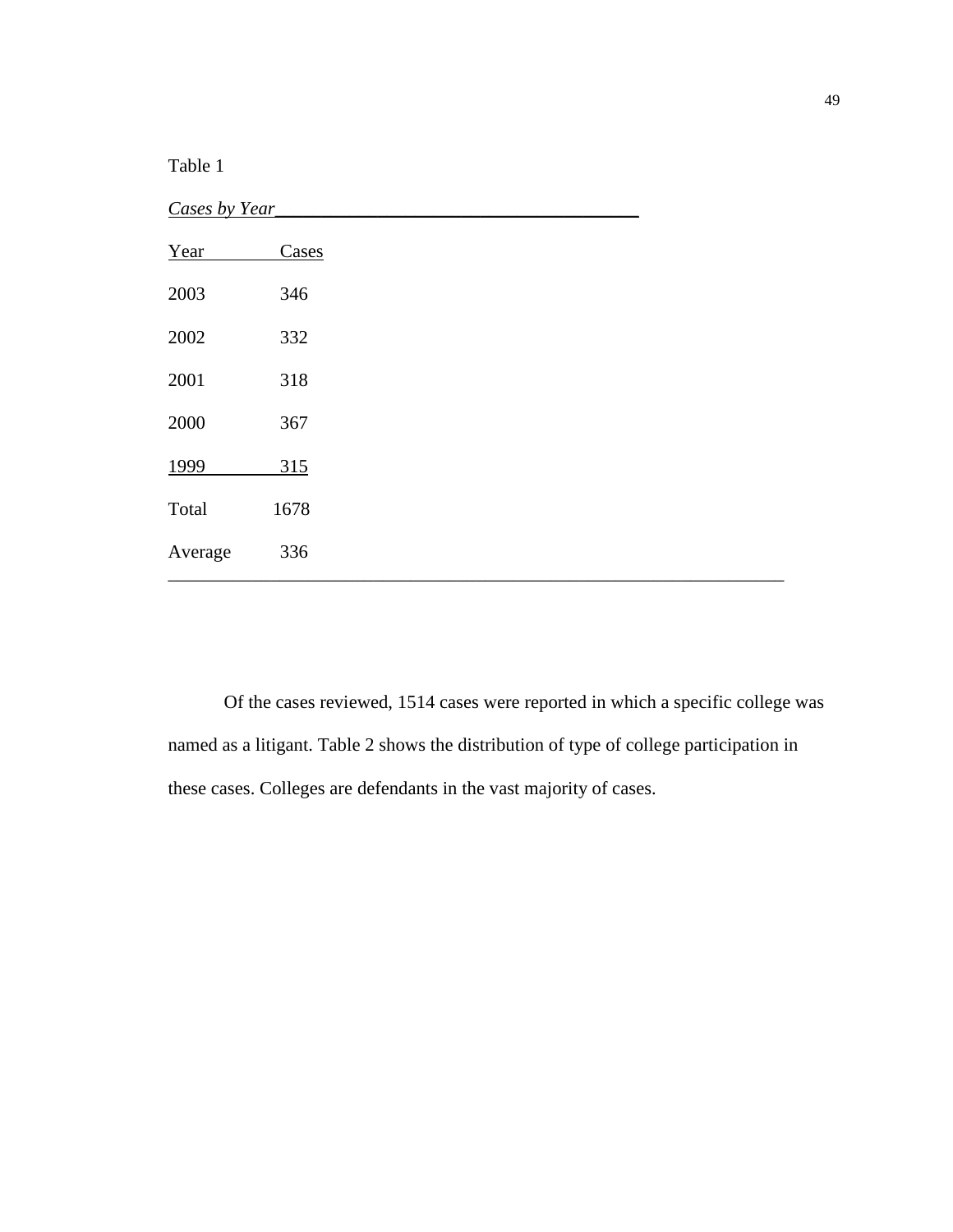Table 1

*Cases by Year*

| Year | Cases |
|---|---|
| 2003 | 346 |
| 2002 | 332 |
| 2001 | 318 |
| 2000 | 367 |
| 1999 | 315 |
| Total | 1678 |
| Average | 336 |

Of the cases reviewed, 1514 cases were reported in which a specific college was named as a litigant. Table 2 shows the distribution of type of college participation in these cases. Colleges are defendants in the vast majority of cases.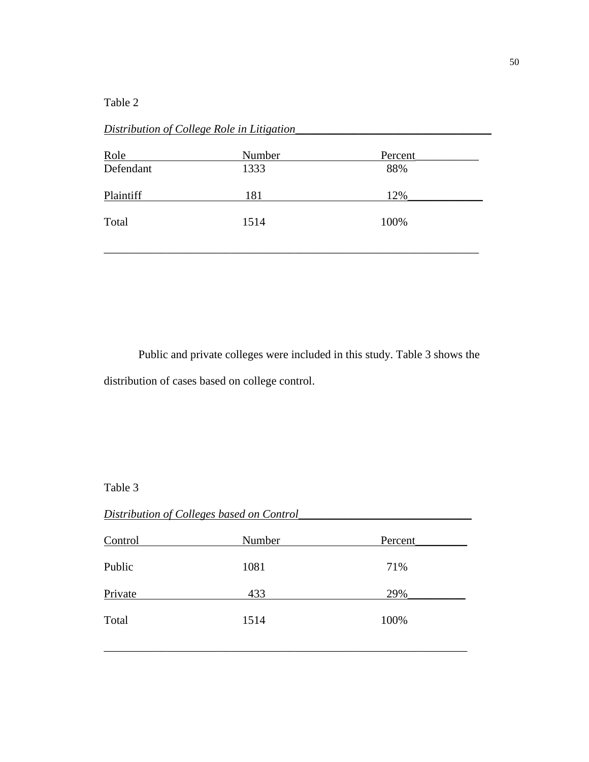Table 2

*Distribution of College Role in Litigation*

| Role | Number | Percent |
|---|---|---|
| Defendant | 1333 | 88% |
| Plaintiff | 181 | 12% |
| Total | 1514 | 100% |

Public and private colleges were included in this study. Table 3 shows the distribution of cases based on college control.

Table 3

*Distribution of Colleges based on Control*

| Control | Number | Percent |
|---|---|---|
| Public | 1081 | 71% |
| Private | 433 | 29% |
| Total | 1514 | 100% |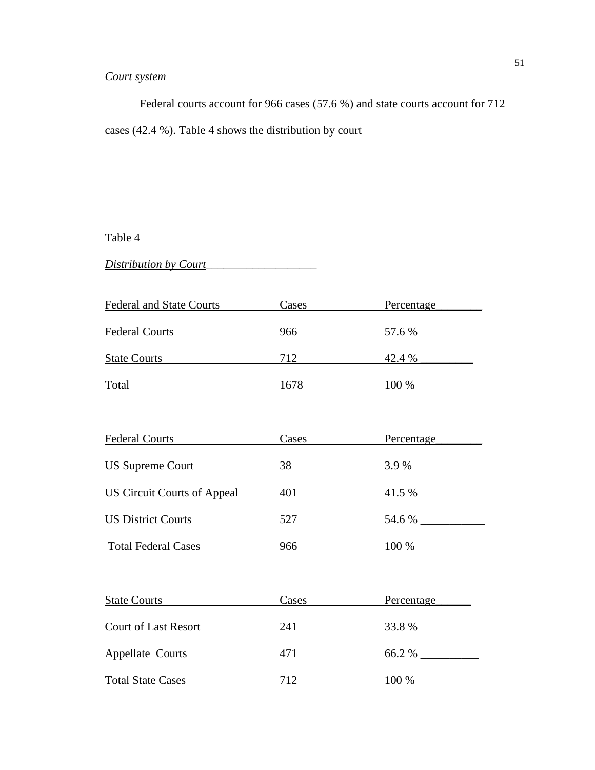*Court system*

Federal courts account for 966 cases (57.6 %) and state courts account for 712 cases (42.4 %). Table 4 shows the distribution by court

Table 4

*Distribution by Court*

| Federal and State Courts | Cases | Percentage |
|---|---|---|
| Federal Courts | 966 | 57.6 % |
| State Courts | 712 | 42.4 % |
| Total | 1678 | 100 % |

| Federal Courts | Cases | Percentage |
|---|---|---|
| US Supreme Court | 38 | 3.9 % |
| US Circuit Courts of Appeal | 401 | 41.5 % |
| US District Courts | 527 | 54.6 % |
| Total Federal Cases | 966 | 100 % |

| State Courts | Cases | Percentage |
|---|---|---|
| Court of Last Resort | 241 | 33.8 % |
| Appellate Courts | 471 | 66.2 % |
| Total State Cases | 712 | 100 % |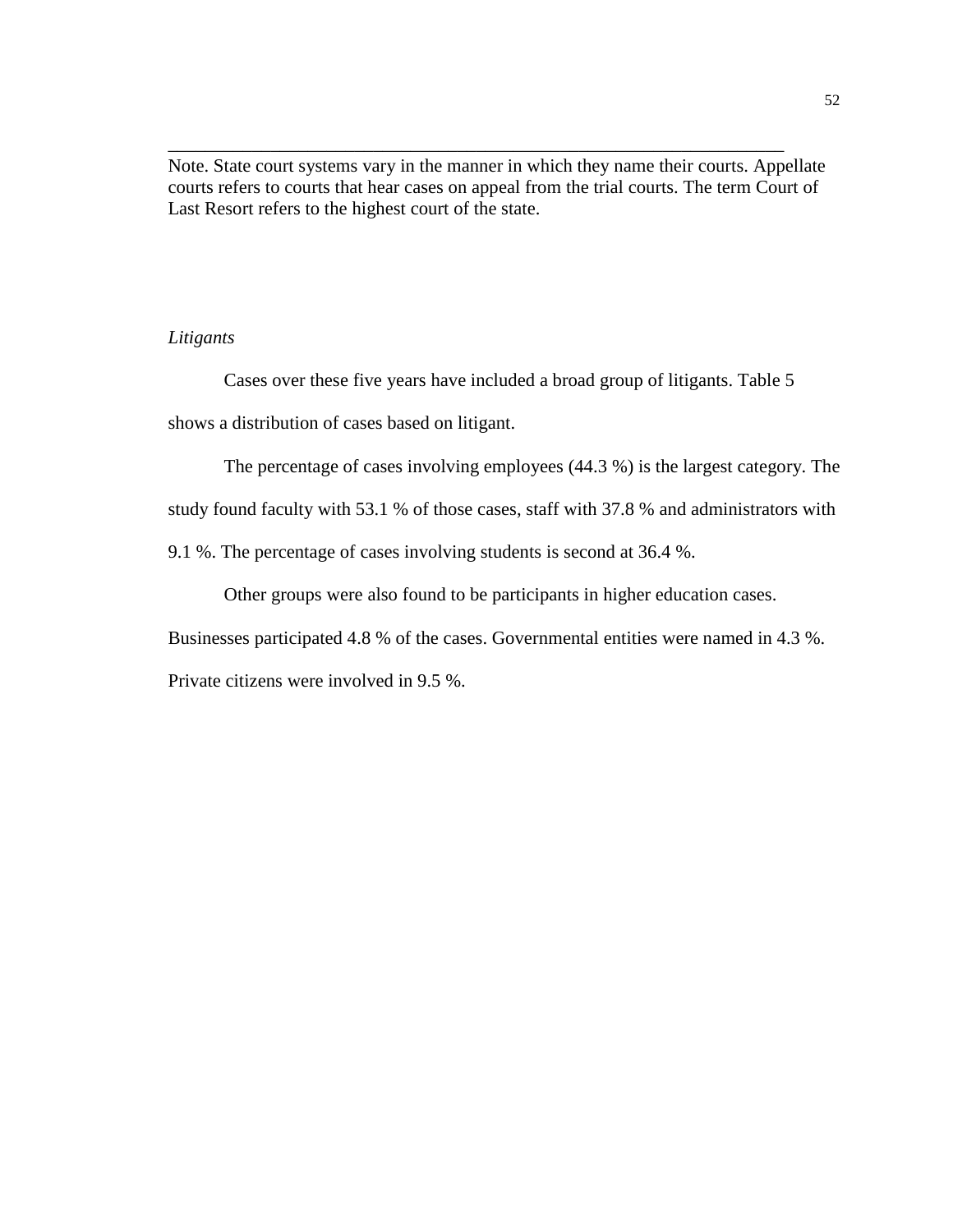Note. State court systems vary in the manner in which they name their courts. Appellate courts refers to courts that hear cases on appeal from the trial courts. The term Court of Last Resort refers to the highest court of the state.

*Litigants*

Cases over these five years have included a broad group of litigants. Table 5 shows a distribution of cases based on litigant.

The percentage of cases involving employees (44.3 %) is the largest category. The study found faculty with 53.1 % of those cases, staff with 37.8 % and administrators with 9.1 %. The percentage of cases involving students is second at 36.4 %.

Other groups were also found to be participants in higher education cases. Businesses participated 4.8 % of the cases. Governmental entities were named in 4.3 %. Private citizens were involved in 9.5 %.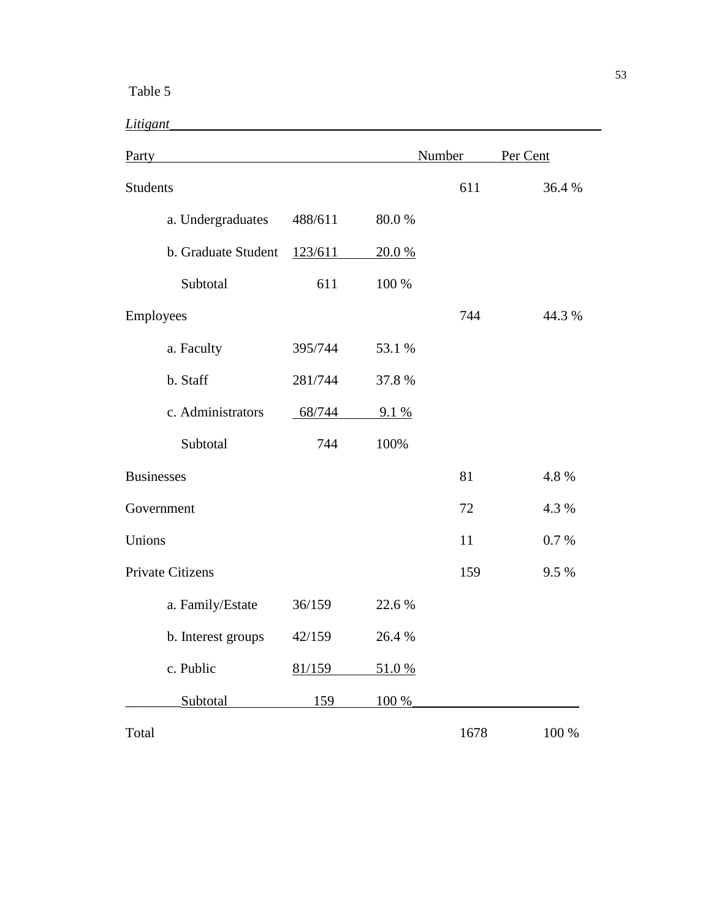Table 5

*Litigant*

| Party | | | Number | Per Cent |
|---|---|---|---|---|
| Students | | | 611 | 36.4 % |
| a. Undergraduates | 488/611 | 80.0 % | | |
| b. Graduate Student | 123/611 | 20.0 % | | |
| Subtotal | 611 | 100 % | | |
| Employees | | | 744 | 44.3 % |
| a. Faculty | 395/744 | 53.1 % | | |
| b. Staff | 281/744 | 37.8 % | | |
| c. Administrators | 68/744 | 9.1 % | | |
| Subtotal | 744 | 100% | | |
| Businesses | | | 81 | 4.8 % |
| Government | | | 72 | 4.3 % |
| Unions | | | 11 | 0.7 % |
| Private Citizens | | | 159 | 9.5 % |
| a. Family/Estate | 36/159 | 22.6 % | | |
| b. Interest groups | 42/159 | 26.4 % | | |
| c. Public | 81/159 | 51.0 % | | |
| Subtotal | 159 | 100 % | | |
| Total | | | 1678 | 100 % |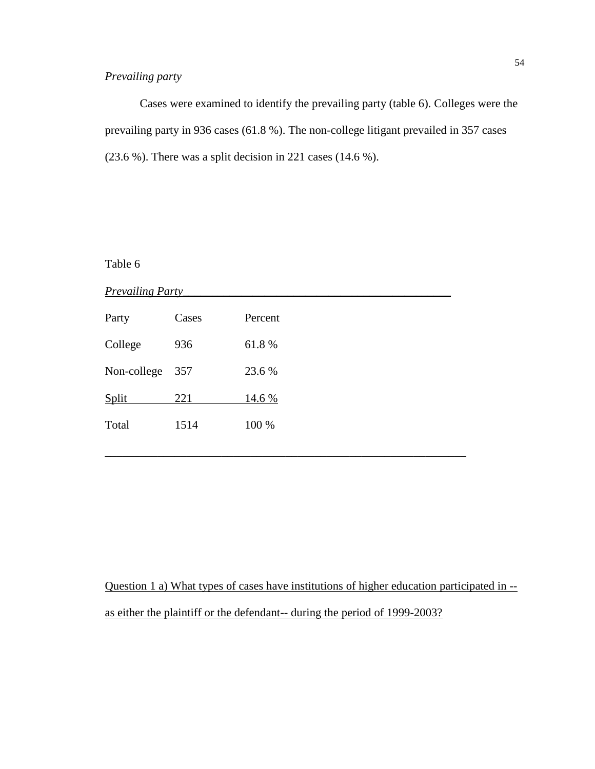*Prevailing party*

Cases were examined to identify the prevailing party (table 6). Colleges were the prevailing party in 936 cases (61.8 %). The non-college litigant prevailed in 357 cases (23.6 %). There was a split decision in 221 cases (14.6 %).

Table 6

*Prevailing Party*

| Party | Cases | Percent |
|---|---|---|
| College | 936 | 61.8 % |
| Non-college | 357 | 23.6 % |
| Split | 221 | 14.6 % |
| Total | 1514 | 100 % |

Question 1 a) What types of cases have institutions of higher education participated in -- as either the plaintiff or the defendant-- during the period of 1999-2003?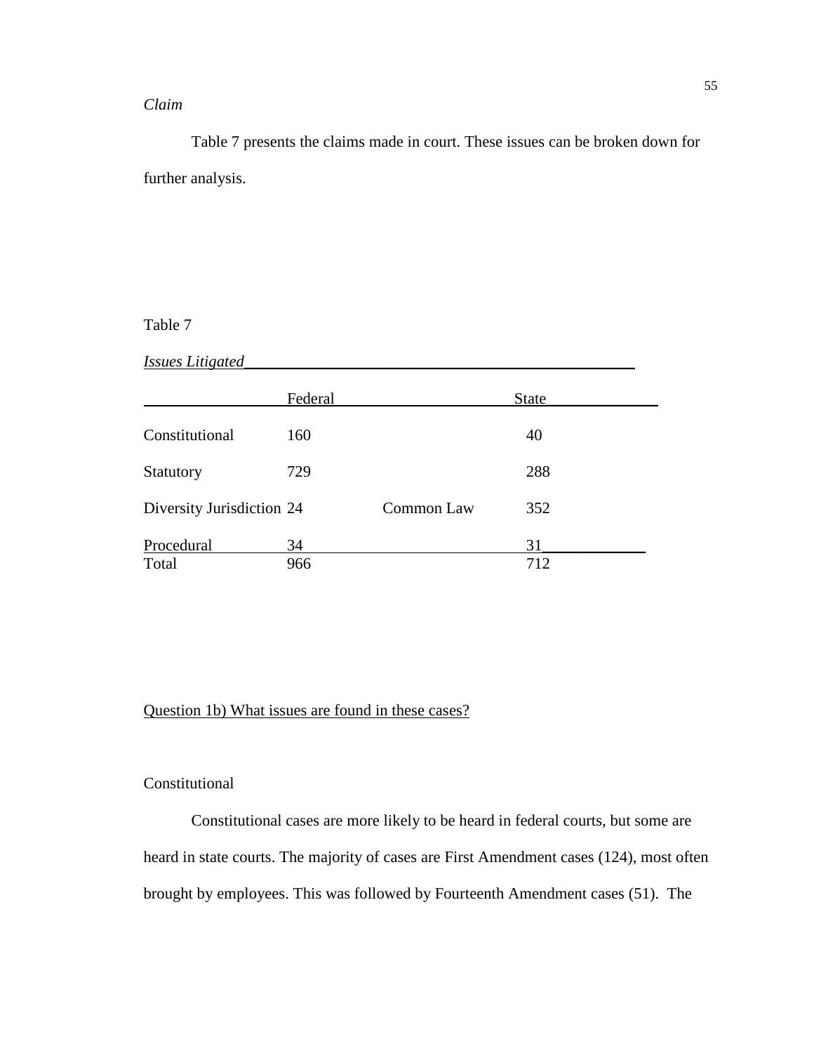*Claim*

Table 7 presents the claims made in court. These issues can be broken down for further analysis.

Table 7

*Issues Litigated*

| | Federal | | State |
|---|---|---|---|
| Constitutional | 160 | | 40 |
| Statutory | 729 | | 288 |
| Diversity Jurisdiction | 24 | Common Law | 352 |
| Procedural | 34 | | 31 |
| Total | 966 | | 712 |

Question 1b) What issues are found in these cases?

Constitutional

Constitutional cases are more likely to be heard in federal courts, but some are heard in state courts. The majority of cases are First Amendment cases (124), most often brought by employees. This was followed by Fourteenth Amendment cases (51). The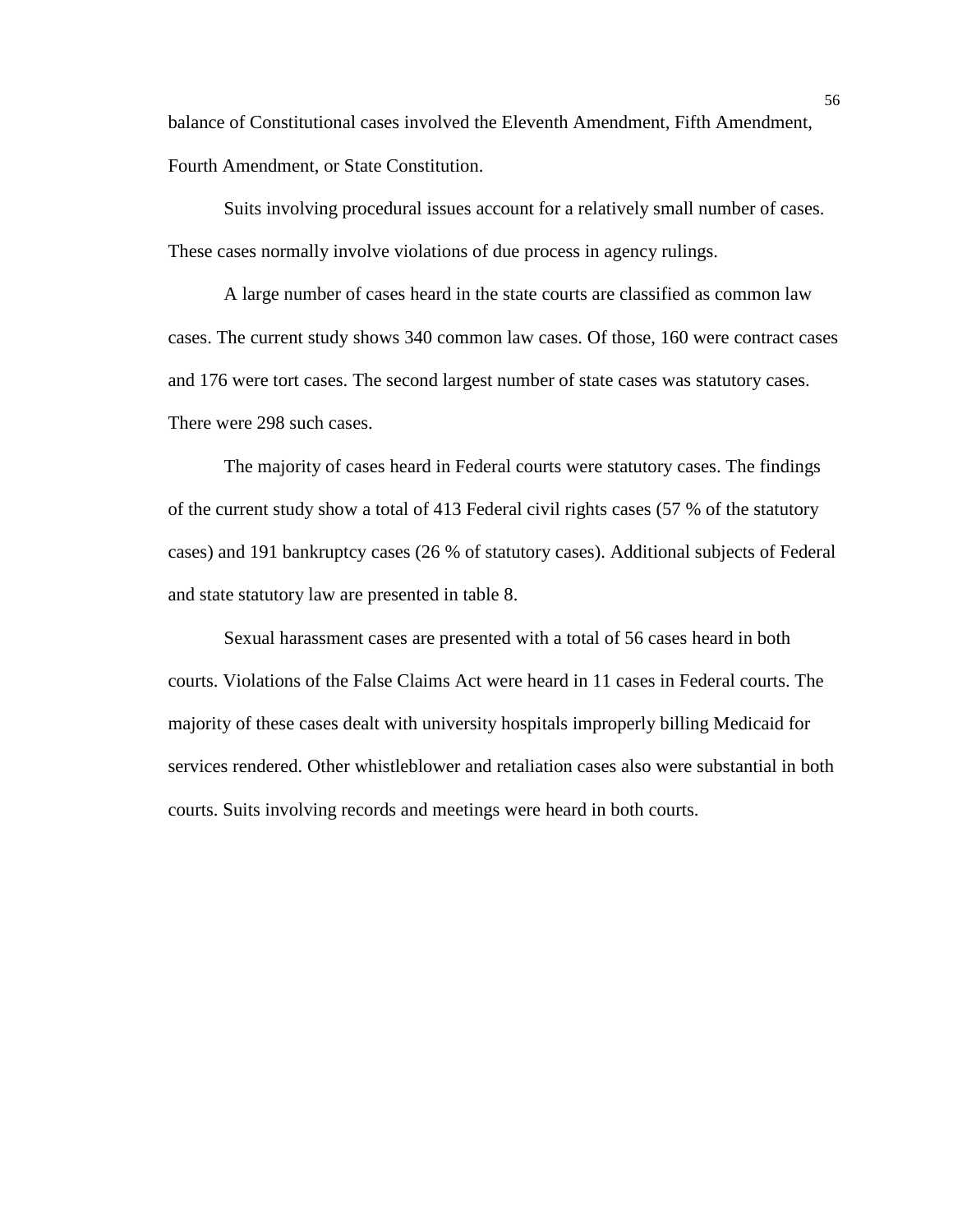balance of Constitutional cases involved the Eleventh Amendment, Fifth Amendment, Fourth Amendment, or State Constitution.

Suits involving procedural issues account for a relatively small number of cases. These cases normally involve violations of due process in agency rulings.

A large number of cases heard in the state courts are classified as common law cases. The current study shows 340 common law cases. Of those, 160 were contract cases and 176 were tort cases. The second largest number of state cases was statutory cases. There were 298 such cases.

The majority of cases heard in Federal courts were statutory cases. The findings of the current study show a total of 413 Federal civil rights cases (57 % of the statutory cases) and 191 bankruptcy cases (26 % of statutory cases). Additional subjects of Federal and state statutory law are presented in table 8.

Sexual harassment cases are presented with a total of 56 cases heard in both courts. Violations of the False Claims Act were heard in 11 cases in Federal courts. The majority of these cases dealt with university hospitals improperly billing Medicaid for services rendered. Other whistleblower and retaliation cases also were substantial in both courts. Suits involving records and meetings were heard in both courts.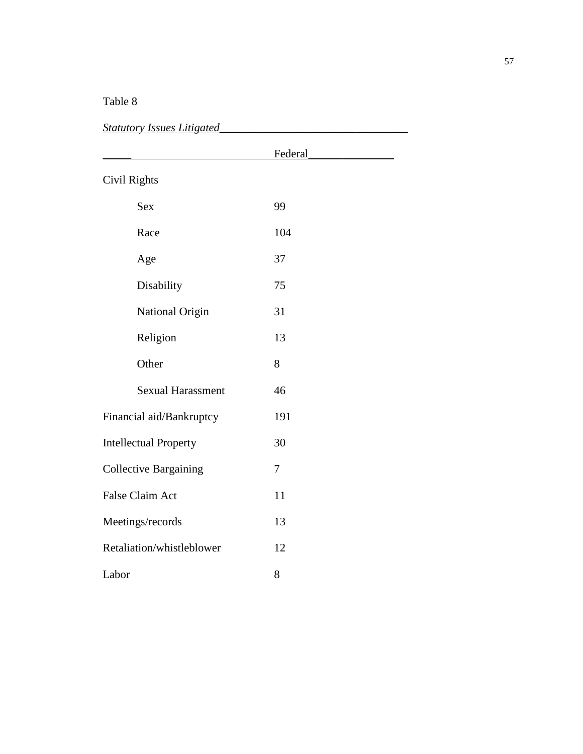Table 8

*Statutory Issues Litigated*

| | Federal |
|---|---|
| Civil Rights | |
| Sex | 99 |
| Race | 104 |
| Age | 37 |
| Disability | 75 |
| National Origin | 31 |
| Religion | 13 |
| Other | 8 |
| Sexual Harassment | 46 |
| Financial aid/Bankruptcy | 191 |
| Intellectual Property | 30 |
| Collective Bargaining | 7 |
| False Claim Act | 11 |
| Meetings/records | 13 |
| Retaliation/whistleblower | 12 |
| Labor | 8 |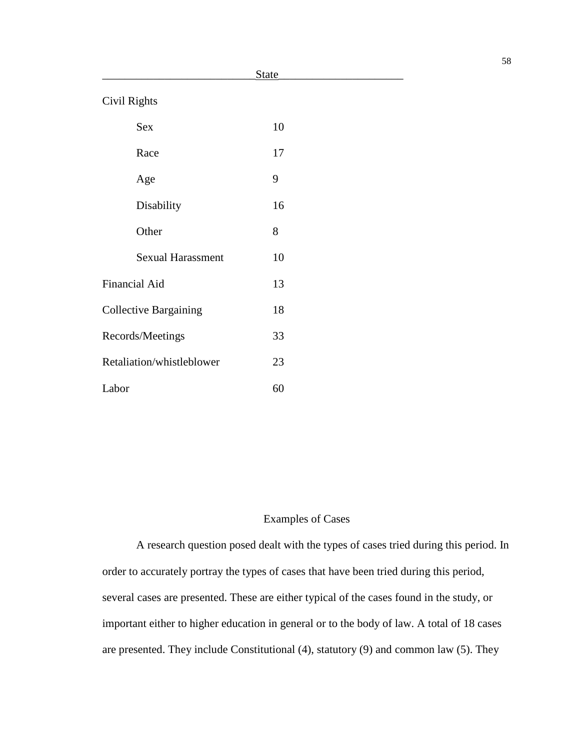| | State |
|---|---|
| Civil Rights | |
| Sex | 10 |
| Race | 17 |
| Age | 9 |
| Disability | 16 |
| Other | 8 |
| Sexual Harassment | 10 |
| Financial Aid | 13 |
| Collective Bargaining | 18 |
| Records/Meetings | 33 |
| Retaliation/whistleblower | 23 |
| Labor | 60 |

## Examples of Cases

A research question posed dealt with the types of cases tried during this period. In order to accurately portray the types of cases that have been tried during this period, several cases are presented. These are either typical of the cases found in the study, or important either to higher education in general or to the body of law. A total of 18 cases are presented. They include Constitutional (4), statutory (9) and common law (5). They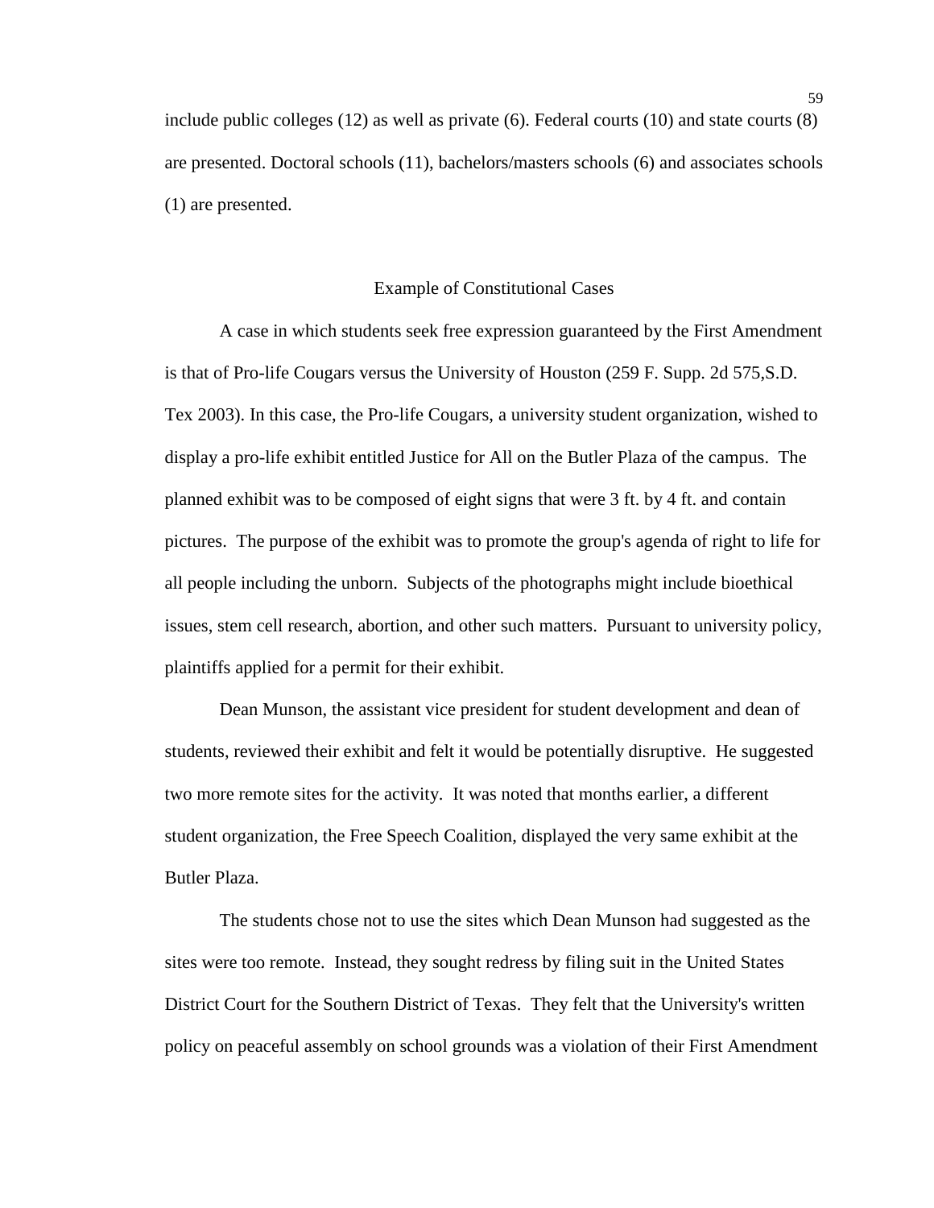include public colleges (12) as well as private (6). Federal courts (10) and state courts (8) are presented. Doctoral schools (11), bachelors/masters schools (6) and associates schools (1) are presented.

## Example of Constitutional Cases

A case in which students seek free expression guaranteed by the First Amendment is that of Pro-life Cougars versus the University of Houston (259 F. Supp. 2d 575,S.D. Tex 2003). In this case, the Pro-life Cougars, a university student organization, wished to display a pro-life exhibit entitled Justice for All on the Butler Plaza of the campus. The planned exhibit was to be composed of eight signs that were 3 ft. by 4 ft. and contain pictures. The purpose of the exhibit was to promote the group's agenda of right to life for all people including the unborn. Subjects of the photographs might include bioethical issues, stem cell research, abortion, and other such matters. Pursuant to university policy, plaintiffs applied for a permit for their exhibit.

Dean Munson, the assistant vice president for student development and dean of students, reviewed their exhibit and felt it would be potentially disruptive. He suggested two more remote sites for the activity. It was noted that months earlier, a different student organization, the Free Speech Coalition, displayed the very same exhibit at the Butler Plaza.

The students chose not to use the sites which Dean Munson had suggested as the sites were too remote. Instead, they sought redress by filing suit in the United States District Court for the Southern District of Texas. They felt that the University's written policy on peaceful assembly on school grounds was a violation of their First Amendment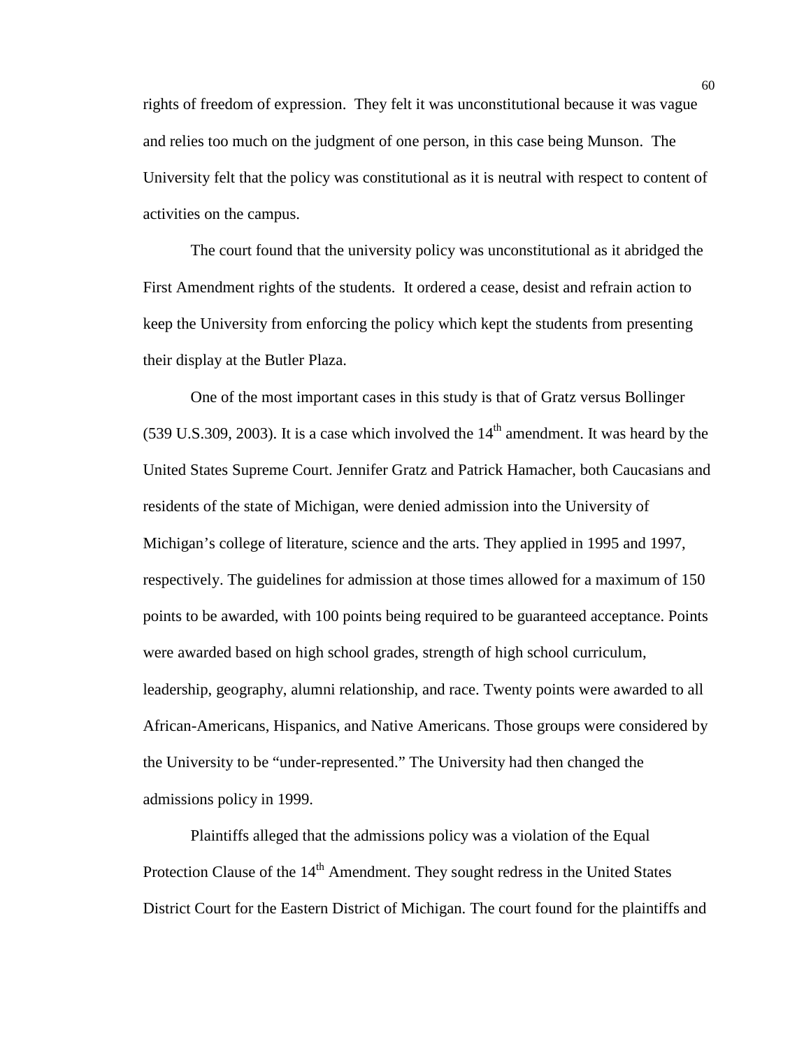rights of freedom of expression. They felt it was unconstitutional because it was vague and relies too much on the judgment of one person, in this case being Munson. The University felt that the policy was constitutional as it is neutral with respect to content of activities on the campus.

The court found that the university policy was unconstitutional as it abridged the First Amendment rights of the students. It ordered a cease, desist and refrain action to keep the University from enforcing the policy which kept the students from presenting their display at the Butler Plaza.

One of the most important cases in this study is that of Gratz versus Bollinger (539 U.S.309, 2003). It is a case which involved the 14th amendment. It was heard by the United States Supreme Court. Jennifer Gratz and Patrick Hamacher, both Caucasians and residents of the state of Michigan, were denied admission into the University of Michigan's college of literature, science and the arts. They applied in 1995 and 1997, respectively. The guidelines for admission at those times allowed for a maximum of 150 points to be awarded, with 100 points being required to be guaranteed acceptance. Points were awarded based on high school grades, strength of high school curriculum, leadership, geography, alumni relationship, and race. Twenty points were awarded to all African-Americans, Hispanics, and Native Americans. Those groups were considered by the University to be "under-represented." The University had then changed the admissions policy in 1999.

Plaintiffs alleged that the admissions policy was a violation of the Equal Protection Clause of the 14th Amendment. They sought redress in the United States District Court for the Eastern District of Michigan. The court found for the plaintiffs and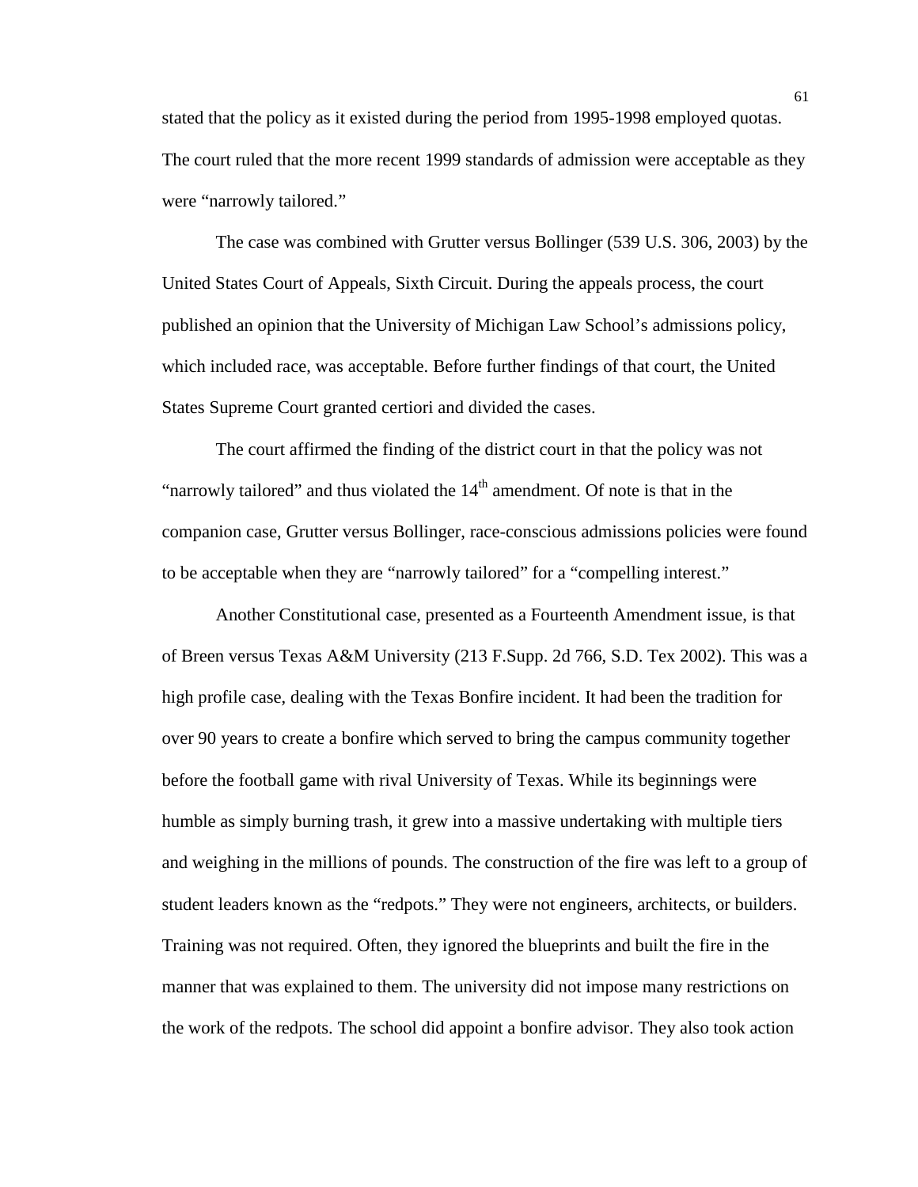stated that the policy as it existed during the period from 1995-1998 employed quotas. The court ruled that the more recent 1999 standards of admission were acceptable as they were “narrowly tailored.”

The case was combined with Grutter versus Bollinger (539 U.S. 306, 2003) by the United States Court of Appeals, Sixth Circuit. During the appeals process, the court published an opinion that the University of Michigan Law School’s admissions policy, which included race, was acceptable. Before further findings of that court, the United States Supreme Court granted certiori and divided the cases.

The court affirmed the finding of the district court in that the policy was not “narrowly tailored” and thus violated the 14th amendment. Of note is that in the companion case, Grutter versus Bollinger, race-conscious admissions policies were found to be acceptable when they are “narrowly tailored” for a “compelling interest.”

Another Constitutional case, presented as a Fourteenth Amendment issue, is that of Breen versus Texas A&M University (213 F.Supp. 2d 766, S.D. Tex 2002). This was a high profile case, dealing with the Texas Bonfire incident. It had been the tradition for over 90 years to create a bonfire which served to bring the campus community together before the football game with rival University of Texas. While its beginnings were humble as simply burning trash, it grew into a massive undertaking with multiple tiers and weighing in the millions of pounds. The construction of the fire was left to a group of student leaders known as the “redpots.” They were not engineers, architects, or builders. Training was not required. Often, they ignored the blueprints and built the fire in the manner that was explained to them. The university did not impose many restrictions on the work of the redpots. The school did appoint a bonfire advisor. They also took action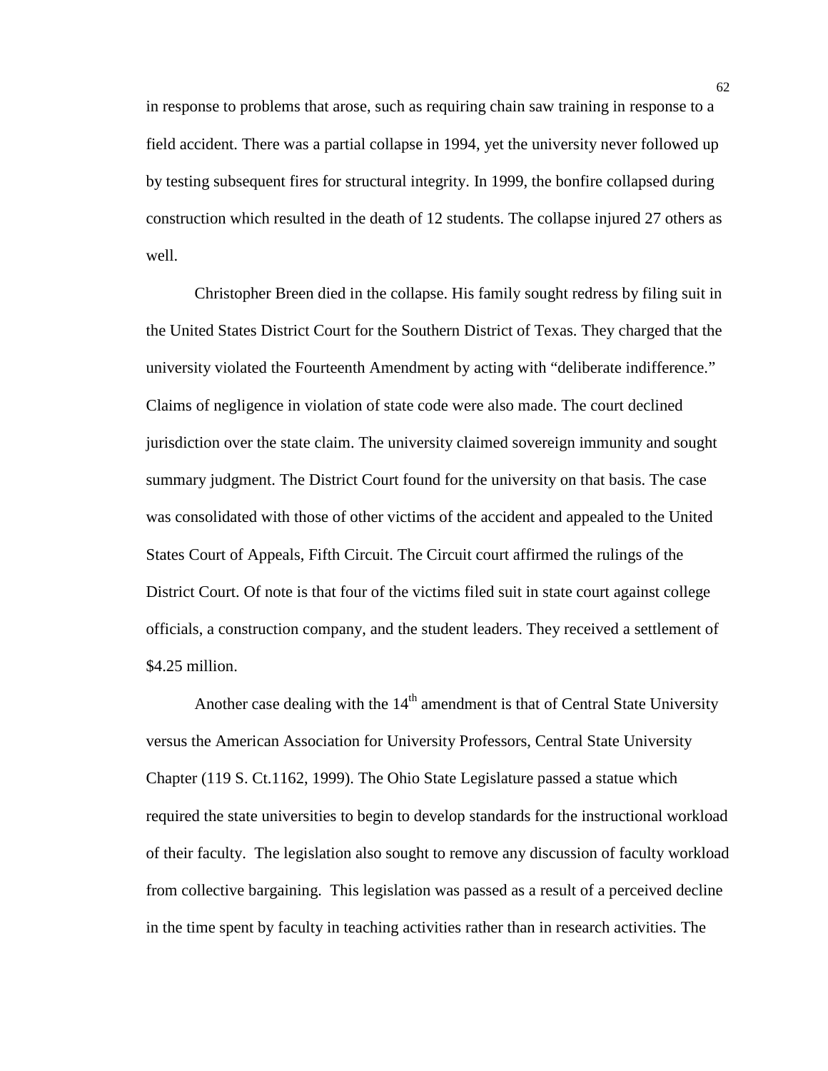in response to problems that arose, such as requiring chain saw training in response to a field accident. There was a partial collapse in 1994, yet the university never followed up by testing subsequent fires for structural integrity. In 1999, the bonfire collapsed during construction which resulted in the death of 12 students. The collapse injured 27 others as well.

Christopher Breen died in the collapse. His family sought redress by filing suit in the United States District Court for the Southern District of Texas. They charged that the university violated the Fourteenth Amendment by acting with "deliberate indifference." Claims of negligence in violation of state code were also made. The court declined jurisdiction over the state claim. The university claimed sovereign immunity and sought summary judgment. The District Court found for the university on that basis. The case was consolidated with those of other victims of the accident and appealed to the United States Court of Appeals, Fifth Circuit. The Circuit court affirmed the rulings of the District Court. Of note is that four of the victims filed suit in state court against college officials, a construction company, and the student leaders. They received a settlement of $4.25 million.

Another case dealing with the 14th amendment is that of Central State University versus the American Association for University Professors, Central State University Chapter (119 S. Ct.1162, 1999). The Ohio State Legislature passed a statue which required the state universities to begin to develop standards for the instructional workload of their faculty. The legislation also sought to remove any discussion of faculty workload from collective bargaining. This legislation was passed as a result of a perceived decline in the time spent by faculty in teaching activities rather than in research activities. The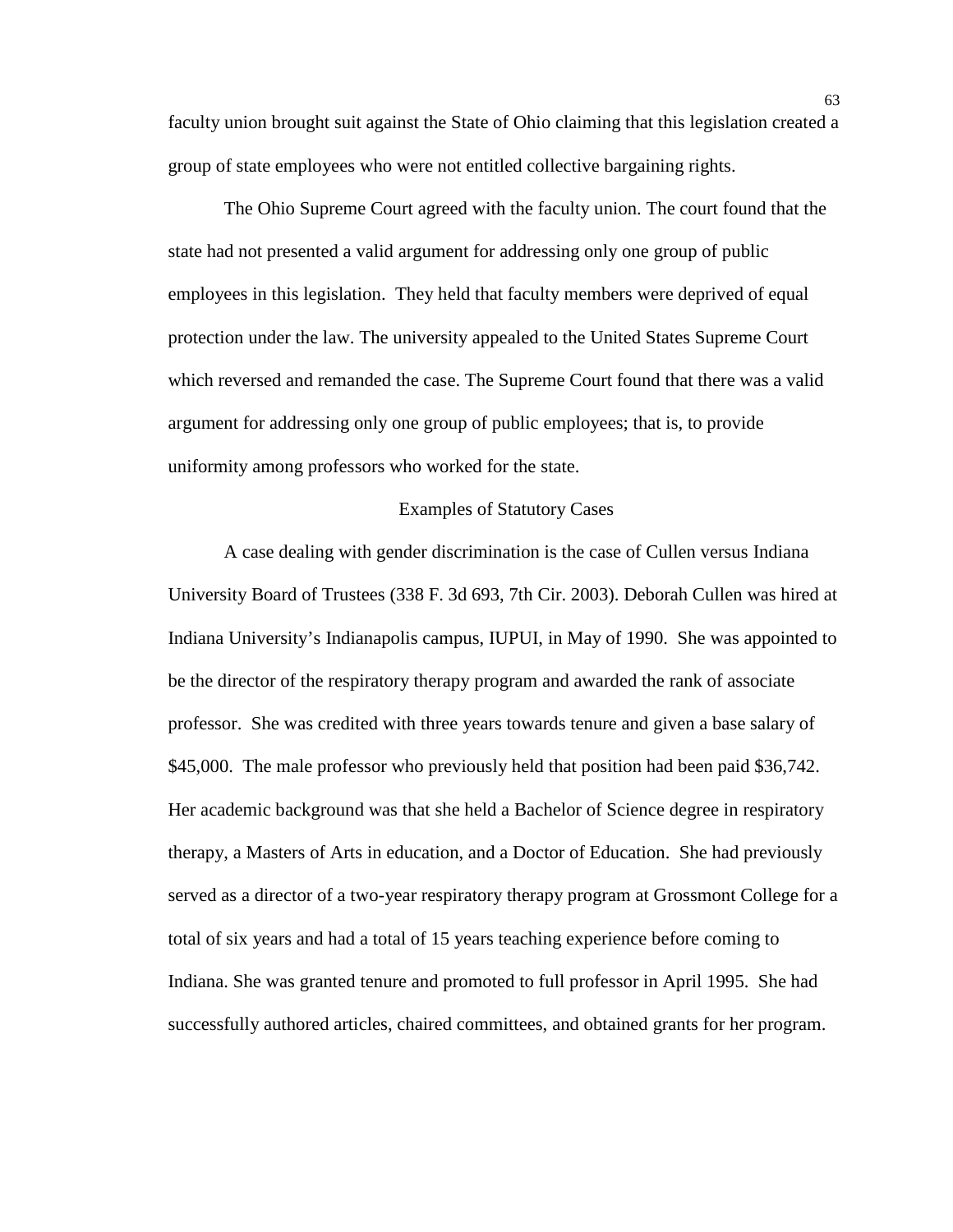faculty union brought suit against the State of Ohio claiming that this legislation created a group of state employees who were not entitled collective bargaining rights.

The Ohio Supreme Court agreed with the faculty union. The court found that the state had not presented a valid argument for addressing only one group of public employees in this legislation. They held that faculty members were deprived of equal protection under the law. The university appealed to the United States Supreme Court which reversed and remanded the case. The Supreme Court found that there was a valid argument for addressing only one group of public employees; that is, to provide uniformity among professors who worked for the state.

## Examples of Statutory Cases

A case dealing with gender discrimination is the case of Cullen versus Indiana University Board of Trustees (338 F. 3d 693, 7th Cir. 2003). Deborah Cullen was hired at Indiana University's Indianapolis campus, IUPUI, in May of 1990. She was appointed to be the director of the respiratory therapy program and awarded the rank of associate professor. She was credited with three years towards tenure and given a base salary of $45,000. The male professor who previously held that position had been paid $36,742. Her academic background was that she held a Bachelor of Science degree in respiratory therapy, a Masters of Arts in education, and a Doctor of Education. She had previously served as a director of a two-year respiratory therapy program at Grossmont College for a total of six years and had a total of 15 years teaching experience before coming to Indiana. She was granted tenure and promoted to full professor in April 1995. She had successfully authored articles, chaired committees, and obtained grants for her program.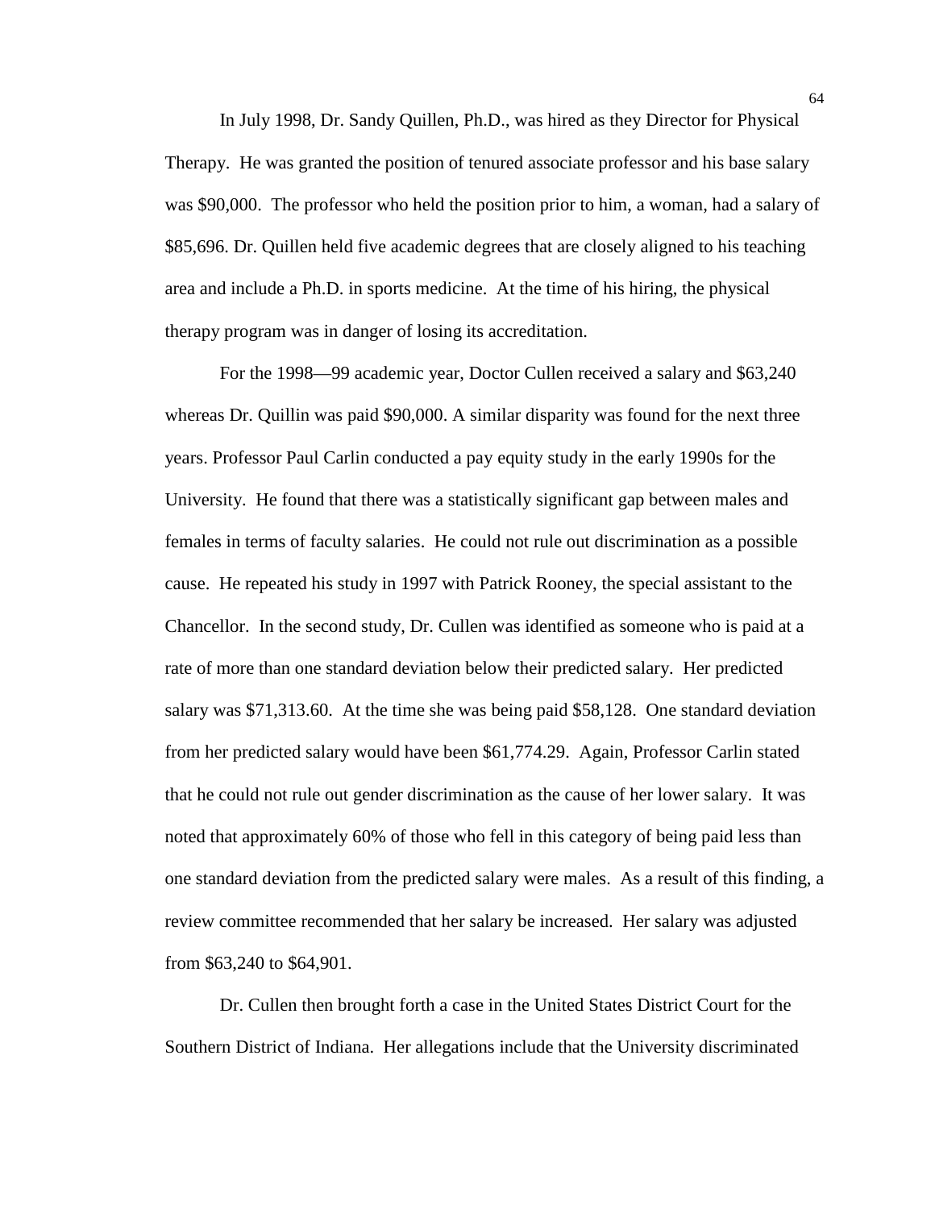In July 1998, Dr. Sandy Quillen, Ph.D., was hired as they Director for Physical Therapy. He was granted the position of tenured associate professor and his base salary was $90,000. The professor who held the position prior to him, a woman, had a salary of $85,696. Dr. Quillen held five academic degrees that are closely aligned to his teaching area and include a Ph.D. in sports medicine. At the time of his hiring, the physical therapy program was in danger of losing its accreditation.

For the 1998—99 academic year, Doctor Cullen received a salary and $63,240 whereas Dr. Quillin was paid $90,000. A similar disparity was found for the next three years. Professor Paul Carlin conducted a pay equity study in the early 1990s for the University. He found that there was a statistically significant gap between males and females in terms of faculty salaries. He could not rule out discrimination as a possible cause. He repeated his study in 1997 with Patrick Rooney, the special assistant to the Chancellor. In the second study, Dr. Cullen was identified as someone who is paid at a rate of more than one standard deviation below their predicted salary. Her predicted salary was $71,313.60. At the time she was being paid $58,128. One standard deviation from her predicted salary would have been $61,774.29. Again, Professor Carlin stated that he could not rule out gender discrimination as the cause of her lower salary. It was noted that approximately 60% of those who fell in this category of being paid less than one standard deviation from the predicted salary were males. As a result of this finding, a review committee recommended that her salary be increased. Her salary was adjusted from $63,240 to $64,901.

Dr. Cullen then brought forth a case in the United States District Court for the Southern District of Indiana. Her allegations include that the University discriminated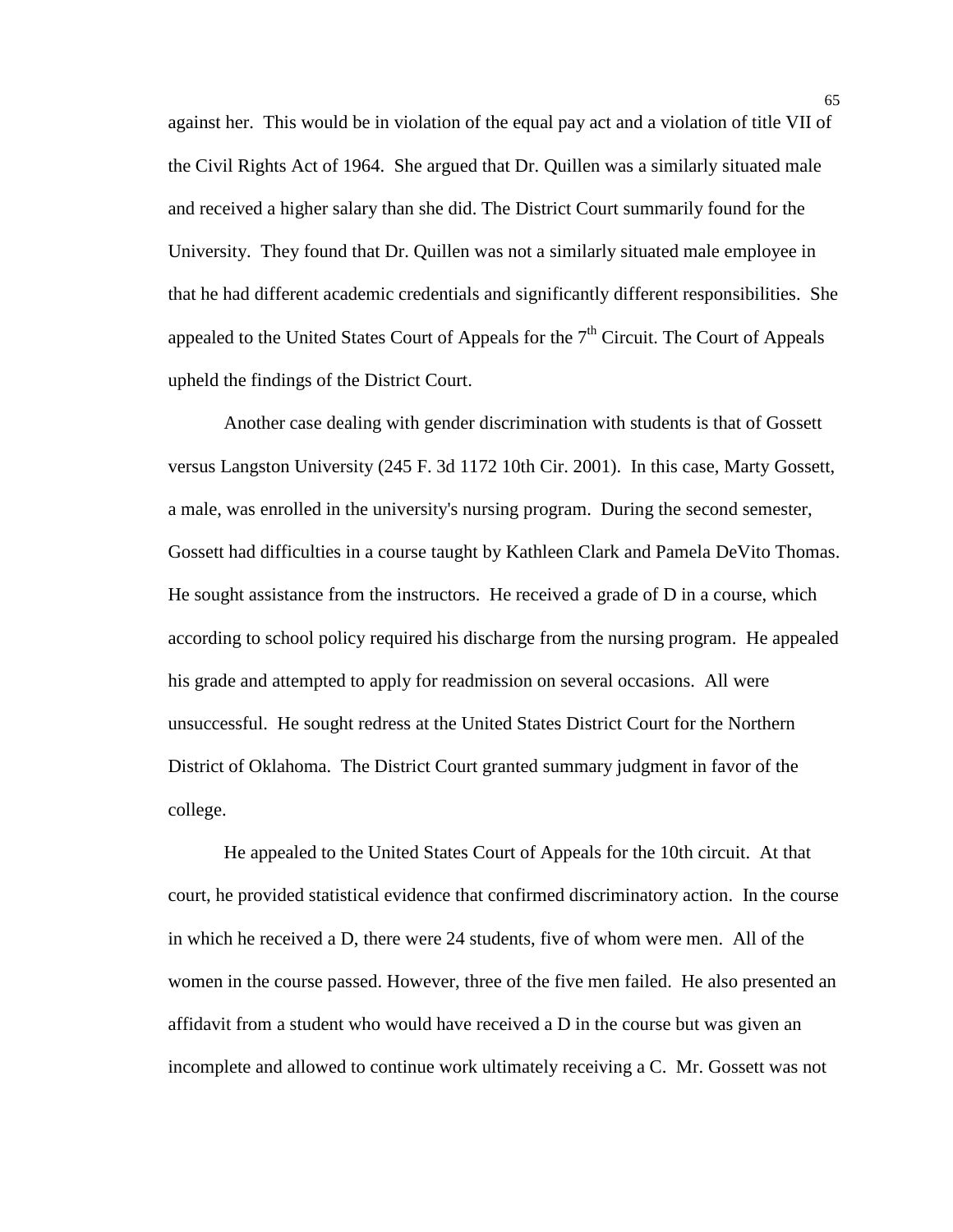against her. This would be in violation of the equal pay act and a violation of title VII of the Civil Rights Act of 1964. She argued that Dr. Quillen was a similarly situated male and received a higher salary than she did. The District Court summarily found for the University. They found that Dr. Quillen was not a similarly situated male employee in that he had different academic credentials and significantly different responsibilities. She appealed to the United States Court of Appeals for the 7th Circuit. The Court of Appeals upheld the findings of the District Court.

Another case dealing with gender discrimination with students is that of Gossett versus Langston University (245 F. 3d 1172 10th Cir. 2001). In this case, Marty Gossett, a male, was enrolled in the university's nursing program. During the second semester, Gossett had difficulties in a course taught by Kathleen Clark and Pamela DeVito Thomas. He sought assistance from the instructors. He received a grade of D in a course, which according to school policy required his discharge from the nursing program. He appealed his grade and attempted to apply for readmission on several occasions. All were unsuccessful. He sought redress at the United States District Court for the Northern District of Oklahoma. The District Court granted summary judgment in favor of the college.

He appealed to the United States Court of Appeals for the 10th circuit. At that court, he provided statistical evidence that confirmed discriminatory action. In the course in which he received a D, there were 24 students, five of whom were men. All of the women in the course passed. However, three of the five men failed. He also presented an affidavit from a student who would have received a D in the course but was given an incomplete and allowed to continue work ultimately receiving a C. Mr. Gossett was not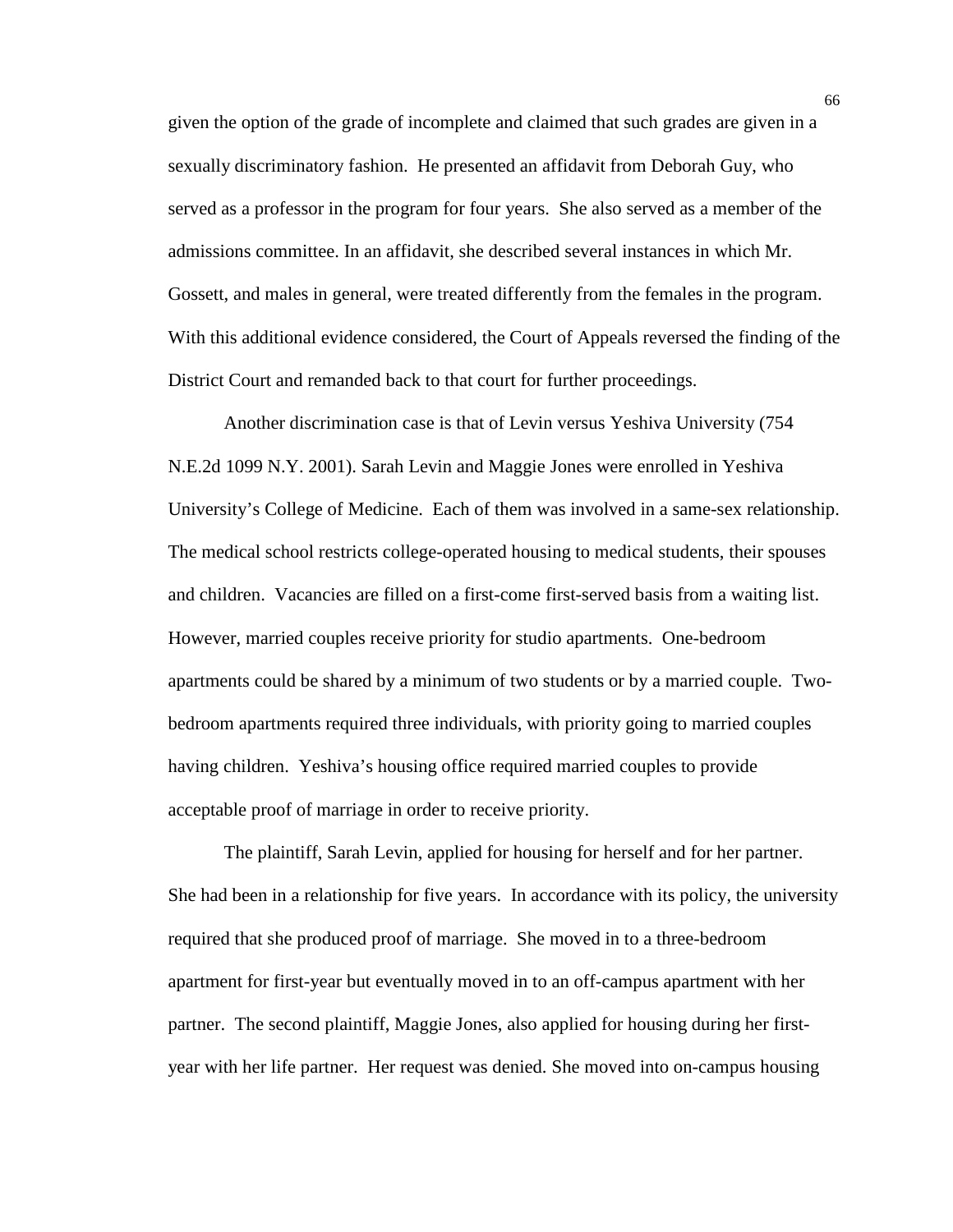given the option of the grade of incomplete and claimed that such grades are given in a sexually discriminatory fashion. He presented an affidavit from Deborah Guy, who served as a professor in the program for four years. She also served as a member of the admissions committee. In an affidavit, she described several instances in which Mr. Gossett, and males in general, were treated differently from the females in the program. With this additional evidence considered, the Court of Appeals reversed the finding of the District Court and remanded back to that court for further proceedings.

Another discrimination case is that of Levin versus Yeshiva University (754 N.E.2d 1099 N.Y. 2001). Sarah Levin and Maggie Jones were enrolled in Yeshiva University's College of Medicine. Each of them was involved in a same-sex relationship. The medical school restricts college-operated housing to medical students, their spouses and children. Vacancies are filled on a first-come first-served basis from a waiting list. However, married couples receive priority for studio apartments. One-bedroom apartments could be shared by a minimum of two students or by a married couple. Two-bedroom apartments required three individuals, with priority going to married couples having children. Yeshiva's housing office required married couples to provide acceptable proof of marriage in order to receive priority.

The plaintiff, Sarah Levin, applied for housing for herself and for her partner. She had been in a relationship for five years. In accordance with its policy, the university required that she produced proof of marriage. She moved in to a three-bedroom apartment for first-year but eventually moved in to an off-campus apartment with her partner. The second plaintiff, Maggie Jones, also applied for housing during her first-year with her life partner. Her request was denied. She moved into on-campus housing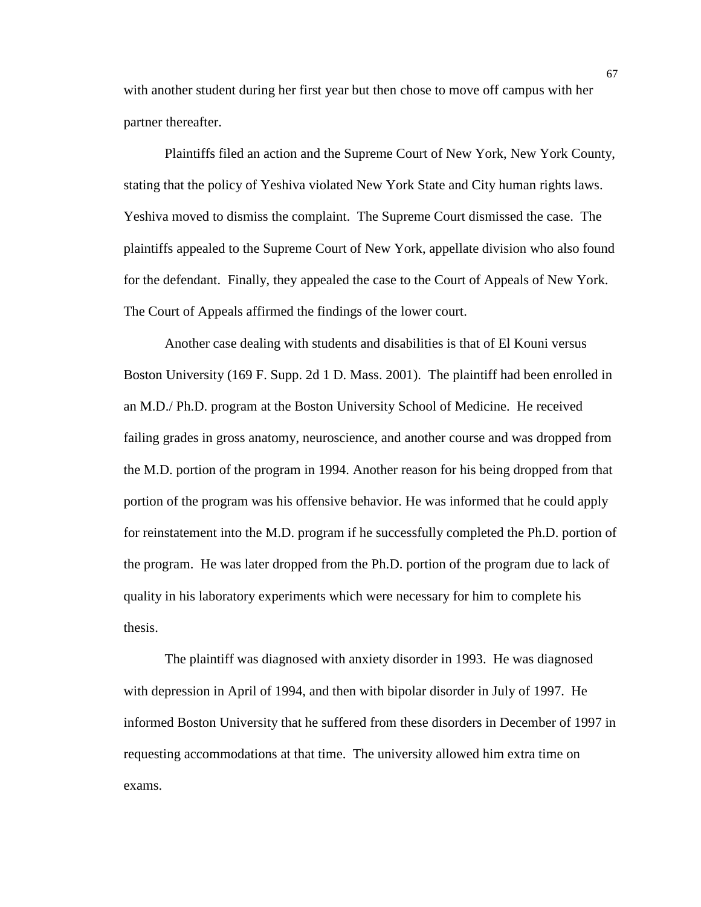with another student during her first year but then chose to move off campus with her partner thereafter.

Plaintiffs filed an action and the Supreme Court of New York, New York County, stating that the policy of Yeshiva violated New York State and City human rights laws. Yeshiva moved to dismiss the complaint. The Supreme Court dismissed the case. The plaintiffs appealed to the Supreme Court of New York, appellate division who also found for the defendant. Finally, they appealed the case to the Court of Appeals of New York. The Court of Appeals affirmed the findings of the lower court.

Another case dealing with students and disabilities is that of El Kouni versus Boston University (169 F. Supp. 2d 1 D. Mass. 2001). The plaintiff had been enrolled in an M.D./ Ph.D. program at the Boston University School of Medicine. He received failing grades in gross anatomy, neuroscience, and another course and was dropped from the M.D. portion of the program in 1994. Another reason for his being dropped from that portion of the program was his offensive behavior. He was informed that he could apply for reinstatement into the M.D. program if he successfully completed the Ph.D. portion of the program. He was later dropped from the Ph.D. portion of the program due to lack of quality in his laboratory experiments which were necessary for him to complete his thesis.

The plaintiff was diagnosed with anxiety disorder in 1993. He was diagnosed with depression in April of 1994, and then with bipolar disorder in July of 1997. He informed Boston University that he suffered from these disorders in December of 1997 in requesting accommodations at that time. The university allowed him extra time on exams.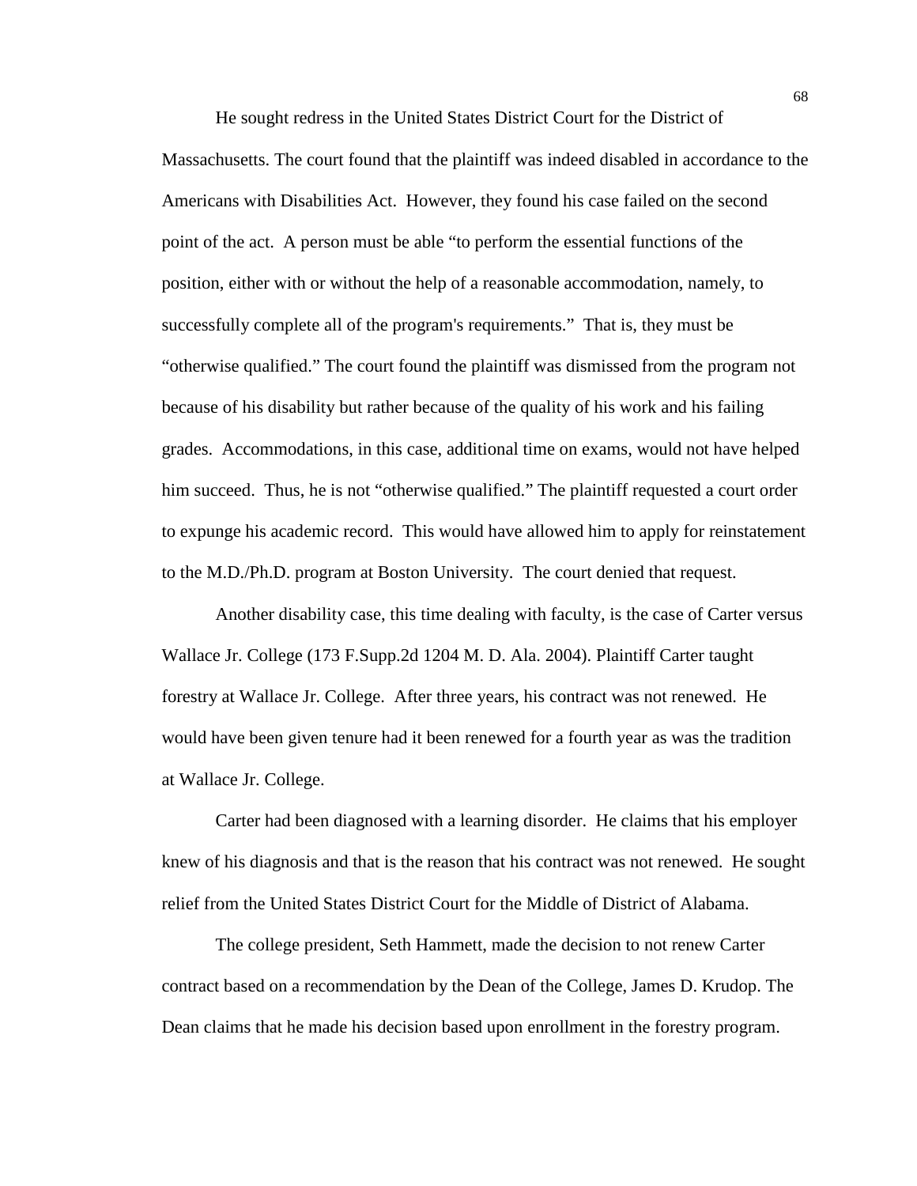He sought redress in the United States District Court for the District of Massachusetts. The court found that the plaintiff was indeed disabled in accordance to the Americans with Disabilities Act. However, they found his case failed on the second point of the act. A person must be able "to perform the essential functions of the position, either with or without the help of a reasonable accommodation, namely, to successfully complete all of the program's requirements." That is, they must be "otherwise qualified." The court found the plaintiff was dismissed from the program not because of his disability but rather because of the quality of his work and his failing grades. Accommodations, in this case, additional time on exams, would not have helped him succeed. Thus, he is not "otherwise qualified." The plaintiff requested a court order to expunge his academic record. This would have allowed him to apply for reinstatement to the M.D./Ph.D. program at Boston University. The court denied that request.

Another disability case, this time dealing with faculty, is the case of Carter versus Wallace Jr. College (173 F.Supp.2d 1204 M. D. Ala. 2004). Plaintiff Carter taught forestry at Wallace Jr. College. After three years, his contract was not renewed. He would have been given tenure had it been renewed for a fourth year as was the tradition at Wallace Jr. College.

Carter had been diagnosed with a learning disorder. He claims that his employer knew of his diagnosis and that is the reason that his contract was not renewed. He sought relief from the United States District Court for the Middle of District of Alabama.

The college president, Seth Hammett, made the decision to not renew Carter contract based on a recommendation by the Dean of the College, James D. Krudop. The Dean claims that he made his decision based upon enrollment in the forestry program.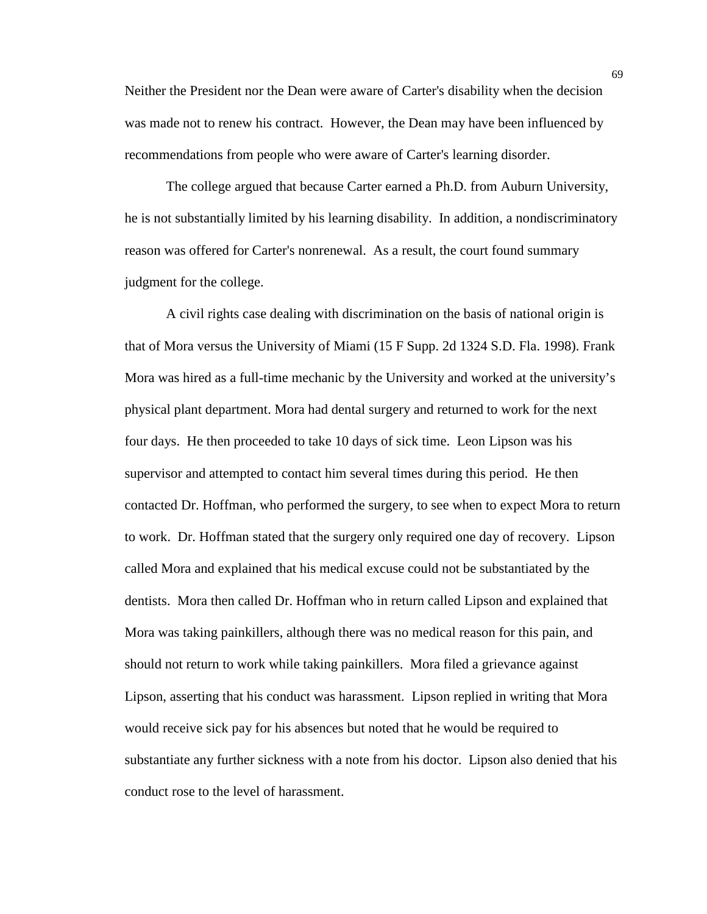Neither the President nor the Dean were aware of Carter's disability when the decision was made not to renew his contract. However, the Dean may have been influenced by recommendations from people who were aware of Carter's learning disorder.

The college argued that because Carter earned a Ph.D. from Auburn University, he is not substantially limited by his learning disability. In addition, a nondiscriminatory reason was offered for Carter's nonrenewal. As a result, the court found summary judgment for the college.

A civil rights case dealing with discrimination on the basis of national origin is that of Mora versus the University of Miami (15 F Supp. 2d 1324 S.D. Fla. 1998). Frank Mora was hired as a full-time mechanic by the University and worked at the university's physical plant department. Mora had dental surgery and returned to work for the next four days. He then proceeded to take 10 days of sick time. Leon Lipson was his supervisor and attempted to contact him several times during this period. He then contacted Dr. Hoffman, who performed the surgery, to see when to expect Mora to return to work. Dr. Hoffman stated that the surgery only required one day of recovery. Lipson called Mora and explained that his medical excuse could not be substantiated by the dentists. Mora then called Dr. Hoffman who in return called Lipson and explained that Mora was taking painkillers, although there was no medical reason for this pain, and should not return to work while taking painkillers. Mora filed a grievance against Lipson, asserting that his conduct was harassment. Lipson replied in writing that Mora would receive sick pay for his absences but noted that he would be required to substantiate any further sickness with a note from his doctor. Lipson also denied that his conduct rose to the level of harassment.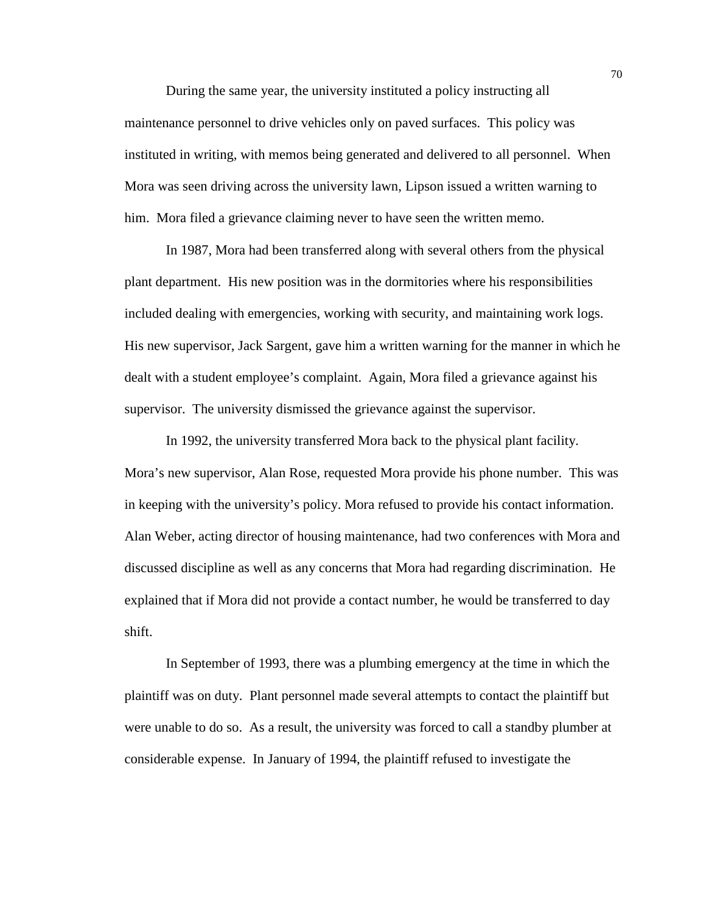During the same year, the university instituted a policy instructing all maintenance personnel to drive vehicles only on paved surfaces. This policy was instituted in writing, with memos being generated and delivered to all personnel. When Mora was seen driving across the university lawn, Lipson issued a written warning to him. Mora filed a grievance claiming never to have seen the written memo.

In 1987, Mora had been transferred along with several others from the physical plant department. His new position was in the dormitories where his responsibilities included dealing with emergencies, working with security, and maintaining work logs. His new supervisor, Jack Sargent, gave him a written warning for the manner in which he dealt with a student employee's complaint. Again, Mora filed a grievance against his supervisor. The university dismissed the grievance against the supervisor.

In 1992, the university transferred Mora back to the physical plant facility. Mora's new supervisor, Alan Rose, requested Mora provide his phone number. This was in keeping with the university's policy. Mora refused to provide his contact information. Alan Weber, acting director of housing maintenance, had two conferences with Mora and discussed discipline as well as any concerns that Mora had regarding discrimination. He explained that if Mora did not provide a contact number, he would be transferred to day shift.

In September of 1993, there was a plumbing emergency at the time in which the plaintiff was on duty. Plant personnel made several attempts to contact the plaintiff but were unable to do so. As a result, the university was forced to call a standby plumber at considerable expense. In January of 1994, the plaintiff refused to investigate the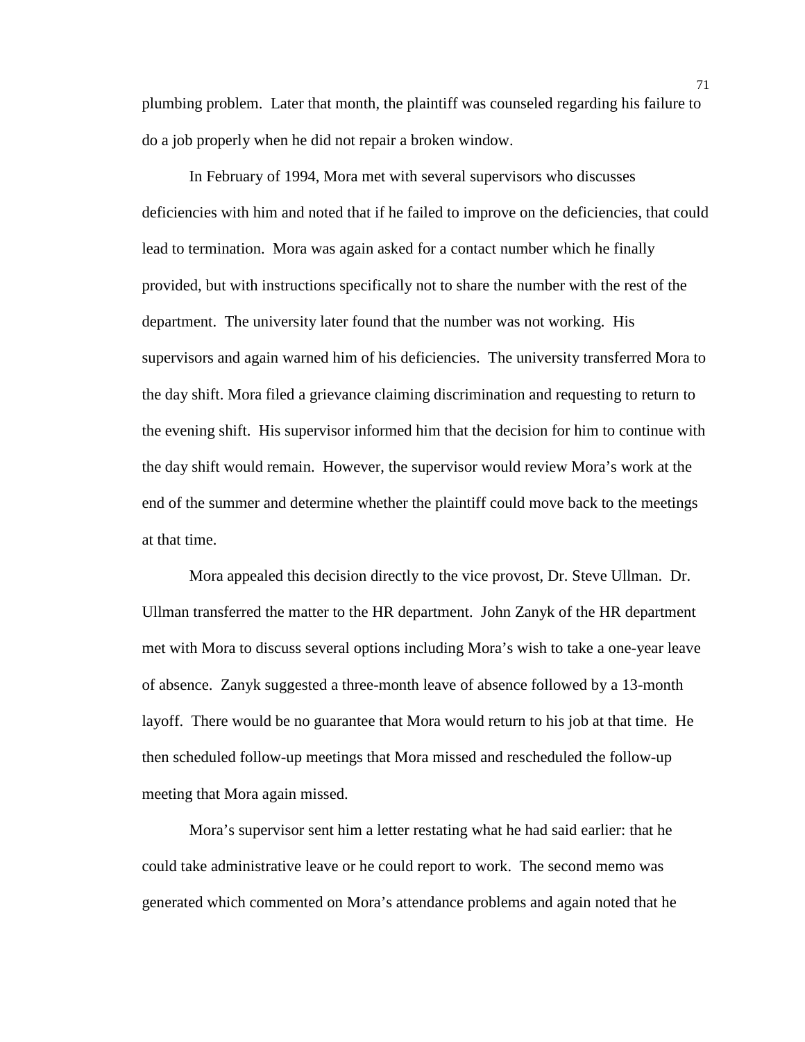plumbing problem. Later that month, the plaintiff was counseled regarding his failure to do a job properly when he did not repair a broken window.

In February of 1994, Mora met with several supervisors who discusses deficiencies with him and noted that if he failed to improve on the deficiencies, that could lead to termination. Mora was again asked for a contact number which he finally provided, but with instructions specifically not to share the number with the rest of the department. The university later found that the number was not working. His supervisors and again warned him of his deficiencies. The university transferred Mora to the day shift. Mora filed a grievance claiming discrimination and requesting to return to the evening shift. His supervisor informed him that the decision for him to continue with the day shift would remain. However, the supervisor would review Mora's work at the end of the summer and determine whether the plaintiff could move back to the meetings at that time.

Mora appealed this decision directly to the vice provost, Dr. Steve Ullman. Dr. Ullman transferred the matter to the HR department. John Zanyk of the HR department met with Mora to discuss several options including Mora's wish to take a one-year leave of absence. Zanyk suggested a three-month leave of absence followed by a 13-month layoff. There would be no guarantee that Mora would return to his job at that time. He then scheduled follow-up meetings that Mora missed and rescheduled the follow-up meeting that Mora again missed.

Mora's supervisor sent him a letter restating what he had said earlier: that he could take administrative leave or he could report to work. The second memo was generated which commented on Mora's attendance problems and again noted that he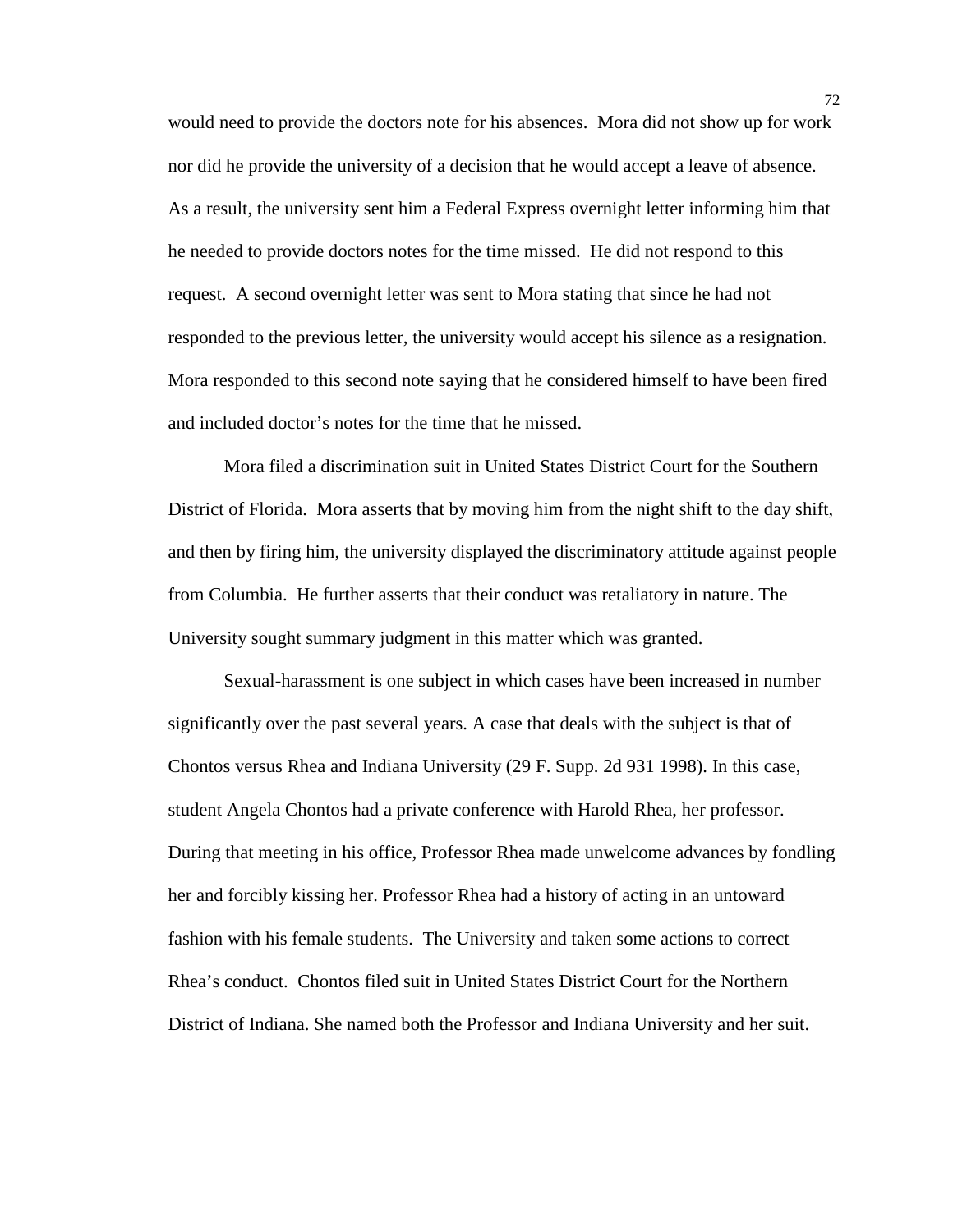would need to provide the doctors note for his absences. Mora did not show up for work nor did he provide the university of a decision that he would accept a leave of absence. As a result, the university sent him a Federal Express overnight letter informing him that he needed to provide doctors notes for the time missed. He did not respond to this request. A second overnight letter was sent to Mora stating that since he had not responded to the previous letter, the university would accept his silence as a resignation. Mora responded to this second note saying that he considered himself to have been fired and included doctor's notes for the time that he missed.

Mora filed a discrimination suit in United States District Court for the Southern District of Florida. Mora asserts that by moving him from the night shift to the day shift, and then by firing him, the university displayed the discriminatory attitude against people from Columbia. He further asserts that their conduct was retaliatory in nature. The University sought summary judgment in this matter which was granted.

Sexual-harassment is one subject in which cases have been increased in number significantly over the past several years. A case that deals with the subject is that of Chontos versus Rhea and Indiana University (29 F. Supp. 2d 931 1998). In this case, student Angela Chontos had a private conference with Harold Rhea, her professor. During that meeting in his office, Professor Rhea made unwelcome advances by fondling her and forcibly kissing her. Professor Rhea had a history of acting in an untoward fashion with his female students. The University and taken some actions to correct Rhea's conduct. Chontos filed suit in United States District Court for the Northern District of Indiana. She named both the Professor and Indiana University and her suit.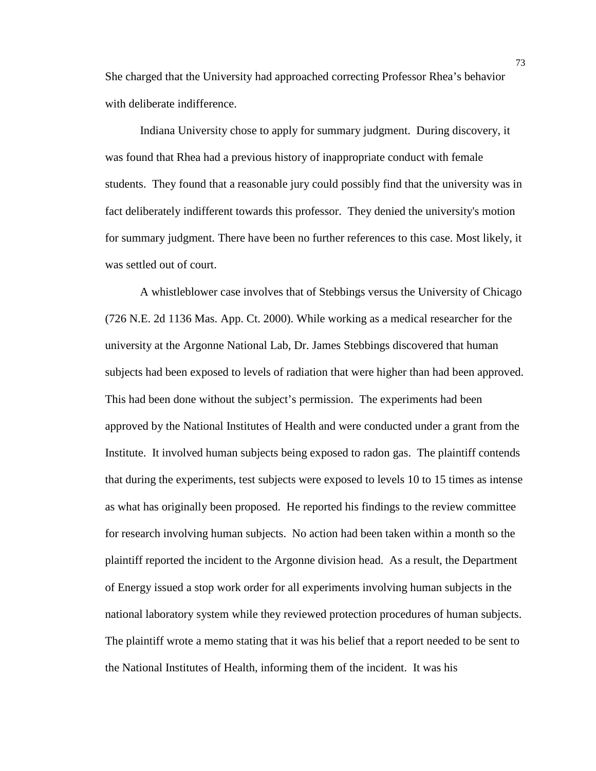She charged that the University had approached correcting Professor Rhea's behavior with deliberate indifference.

Indiana University chose to apply for summary judgment. During discovery, it was found that Rhea had a previous history of inappropriate conduct with female students. They found that a reasonable jury could possibly find that the university was in fact deliberately indifferent towards this professor. They denied the university's motion for summary judgment. There have been no further references to this case. Most likely, it was settled out of court.

A whistleblower case involves that of Stebbings versus the University of Chicago (726 N.E. 2d 1136 Mas. App. Ct. 2000). While working as a medical researcher for the university at the Argonne National Lab, Dr. James Stebbings discovered that human subjects had been exposed to levels of radiation that were higher than had been approved. This had been done without the subject's permission. The experiments had been approved by the National Institutes of Health and were conducted under a grant from the Institute. It involved human subjects being exposed to radon gas. The plaintiff contends that during the experiments, test subjects were exposed to levels 10 to 15 times as intense as what has originally been proposed. He reported his findings to the review committee for research involving human subjects. No action had been taken within a month so the plaintiff reported the incident to the Argonne division head. As a result, the Department of Energy issued a stop work order for all experiments involving human subjects in the national laboratory system while they reviewed protection procedures of human subjects. The plaintiff wrote a memo stating that it was his belief that a report needed to be sent to the National Institutes of Health, informing them of the incident. It was his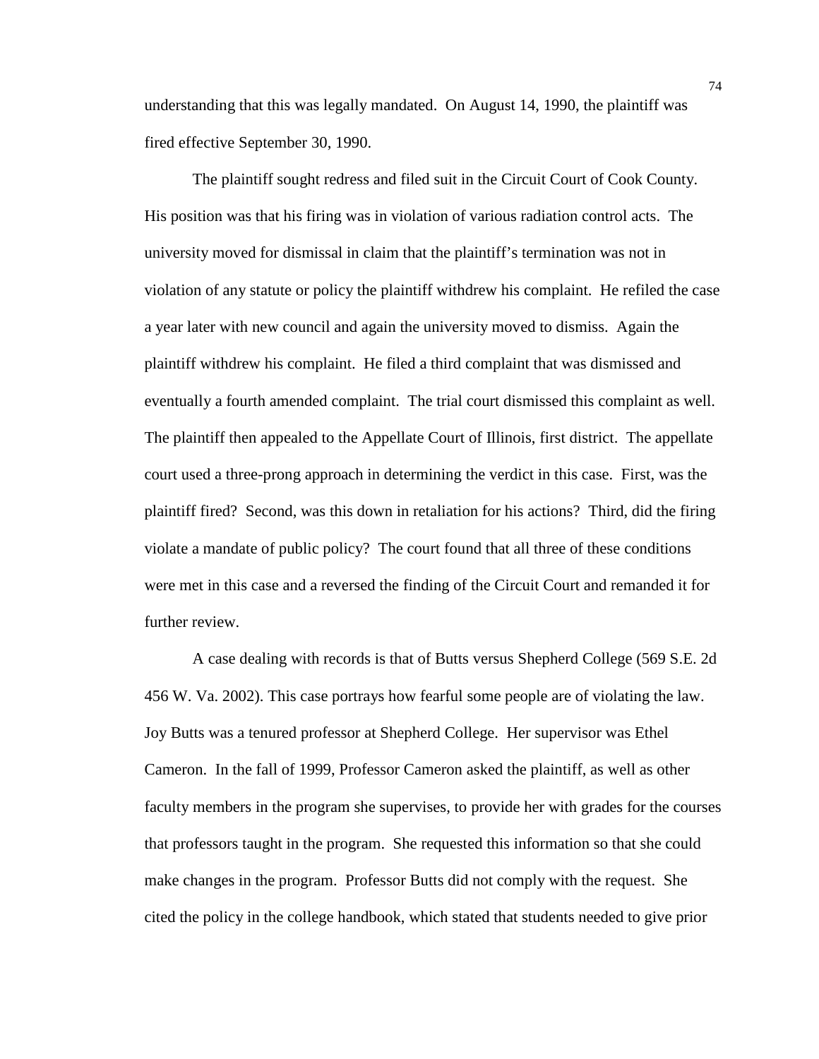understanding that this was legally mandated. On August 14, 1990, the plaintiff was fired effective September 30, 1990.

The plaintiff sought redress and filed suit in the Circuit Court of Cook County. His position was that his firing was in violation of various radiation control acts. The university moved for dismissal in claim that the plaintiff's termination was not in violation of any statute or policy the plaintiff withdrew his complaint. He refiled the case a year later with new council and again the university moved to dismiss. Again the plaintiff withdrew his complaint. He filed a third complaint that was dismissed and eventually a fourth amended complaint. The trial court dismissed this complaint as well. The plaintiff then appealed to the Appellate Court of Illinois, first district. The appellate court used a three-prong approach in determining the verdict in this case. First, was the plaintiff fired? Second, was this down in retaliation for his actions? Third, did the firing violate a mandate of public policy? The court found that all three of these conditions were met in this case and a reversed the finding of the Circuit Court and remanded it for further review.

A case dealing with records is that of Butts versus Shepherd College (569 S.E. 2d 456 W. Va. 2002). This case portrays how fearful some people are of violating the law. Joy Butts was a tenured professor at Shepherd College. Her supervisor was Ethel Cameron. In the fall of 1999, Professor Cameron asked the plaintiff, as well as other faculty members in the program she supervises, to provide her with grades for the courses that professors taught in the program. She requested this information so that she could make changes in the program. Professor Butts did not comply with the request. She cited the policy in the college handbook, which stated that students needed to give prior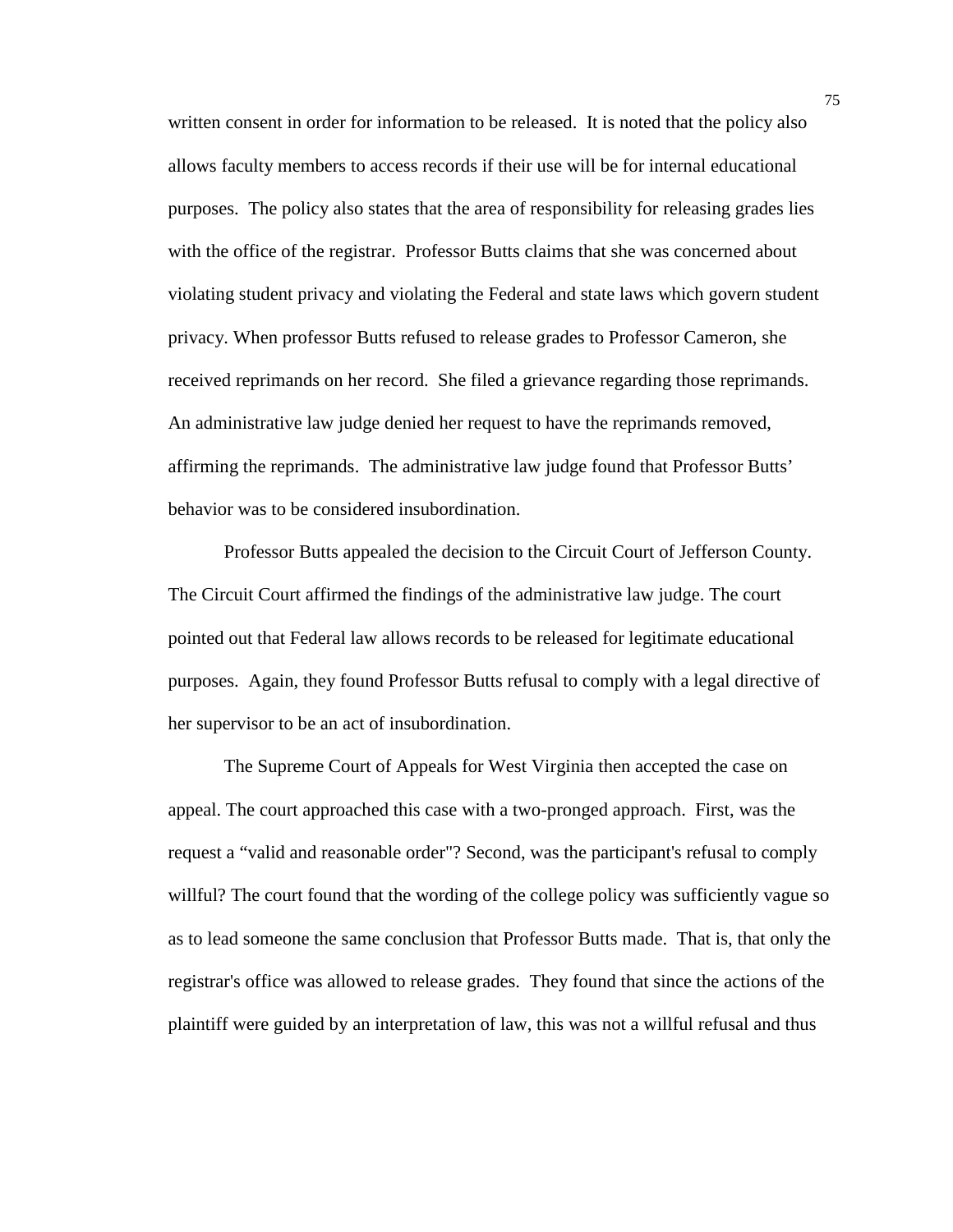written consent in order for information to be released. It is noted that the policy also allows faculty members to access records if their use will be for internal educational purposes. The policy also states that the area of responsibility for releasing grades lies with the office of the registrar. Professor Butts claims that she was concerned about violating student privacy and violating the Federal and state laws which govern student privacy. When professor Butts refused to release grades to Professor Cameron, she received reprimands on her record. She filed a grievance regarding those reprimands. An administrative law judge denied her request to have the reprimands removed, affirming the reprimands. The administrative law judge found that Professor Butts' behavior was to be considered insubordination.

Professor Butts appealed the decision to the Circuit Court of Jefferson County. The Circuit Court affirmed the findings of the administrative law judge. The court pointed out that Federal law allows records to be released for legitimate educational purposes. Again, they found Professor Butts refusal to comply with a legal directive of her supervisor to be an act of insubordination.

The Supreme Court of Appeals for West Virginia then accepted the case on appeal. The court approached this case with a two-pronged approach. First, was the request a "valid and reasonable order"? Second, was the participant's refusal to comply willful? The court found that the wording of the college policy was sufficiently vague so as to lead someone the same conclusion that Professor Butts made. That is, that only the registrar's office was allowed to release grades. They found that since the actions of the plaintiff were guided by an interpretation of law, this was not a willful refusal and thus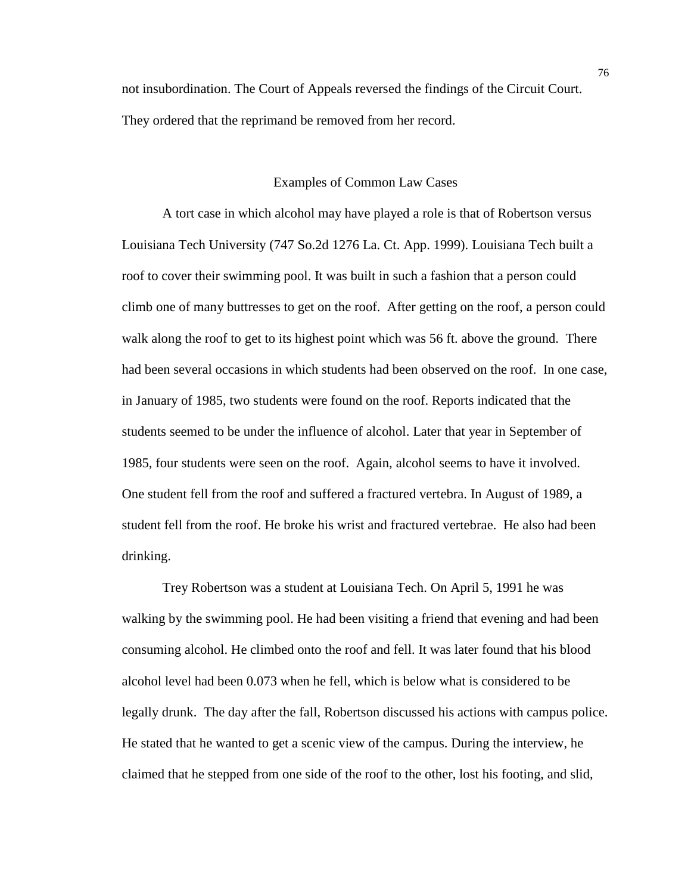not insubordination. The Court of Appeals reversed the findings of the Circuit Court. They ordered that the reprimand be removed from her record.

## Examples of Common Law Cases

A tort case in which alcohol may have played a role is that of Robertson versus Louisiana Tech University (747 So.2d 1276 La. Ct. App. 1999). Louisiana Tech built a roof to cover their swimming pool. It was built in such a fashion that a person could climb one of many buttresses to get on the roof. After getting on the roof, a person could walk along the roof to get to its highest point which was 56 ft. above the ground. There had been several occasions in which students had been observed on the roof. In one case, in January of 1985, two students were found on the roof. Reports indicated that the students seemed to be under the influence of alcohol. Later that year in September of 1985, four students were seen on the roof. Again, alcohol seems to have it involved. One student fell from the roof and suffered a fractured vertebra. In August of 1989, a student fell from the roof. He broke his wrist and fractured vertebrae. He also had been drinking.

Trey Robertson was a student at Louisiana Tech. On April 5, 1991 he was walking by the swimming pool. He had been visiting a friend that evening and had been consuming alcohol. He climbed onto the roof and fell. It was later found that his blood alcohol level had been 0.073 when he fell, which is below what is considered to be legally drunk. The day after the fall, Robertson discussed his actions with campus police. He stated that he wanted to get a scenic view of the campus. During the interview, he claimed that he stepped from one side of the roof to the other, lost his footing, and slid,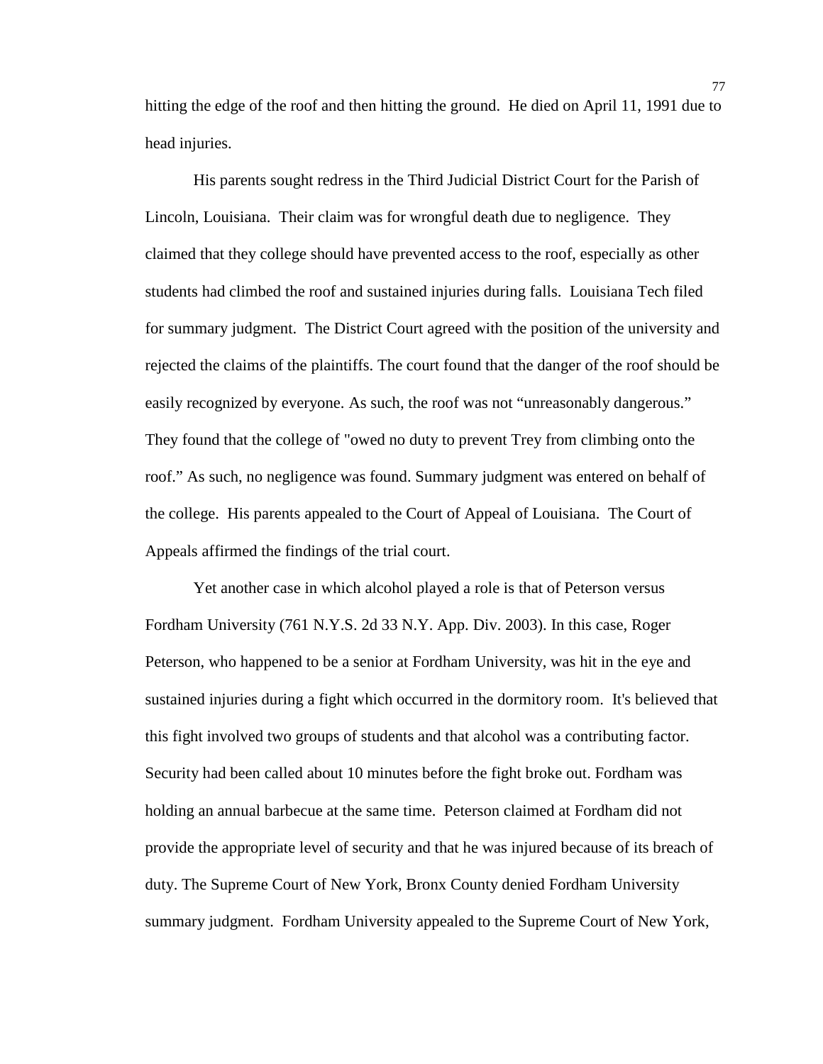hitting the edge of the roof and then hitting the ground. He died on April 11, 1991 due to head injuries.

His parents sought redress in the Third Judicial District Court for the Parish of Lincoln, Louisiana. Their claim was for wrongful death due to negligence. They claimed that they college should have prevented access to the roof, especially as other students had climbed the roof and sustained injuries during falls. Louisiana Tech filed for summary judgment. The District Court agreed with the position of the university and rejected the claims of the plaintiffs. The court found that the danger of the roof should be easily recognized by everyone. As such, the roof was not "unreasonably dangerous." They found that the college of "owed no duty to prevent Trey from climbing onto the roof." As such, no negligence was found. Summary judgment was entered on behalf of the college. His parents appealed to the Court of Appeal of Louisiana. The Court of Appeals affirmed the findings of the trial court.

Yet another case in which alcohol played a role is that of Peterson versus Fordham University (761 N.Y.S. 2d 33 N.Y. App. Div. 2003). In this case, Roger Peterson, who happened to be a senior at Fordham University, was hit in the eye and sustained injuries during a fight which occurred in the dormitory room. It's believed that this fight involved two groups of students and that alcohol was a contributing factor. Security had been called about 10 minutes before the fight broke out. Fordham was holding an annual barbecue at the same time. Peterson claimed at Fordham did not provide the appropriate level of security and that he was injured because of its breach of duty. The Supreme Court of New York, Bronx County denied Fordham University summary judgment. Fordham University appealed to the Supreme Court of New York,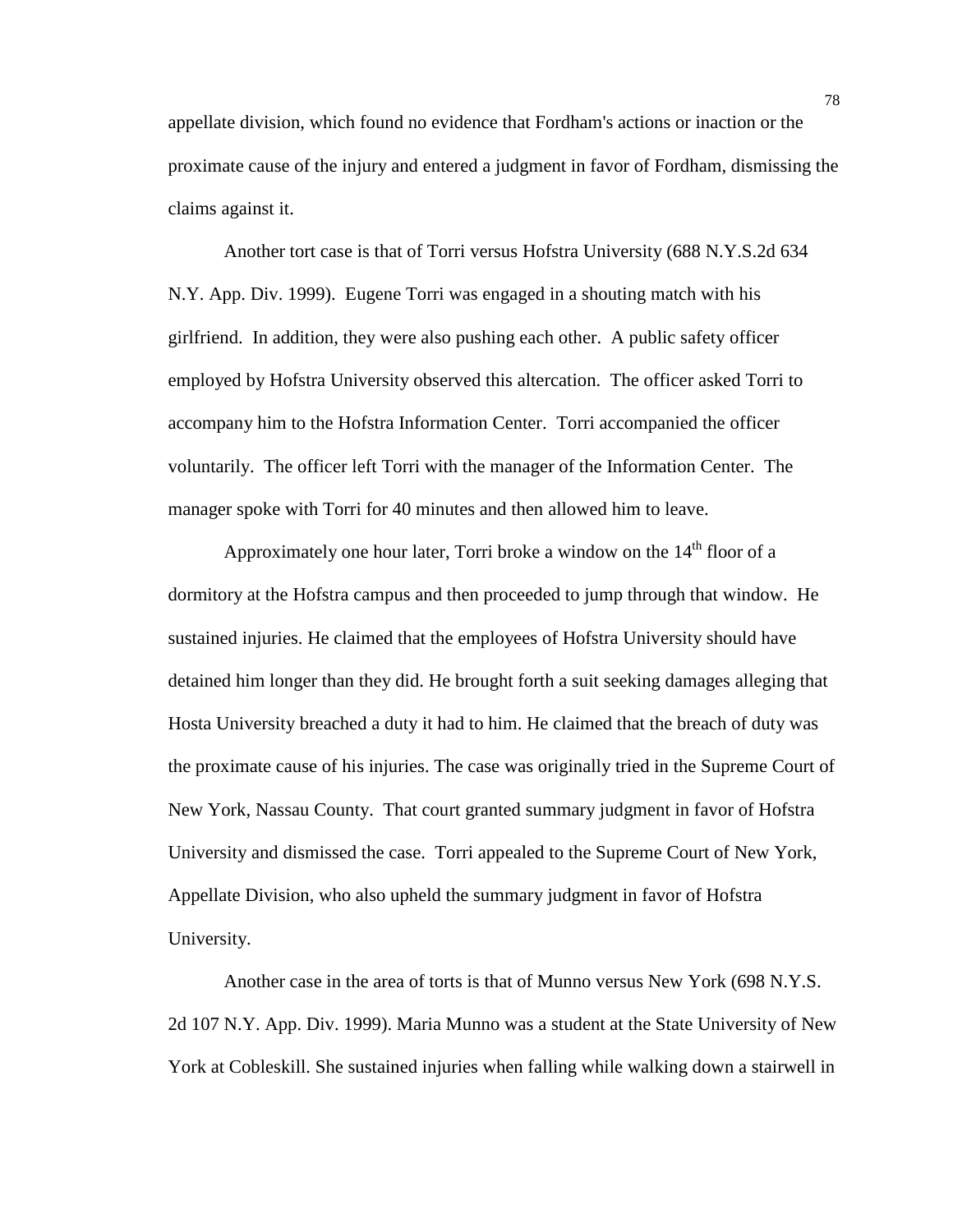appellate division, which found no evidence that Fordham's actions or inaction or the proximate cause of the injury and entered a judgment in favor of Fordham, dismissing the claims against it.

Another tort case is that of Torri versus Hofstra University (688 N.Y.S.2d 634 N.Y. App. Div. 1999). Eugene Torri was engaged in a shouting match with his girlfriend. In addition, they were also pushing each other. A public safety officer employed by Hofstra University observed this altercation. The officer asked Torri to accompany him to the Hofstra Information Center. Torri accompanied the officer voluntarily. The officer left Torri with the manager of the Information Center. The manager spoke with Torri for 40 minutes and then allowed him to leave.

Approximately one hour later, Torri broke a window on the 14th floor of a dormitory at the Hofstra campus and then proceeded to jump through that window. He sustained injuries. He claimed that the employees of Hofstra University should have detained him longer than they did. He brought forth a suit seeking damages alleging that Hosta University breached a duty it had to him. He claimed that the breach of duty was the proximate cause of his injuries. The case was originally tried in the Supreme Court of New York, Nassau County. That court granted summary judgment in favor of Hofstra University and dismissed the case. Torri appealed to the Supreme Court of New York, Appellate Division, who also upheld the summary judgment in favor of Hofstra University.

Another case in the area of torts is that of Munno versus New York (698 N.Y.S. 2d 107 N.Y. App. Div. 1999). Maria Munno was a student at the State University of New York at Cobleskill. She sustained injuries when falling while walking down a stairwell in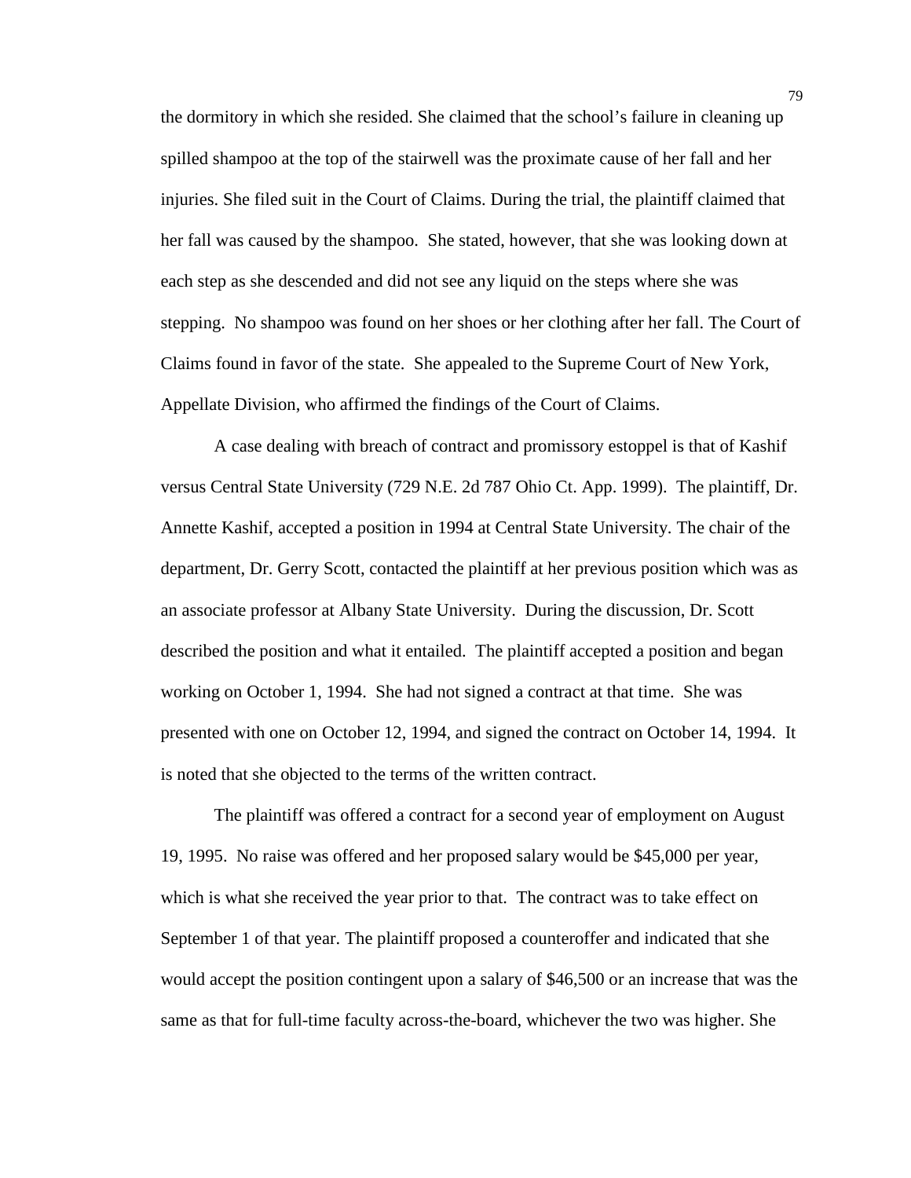the dormitory in which she resided. She claimed that the school's failure in cleaning up spilled shampoo at the top of the stairwell was the proximate cause of her fall and her injuries. She filed suit in the Court of Claims. During the trial, the plaintiff claimed that her fall was caused by the shampoo. She stated, however, that she was looking down at each step as she descended and did not see any liquid on the steps where she was stepping. No shampoo was found on her shoes or her clothing after her fall. The Court of Claims found in favor of the state. She appealed to the Supreme Court of New York, Appellate Division, who affirmed the findings of the Court of Claims.

A case dealing with breach of contract and promissory estoppel is that of Kashif versus Central State University (729 N.E. 2d 787 Ohio Ct. App. 1999). The plaintiff, Dr. Annette Kashif, accepted a position in 1994 at Central State University. The chair of the department, Dr. Gerry Scott, contacted the plaintiff at her previous position which was as an associate professor at Albany State University. During the discussion, Dr. Scott described the position and what it entailed. The plaintiff accepted a position and began working on October 1, 1994. She had not signed a contract at that time. She was presented with one on October 12, 1994, and signed the contract on October 14, 1994. It is noted that she objected to the terms of the written contract.

The plaintiff was offered a contract for a second year of employment on August 19, 1995. No raise was offered and her proposed salary would be $45,000 per year, which is what she received the year prior to that. The contract was to take effect on September 1 of that year. The plaintiff proposed a counteroffer and indicated that she would accept the position contingent upon a salary of $46,500 or an increase that was the same as that for full-time faculty across-the-board, whichever the two was higher. She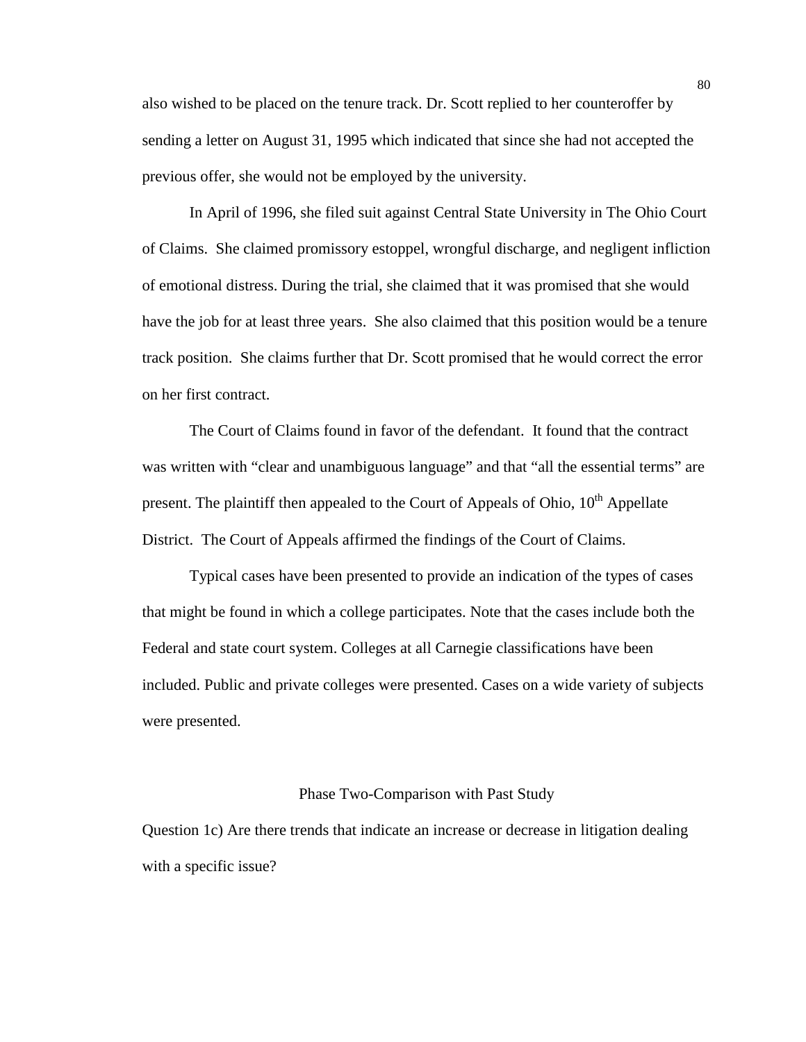also wished to be placed on the tenure track. Dr. Scott replied to her counteroffer by sending a letter on August 31, 1995 which indicated that since she had not accepted the previous offer, she would not be employed by the university.

In April of 1996, she filed suit against Central State University in The Ohio Court of Claims. She claimed promissory estoppel, wrongful discharge, and negligent infliction of emotional distress. During the trial, she claimed that it was promised that she would have the job for at least three years. She also claimed that this position would be a tenure track position. She claims further that Dr. Scott promised that he would correct the error on her first contract.

The Court of Claims found in favor of the defendant. It found that the contract was written with "clear and unambiguous language" and that "all the essential terms" are present. The plaintiff then appealed to the Court of Appeals of Ohio, 10th Appellate District. The Court of Appeals affirmed the findings of the Court of Claims.

Typical cases have been presented to provide an indication of the types of cases that might be found in which a college participates. Note that the cases include both the Federal and state court system. Colleges at all Carnegie classifications have been included. Public and private colleges were presented. Cases on a wide variety of subjects were presented.

## Phase Two-Comparison with Past Study

Question 1c) Are there trends that indicate an increase or decrease in litigation dealing with a specific issue?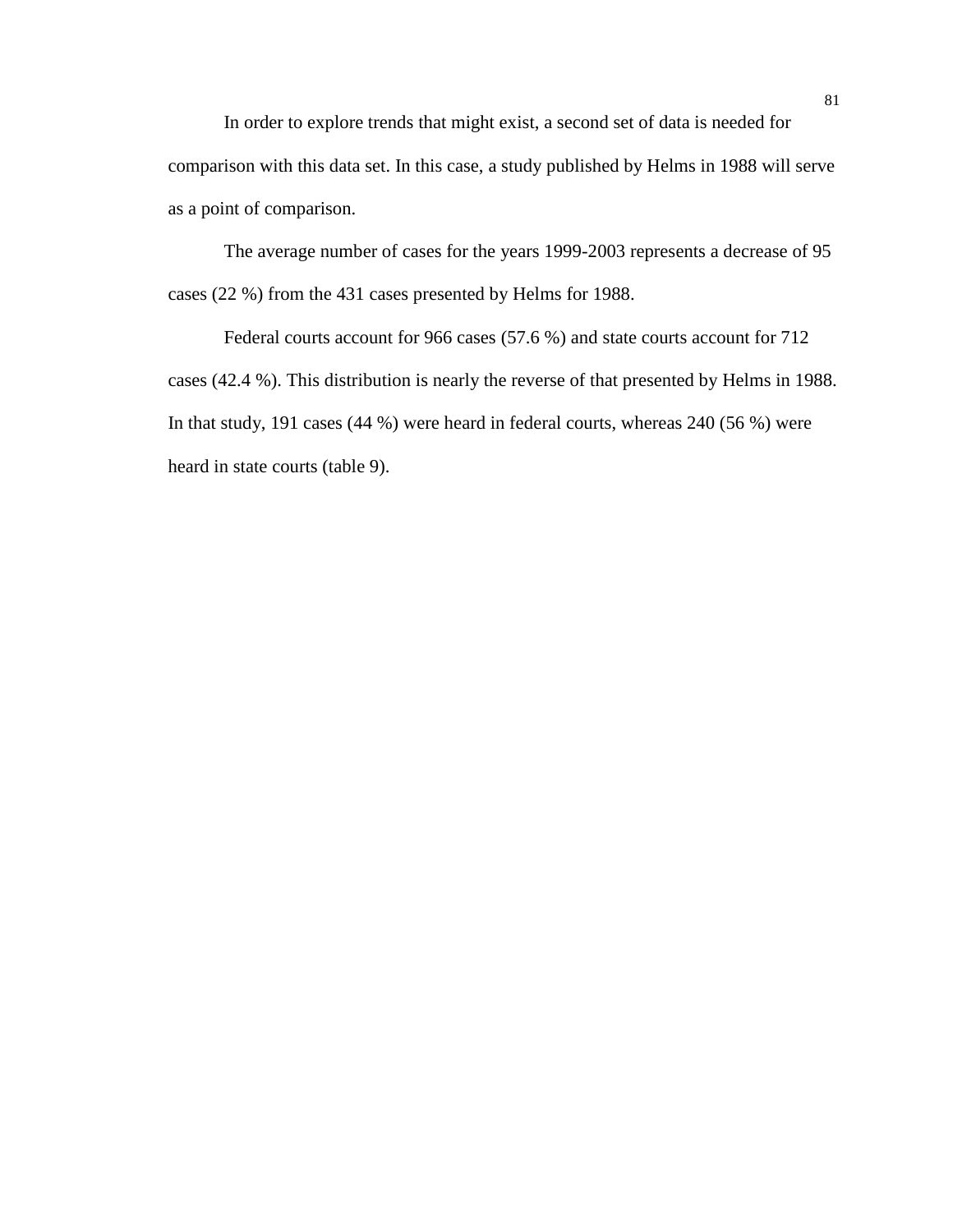In order to explore trends that might exist, a second set of data is needed for comparison with this data set. In this case, a study published by Helms in 1988 will serve as a point of comparison.

The average number of cases for the years 1999-2003 represents a decrease of 95 cases (22 %) from the 431 cases presented by Helms for 1988.

Federal courts account for 966 cases (57.6 %) and state courts account for 712 cases (42.4 %). This distribution is nearly the reverse of that presented by Helms in 1988. In that study, 191 cases (44 %) were heard in federal courts, whereas 240 (56 %) were heard in state courts (table 9).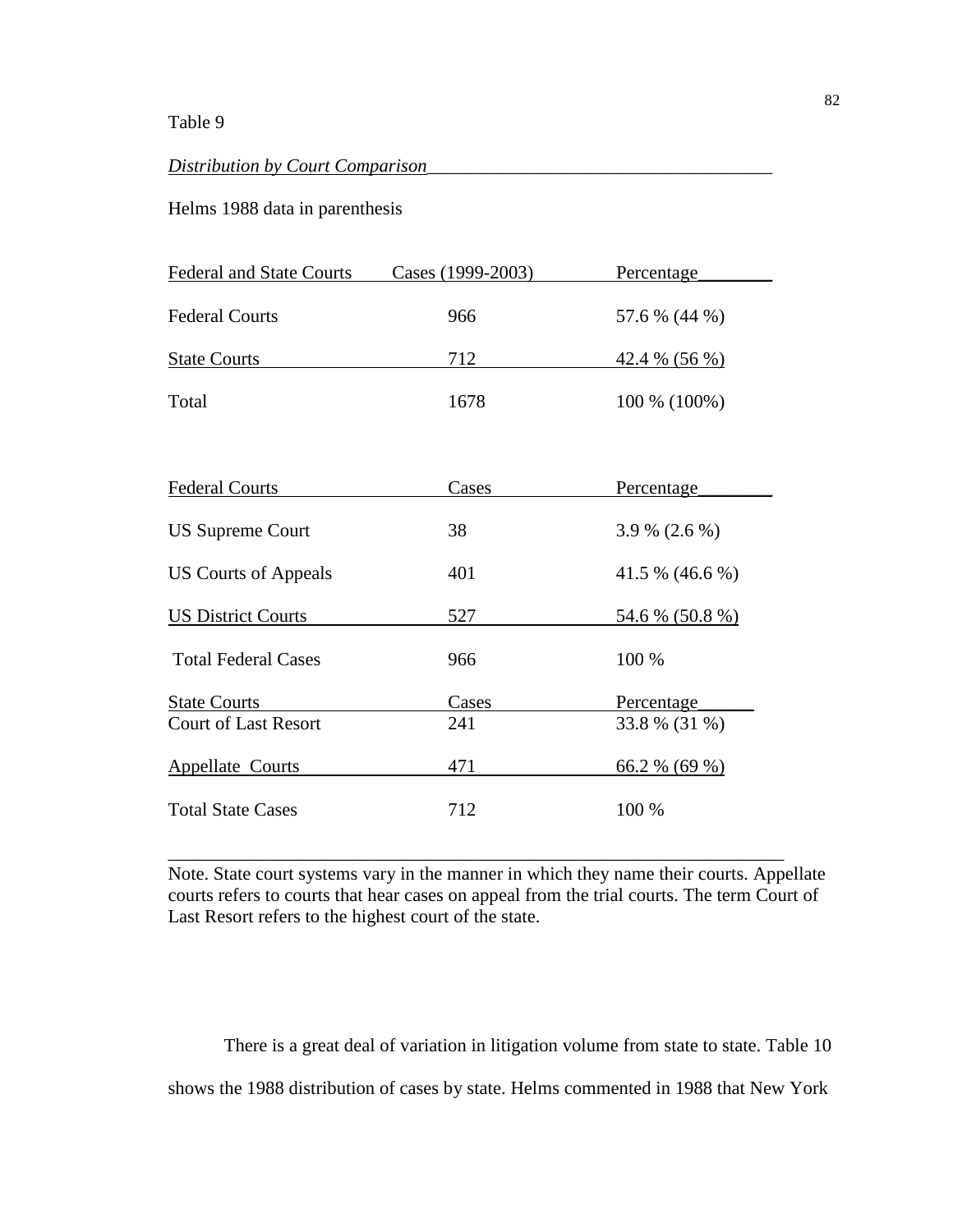Table 9

*Distribution by Court Comparison*

Helms 1988 data in parenthesis

| Federal and State Courts | Cases (1999-2003) | Percentage |
| --- | --- | --- |
| Federal Courts | 966 | 57.6 % (44 %) |
| State Courts | 712 | 42.4 % (56 %) |
| Total | 1678 | 100 % (100%) |

| Federal Courts | Cases | Percentage |
| --- | --- | --- |
| US Supreme Court | 38 | 3.9 % (2.6 %) |
| US Courts of Appeals | 401 | 41.5 % (46.6 %) |
| US District Courts | 527 | 54.6 % (50.8 %) |
| Total Federal Cases | 966 | 100 % |

| State Courts | Cases | Percentage |
| --- | --- | --- |
| Court of Last Resort | 241 | 33.8 % (31 %) |
| Appellate Courts | 471 | 66.2 % (69 %) |
| Total State Cases | 712 | 100 % |

Note. State court systems vary in the manner in which they name their courts. Appellate courts refers to courts that hear cases on appeal from the trial courts. The term Court of Last Resort refers to the highest court of the state.

There is a great deal of variation in litigation volume from state to state. Table 10 shows the 1988 distribution of cases by state. Helms commented in 1988 that New York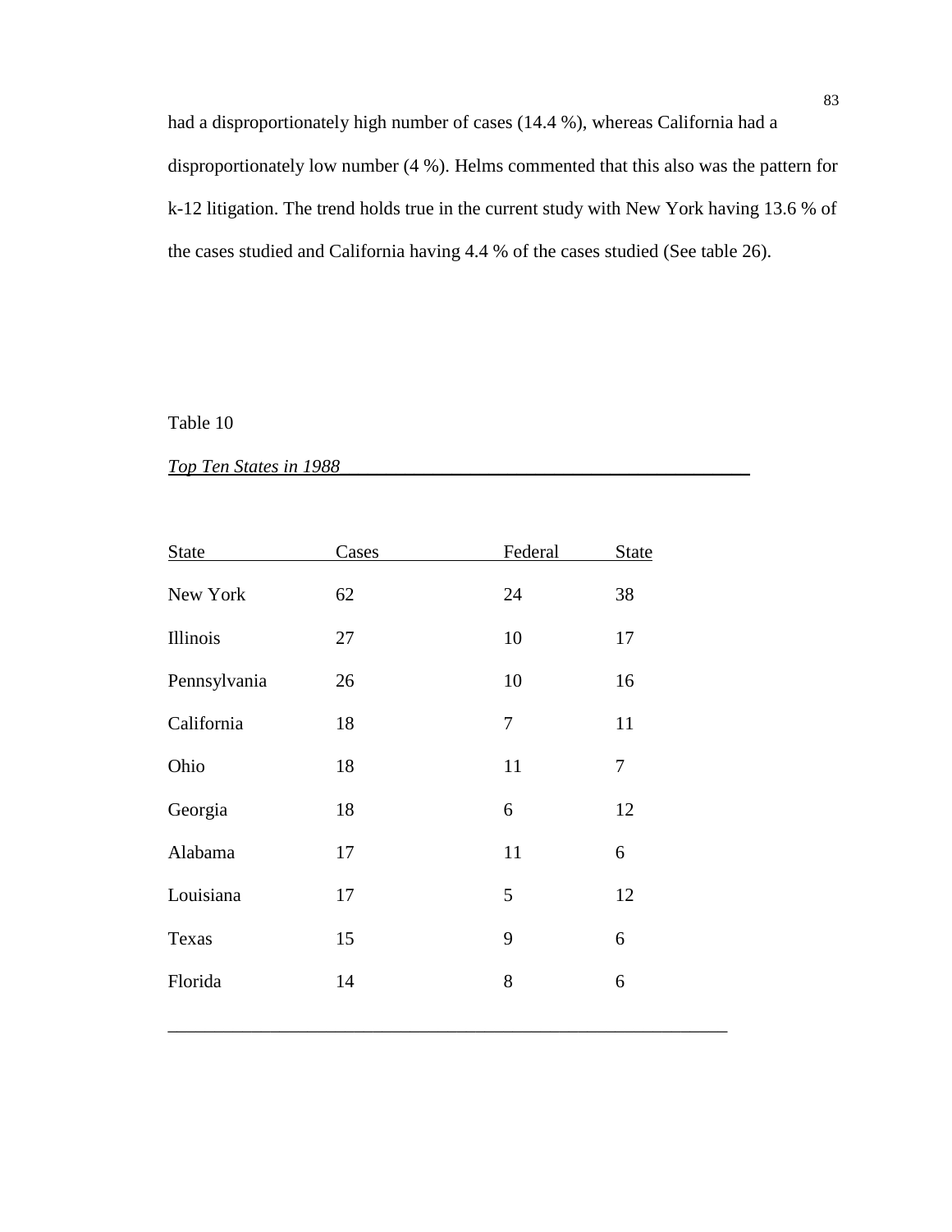had a disproportionately high number of cases (14.4 %), whereas California had a disproportionately low number (4 %). Helms commented that this also was the pattern for k-12 litigation. The trend holds true in the current study with New York having 13.6 % of the cases studied and California having 4.4 % of the cases studied (See table 26).

Table 10

*Top Ten States in 1988*

| State | Cases | Federal | State |
|---|---|---|---|
| New York | 62 | 24 | 38 |
| Illinois | 27 | 10 | 17 |
| Pennsylvania | 26 | 10 | 16 |
| California | 18 | 7 | 11 |
| Ohio | 18 | 11 | 7 |
| Georgia | 18 | 6 | 12 |
| Alabama | 17 | 11 | 6 |
| Louisiana | 17 | 5 | 12 |
| Texas | 15 | 9 | 6 |
| Florida | 14 | 8 | 6 |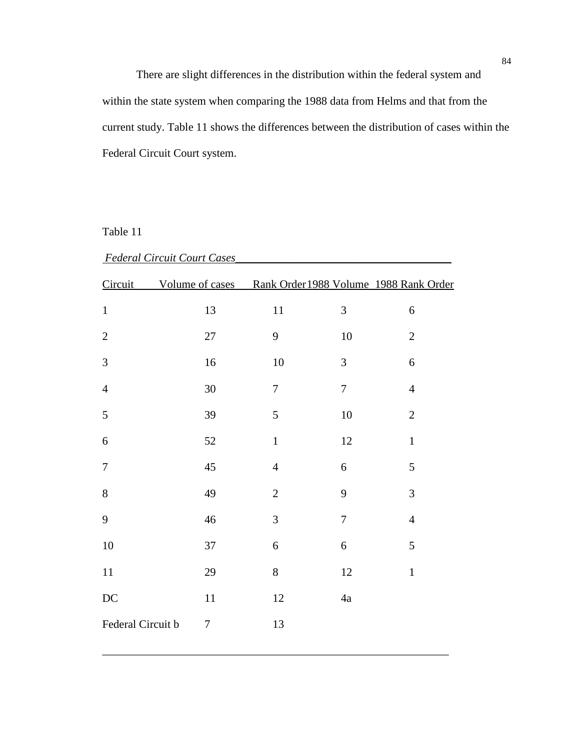There are slight differences in the distribution within the federal system and within the state system when comparing the 1988 data from Helms and that from the current study. Table 11 shows the differences between the distribution of cases within the Federal Circuit Court system.

Table 11

*Federal Circuit Court Cases*

| Circuit | Volume of cases | Rank Order | 1988 Volume | 1988 Rank Order |
|---|---|---|---|---|
| 1 | 13 | 11 | 3 | 6 |
| 2 | 27 | 9 | 10 | 2 |
| 3 | 16 | 10 | 3 | 6 |
| 4 | 30 | 7 | 7 | 4 |
| 5 | 39 | 5 | 10 | 2 |
| 6 | 52 | 1 | 12 | 1 |
| 7 | 45 | 4 | 6 | 5 |
| 8 | 49 | 2 | 9 | 3 |
| 9 | 46 | 3 | 7 | 4 |
| 10 | 37 | 6 | 6 | 5 |
| 11 | 29 | 8 | 12 | 1 |
| DC | 11 | 12 | 4a | |
| Federal Circuit b | 7 | 13 | | |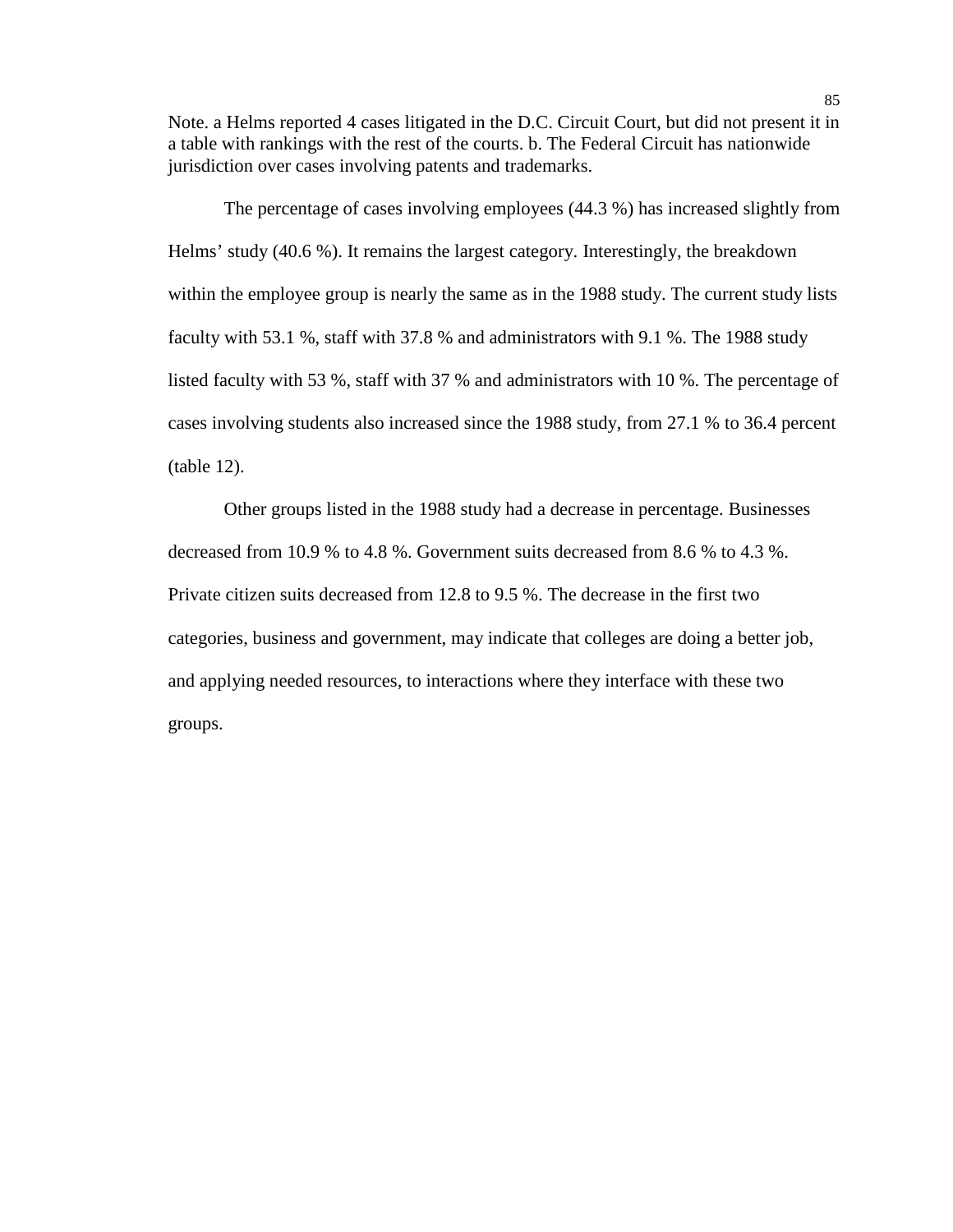Note. a Helms reported 4 cases litigated in the D.C. Circuit Court, but did not present it in a table with rankings with the rest of the courts. b. The Federal Circuit has nationwide jurisdiction over cases involving patents and trademarks.

The percentage of cases involving employees (44.3 %) has increased slightly from Helms' study (40.6 %). It remains the largest category. Interestingly, the breakdown within the employee group is nearly the same as in the 1988 study. The current study lists faculty with 53.1 %, staff with 37.8 % and administrators with 9.1 %. The 1988 study listed faculty with 53 %, staff with 37 % and administrators with 10 %. The percentage of cases involving students also increased since the 1988 study, from 27.1 % to 36.4 percent (table 12).

Other groups listed in the 1988 study had a decrease in percentage. Businesses decreased from 10.9 % to 4.8 %. Government suits decreased from 8.6 % to 4.3 %. Private citizen suits decreased from 12.8 to 9.5 %. The decrease in the first two categories, business and government, may indicate that colleges are doing a better job, and applying needed resources, to interactions where they interface with these two groups.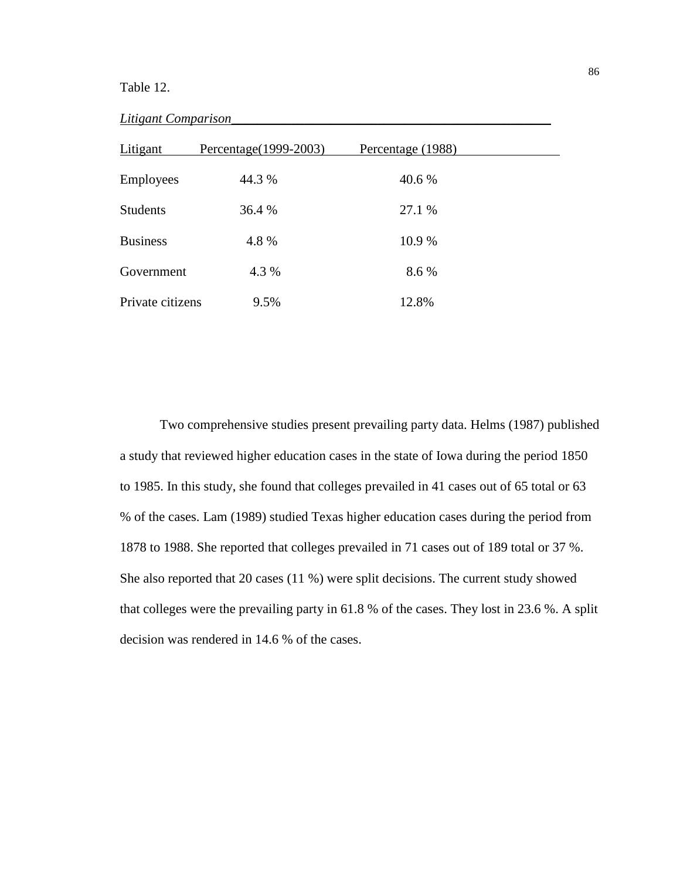Table 12.

*Litigant Comparison*

| Litigant | Percentage(1999-2003) | Percentage (1988) |
|---|---|---|
| Employees | 44.3 % | 40.6 % |
| Students | 36.4 % | 27.1 % |
| Business | 4.8 % | 10.9 % |
| Government | 4.3 % | 8.6 % |
| Private citizens | 9.5% | 12.8% |

Two comprehensive studies present prevailing party data. Helms (1987) published a study that reviewed higher education cases in the state of Iowa during the period 1850 to 1985. In this study, she found that colleges prevailed in 41 cases out of 65 total or 63 % of the cases. Lam (1989) studied Texas higher education cases during the period from 1878 to 1988. She reported that colleges prevailed in 71 cases out of 189 total or 37 %. She also reported that 20 cases (11 %) were split decisions. The current study showed that colleges were the prevailing party in 61.8 % of the cases. They lost in 23.6 %. A split decision was rendered in 14.6 % of the cases.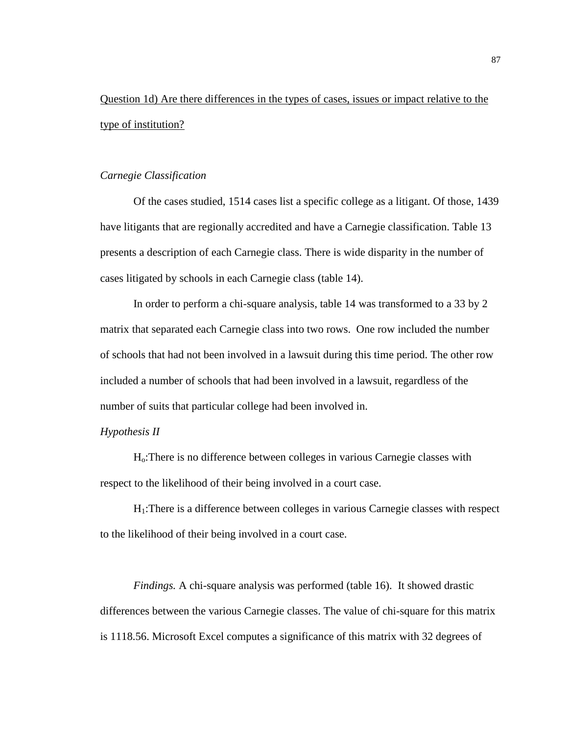Question 1d) Are there differences in the types of cases, issues or impact relative to the type of institution?

*Carnegie Classification*

Of the cases studied, 1514 cases list a specific college as a litigant. Of those, 1439 have litigants that are regionally accredited and have a Carnegie classification. Table 13 presents a description of each Carnegie class. There is wide disparity in the number of cases litigated by schools in each Carnegie class (table 14).

In order to perform a chi-square analysis, table 14 was transformed to a 33 by 2 matrix that separated each Carnegie class into two rows. One row included the number of schools that had not been involved in a lawsuit during this time period. The other row included a number of schools that had been involved in a lawsuit, regardless of the number of suits that particular college had been involved in.

*Hypothesis II*

$H_o$:There is no difference between colleges in various Carnegie classes with respect to the likelihood of their being involved in a court case.

$H_1$:There is a difference between colleges in various Carnegie classes with respect to the likelihood of their being involved in a court case.

*Findings.* A chi-square analysis was performed (table 16). It showed drastic differences between the various Carnegie classes. The value of chi-square for this matrix is 1118.56. Microsoft Excel computes a significance of this matrix with 32 degrees of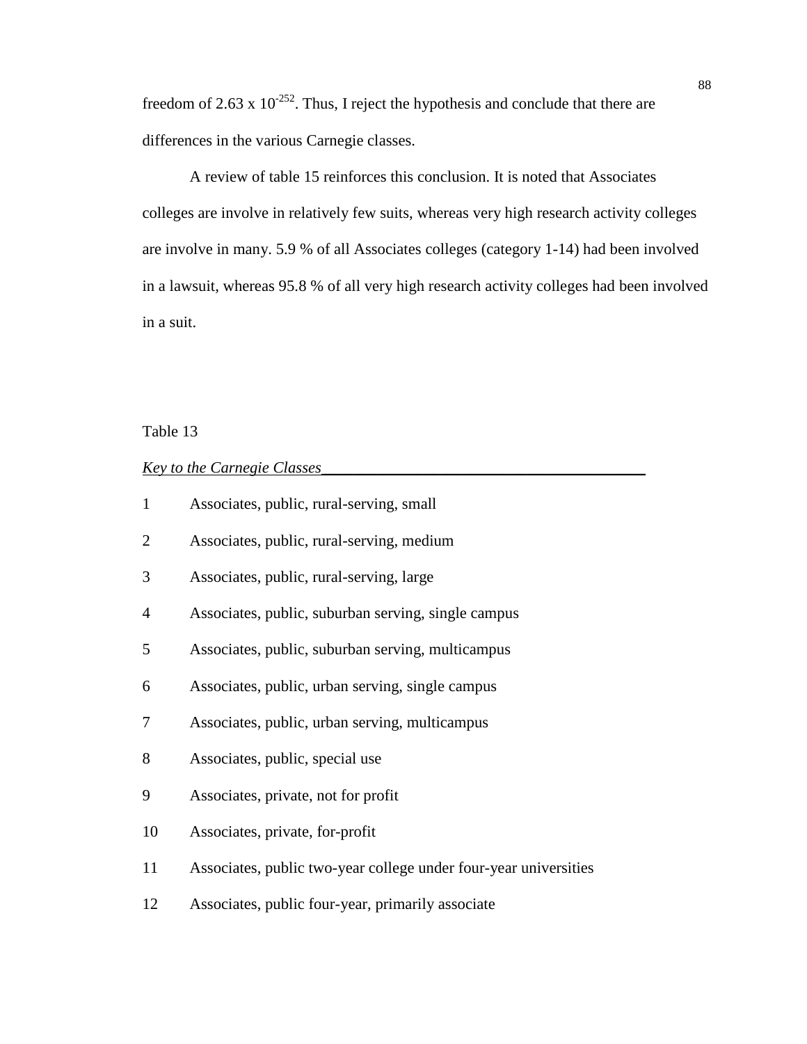freedom of $2.63 \times 10^{-252}$. Thus, I reject the hypothesis and conclude that there are differences in the various Carnegie classes.

A review of table 15 reinforces this conclusion. It is noted that Associates colleges are involve in relatively few suits, whereas very high research activity colleges are involve in many. 5.9 % of all Associates colleges (category 1-14) had been involved in a lawsuit, whereas 95.8 % of all very high research activity colleges had been involved in a suit.

Table 13

*Key to the Carnegie Classes*

| | |
|---|---|
| 1 | Associates, public, rural-serving, small |
| 2 | Associates, public, rural-serving, medium |
| 3 | Associates, public, rural-serving, large |
| 4 | Associates, public, suburban serving, single campus |
| 5 | Associates, public, suburban serving, multicampus |
| 6 | Associates, public, urban serving, single campus |
| 7 | Associates, public, urban serving, multicampus |
| 8 | Associates, public, special use |
| 9 | Associates, private, not for profit |
| 10 | Associates, private, for-profit |
| 11 | Associates, public two-year college under four-year universities |
| 12 | Associates, public four-year, primarily associate |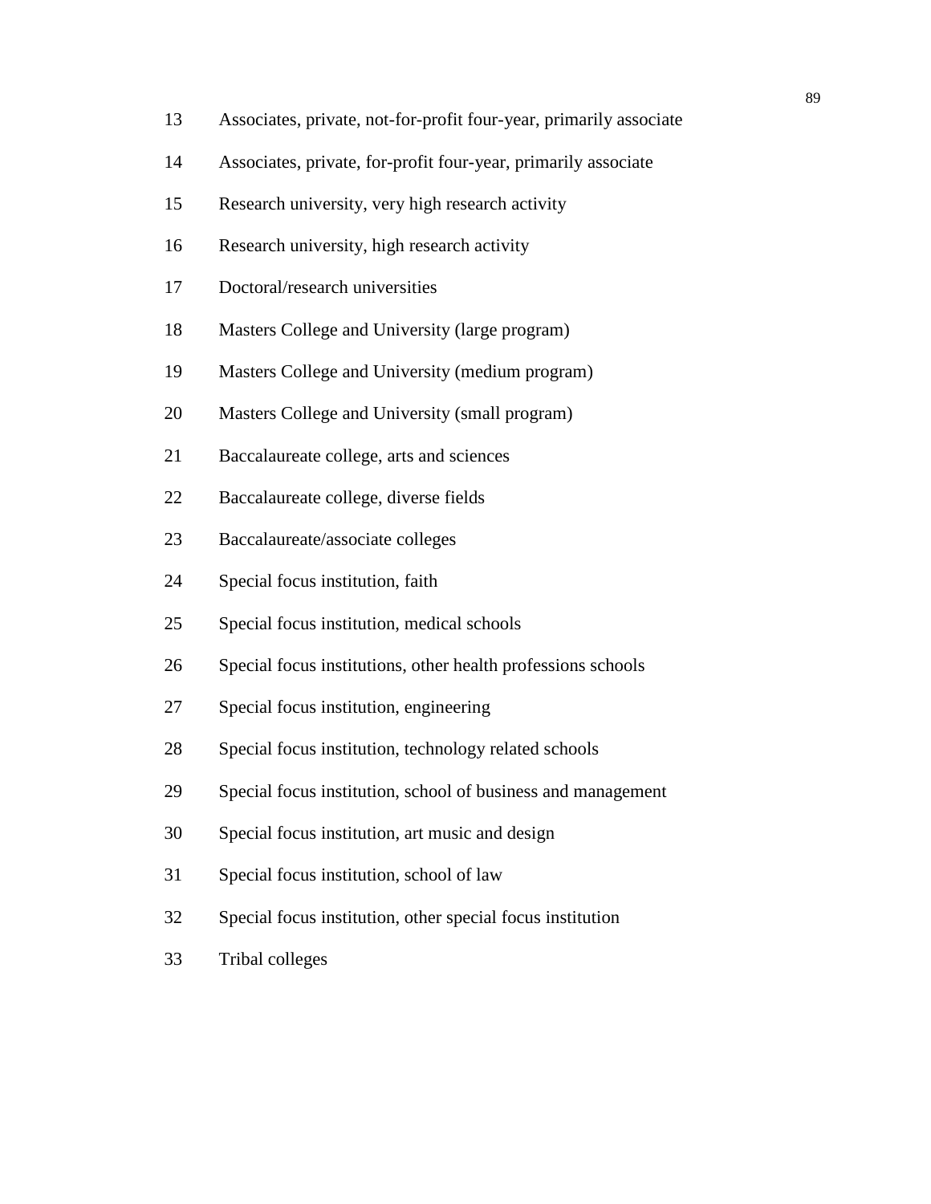| | |
|---|---|
| 13 | Associates, private, not-for-profit four-year, primarily associate |
| 14 | Associates, private, for-profit four-year, primarily associate |
| 15 | Research university, very high research activity |
| 16 | Research university, high research activity |
| 17 | Doctoral/research universities |
| 18 | Masters College and University (large program) |
| 19 | Masters College and University (medium program) |
| 20 | Masters College and University (small program) |
| 21 | Baccalaureate college, arts and sciences |
| 22 | Baccalaureate college, diverse fields |
| 23 | Baccalaureate/associate colleges |
| 24 | Special focus institution, faith |
| 25 | Special focus institution, medical schools |
| 26 | Special focus institutions, other health professions schools |
| 27 | Special focus institution, engineering |
| 28 | Special focus institution, technology related schools |
| 29 | Special focus institution, school of business and management |
| 30 | Special focus institution, art music and design |
| 31 | Special focus institution, school of law |
| 32 | Special focus institution, other special focus institution |
| 33 | Tribal colleges |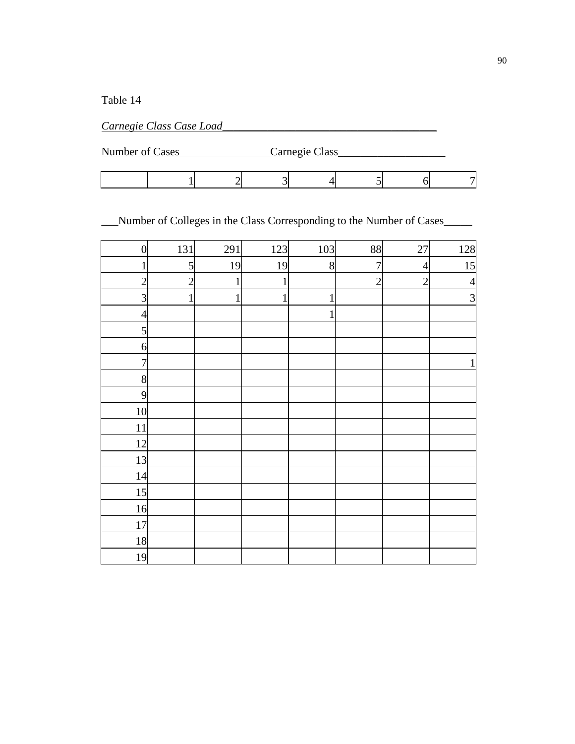Table 14

*Carnegie Class Case Load*

| Number of Cases | Carnegie Class | | | | | | |
|---|---|---|---|---|---|---|---|
| | 1 | 2 | 3 | 4 | 5 | 6 | 7 |
| | Number of Colleges in the Class Corresponding to the Number of Cases | | | | | | |
| 0 | 131 | 291 | 123 | 103 | 88 | 27 | 128 |
| 1 | 5 | 19 | 19 | 8 | 7 | 4 | 15 |
| 2 | 2 | 1 | 1 | | 2 | 2 | 4 |
| 3 | 1 | 1 | 1 | 1 | | | 3 |
| 4 | | | | 1 | | | |
| 5 | | | | | | | |
| 6 | | | | | | | |
| 7 | | | | | | | 1 |
| 8 | | | | | | | |
| 9 | | | | | | | |
| 10 | | | | | | | |
| 11 | | | | | | | |
| 12 | | | | | | | |
| 13 | | | | | | | |
| 14 | | | | | | | |
| 15 | | | | | | | |
| 16 | | | | | | | |
| 17 | | | | | | | |
| 18 | | | | | | | |
| 19 | | | | | | | |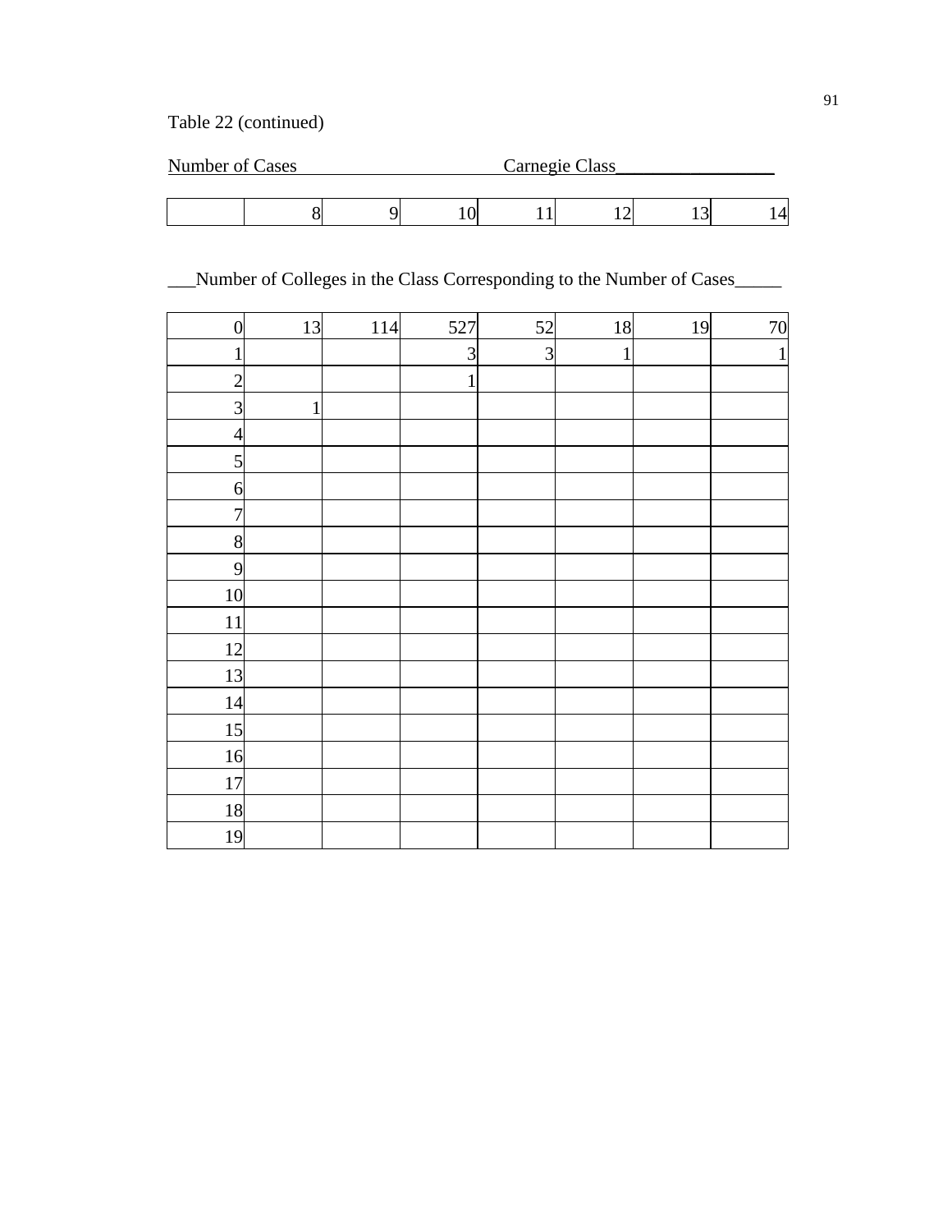Table 22 (continued)

| Number of Cases | Carnegie Class | | | | | | |
|---|---|---|---|---|---|---|---|
| | 8 | 9 | 10 | 11 | 12 | 13 | 14 |
| | Number of Colleges in the Class Corresponding to the Number of Cases | | | | | | |
| 0 | 13 | 114 | 527 | 52 | 18 | 19 | 70 |
| 1 | | | 3 | 3 | 1 | | 1 |
| 2 | | | 1 | | | | |
| 3 | 1 | | | | | | |
| 4 | | | | | | | |
| 5 | | | | | | | |
| 6 | | | | | | | |
| 7 | | | | | | | |
| 8 | | | | | | | |
| 9 | | | | | | | |
| 10 | | | | | | | |
| 11 | | | | | | | |
| 12 | | | | | | | |
| 13 | | | | | | | |
| 14 | | | | | | | |
| 15 | | | | | | | |
| 16 | | | | | | | |
| 17 | | | | | | | |
| 18 | | | | | | | |
| 19 | | | | | | | |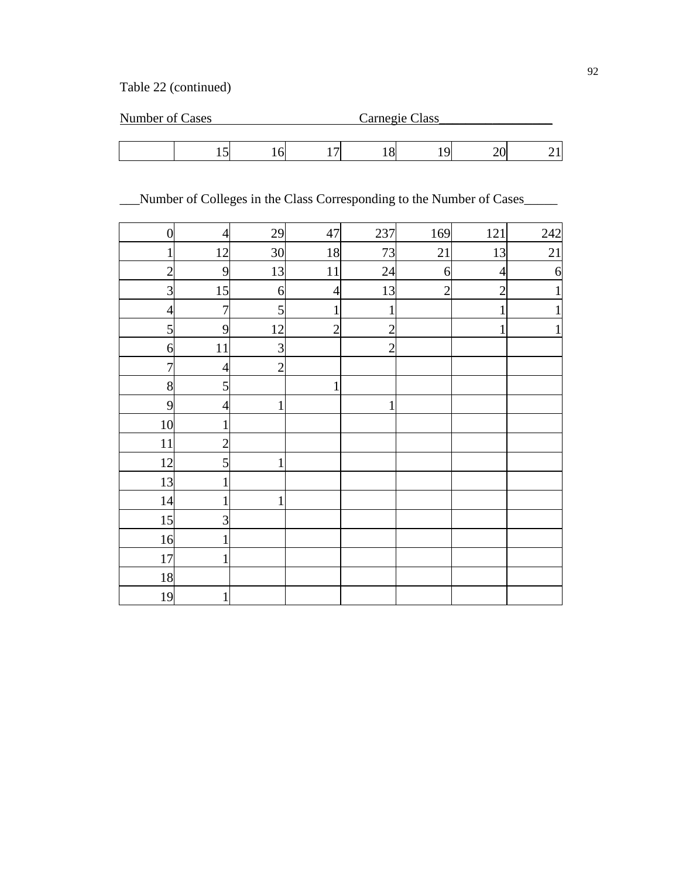Table 22 (continued)

Number of Cases Carnegie Class

| | 15 | 16 | 17 | 18 | 19 | 20 | 21 |
|---|---|---|---|---|---|---|---|

Number of Colleges in the Class Corresponding to the Number of Cases

| | | | | | | | |
|---|---|---|---|---|---|---|---|
| 0 | 4 | 29 | 47 | 237 | 169 | 121 | 242 |
| 1 | 12 | 30 | 18 | 73 | 21 | 13 | 21 |
| 2 | 9 | 13 | 11 | 24 | 6 | 4 | 6 |
| 3 | 15 | 6 | 4 | 13 | 2 | 2 | 1 |
| 4 | 7 | 5 | 1 | 1 | | 1 | 1 |
| 5 | 9 | 12 | 2 | 2 | | 1 | 1 |
| 6 | 11 | 3 | | 2 | | | |
| 7 | 4 | 2 | | | | | |
| 8 | 5 | | 1 | | | | |
| 9 | 4 | 1 | | 1 | | | |
| 10 | 1 | | | | | | |
| 11 | 2 | | | | | | |
| 12 | 5 | 1 | | | | | |
| 13 | 1 | | | | | | |
| 14 | 1 | 1 | | | | | |
| 15 | 3 | | | | | | |
| 16 | 1 | | | | | | |
| 17 | 1 | | | | | | |
| 18 | | | | | | | |
| 19 | 1 | | | | | | |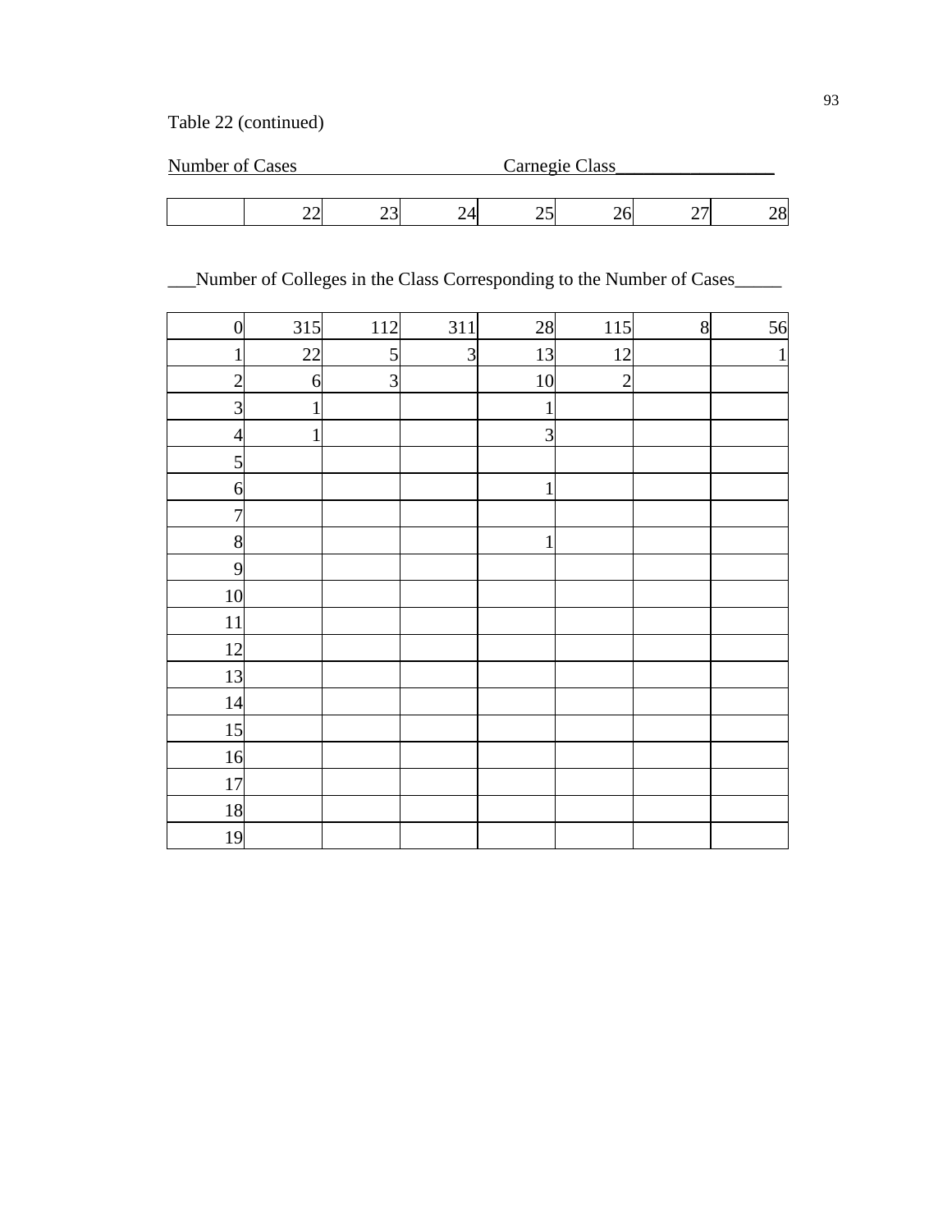Table 22 (continued)

Number of Cases Carnegie Class

___Number of Colleges in the Class Corresponding to the Number of Cases_____

| | 22 | 23 | 24 | 25 | 26 | 27 | 28 |
|---|---|---|---|---|---|---|---|
| 0 | 315 | 112 | 311 | 28 | 115 | 8 | 56 |
| 1 | 22 | 5 | 3 | 13 | 12 | | 1 |
| 2 | 6 | 3 | | 10 | 2 | | |
| 3 | 1 | | | 1 | | | |
| 4 | 1 | | | 3 | | | |
| 5 | | | | | | | |
| 6 | | | | 1 | | | |
| 7 | | | | | | | |
| 8 | | | | 1 | | | |
| 9 | | | | | | | |
| 10 | | | | | | | |
| 11 | | | | | | | |
| 12 | | | | | | | |
| 13 | | | | | | | |
| 14 | | | | | | | |
| 15 | | | | | | | |
| 16 | | | | | | | |
| 17 | | | | | | | |
| 18 | | | | | | | |
| 19 | | | | | | | |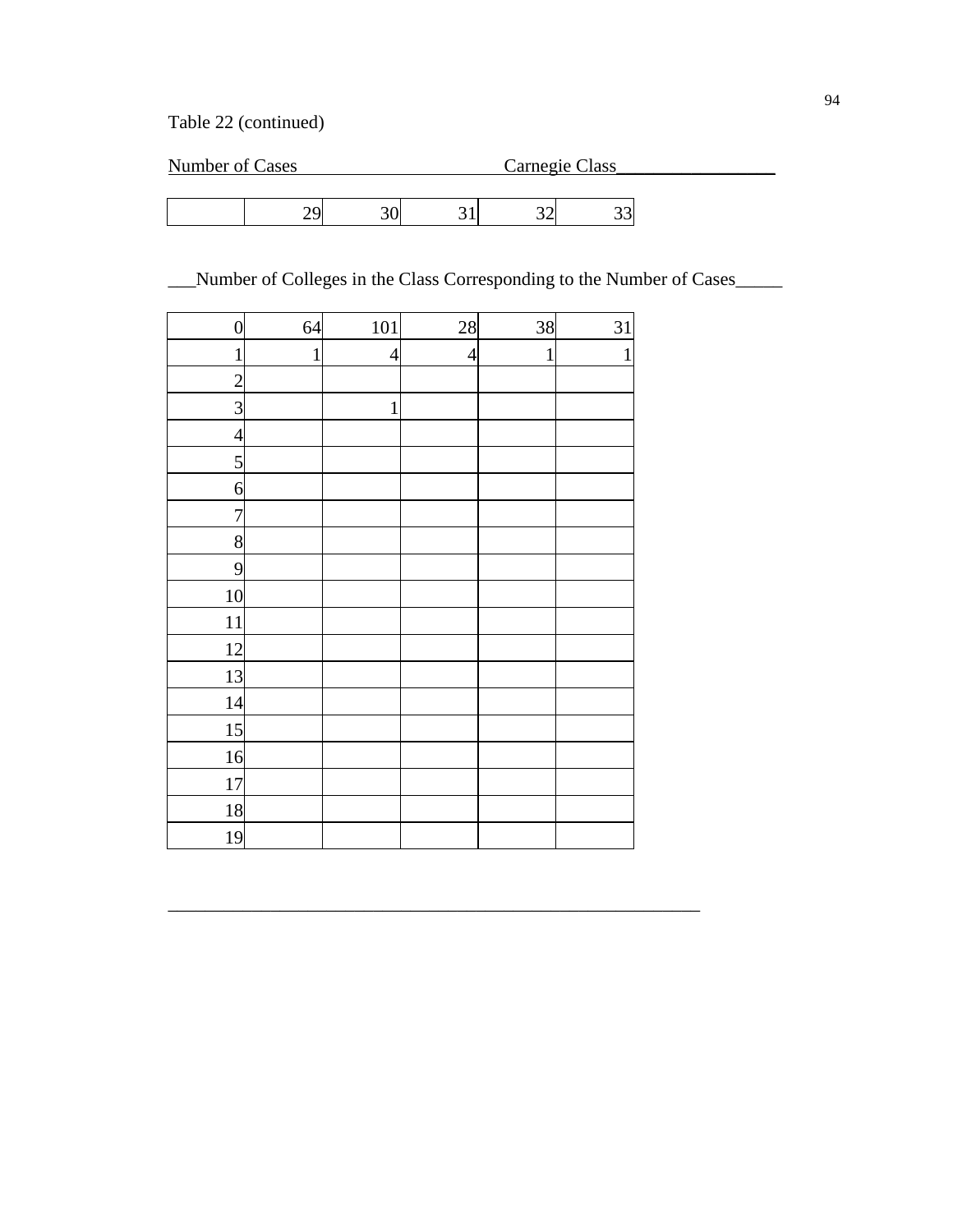Table 22 (continued)

Number of Cases                                        Carnegie Class

| | 29 | 30 | 31 | 32 | 33 |
|---|---|---|---|---|---|

Number of Colleges in the Class Corresponding to the Number of Cases

| | | | | | |
|---|---|---|---|---|---|
| 0 | 64 | 101 | 28 | 38 | 31 |
| 1 | 1 | 4 | 4 | 1 | 1 |
| 2 | | | | | |
| 3 | | 1 | | | |
| 4 | | | | | |
| 5 | | | | | |
| 6 | | | | | |
| 7 | | | | | |
| 8 | | | | | |
| 9 | | | | | |
| 10 | | | | | |
| 11 | | | | | |
| 12 | | | | | |
| 13 | | | | | |
| 14 | | | | | |
| 15 | | | | | |
| 16 | | | | | |
| 17 | | | | | |
| 18 | | | | | |
| 19 | | | | | |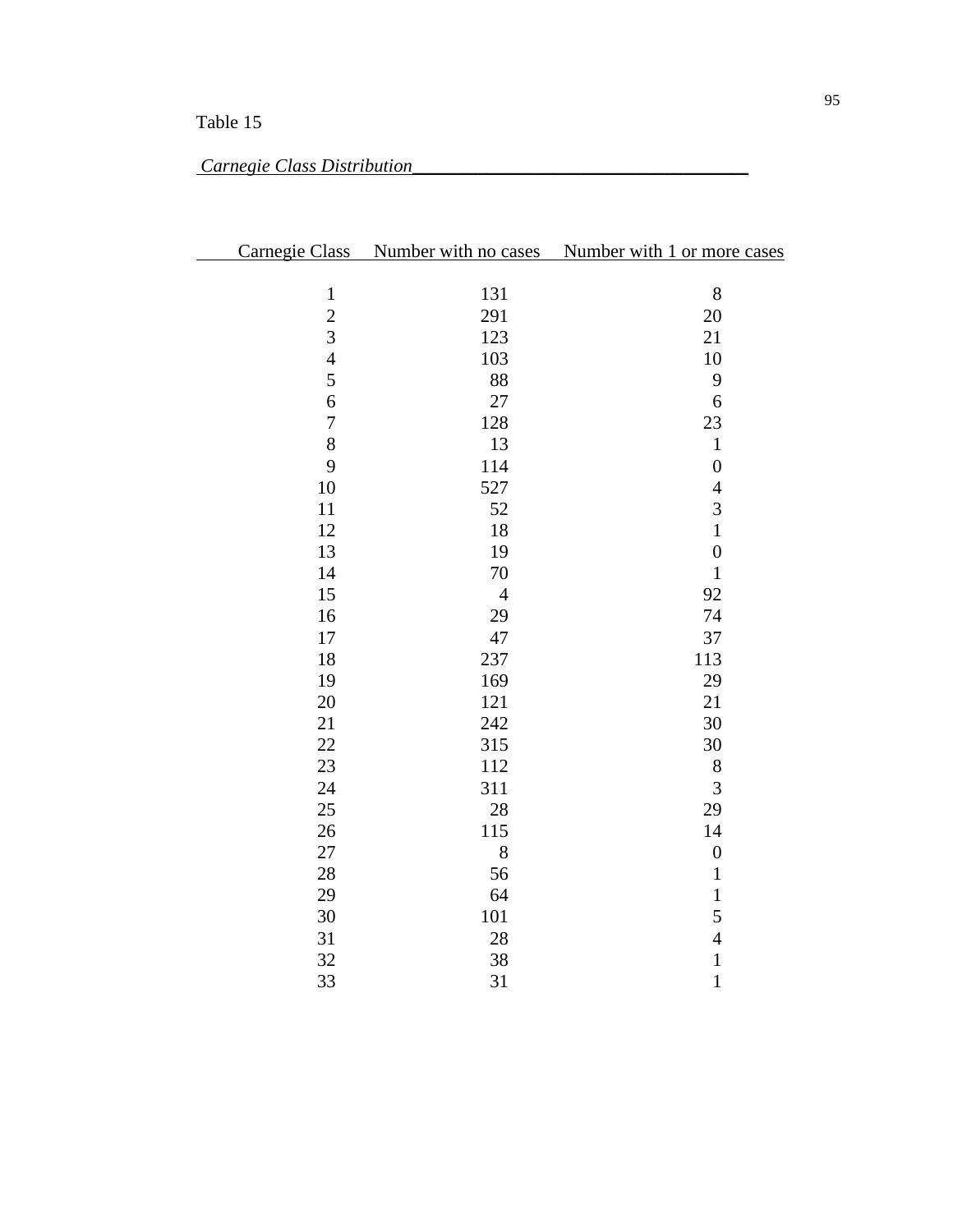Table 15

*Carnegie Class Distribution*

| Carnegie Class | Number with no cases | Number with 1 or more cases |
|---|---|---|
| 1 | 131 | 8 |
| 2 | 291 | 20 |
| 3 | 123 | 21 |
| 4 | 103 | 10 |
| 5 | 88 | 9 |
| 6 | 27 | 6 |
| 7 | 128 | 23 |
| 8 | 13 | 1 |
| 9 | 114 | 0 |
| 10 | 527 | 4 |
| 11 | 52 | 3 |
| 12 | 18 | 1 |
| 13 | 19 | 0 |
| 14 | 70 | 1 |
| 15 | 4 | 92 |
| 16 | 29 | 74 |
| 17 | 47 | 37 |
| 18 | 237 | 113 |
| 19 | 169 | 29 |
| 20 | 121 | 21 |
| 21 | 242 | 30 |
| 22 | 315 | 30 |
| 23 | 112 | 8 |
| 24 | 311 | 3 |
| 25 | 28 | 29 |
| 26 | 115 | 14 |
| 27 | 8 | 0 |
| 28 | 56 | 1 |
| 29 | 64 | 1 |
| 30 | 101 | 5 |
| 31 | 28 | 4 |
| 32 | 38 | 1 |
| 33 | 31 | 1 |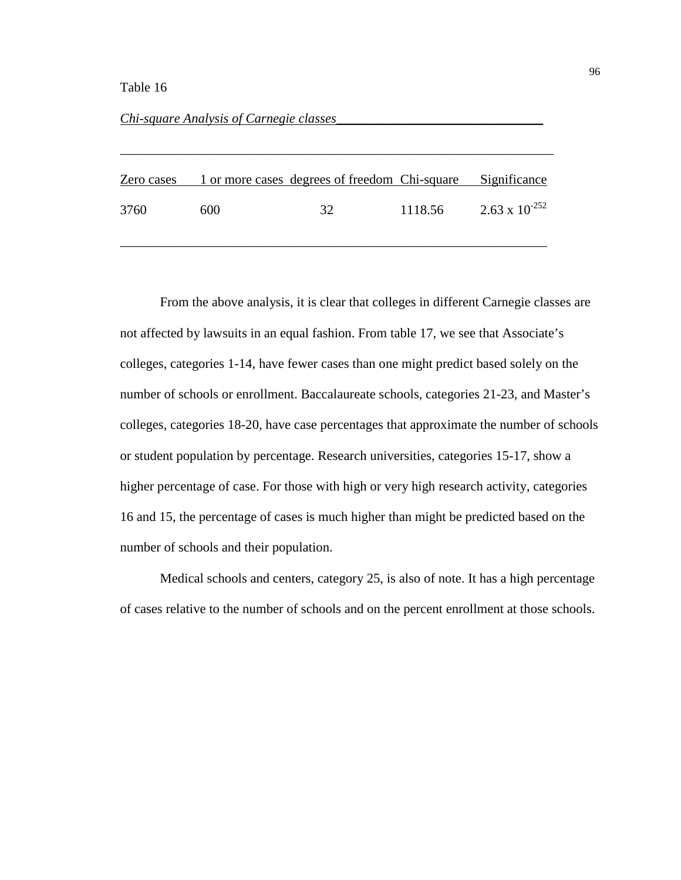Table 16

*Chi-square Analysis of Carnegie classes*

| Zero cases | 1 or more cases | degrees of freedom | Chi-square | Significance |
|---|---|---|---|---|
| 3760 | 600 | 32 | 1118.56 | $2.63 \times 10^{-252}$ |

From the above analysis, it is clear that colleges in different Carnegie classes are not affected by lawsuits in an equal fashion. From table 17, we see that Associate's colleges, categories 1-14, have fewer cases than one might predict based solely on the number of schools or enrollment. Baccalaureate schools, categories 21-23, and Master's colleges, categories 18-20, have case percentages that approximate the number of schools or student population by percentage. Research universities, categories 15-17, show a higher percentage of case. For those with high or very high research activity, categories 16 and 15, the percentage of cases is much higher than might be predicted based on the number of schools and their population.

Medical schools and centers, category 25, is also of note. It has a high percentage of cases relative to the number of schools and on the percent enrollment at those schools.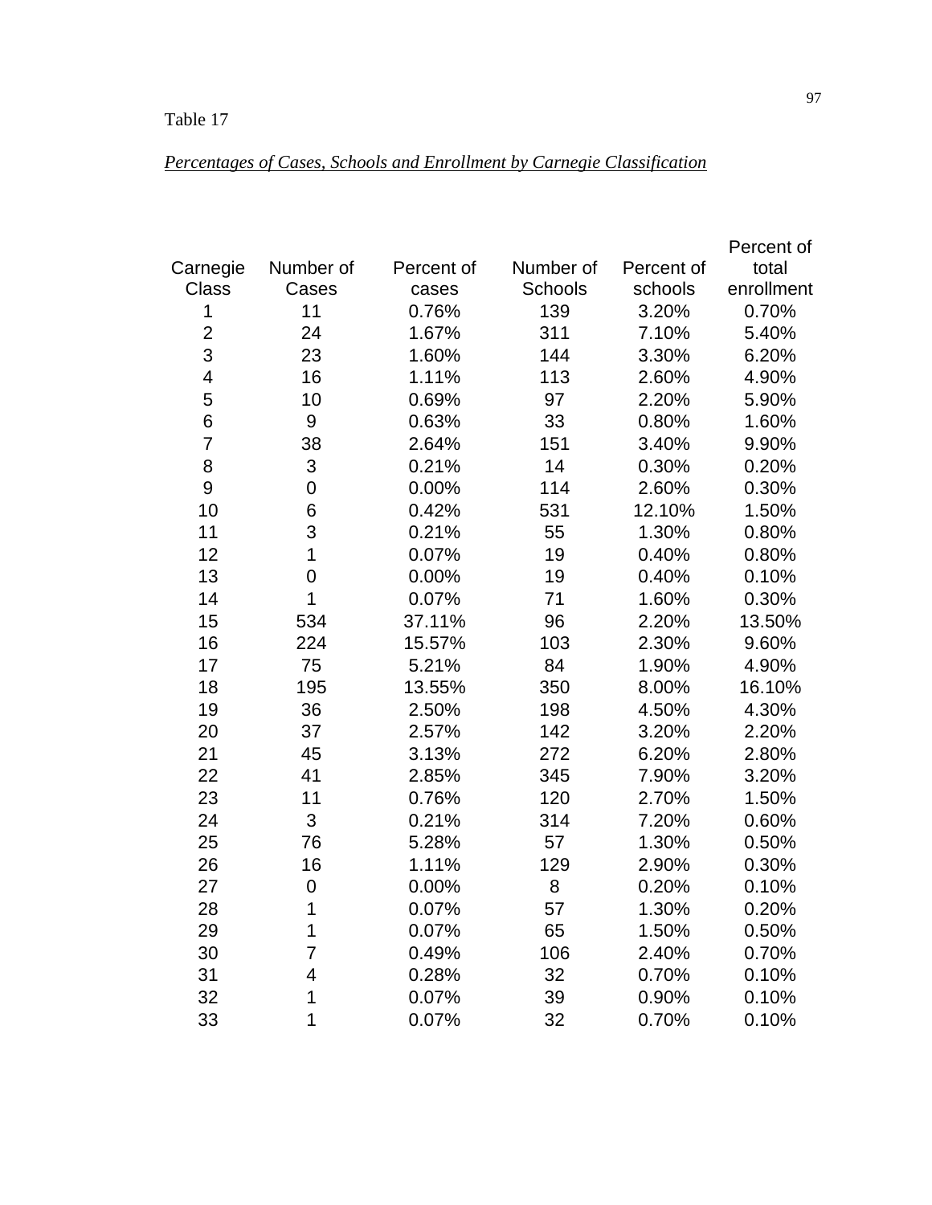Table 17

*Percentages of Cases, Schools and Enrollment by Carnegie Classification*

| Carnegie Class | Number of Cases | Percent of cases | Number of Schools | Percent of schools | Percent of total enrollment |
|---|---|---|---|---|---|
| 1 | 11 | 0.76% | 139 | 3.20% | 0.70% |
| 2 | 24 | 1.67% | 311 | 7.10% | 5.40% |
| 3 | 23 | 1.60% | 144 | 3.30% | 6.20% |
| 4 | 16 | 1.11% | 113 | 2.60% | 4.90% |
| 5 | 10 | 0.69% | 97 | 2.20% | 5.90% |
| 6 | 9 | 0.63% | 33 | 0.80% | 1.60% |
| 7 | 38 | 2.64% | 151 | 3.40% | 9.90% |
| 8 | 3 | 0.21% | 14 | 0.30% | 0.20% |
| 9 | 0 | 0.00% | 114 | 2.60% | 0.30% |
| 10 | 6 | 0.42% | 531 | 12.10% | 1.50% |
| 11 | 3 | 0.21% | 55 | 1.30% | 0.80% |
| 12 | 1 | 0.07% | 19 | 0.40% | 0.80% |
| 13 | 0 | 0.00% | 19 | 0.40% | 0.10% |
| 14 | 1 | 0.07% | 71 | 1.60% | 0.30% |
| 15 | 534 | 37.11% | 96 | 2.20% | 13.50% |
| 16 | 224 | 15.57% | 103 | 2.30% | 9.60% |
| 17 | 75 | 5.21% | 84 | 1.90% | 4.90% |
| 18 | 195 | 13.55% | 350 | 8.00% | 16.10% |
| 19 | 36 | 2.50% | 198 | 4.50% | 4.30% |
| 20 | 37 | 2.57% | 142 | 3.20% | 2.20% |
| 21 | 45 | 3.13% | 272 | 6.20% | 2.80% |
| 22 | 41 | 2.85% | 345 | 7.90% | 3.20% |
| 23 | 11 | 0.76% | 120 | 2.70% | 1.50% |
| 24 | 3 | 0.21% | 314 | 7.20% | 0.60% |
| 25 | 76 | 5.28% | 57 | 1.30% | 0.50% |
| 26 | 16 | 1.11% | 129 | 2.90% | 0.30% |
| 27 | 0 | 0.00% | 8 | 0.20% | 0.10% |
| 28 | 1 | 0.07% | 57 | 1.30% | 0.20% |
| 29 | 1 | 0.07% | 65 | 1.50% | 0.50% |
| 30 | 7 | 0.49% | 106 | 2.40% | 0.70% |
| 31 | 4 | 0.28% | 32 | 0.70% | 0.10% |
| 32 | 1 | 0.07% | 39 | 0.90% | 0.10% |
| 33 | 1 | 0.07% | 32 | 0.70% | 0.10% |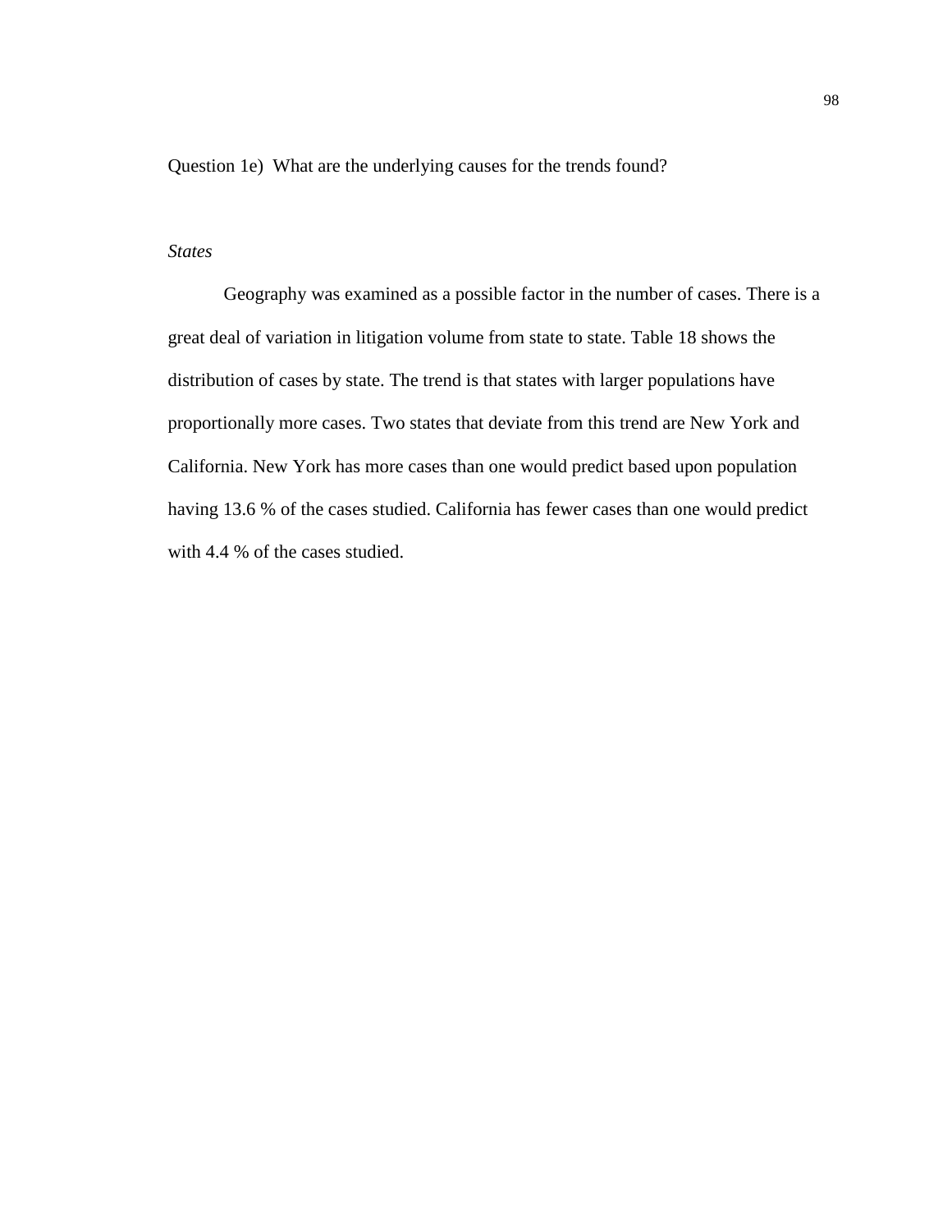Question 1e) What are the underlying causes for the trends found?

*States*

Geography was examined as a possible factor in the number of cases. There is a great deal of variation in litigation volume from state to state. Table 18 shows the distribution of cases by state. The trend is that states with larger populations have proportionally more cases. Two states that deviate from this trend are New York and California. New York has more cases than one would predict based upon population having 13.6 % of the cases studied. California has fewer cases than one would predict with 4.4 % of the cases studied.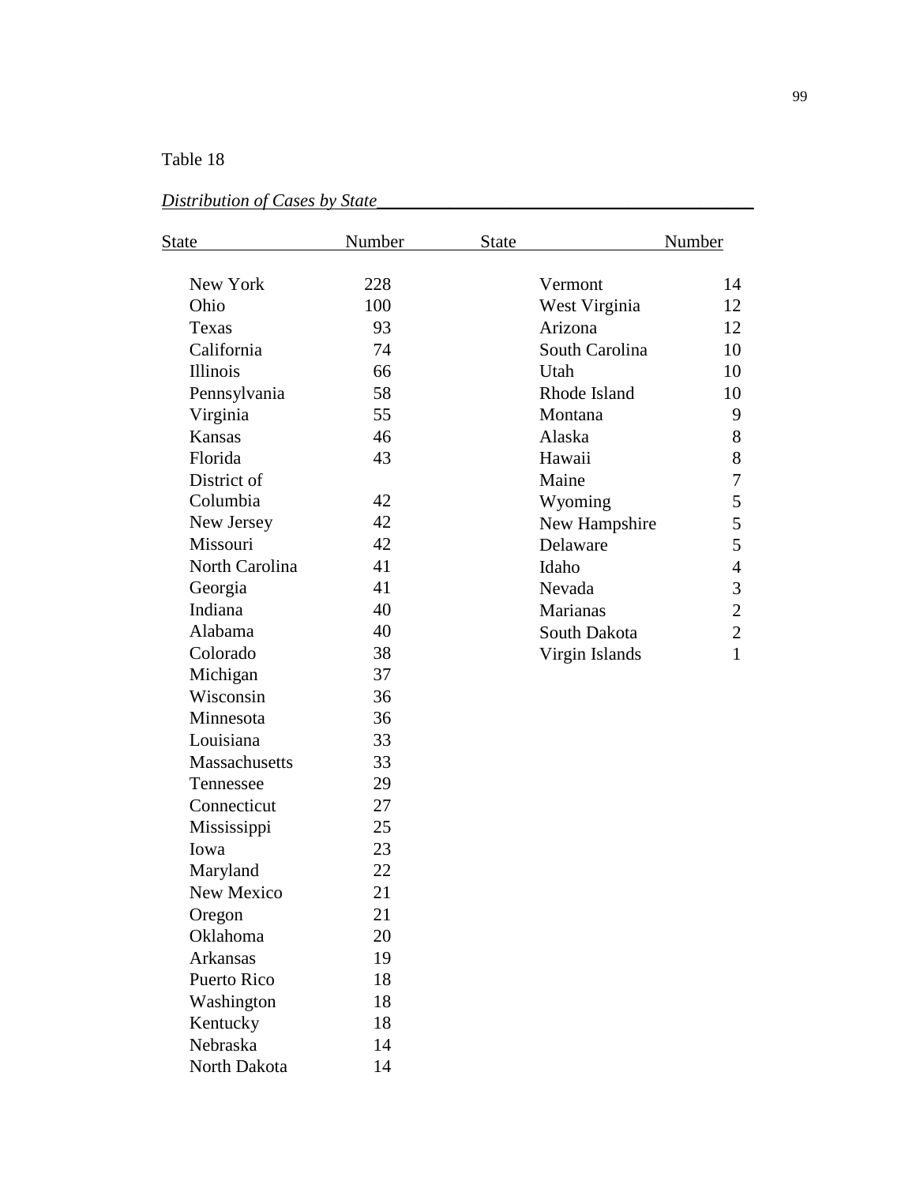Table 18

*Distribution of Cases by State*

| State | Number | State | Number |
|---|---|---|---|
| New York | 228 | Vermont | 14 |
| Ohio | 100 | West Virginia | 12 |
| Texas | 93 | Arizona | 12 |
| California | 74 | South Carolina | 10 |
| Illinois | 66 | Utah | 10 |
| Pennsylvania | 58 | Rhode Island | 10 |
| Virginia | 55 | Montana | 9 |
| Kansas | 46 | Alaska | 8 |
| Florida | 43 | Hawaii | 8 |
| District of Columbia | 42 | Maine | 7 |
| New Jersey | 42 | Wyoming | 5 |
| Missouri | 42 | New Hampshire | 5 |
| North Carolina | 41 | Delaware | 5 |
| Georgia | 41 | Idaho | 4 |
| Indiana | 40 | Nevada | 3 |
| Alabama | 40 | Marianas | 2 |
| Colorado | 38 | South Dakota | 2 |
| Michigan | 37 | Virgin Islands | 1 |
| Wisconsin | 36 | | |
| Minnesota | 36 | | |
| Louisiana | 33 | | |
| Massachusetts | 33 | | |
| Tennessee | 29 | | |
| Connecticut | 27 | | |
| Mississippi | 25 | | |
| Iowa | 23 | | |
| Maryland | 22 | | |
| New Mexico | 21 | | |
| Oregon | 21 | | |
| Oklahoma | 20 | | |
| Arkansas | 19 | | |
| Puerto Rico | 18 | | |
| Washington | 18 | | |
| Kentucky | 18 | | |
| Nebraska | 14 | | |
| North Dakota | 14 | | |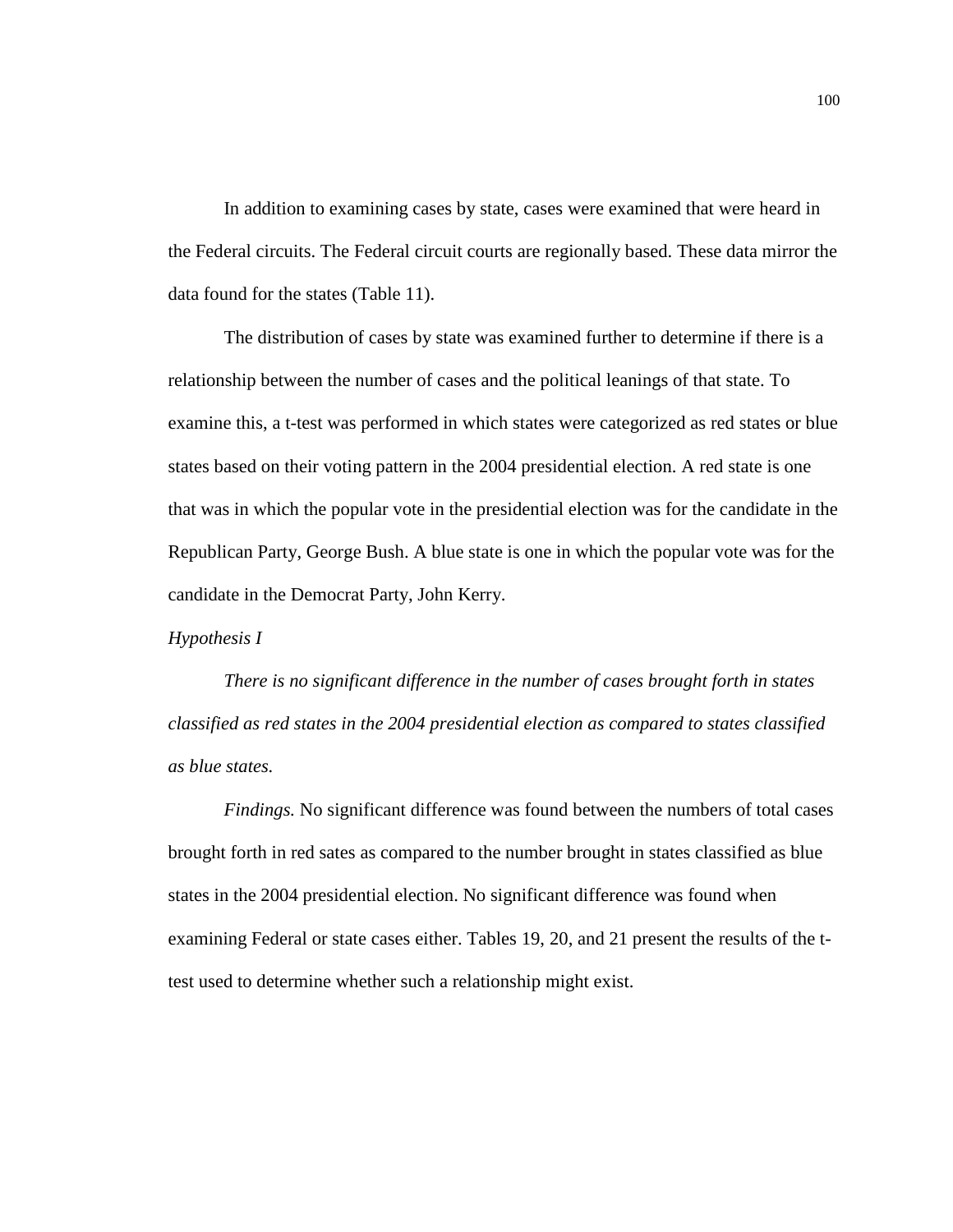In addition to examining cases by state, cases were examined that were heard in the Federal circuits. The Federal circuit courts are regionally based. These data mirror the data found for the states (Table 11).

The distribution of cases by state was examined further to determine if there is a relationship between the number of cases and the political leanings of that state. To examine this, a t-test was performed in which states were categorized as red states or blue states based on their voting pattern in the 2004 presidential election. A red state is one that was in which the popular vote in the presidential election was for the candidate in the Republican Party, George Bush. A blue state is one in which the popular vote was for the candidate in the Democrat Party, John Kerry.

*Hypothesis I*

*There is no significant difference in the number of cases brought forth in states classified as red states in the 2004 presidential election as compared to states classified as blue states.*

*Findings.* No significant difference was found between the numbers of total cases brought forth in red sates as compared to the number brought in states classified as blue states in the 2004 presidential election. No significant difference was found when examining Federal or state cases either. Tables 19, 20, and 21 present the results of the t-test used to determine whether such a relationship might exist.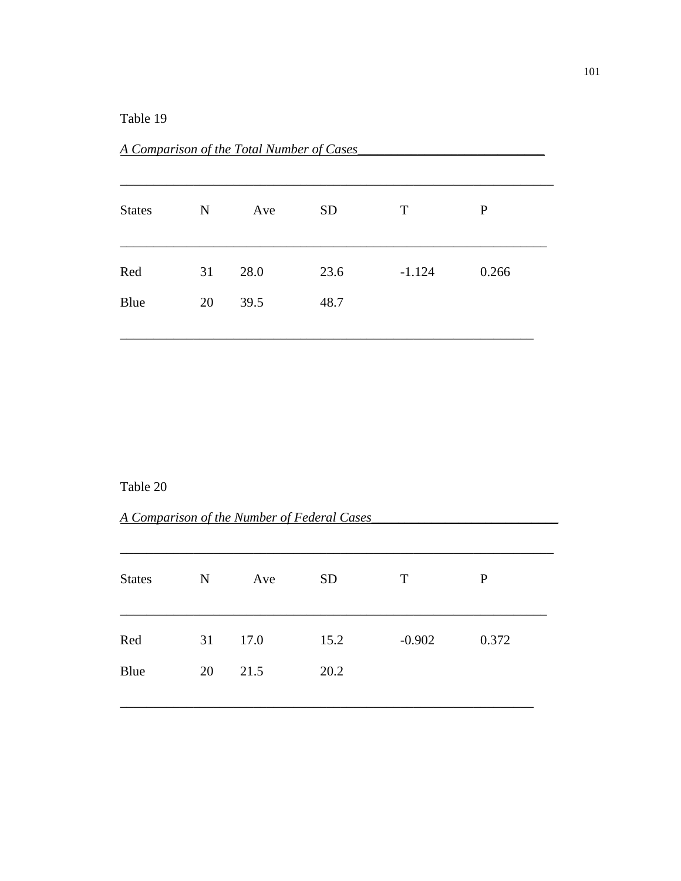Table 19

*A Comparison of the Total Number of Cases*

| States | N | Ave | SD | T | P |
|---|---|---|---|---|---|
| Red | 31 | 28.0 | 23.6 | -1.124 | 0.266 |
| Blue | 20 | 39.5 | 48.7 | | |

Table 20

*A Comparison of the Number of Federal Cases*

| States | N | Ave | SD | T | P |
|---|---|---|---|---|---|
| Red | 31 | 17.0 | 15.2 | -0.902 | 0.372 |
| Blue | 20 | 21.5 | 20.2 | | |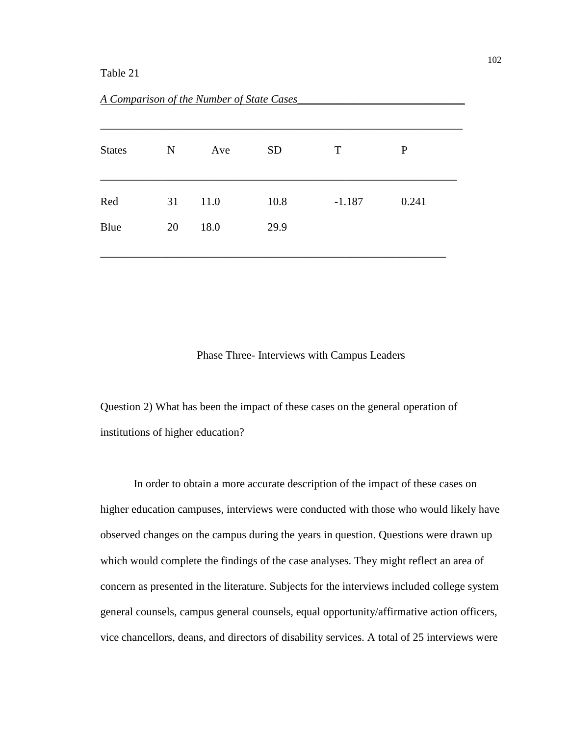Table 21

*A Comparison of the Number of State Cases*

| States | N | Ave | SD | T | P |
|---|---|---|---|---|---|
| Red | 31 | 11.0 | 10.8 | -1.187 | 0.241 |
| Blue | 20 | 18.0 | 29.9 | | |

## Phase Three- Interviews with Campus Leaders

Question 2) What has been the impact of these cases on the general operation of institutions of higher education?

In order to obtain a more accurate description of the impact of these cases on higher education campuses, interviews were conducted with those who would likely have observed changes on the campus during the years in question. Questions were drawn up which would complete the findings of the case analyses. They might reflect an area of concern as presented in the literature. Subjects for the interviews included college system general counsels, campus general counsels, equal opportunity/affirmative action officers, vice chancellors, deans, and directors of disability services. A total of 25 interviews were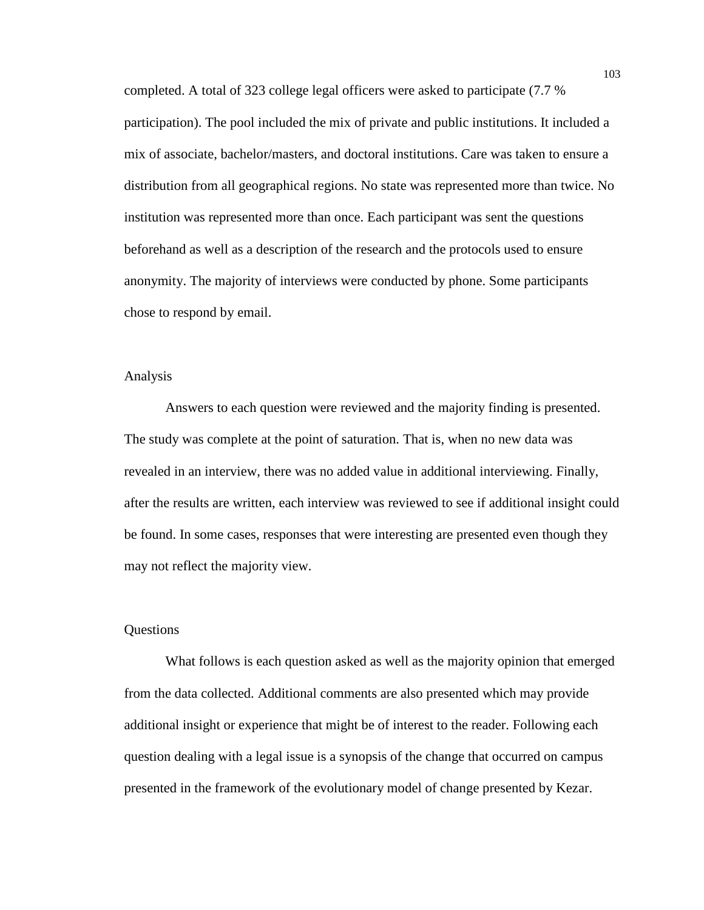completed. A total of 323 college legal officers were asked to participate (7.7 % participation). The pool included the mix of private and public institutions. It included a mix of associate, bachelor/masters, and doctoral institutions. Care was taken to ensure a distribution from all geographical regions. No state was represented more than twice. No institution was represented more than once. Each participant was sent the questions beforehand as well as a description of the research and the protocols used to ensure anonymity. The majority of interviews were conducted by phone. Some participants chose to respond by email.

## Analysis

Answers to each question were reviewed and the majority finding is presented. The study was complete at the point of saturation. That is, when no new data was revealed in an interview, there was no added value in additional interviewing. Finally, after the results are written, each interview was reviewed to see if additional insight could be found. In some cases, responses that were interesting are presented even though they may not reflect the majority view.

## Questions

What follows is each question asked as well as the majority opinion that emerged from the data collected. Additional comments are also presented which may provide additional insight or experience that might be of interest to the reader. Following each question dealing with a legal issue is a synopsis of the change that occurred on campus presented in the framework of the evolutionary model of change presented by Kezar.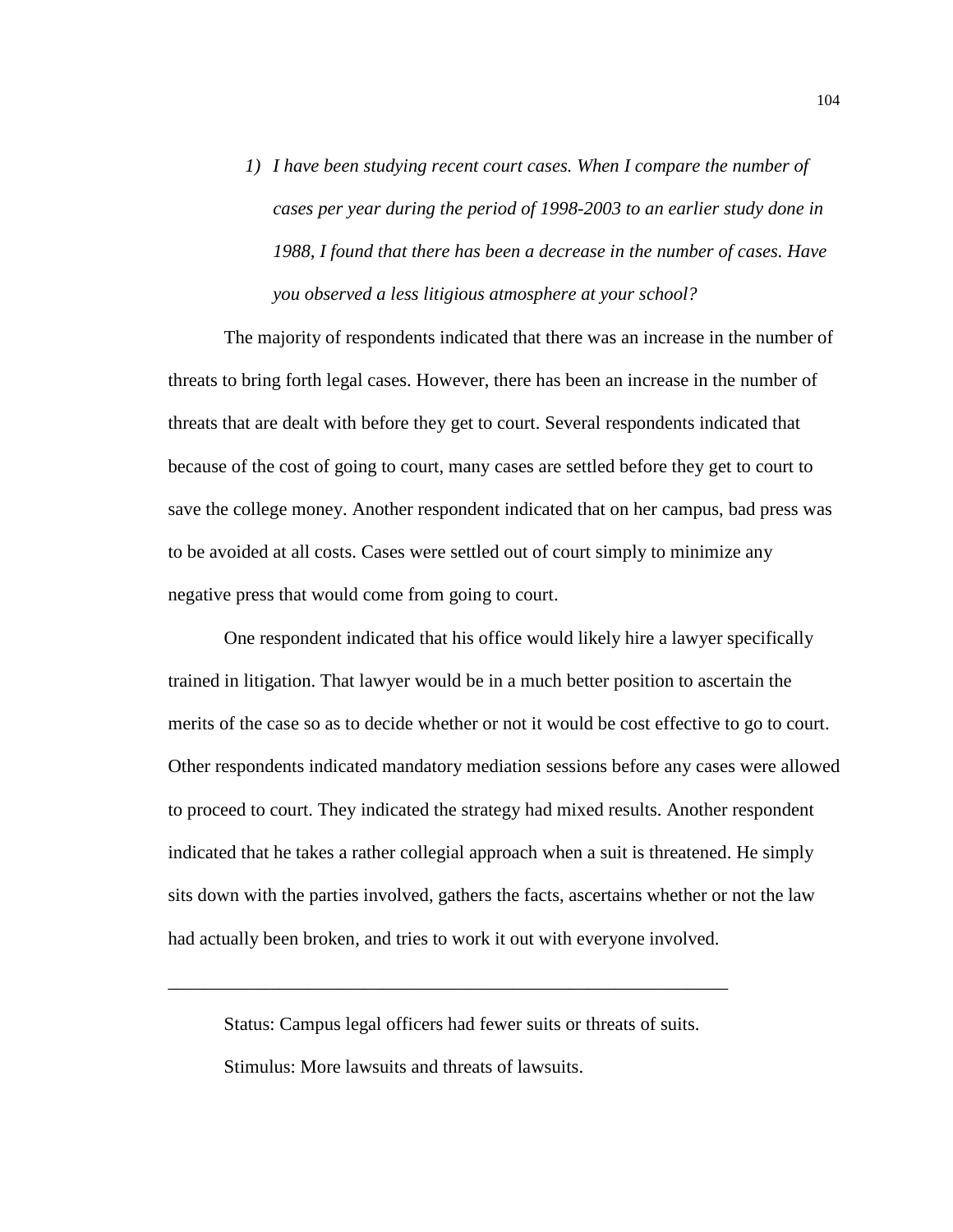1) *I have been studying recent court cases. When I compare the number of cases per year during the period of 1998-2003 to an earlier study done in 1988, I found that there has been a decrease in the number of cases. Have you observed a less litigious atmosphere at your school?*

The majority of respondents indicated that there was an increase in the number of threats to bring forth legal cases. However, there has been an increase in the number of threats that are dealt with before they get to court. Several respondents indicated that because of the cost of going to court, many cases are settled before they get to court to save the college money. Another respondent indicated that on her campus, bad press was to be avoided at all costs. Cases were settled out of court simply to minimize any negative press that would come from going to court.

One respondent indicated that his office would likely hire a lawyer specifically trained in litigation. That lawyer would be in a much better position to ascertain the merits of the case so as to decide whether or not it would be cost effective to go to court. Other respondents indicated mandatory mediation sessions before any cases were allowed to proceed to court. They indicated the strategy had mixed results. Another respondent indicated that he takes a rather collegial approach when a suit is threatened. He simply sits down with the parties involved, gathers the facts, ascertains whether or not the law had actually been broken, and tries to work it out with everyone involved.

---

Status: Campus legal officers had fewer suits or threats of suits.

Stimulus: More lawsuits and threats of lawsuits.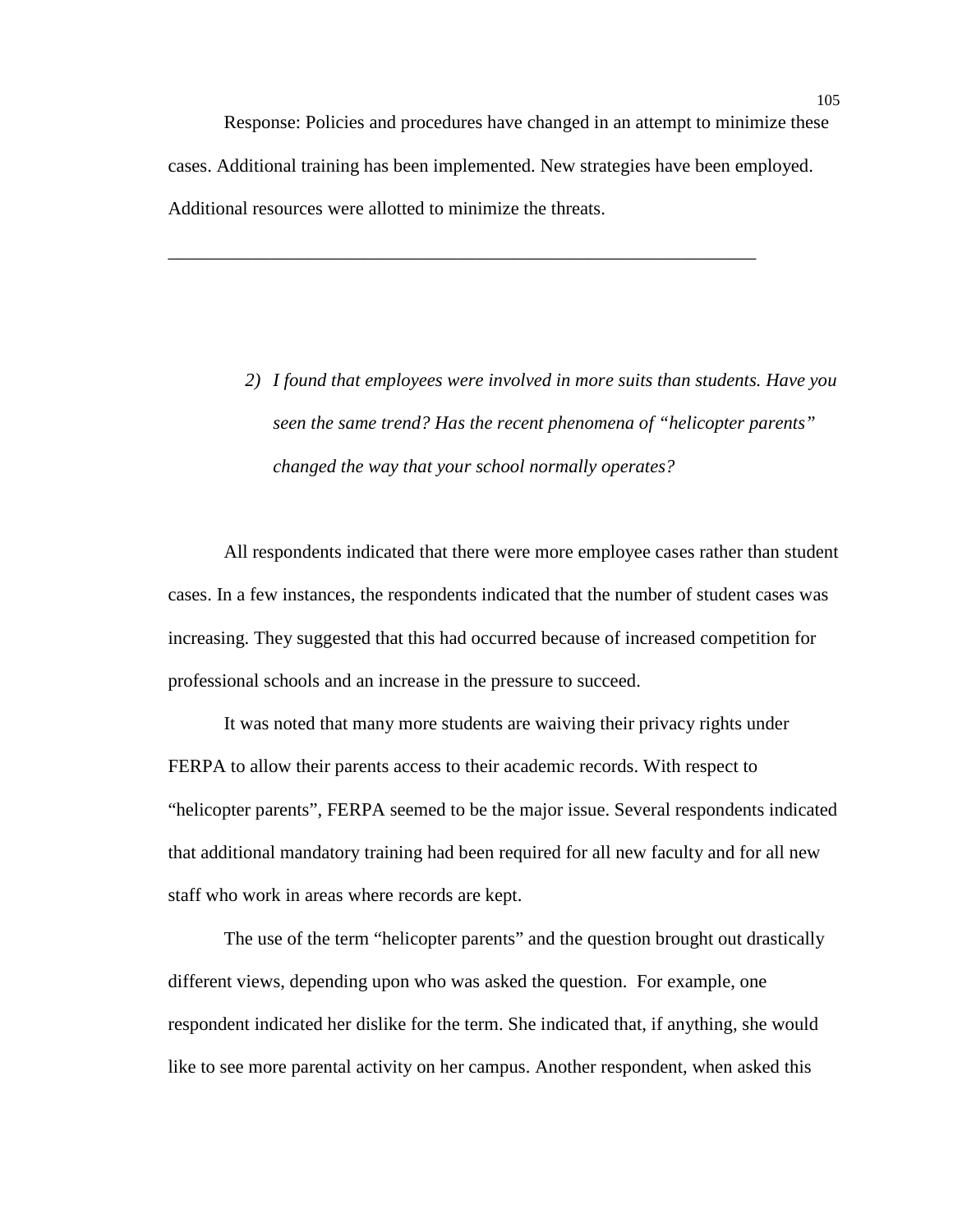Response: Policies and procedures have changed in an attempt to minimize these cases. Additional training has been implemented. New strategies have been employed. Additional resources were allotted to minimize the threats.

---

2) *I found that employees were involved in more suits than students. Have you seen the same trend? Has the recent phenomena of "helicopter parents" changed the way that your school normally operates?*

All respondents indicated that there were more employee cases rather than student cases. In a few instances, the respondents indicated that the number of student cases was increasing. They suggested that this had occurred because of increased competition for professional schools and an increase in the pressure to succeed.

It was noted that many more students are waiving their privacy rights under FERPA to allow their parents access to their academic records. With respect to "helicopter parents", FERPA seemed to be the major issue. Several respondents indicated that additional mandatory training had been required for all new faculty and for all new staff who work in areas where records are kept.

The use of the term "helicopter parents" and the question brought out drastically different views, depending upon who was asked the question. For example, one respondent indicated her dislike for the term. She indicated that, if anything, she would like to see more parental activity on her campus. Another respondent, when asked this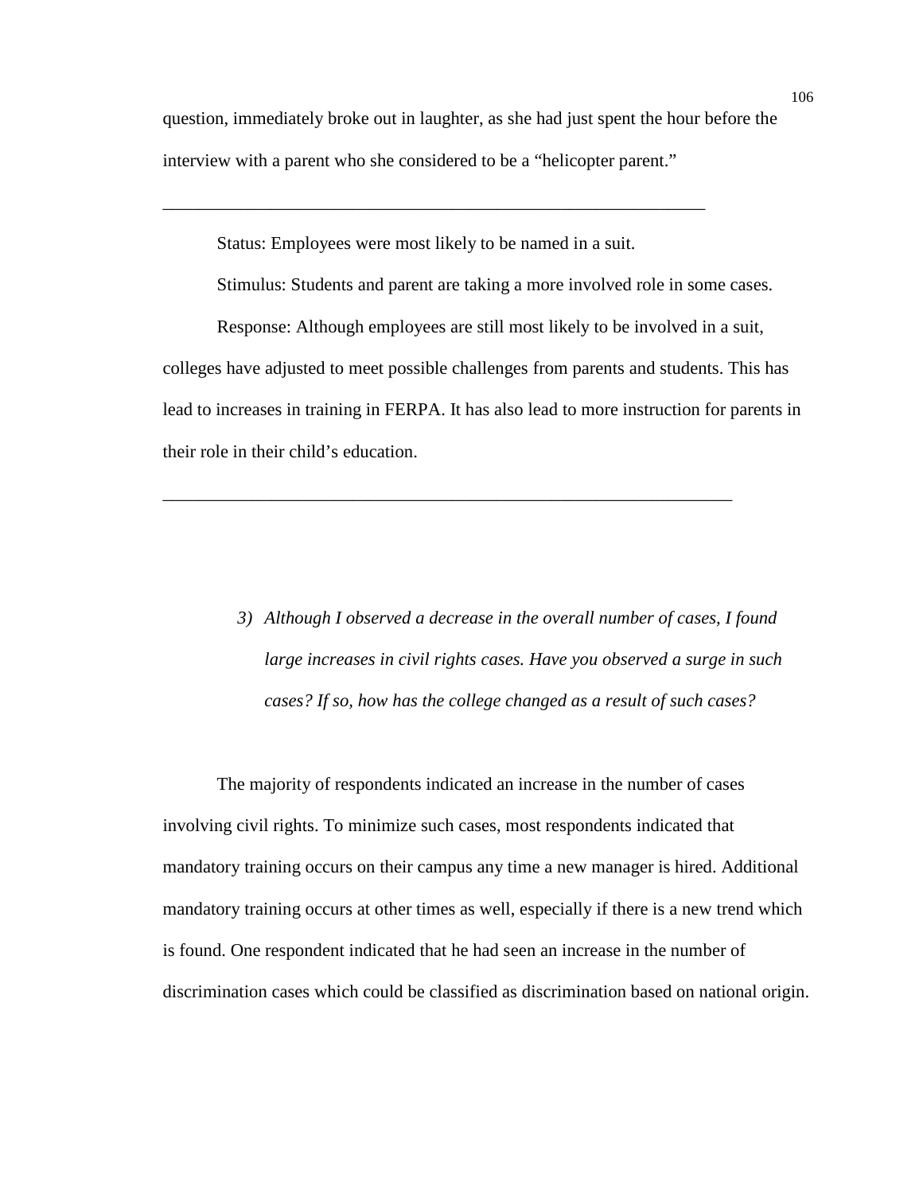question, immediately broke out in laughter, as she had just spent the hour before the interview with a parent who she considered to be a "helicopter parent."

______________________________________________________________

Status: Employees were most likely to be named in a suit.

Stimulus: Students and parent are taking a more involved role in some cases.

Response: Although employees are still most likely to be involved in a suit, colleges have adjusted to meet possible challenges from parents and students. This has lead to increases in training in FERPA. It has also lead to more instruction for parents in their role in their child's education.

_________________________________________________________________

3) *Although I observed a decrease in the overall number of cases, I found large increases in civil rights cases. Have you observed a surge in such cases? If so, how has the college changed as a result of such cases?*

The majority of respondents indicated an increase in the number of cases involving civil rights. To minimize such cases, most respondents indicated that mandatory training occurs on their campus any time a new manager is hired. Additional mandatory training occurs at other times as well, especially if there is a new trend which is found. One respondent indicated that he had seen an increase in the number of discrimination cases which could be classified as discrimination based on national origin.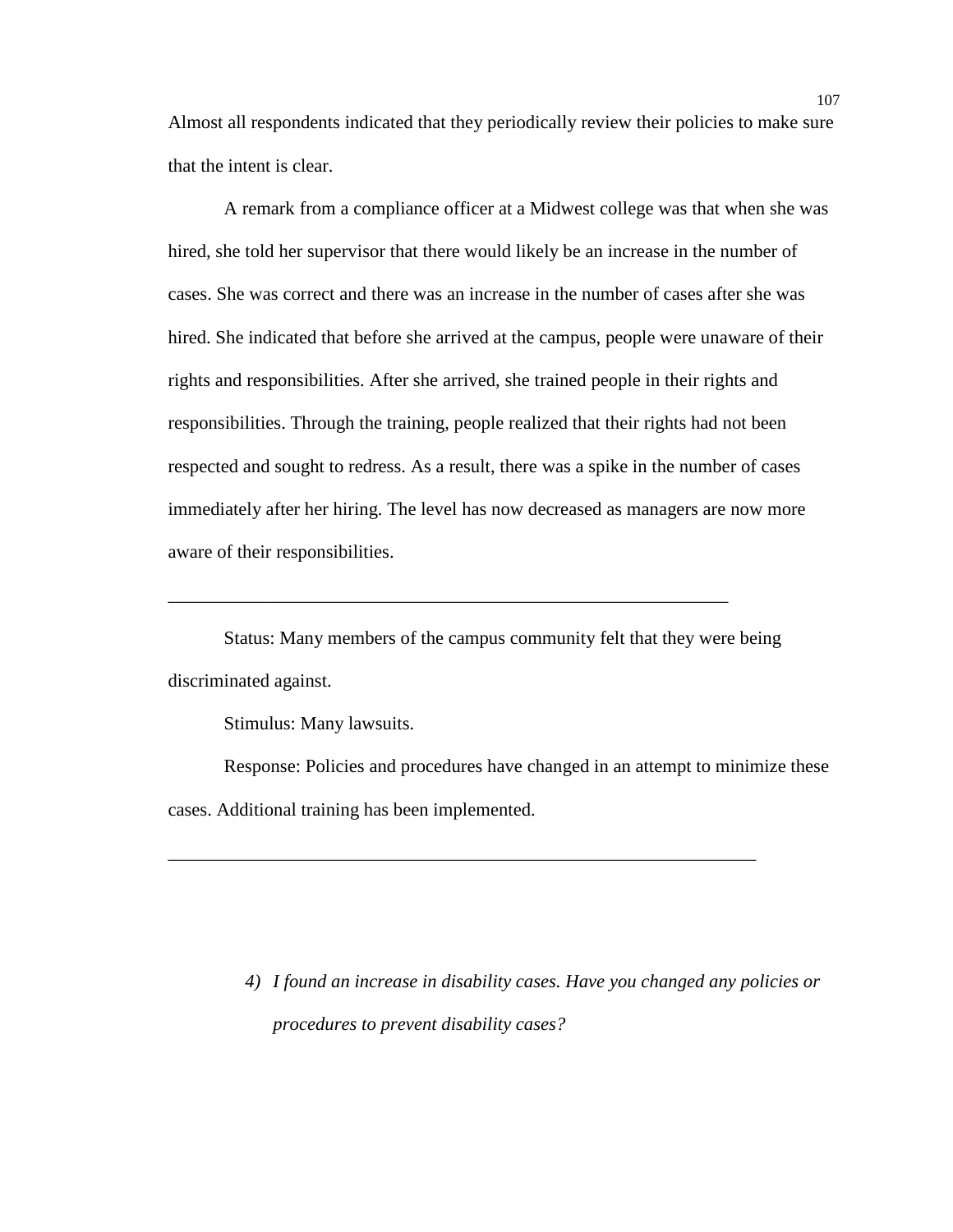Almost all respondents indicated that they periodically review their policies to make sure that the intent is clear.

A remark from a compliance officer at a Midwest college was that when she was hired, she told her supervisor that there would likely be an increase in the number of cases. She was correct and there was an increase in the number of cases after she was hired. She indicated that before she arrived at the campus, people were unaware of their rights and responsibilities. After she arrived, she trained people in their rights and responsibilities. Through the training, people realized that their rights had not been respected and sought to redress. As a result, there was a spike in the number of cases immediately after her hiring. The level has now decreased as managers are now more aware of their responsibilities.

---

Status: Many members of the campus community felt that they were being discriminated against.

Stimulus: Many lawsuits.

Response: Policies and procedures have changed in an attempt to minimize these cases. Additional training has been implemented.

---

4) *I found an increase in disability cases. Have you changed any policies or procedures to prevent disability cases?*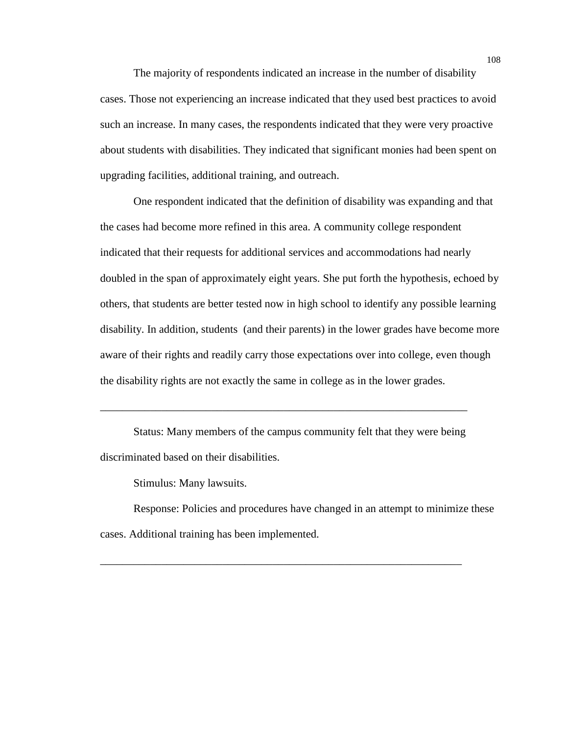The majority of respondents indicated an increase in the number of disability cases. Those not experiencing an increase indicated that they used best practices to avoid such an increase. In many cases, the respondents indicated that they were very proactive about students with disabilities. They indicated that significant monies had been spent on upgrading facilities, additional training, and outreach.

One respondent indicated that the definition of disability was expanding and that the cases had become more refined in this area. A community college respondent indicated that their requests for additional services and accommodations had nearly doubled in the span of approximately eight years. She put forth the hypothesis, echoed by others, that students are better tested now in high school to identify any possible learning disability. In addition, students (and their parents) in the lower grades have become more aware of their rights and readily carry those expectations over into college, even though the disability rights are not exactly the same in college as in the lower grades.

---

Status: Many members of the campus community felt that they were being discriminated based on their disabilities.

Stimulus: Many lawsuits.

Response: Policies and procedures have changed in an attempt to minimize these cases. Additional training has been implemented.

---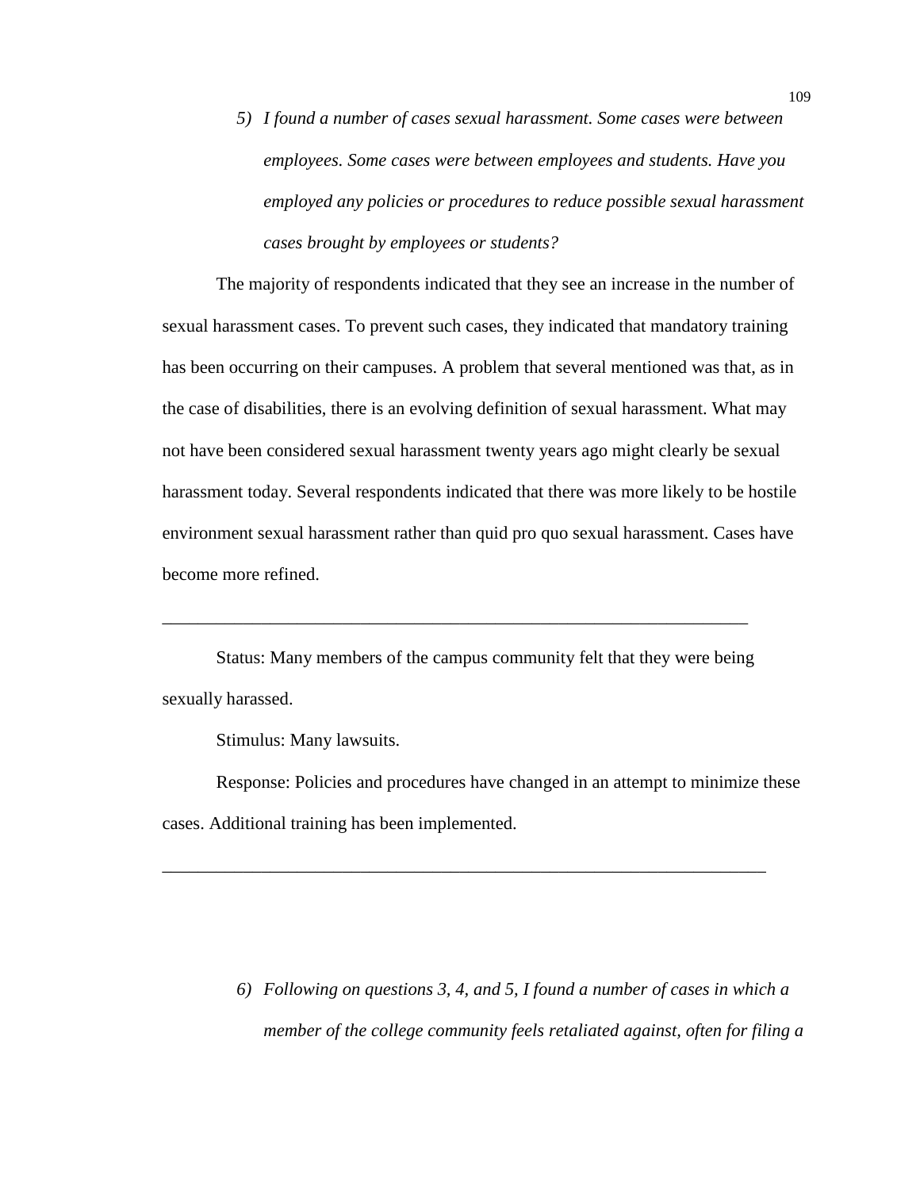5) *I found a number of cases sexual harassment. Some cases were between employees. Some cases were between employees and students. Have you employed any policies or procedures to reduce possible sexual harassment cases brought by employees or students?*

The majority of respondents indicated that they see an increase in the number of sexual harassment cases. To prevent such cases, they indicated that mandatory training has been occurring on their campuses. A problem that several mentioned was that, as in the case of disabilities, there is an evolving definition of sexual harassment. What may not have been considered sexual harassment twenty years ago might clearly be sexual harassment today. Several respondents indicated that there was more likely to be hostile environment sexual harassment rather than quid pro quo sexual harassment. Cases have become more refined.

---

Status: Many members of the campus community felt that they were being sexually harassed.

Stimulus: Many lawsuits.

Response: Policies and procedures have changed in an attempt to minimize these cases. Additional training has been implemented.

---

6) *Following on questions 3, 4, and 5, I found a number of cases in which a member of the college community feels retaliated against, often for filing a*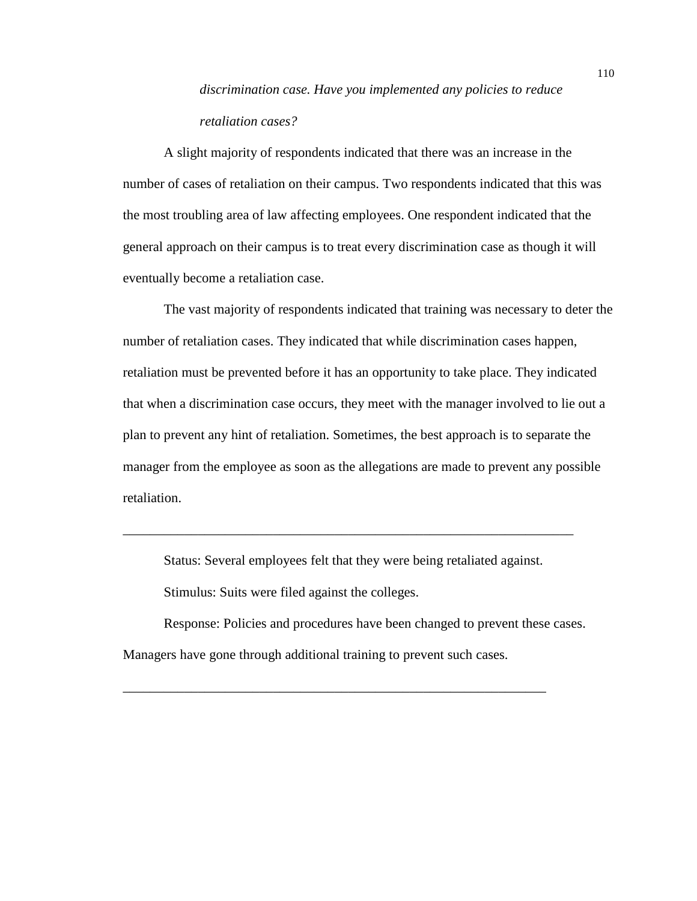*discrimination case. Have you implemented any policies to reduce retaliation cases?*

A slight majority of respondents indicated that there was an increase in the number of cases of retaliation on their campus. Two respondents indicated that this was the most troubling area of law affecting employees. One respondent indicated that the general approach on their campus is to treat every discrimination case as though it will eventually become a retaliation case.

The vast majority of respondents indicated that training was necessary to deter the number of retaliation cases. They indicated that while discrimination cases happen, retaliation must be prevented before it has an opportunity to take place. They indicated that when a discrimination case occurs, they meet with the manager involved to lie out a plan to prevent any hint of retaliation. Sometimes, the best approach is to separate the manager from the employee as soon as the allegations are made to prevent any possible retaliation.

---

Status: Several employees felt that they were being retaliated against.

Stimulus: Suits were filed against the colleges.

Response: Policies and procedures have been changed to prevent these cases. Managers have gone through additional training to prevent such cases.

---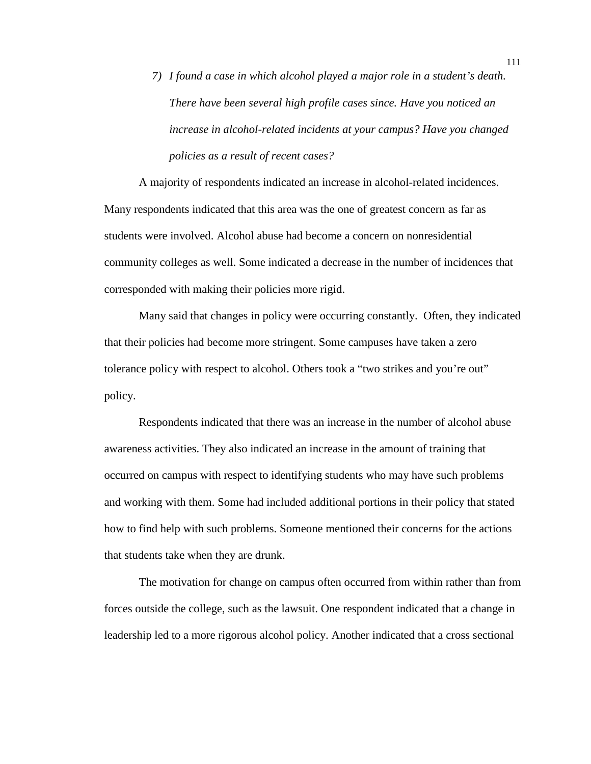7) *I found a case in which alcohol played a major role in a student's death. There have been several high profile cases since. Have you noticed an increase in alcohol-related incidents at your campus? Have you changed policies as a result of recent cases?*

A majority of respondents indicated an increase in alcohol-related incidences. Many respondents indicated that this area was the one of greatest concern as far as students were involved. Alcohol abuse had become a concern on nonresidential community colleges as well. Some indicated a decrease in the number of incidences that corresponded with making their policies more rigid.

Many said that changes in policy were occurring constantly. Often, they indicated that their policies had become more stringent. Some campuses have taken a zero tolerance policy with respect to alcohol. Others took a "two strikes and you're out" policy.

Respondents indicated that there was an increase in the number of alcohol abuse awareness activities. They also indicated an increase in the amount of training that occurred on campus with respect to identifying students who may have such problems and working with them. Some had included additional portions in their policy that stated how to find help with such problems. Someone mentioned their concerns for the actions that students take when they are drunk.

The motivation for change on campus often occurred from within rather than from forces outside the college, such as the lawsuit. One respondent indicated that a change in leadership led to a more rigorous alcohol policy. Another indicated that a cross sectional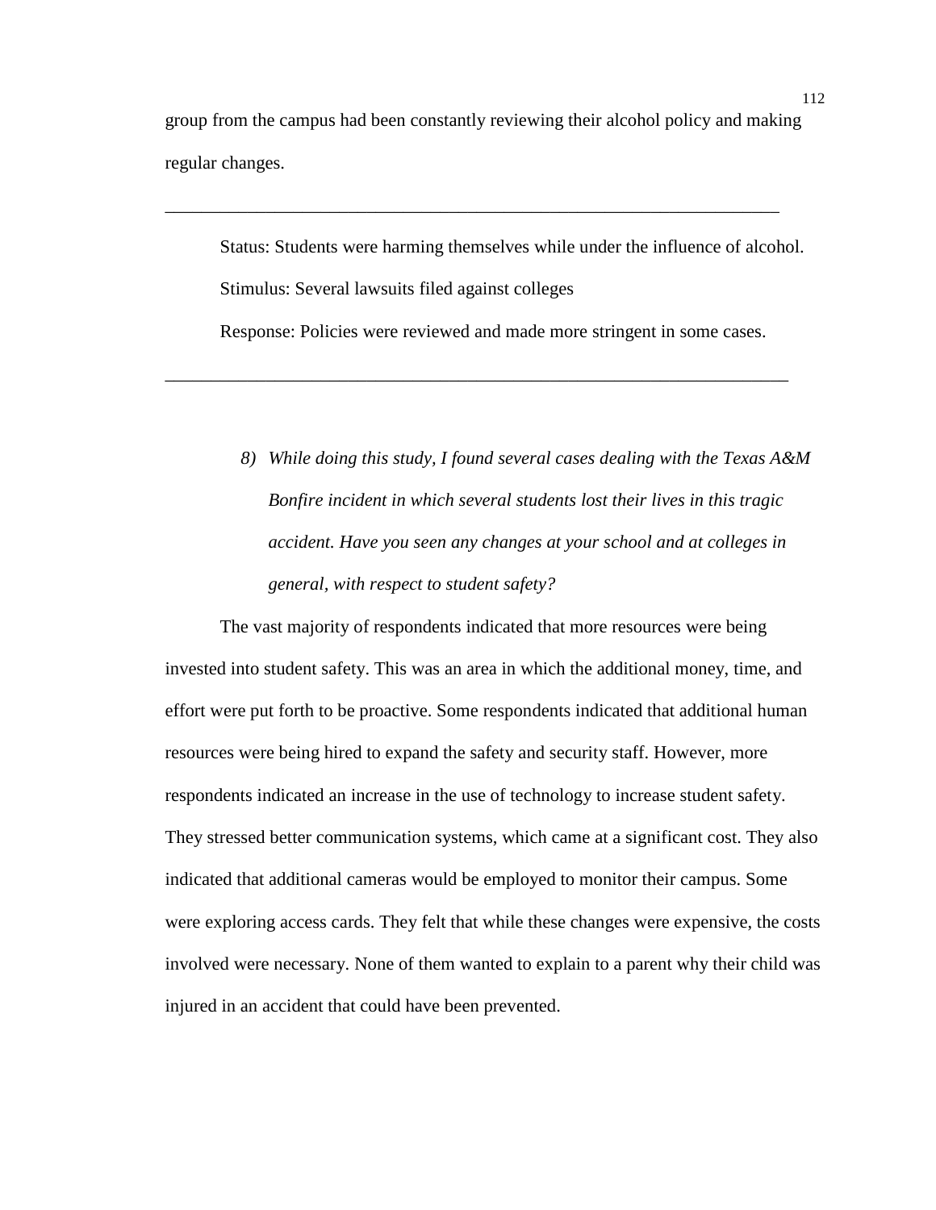group from the campus had been constantly reviewing their alcohol policy and making regular changes.

---

Status: Students were harming themselves while under the influence of alcohol.

Stimulus: Several lawsuits filed against colleges

Response: Policies were reviewed and made more stringent in some cases.

---

8) *While doing this study, I found several cases dealing with the Texas A&M Bonfire incident in which several students lost their lives in this tragic accident. Have you seen any changes at your school and at colleges in general, with respect to student safety?*

The vast majority of respondents indicated that more resources were being invested into student safety. This was an area in which the additional money, time, and effort were put forth to be proactive. Some respondents indicated that additional human resources were being hired to expand the safety and security staff. However, more respondents indicated an increase in the use of technology to increase student safety. They stressed better communication systems, which came at a significant cost. They also indicated that additional cameras would be employed to monitor their campus. Some were exploring access cards. They felt that while these changes were expensive, the costs involved were necessary. None of them wanted to explain to a parent why their child was injured in an accident that could have been prevented.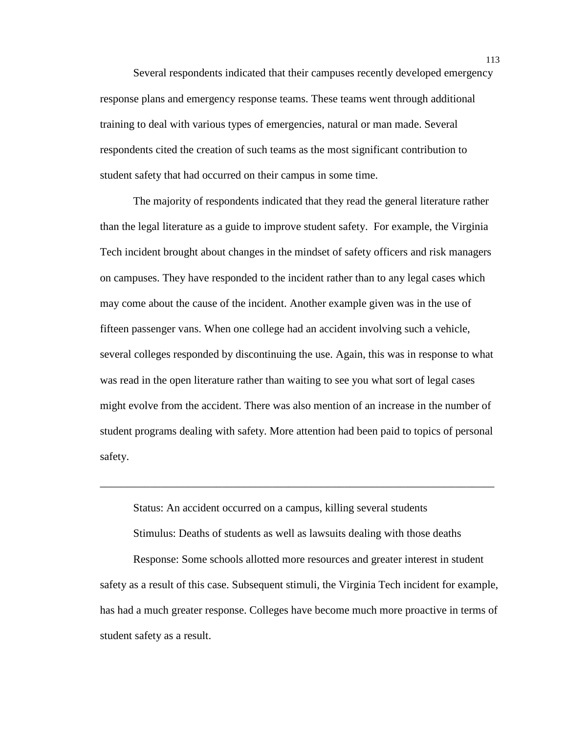Several respondents indicated that their campuses recently developed emergency response plans and emergency response teams. These teams went through additional training to deal with various types of emergencies, natural or man made. Several respondents cited the creation of such teams as the most significant contribution to student safety that had occurred on their campus in some time.

The majority of respondents indicated that they read the general literature rather than the legal literature as a guide to improve student safety. For example, the Virginia Tech incident brought about changes in the mindset of safety officers and risk managers on campuses. They have responded to the incident rather than to any legal cases which may come about the cause of the incident. Another example given was in the use of fifteen passenger vans. When one college had an accident involving such a vehicle, several colleges responded by discontinuing the use. Again, this was in response to what was read in the open literature rather than waiting to see you what sort of legal cases might evolve from the accident. There was also mention of an increase in the number of student programs dealing with safety. More attention had been paid to topics of personal safety.

---

Status: An accident occurred on a campus, killing several students

Stimulus: Deaths of students as well as lawsuits dealing with those deaths

Response: Some schools allotted more resources and greater interest in student safety as a result of this case. Subsequent stimuli, the Virginia Tech incident for example, has had a much greater response. Colleges have become much more proactive in terms of student safety as a result.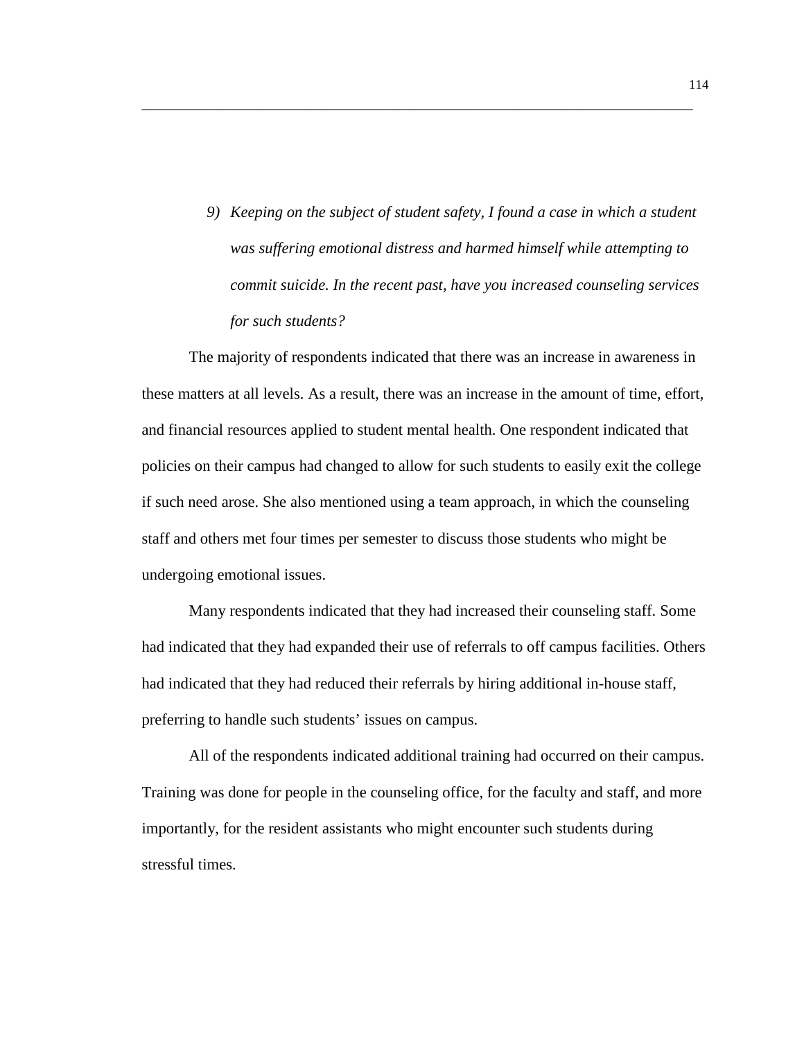9) *Keeping on the subject of student safety, I found a case in which a student was suffering emotional distress and harmed himself while attempting to commit suicide. In the recent past, have you increased counseling services for such students?*

The majority of respondents indicated that there was an increase in awareness in these matters at all levels. As a result, there was an increase in the amount of time, effort, and financial resources applied to student mental health. One respondent indicated that policies on their campus had changed to allow for such students to easily exit the college if such need arose. She also mentioned using a team approach, in which the counseling staff and others met four times per semester to discuss those students who might be undergoing emotional issues.

Many respondents indicated that they had increased their counseling staff. Some had indicated that they had expanded their use of referrals to off campus facilities. Others had indicated that they had reduced their referrals by hiring additional in-house staff, preferring to handle such students' issues on campus.

All of the respondents indicated additional training had occurred on their campus. Training was done for people in the counseling office, for the faculty and staff, and more importantly, for the resident assistants who might encounter such students during stressful times.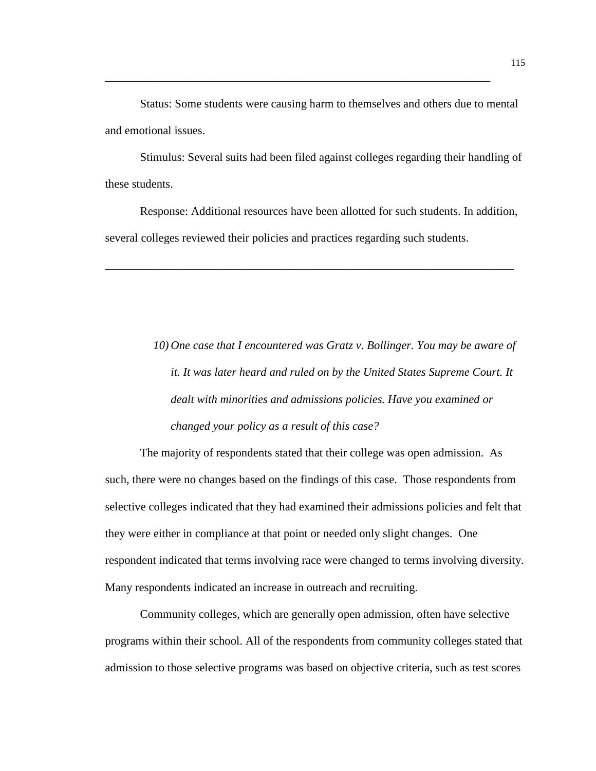---

Status: Some students were causing harm to themselves and others due to mental and emotional issues.

Stimulus: Several suits had been filed against colleges regarding their handling of these students.

Response: Additional resources have been allotted for such students. In addition, several colleges reviewed their policies and practices regarding such students.

---

10) *One case that I encountered was Gratz v. Bollinger. You may be aware of it. It was later heard and ruled on by the United States Supreme Court. It dealt with minorities and admissions policies. Have you examined or changed your policy as a result of this case?*

The majority of respondents stated that their college was open admission. As such, there were no changes based on the findings of this case. Those respondents from selective colleges indicated that they had examined their admissions policies and felt that they were either in compliance at that point or needed only slight changes. One respondent indicated that terms involving race were changed to terms involving diversity. Many respondents indicated an increase in outreach and recruiting.

Community colleges, which are generally open admission, often have selective programs within their school. All of the respondents from community colleges stated that admission to those selective programs was based on objective criteria, such as test scores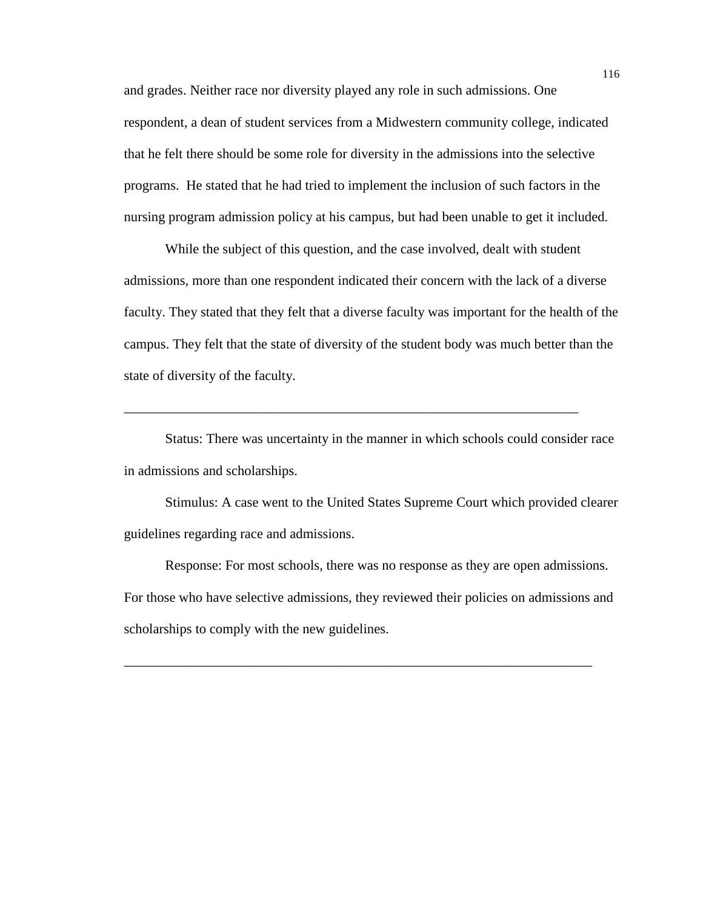and grades. Neither race nor diversity played any role in such admissions. One respondent, a dean of student services from a Midwestern community college, indicated that he felt there should be some role for diversity in the admissions into the selective programs. He stated that he had tried to implement the inclusion of such factors in the nursing program admission policy at his campus, but had been unable to get it included.

While the subject of this question, and the case involved, dealt with student admissions, more than one respondent indicated their concern with the lack of a diverse faculty. They stated that they felt that a diverse faculty was important for the health of the campus. They felt that the state of diversity of the student body was much better than the state of diversity of the faculty.

---

Status: There was uncertainty in the manner in which schools could consider race in admissions and scholarships.

Stimulus: A case went to the United States Supreme Court which provided clearer guidelines regarding race and admissions.

Response: For most schools, there was no response as they are open admissions. For those who have selective admissions, they reviewed their policies on admissions and scholarships to comply with the new guidelines.

---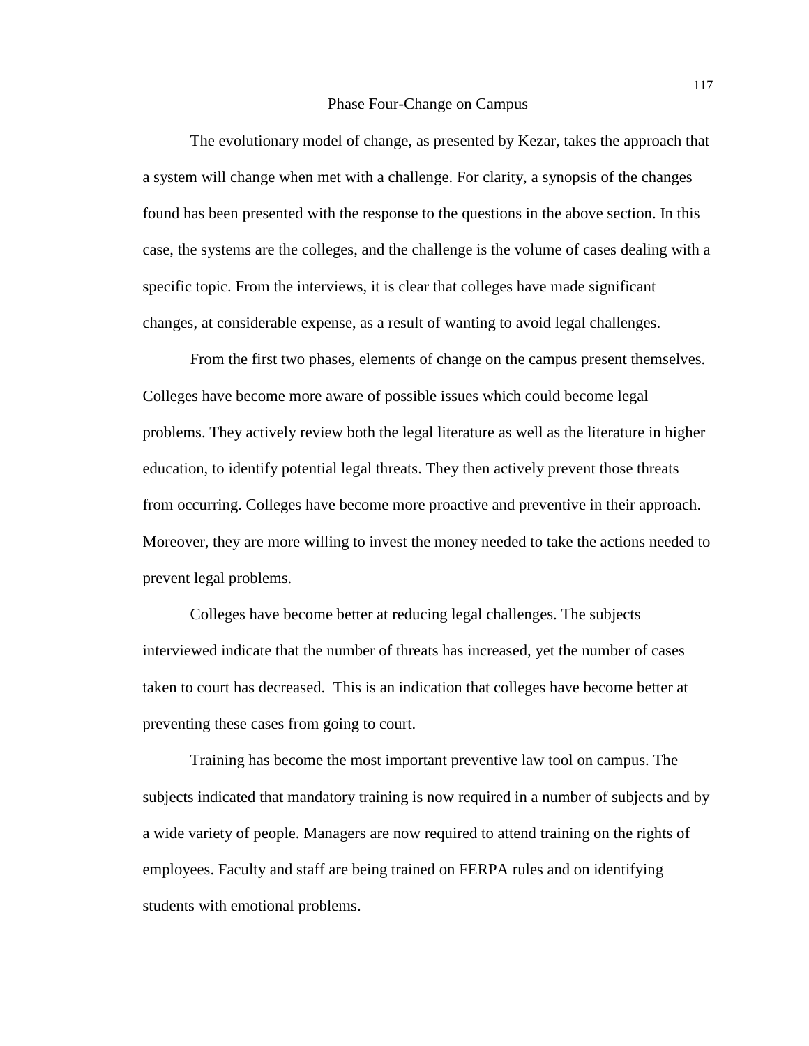## Phase Four-Change on Campus

The evolutionary model of change, as presented by Kezar, takes the approach that a system will change when met with a challenge. For clarity, a synopsis of the changes found has been presented with the response to the questions in the above section. In this case, the systems are the colleges, and the challenge is the volume of cases dealing with a specific topic. From the interviews, it is clear that colleges have made significant changes, at considerable expense, as a result of wanting to avoid legal challenges.

From the first two phases, elements of change on the campus present themselves. Colleges have become more aware of possible issues which could become legal problems. They actively review both the legal literature as well as the literature in higher education, to identify potential legal threats. They then actively prevent those threats from occurring. Colleges have become more proactive and preventive in their approach. Moreover, they are more willing to invest the money needed to take the actions needed to prevent legal problems.

Colleges have become better at reducing legal challenges. The subjects interviewed indicate that the number of threats has increased, yet the number of cases taken to court has decreased. This is an indication that colleges have become better at preventing these cases from going to court.

Training has become the most important preventive law tool on campus. The subjects indicated that mandatory training is now required in a number of subjects and by a wide variety of people. Managers are now required to attend training on the rights of employees. Faculty and staff are being trained on FERPA rules and on identifying students with emotional problems.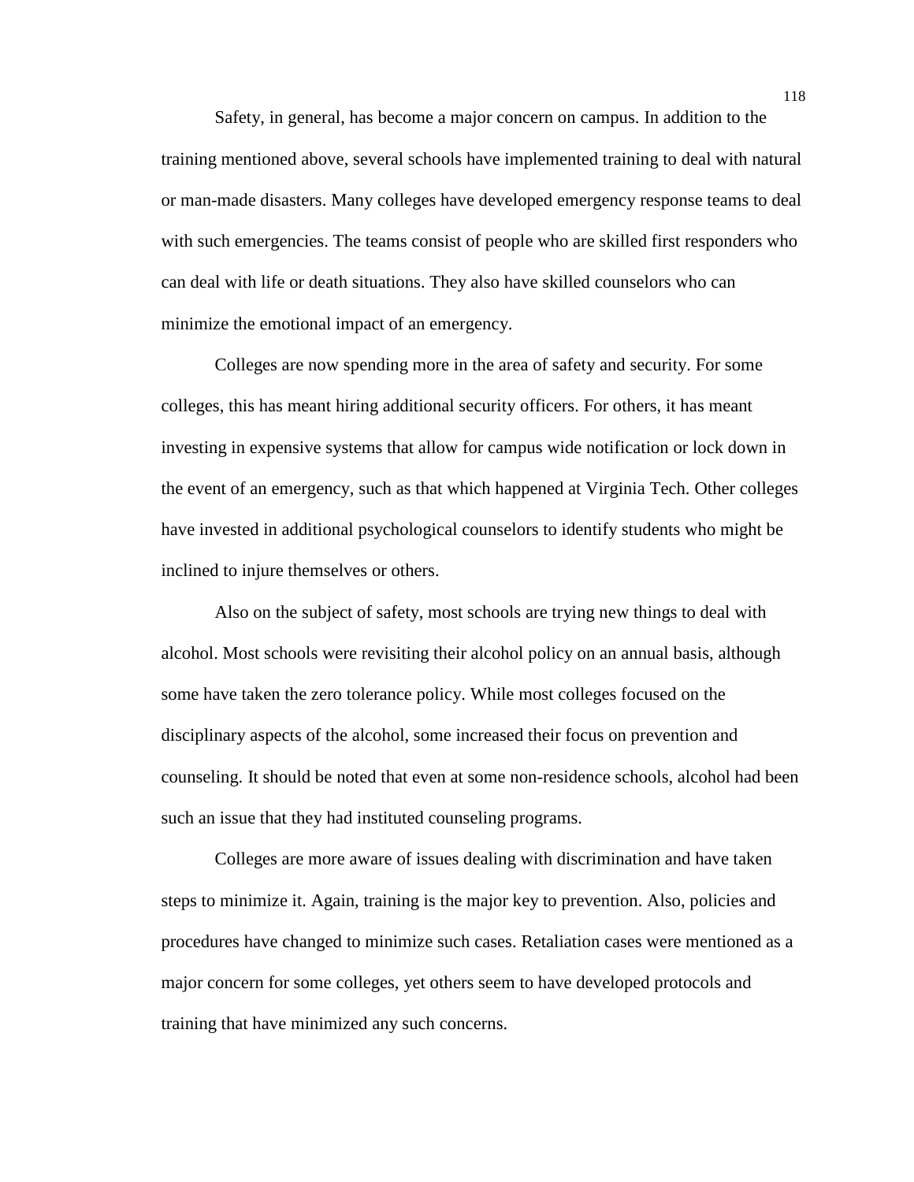Safety, in general, has become a major concern on campus. In addition to the training mentioned above, several schools have implemented training to deal with natural or man-made disasters. Many colleges have developed emergency response teams to deal with such emergencies. The teams consist of people who are skilled first responders who can deal with life or death situations. They also have skilled counselors who can minimize the emotional impact of an emergency.

Colleges are now spending more in the area of safety and security. For some colleges, this has meant hiring additional security officers. For others, it has meant investing in expensive systems that allow for campus wide notification or lock down in the event of an emergency, such as that which happened at Virginia Tech. Other colleges have invested in additional psychological counselors to identify students who might be inclined to injure themselves or others.

Also on the subject of safety, most schools are trying new things to deal with alcohol. Most schools were revisiting their alcohol policy on an annual basis, although some have taken the zero tolerance policy. While most colleges focused on the disciplinary aspects of the alcohol, some increased their focus on prevention and counseling. It should be noted that even at some non-residence schools, alcohol had been such an issue that they had instituted counseling programs.

Colleges are more aware of issues dealing with discrimination and have taken steps to minimize it. Again, training is the major key to prevention. Also, policies and procedures have changed to minimize such cases. Retaliation cases were mentioned as a major concern for some colleges, yet others seem to have developed protocols and training that have minimized any such concerns.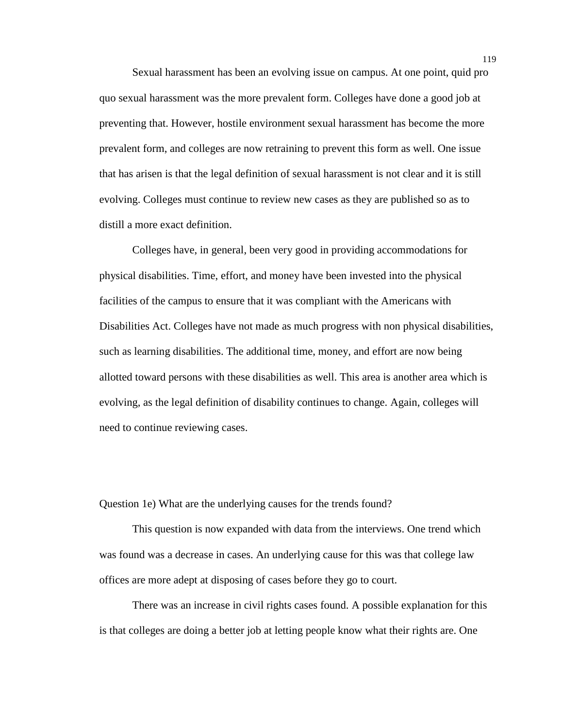Sexual harassment has been an evolving issue on campus. At one point, quid pro quo sexual harassment was the more prevalent form. Colleges have done a good job at preventing that. However, hostile environment sexual harassment has become the more prevalent form, and colleges are now retraining to prevent this form as well. One issue that has arisen is that the legal definition of sexual harassment is not clear and it is still evolving. Colleges must continue to review new cases as they are published so as to distill a more exact definition.

Colleges have, in general, been very good in providing accommodations for physical disabilities. Time, effort, and money have been invested into the physical facilities of the campus to ensure that it was compliant with the Americans with Disabilities Act. Colleges have not made as much progress with non physical disabilities, such as learning disabilities. The additional time, money, and effort are now being allotted toward persons with these disabilities as well. This area is another area which is evolving, as the legal definition of disability continues to change. Again, colleges will need to continue reviewing cases.

Question 1e) What are the underlying causes for the trends found?

This question is now expanded with data from the interviews. One trend which was found was a decrease in cases. An underlying cause for this was that college law offices are more adept at disposing of cases before they go to court.

There was an increase in civil rights cases found. A possible explanation for this is that colleges are doing a better job at letting people know what their rights are. One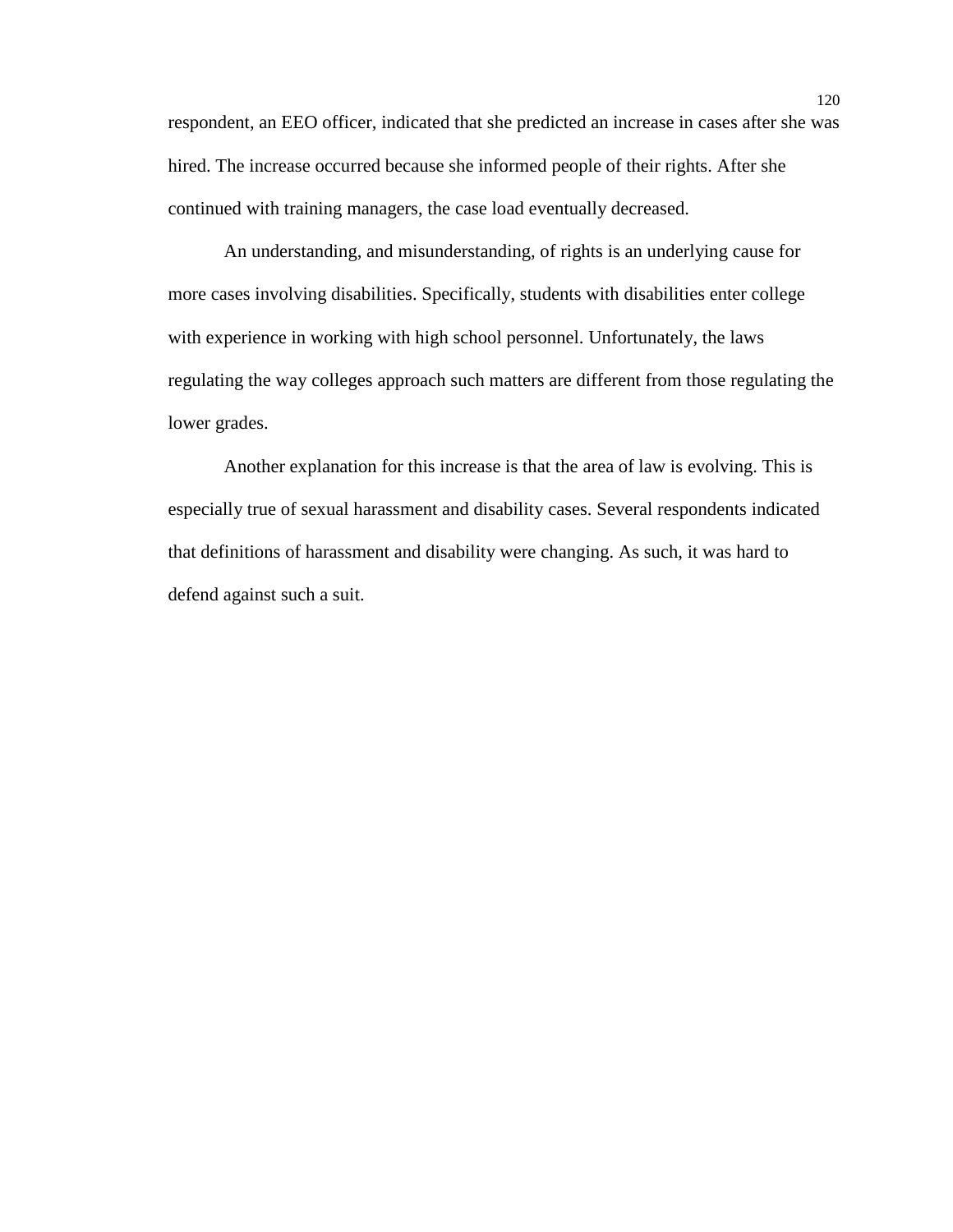respondent, an EEO officer, indicated that she predicted an increase in cases after she was hired. The increase occurred because she informed people of their rights. After she continued with training managers, the case load eventually decreased.

An understanding, and misunderstanding, of rights is an underlying cause for more cases involving disabilities. Specifically, students with disabilities enter college with experience in working with high school personnel. Unfortunately, the laws regulating the way colleges approach such matters are different from those regulating the lower grades.

Another explanation for this increase is that the area of law is evolving. This is especially true of sexual harassment and disability cases. Several respondents indicated that definitions of harassment and disability were changing. As such, it was hard to defend against such a suit.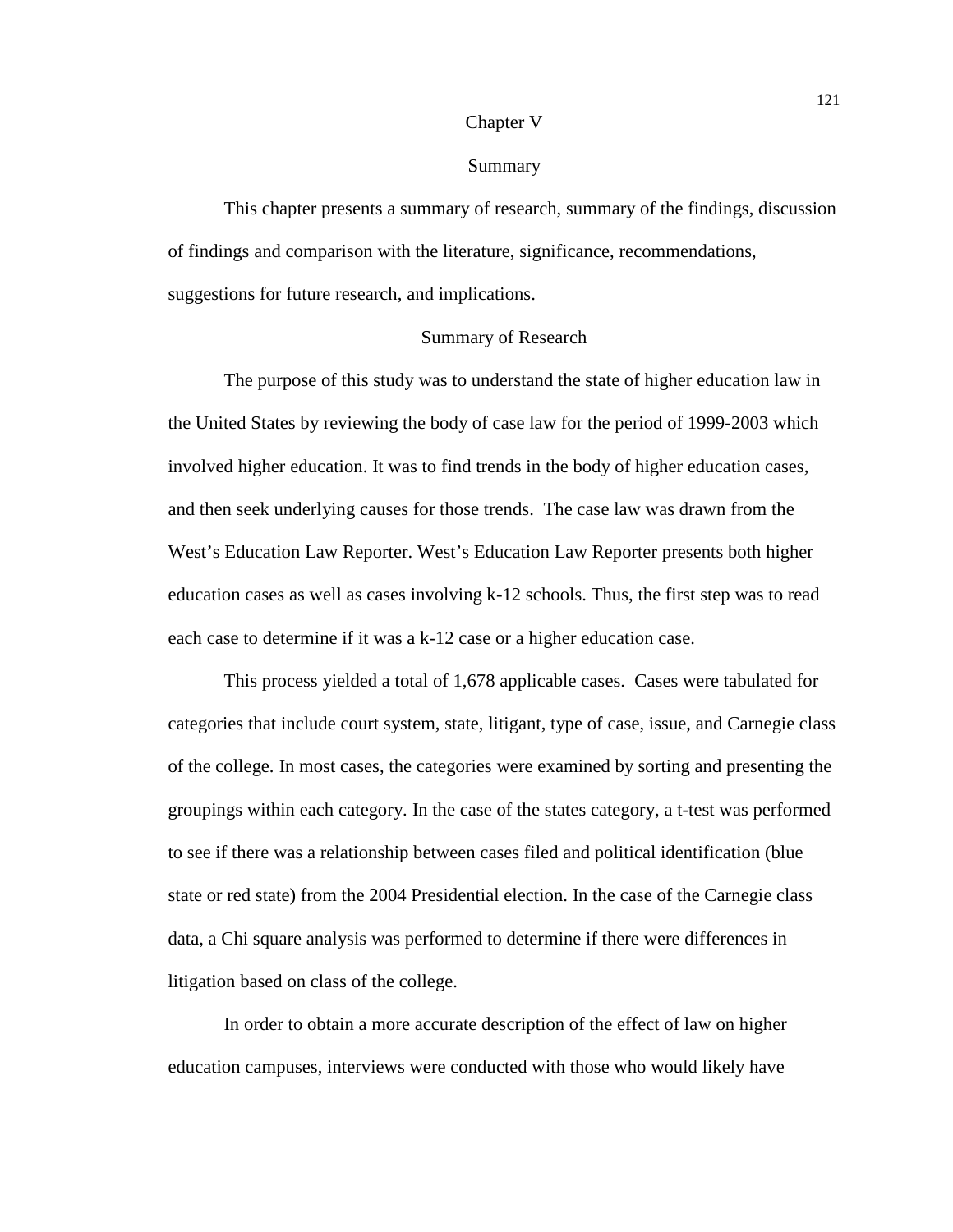# Chapter V

## Summary

This chapter presents a summary of research, summary of the findings, discussion of findings and comparison with the literature, significance, recommendations, suggestions for future research, and implications.

### Summary of Research

The purpose of this study was to understand the state of higher education law in the United States by reviewing the body of case law for the period of 1999-2003 which involved higher education. It was to find trends in the body of higher education cases, and then seek underlying causes for those trends. The case law was drawn from the West's Education Law Reporter. West's Education Law Reporter presents both higher education cases as well as cases involving k-12 schools. Thus, the first step was to read each case to determine if it was a k-12 case or a higher education case.

This process yielded a total of 1,678 applicable cases. Cases were tabulated for categories that include court system, state, litigant, type of case, issue, and Carnegie class of the college. In most cases, the categories were examined by sorting and presenting the groupings within each category. In the case of the states category, a t-test was performed to see if there was a relationship between cases filed and political identification (blue state or red state) from the 2004 Presidential election. In the case of the Carnegie class data, a Chi square analysis was performed to determine if there were differences in litigation based on class of the college.

In order to obtain a more accurate description of the effect of law on higher education campuses, interviews were conducted with those who would likely have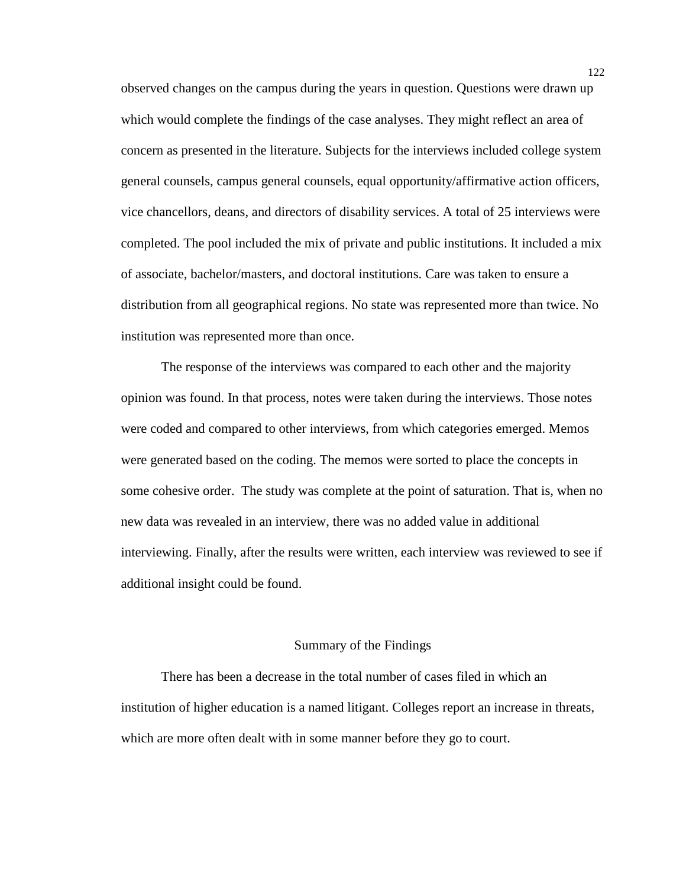observed changes on the campus during the years in question. Questions were drawn up which would complete the findings of the case analyses. They might reflect an area of concern as presented in the literature. Subjects for the interviews included college system general counsels, campus general counsels, equal opportunity/affirmative action officers, vice chancellors, deans, and directors of disability services. A total of 25 interviews were completed. The pool included the mix of private and public institutions. It included a mix of associate, bachelor/masters, and doctoral institutions. Care was taken to ensure a distribution from all geographical regions. No state was represented more than twice. No institution was represented more than once.

The response of the interviews was compared to each other and the majority opinion was found. In that process, notes were taken during the interviews. Those notes were coded and compared to other interviews, from which categories emerged. Memos were generated based on the coding. The memos were sorted to place the concepts in some cohesive order. The study was complete at the point of saturation. That is, when no new data was revealed in an interview, there was no added value in additional interviewing. Finally, after the results were written, each interview was reviewed to see if additional insight could be found.

## Summary of the Findings

There has been a decrease in the total number of cases filed in which an institution of higher education is a named litigant. Colleges report an increase in threats, which are more often dealt with in some manner before they go to court.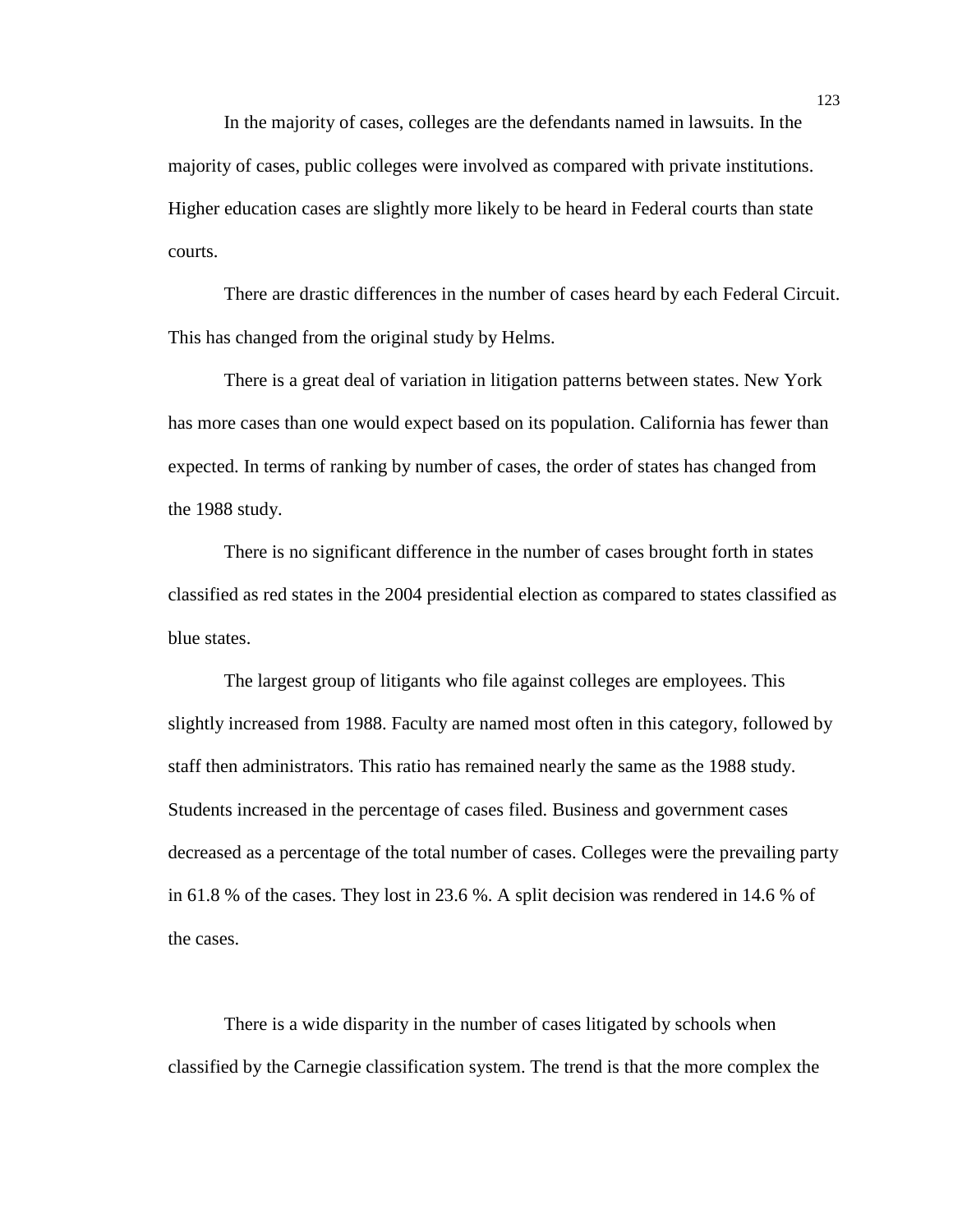In the majority of cases, colleges are the defendants named in lawsuits. In the majority of cases, public colleges were involved as compared with private institutions. Higher education cases are slightly more likely to be heard in Federal courts than state courts.

There are drastic differences in the number of cases heard by each Federal Circuit. This has changed from the original study by Helms.

There is a great deal of variation in litigation patterns between states. New York has more cases than one would expect based on its population. California has fewer than expected. In terms of ranking by number of cases, the order of states has changed from the 1988 study.

There is no significant difference in the number of cases brought forth in states classified as red states in the 2004 presidential election as compared to states classified as blue states.

The largest group of litigants who file against colleges are employees. This slightly increased from 1988. Faculty are named most often in this category, followed by staff then administrators. This ratio has remained nearly the same as the 1988 study. Students increased in the percentage of cases filed. Business and government cases decreased as a percentage of the total number of cases. Colleges were the prevailing party in 61.8 % of the cases. They lost in 23.6 %. A split decision was rendered in 14.6 % of the cases.

There is a wide disparity in the number of cases litigated by schools when classified by the Carnegie classification system. The trend is that the more complex the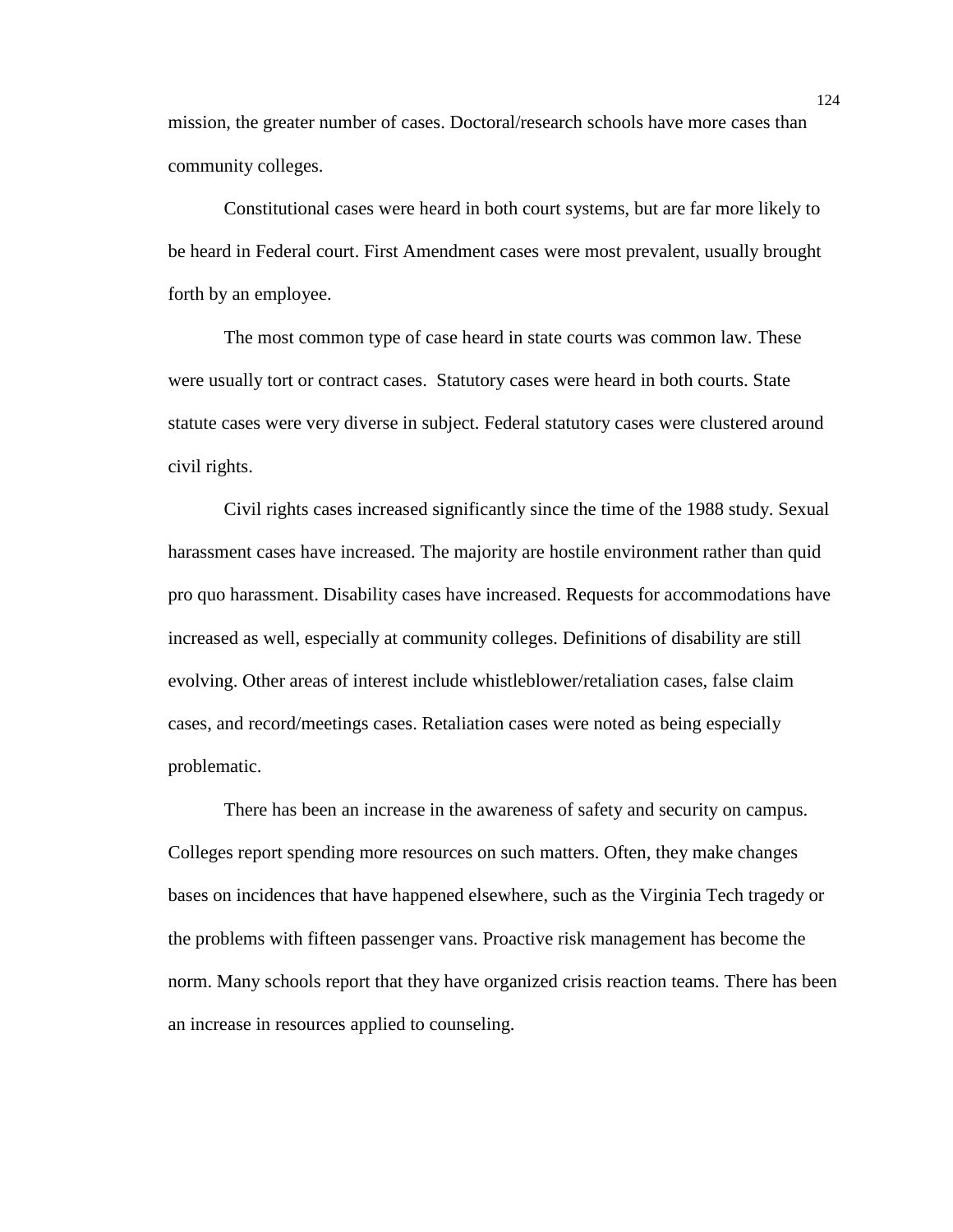mission, the greater number of cases. Doctoral/research schools have more cases than community colleges.

Constitutional cases were heard in both court systems, but are far more likely to be heard in Federal court. First Amendment cases were most prevalent, usually brought forth by an employee.

The most common type of case heard in state courts was common law. These were usually tort or contract cases. Statutory cases were heard in both courts. State statute cases were very diverse in subject. Federal statutory cases were clustered around civil rights.

Civil rights cases increased significantly since the time of the 1988 study. Sexual harassment cases have increased. The majority are hostile environment rather than quid pro quo harassment. Disability cases have increased. Requests for accommodations have increased as well, especially at community colleges. Definitions of disability are still evolving. Other areas of interest include whistleblower/retaliation cases, false claim cases, and record/meetings cases. Retaliation cases were noted as being especially problematic.

There has been an increase in the awareness of safety and security on campus. Colleges report spending more resources on such matters. Often, they make changes bases on incidences that have happened elsewhere, such as the Virginia Tech tragedy or the problems with fifteen passenger vans. Proactive risk management has become the norm. Many schools report that they have organized crisis reaction teams. There has been an increase in resources applied to counseling.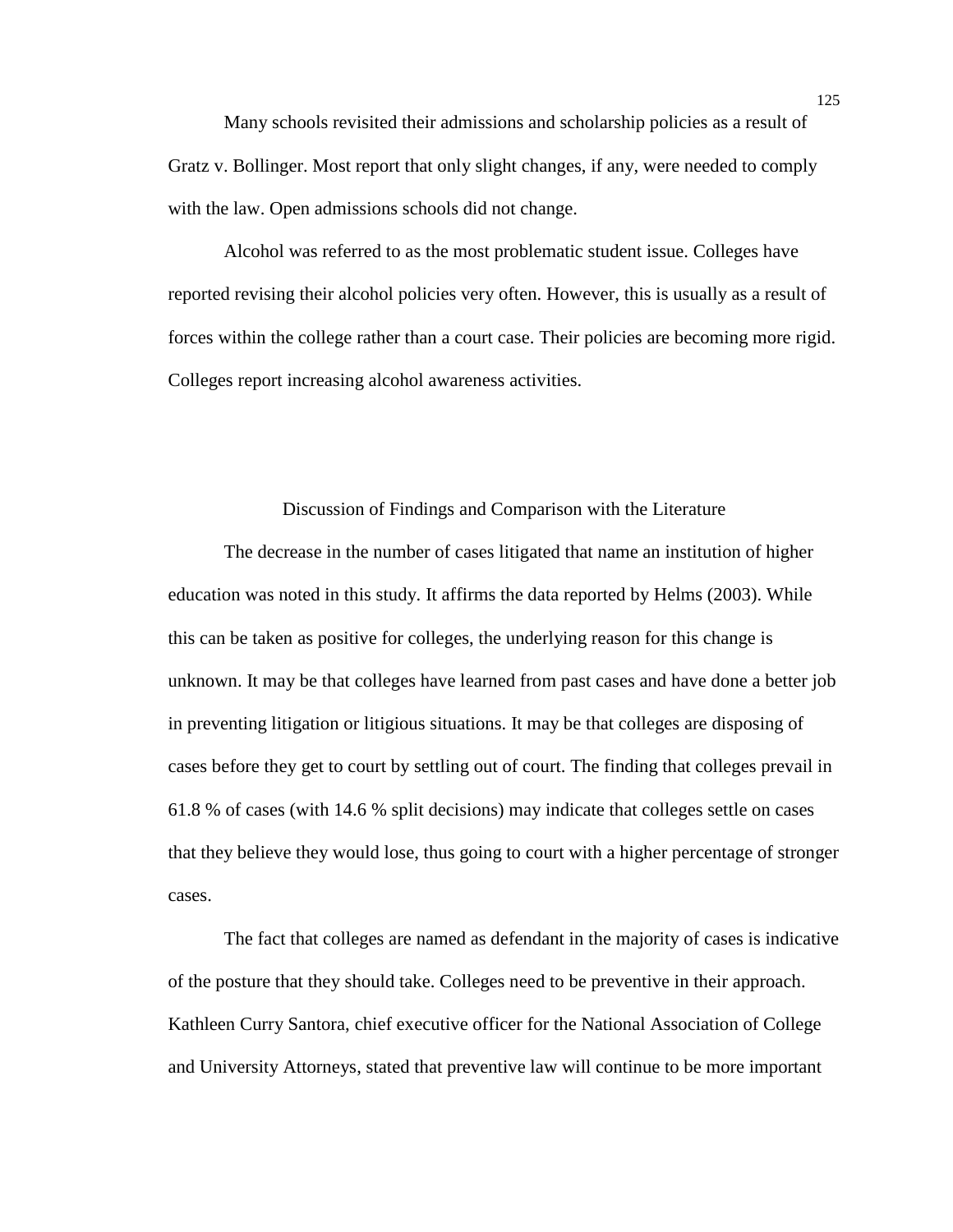Many schools revisited their admissions and scholarship policies as a result of Gratz v. Bollinger. Most report that only slight changes, if any, were needed to comply with the law. Open admissions schools did not change.

Alcohol was referred to as the most problematic student issue. Colleges have reported revising their alcohol policies very often. However, this is usually as a result of forces within the college rather than a court case. Their policies are becoming more rigid. Colleges report increasing alcohol awareness activities.

## Discussion of Findings and Comparison with the Literature

The decrease in the number of cases litigated that name an institution of higher education was noted in this study. It affirms the data reported by Helms (2003). While this can be taken as positive for colleges, the underlying reason for this change is unknown. It may be that colleges have learned from past cases and have done a better job in preventing litigation or litigious situations. It may be that colleges are disposing of cases before they get to court by settling out of court. The finding that colleges prevail in 61.8 % of cases (with 14.6 % split decisions) may indicate that colleges settle on cases that they believe they would lose, thus going to court with a higher percentage of stronger cases.

The fact that colleges are named as defendant in the majority of cases is indicative of the posture that they should take. Colleges need to be preventive in their approach. Kathleen Curry Santora, chief executive officer for the National Association of College and University Attorneys, stated that preventive law will continue to be more important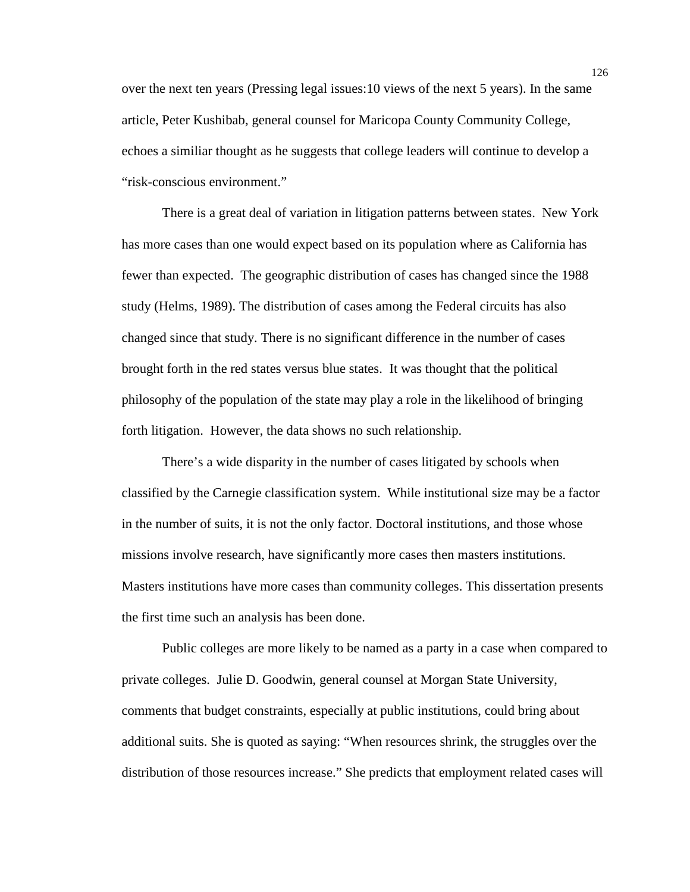over the next ten years (Pressing legal issues:10 views of the next 5 years). In the same article, Peter Kushibab, general counsel for Maricopa County Community College, echoes a similiar thought as he suggests that college leaders will continue to develop a "risk-conscious environment."

There is a great deal of variation in litigation patterns between states. New York has more cases than one would expect based on its population where as California has fewer than expected. The geographic distribution of cases has changed since the 1988 study (Helms, 1989). The distribution of cases among the Federal circuits has also changed since that study. There is no significant difference in the number of cases brought forth in the red states versus blue states. It was thought that the political philosophy of the population of the state may play a role in the likelihood of bringing forth litigation. However, the data shows no such relationship.

There's a wide disparity in the number of cases litigated by schools when classified by the Carnegie classification system. While institutional size may be a factor in the number of suits, it is not the only factor. Doctoral institutions, and those whose missions involve research, have significantly more cases then masters institutions. Masters institutions have more cases than community colleges. This dissertation presents the first time such an analysis has been done.

Public colleges are more likely to be named as a party in a case when compared to private colleges. Julie D. Goodwin, general counsel at Morgan State University, comments that budget constraints, especially at public institutions, could bring about additional suits. She is quoted as saying: "When resources shrink, the struggles over the distribution of those resources increase." She predicts that employment related cases will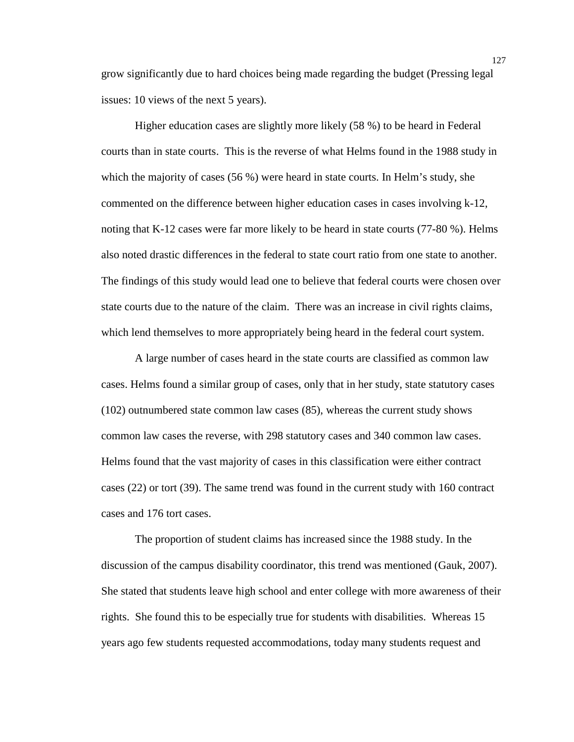grow significantly due to hard choices being made regarding the budget (Pressing legal issues: 10 views of the next 5 years).

Higher education cases are slightly more likely (58 %) to be heard in Federal courts than in state courts. This is the reverse of what Helms found in the 1988 study in which the majority of cases (56 %) were heard in state courts. In Helm's study, she commented on the difference between higher education cases in cases involving k-12, noting that K-12 cases were far more likely to be heard in state courts (77-80 %). Helms also noted drastic differences in the federal to state court ratio from one state to another. The findings of this study would lead one to believe that federal courts were chosen over state courts due to the nature of the claim. There was an increase in civil rights claims, which lend themselves to more appropriately being heard in the federal court system.

A large number of cases heard in the state courts are classified as common law cases. Helms found a similar group of cases, only that in her study, state statutory cases (102) outnumbered state common law cases (85), whereas the current study shows common law cases the reverse, with 298 statutory cases and 340 common law cases. Helms found that the vast majority of cases in this classification were either contract cases (22) or tort (39). The same trend was found in the current study with 160 contract cases and 176 tort cases.

The proportion of student claims has increased since the 1988 study. In the discussion of the campus disability coordinator, this trend was mentioned (Gauk, 2007). She stated that students leave high school and enter college with more awareness of their rights. She found this to be especially true for students with disabilities. Whereas 15 years ago few students requested accommodations, today many students request and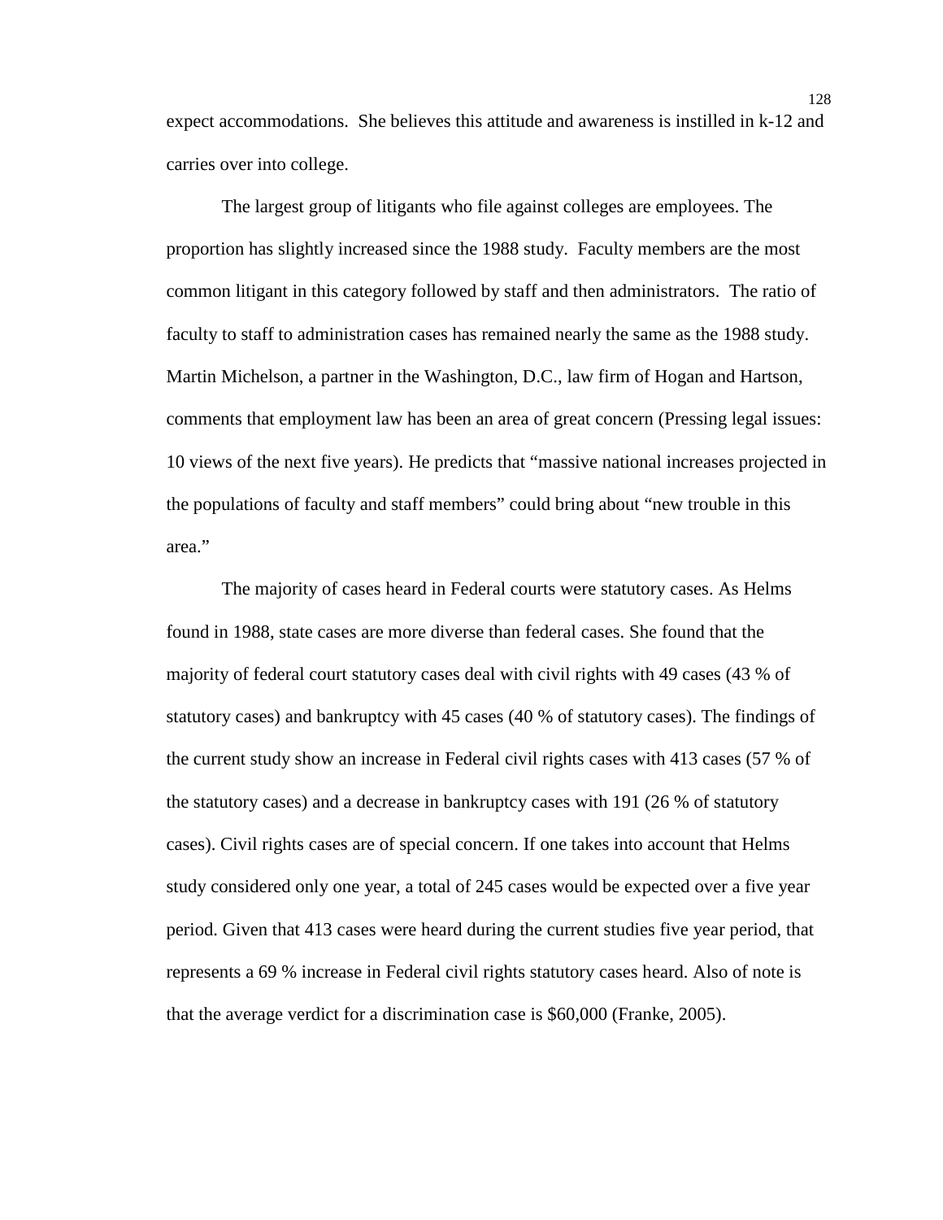expect accommodations. She believes this attitude and awareness is instilled in k-12 and carries over into college.

The largest group of litigants who file against colleges are employees. The proportion has slightly increased since the 1988 study. Faculty members are the most common litigant in this category followed by staff and then administrators. The ratio of faculty to staff to administration cases has remained nearly the same as the 1988 study. Martin Michelson, a partner in the Washington, D.C., law firm of Hogan and Hartson, comments that employment law has been an area of great concern (Pressing legal issues: 10 views of the next five years). He predicts that “massive national increases projected in the populations of faculty and staff members” could bring about “new trouble in this area.”

The majority of cases heard in Federal courts were statutory cases. As Helms found in 1988, state cases are more diverse than federal cases. She found that the majority of federal court statutory cases deal with civil rights with 49 cases (43 % of statutory cases) and bankruptcy with 45 cases (40 % of statutory cases). The findings of the current study show an increase in Federal civil rights cases with 413 cases (57 % of the statutory cases) and a decrease in bankruptcy cases with 191 (26 % of statutory cases). Civil rights cases are of special concern. If one takes into account that Helms study considered only one year, a total of 245 cases would be expected over a five year period. Given that 413 cases were heard during the current studies five year period, that represents a 69 % increase in Federal civil rights statutory cases heard. Also of note is that the average verdict for a discrimination case is $60,000 (Franke, 2005).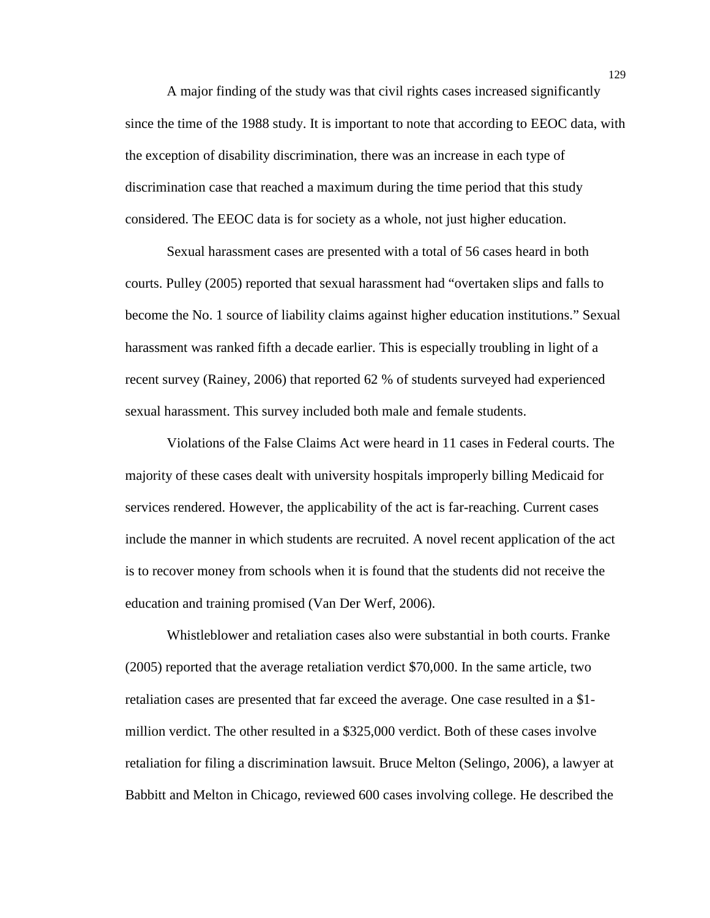A major finding of the study was that civil rights cases increased significantly since the time of the 1988 study. It is important to note that according to EEOC data, with the exception of disability discrimination, there was an increase in each type of discrimination case that reached a maximum during the time period that this study considered. The EEOC data is for society as a whole, not just higher education.

Sexual harassment cases are presented with a total of 56 cases heard in both courts. Pulley (2005) reported that sexual harassment had "overtaken slips and falls to become the No. 1 source of liability claims against higher education institutions." Sexual harassment was ranked fifth a decade earlier. This is especially troubling in light of a recent survey (Rainey, 2006) that reported 62 % of students surveyed had experienced sexual harassment. This survey included both male and female students.

Violations of the False Claims Act were heard in 11 cases in Federal courts. The majority of these cases dealt with university hospitals improperly billing Medicaid for services rendered. However, the applicability of the act is far-reaching. Current cases include the manner in which students are recruited. A novel recent application of the act is to recover money from schools when it is found that the students did not receive the education and training promised (Van Der Werf, 2006).

Whistleblower and retaliation cases also were substantial in both courts. Franke (2005) reported that the average retaliation verdict $70,000. In the same article, two retaliation cases are presented that far exceed the average. One case resulted in a $1-million verdict. The other resulted in a $325,000 verdict. Both of these cases involve retaliation for filing a discrimination lawsuit. Bruce Melton (Selingo, 2006), a lawyer at Babbitt and Melton in Chicago, reviewed 600 cases involving college. He described the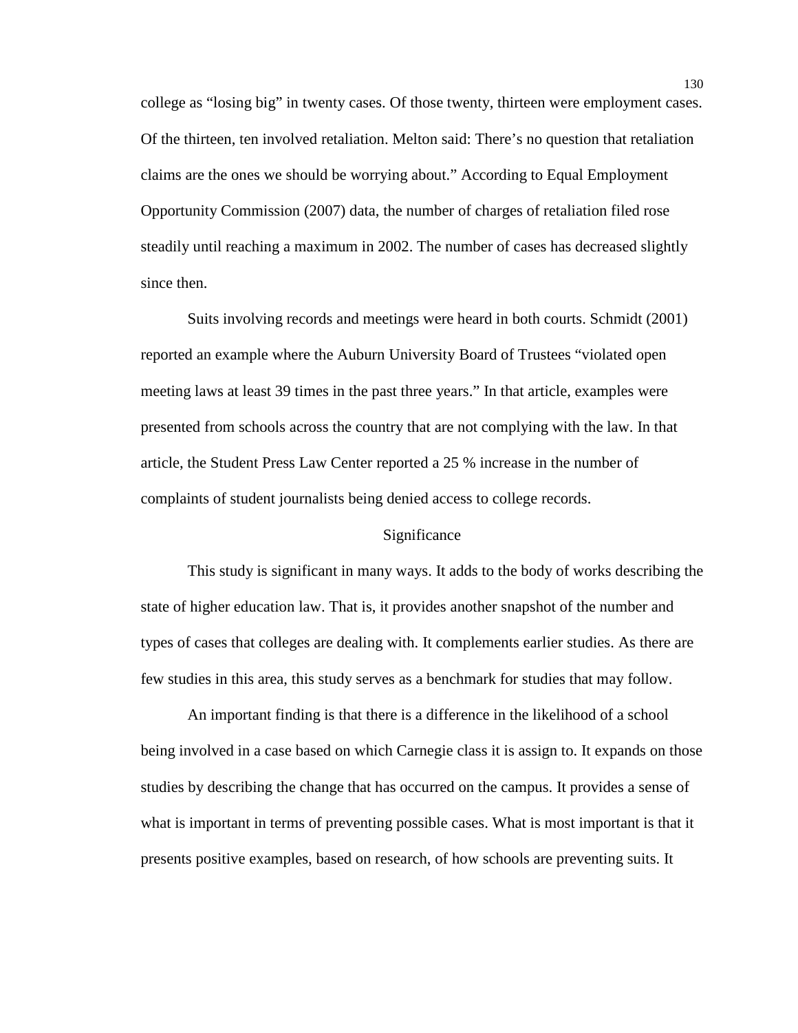college as “losing big” in twenty cases. Of those twenty, thirteen were employment cases. Of the thirteen, ten involved retaliation. Melton said: There’s no question that retaliation claims are the ones we should be worrying about.” According to Equal Employment Opportunity Commission (2007) data, the number of charges of retaliation filed rose steadily until reaching a maximum in 2002. The number of cases has decreased slightly since then.

Suits involving records and meetings were heard in both courts. Schmidt (2001) reported an example where the Auburn University Board of Trustees “violated open meeting laws at least 39 times in the past three years.” In that article, examples were presented from schools across the country that are not complying with the law. In that article, the Student Press Law Center reported a 25 % increase in the number of complaints of student journalists being denied access to college records.

## Significance

This study is significant in many ways. It adds to the body of works describing the state of higher education law. That is, it provides another snapshot of the number and types of cases that colleges are dealing with. It complements earlier studies. As there are few studies in this area, this study serves as a benchmark for studies that may follow.

An important finding is that there is a difference in the likelihood of a school being involved in a case based on which Carnegie class it is assign to. It expands on those studies by describing the change that has occurred on the campus. It provides a sense of what is important in terms of preventing possible cases. What is most important is that it presents positive examples, based on research, of how schools are preventing suits. It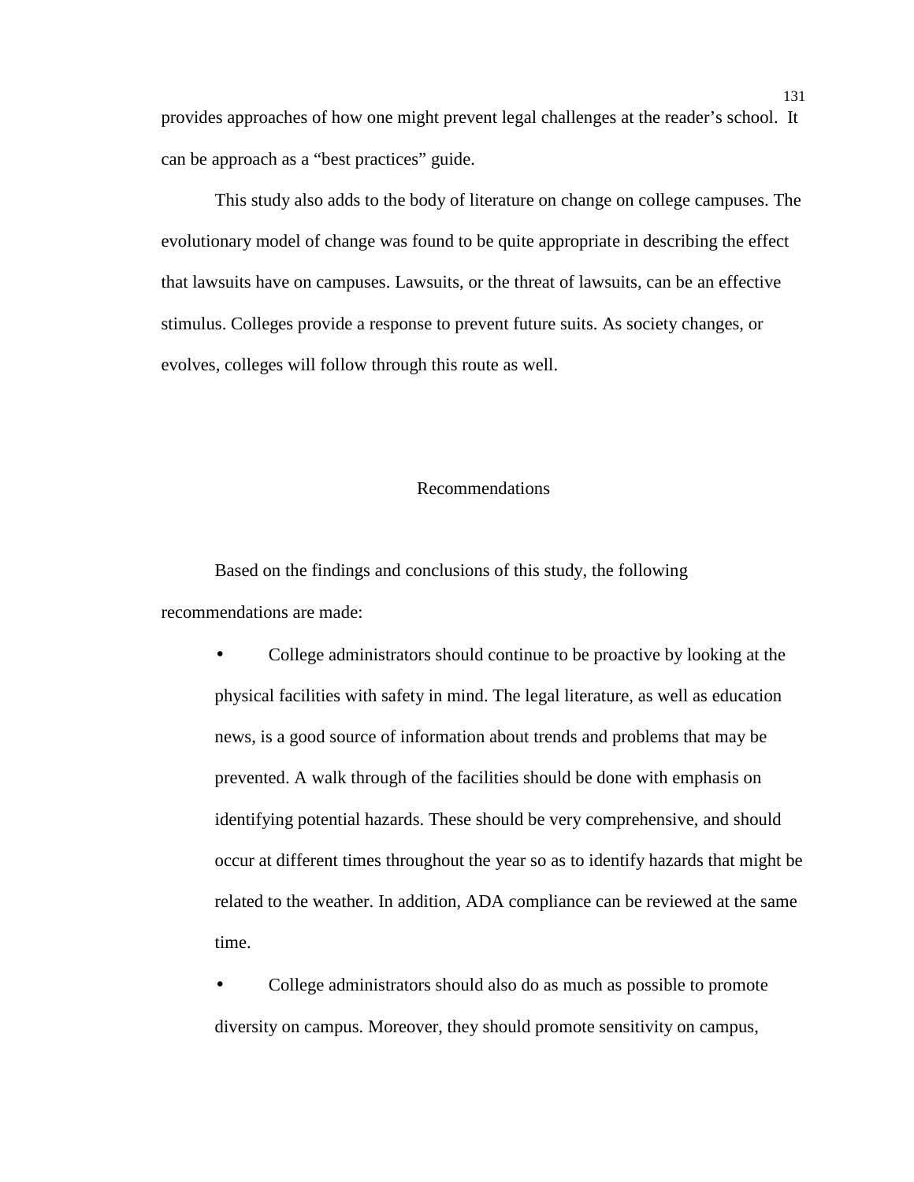provides approaches of how one might prevent legal challenges at the reader's school. It can be approach as a "best practices" guide.

This study also adds to the body of literature on change on college campuses. The evolutionary model of change was found to be quite appropriate in describing the effect that lawsuits have on campuses. Lawsuits, or the threat of lawsuits, can be an effective stimulus. Colleges provide a response to prevent future suits. As society changes, or evolves, colleges will follow through this route as well.

## Recommendations

Based on the findings and conclusions of this study, the following recommendations are made:

- College administrators should continue to be proactive by looking at the physical facilities with safety in mind. The legal literature, as well as education news, is a good source of information about trends and problems that may be prevented. A walk through of the facilities should be done with emphasis on identifying potential hazards. These should be very comprehensive, and should occur at different times throughout the year so as to identify hazards that might be related to the weather. In addition, ADA compliance can be reviewed at the same time.
- College administrators should also do as much as possible to promote diversity on campus. Moreover, they should promote sensitivity on campus,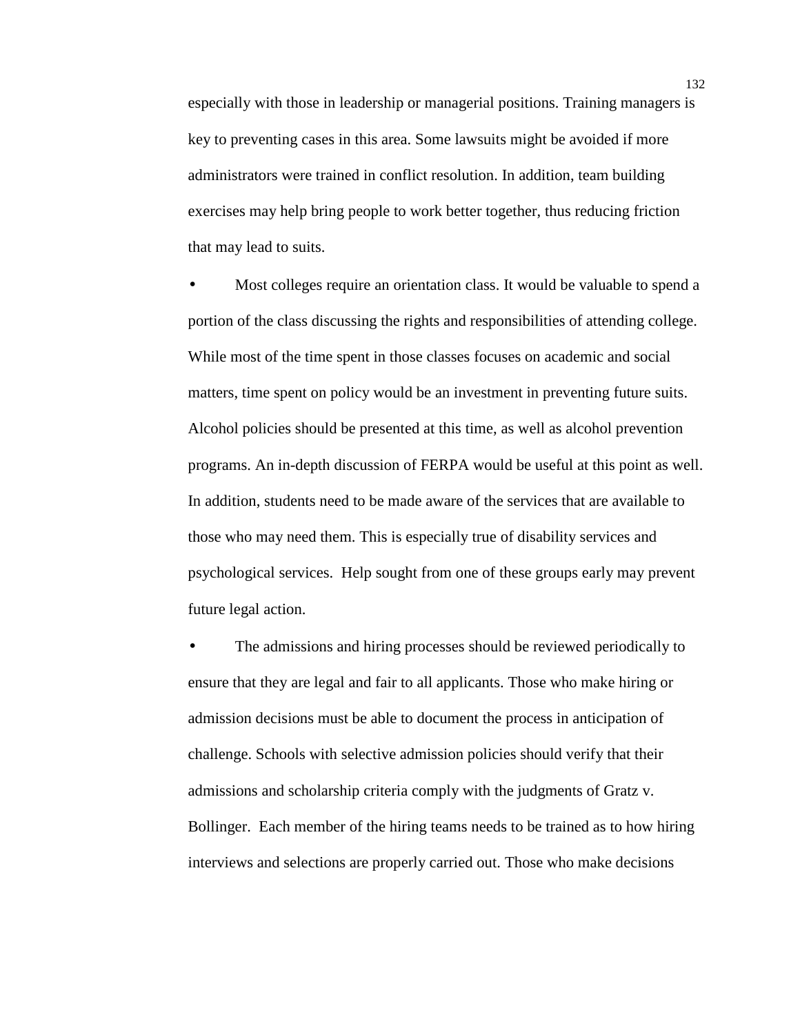especially with those in leadership or managerial positions. Training managers is key to preventing cases in this area. Some lawsuits might be avoided if more administrators were trained in conflict resolution. In addition, team building exercises may help bring people to work better together, thus reducing friction that may lead to suits.

- Most colleges require an orientation class. It would be valuable to spend a portion of the class discussing the rights and responsibilities of attending college. While most of the time spent in those classes focuses on academic and social matters, time spent on policy would be an investment in preventing future suits. Alcohol policies should be presented at this time, as well as alcohol prevention programs. An in-depth discussion of FERPA would be useful at this point as well. In addition, students need to be made aware of the services that are available to those who may need them. This is especially true of disability services and psychological services. Help sought from one of these groups early may prevent future legal action.

- The admissions and hiring processes should be reviewed periodically to ensure that they are legal and fair to all applicants. Those who make hiring or admission decisions must be able to document the process in anticipation of challenge. Schools with selective admission policies should verify that their admissions and scholarship criteria comply with the judgments of Gratz v. Bollinger. Each member of the hiring teams needs to be trained as to how hiring interviews and selections are properly carried out. Those who make decisions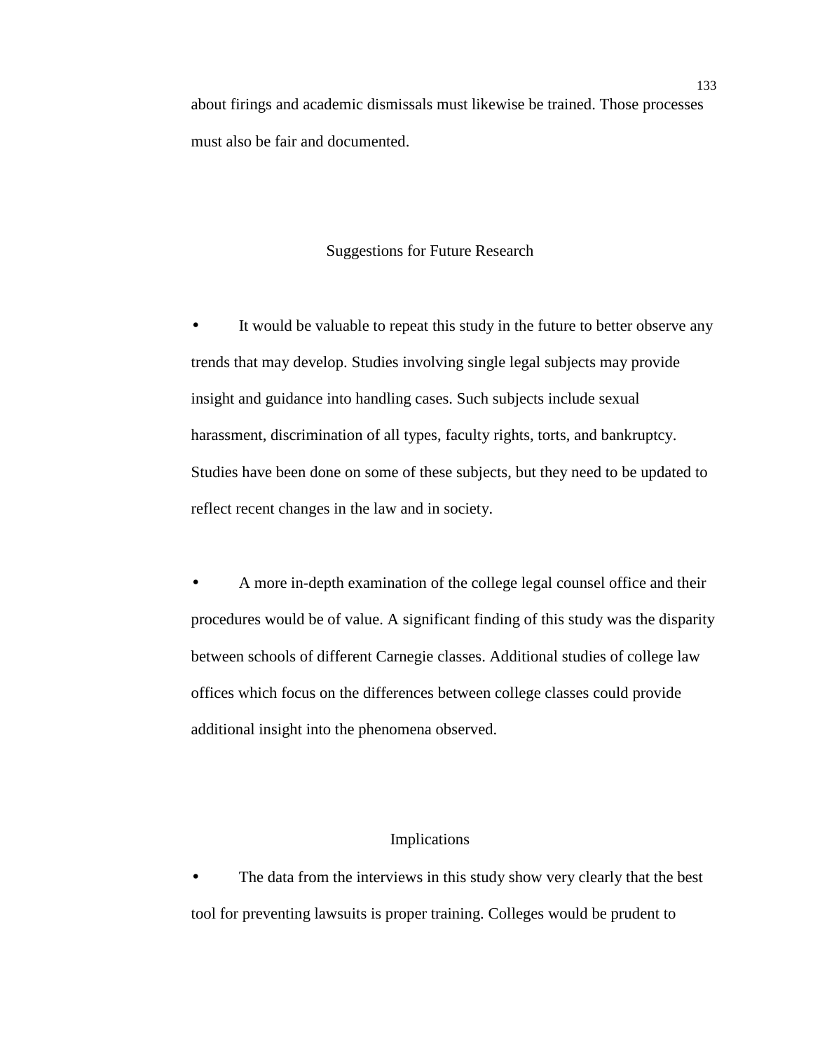about firings and academic dismissals must likewise be trained. Those processes must also be fair and documented.

## Suggestions for Future Research

- It would be valuable to repeat this study in the future to better observe any trends that may develop. Studies involving single legal subjects may provide insight and guidance into handling cases. Such subjects include sexual harassment, discrimination of all types, faculty rights, torts, and bankruptcy. Studies have been done on some of these subjects, but they need to be updated to reflect recent changes in the law and in society.

- A more in-depth examination of the college legal counsel office and their procedures would be of value. A significant finding of this study was the disparity between schools of different Carnegie classes. Additional studies of college law offices which focus on the differences between college classes could provide additional insight into the phenomena observed.

## Implications

- The data from the interviews in this study show very clearly that the best tool for preventing lawsuits is proper training. Colleges would be prudent to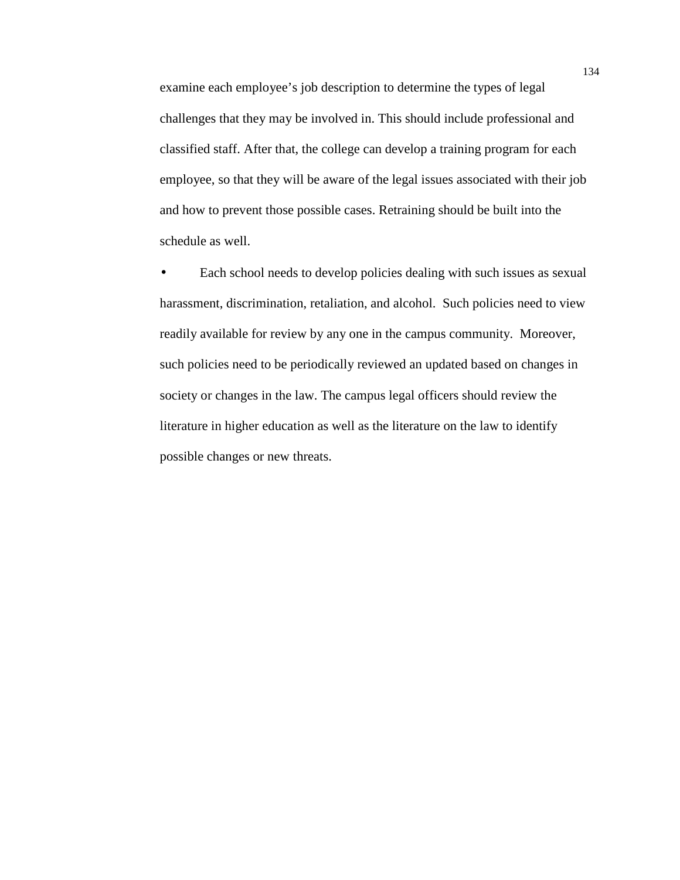examine each employee's job description to determine the types of legal challenges that they may be involved in. This should include professional and classified staff. After that, the college can develop a training program for each employee, so that they will be aware of the legal issues associated with their job and how to prevent those possible cases. Retraining should be built into the schedule as well.

- Each school needs to develop policies dealing with such issues as sexual harassment, discrimination, retaliation, and alcohol. Such policies need to view readily available for review by any one in the campus community. Moreover, such policies need to be periodically reviewed an updated based on changes in society or changes in the law. The campus legal officers should review the literature in higher education as well as the literature on the law to identify possible changes or new threats.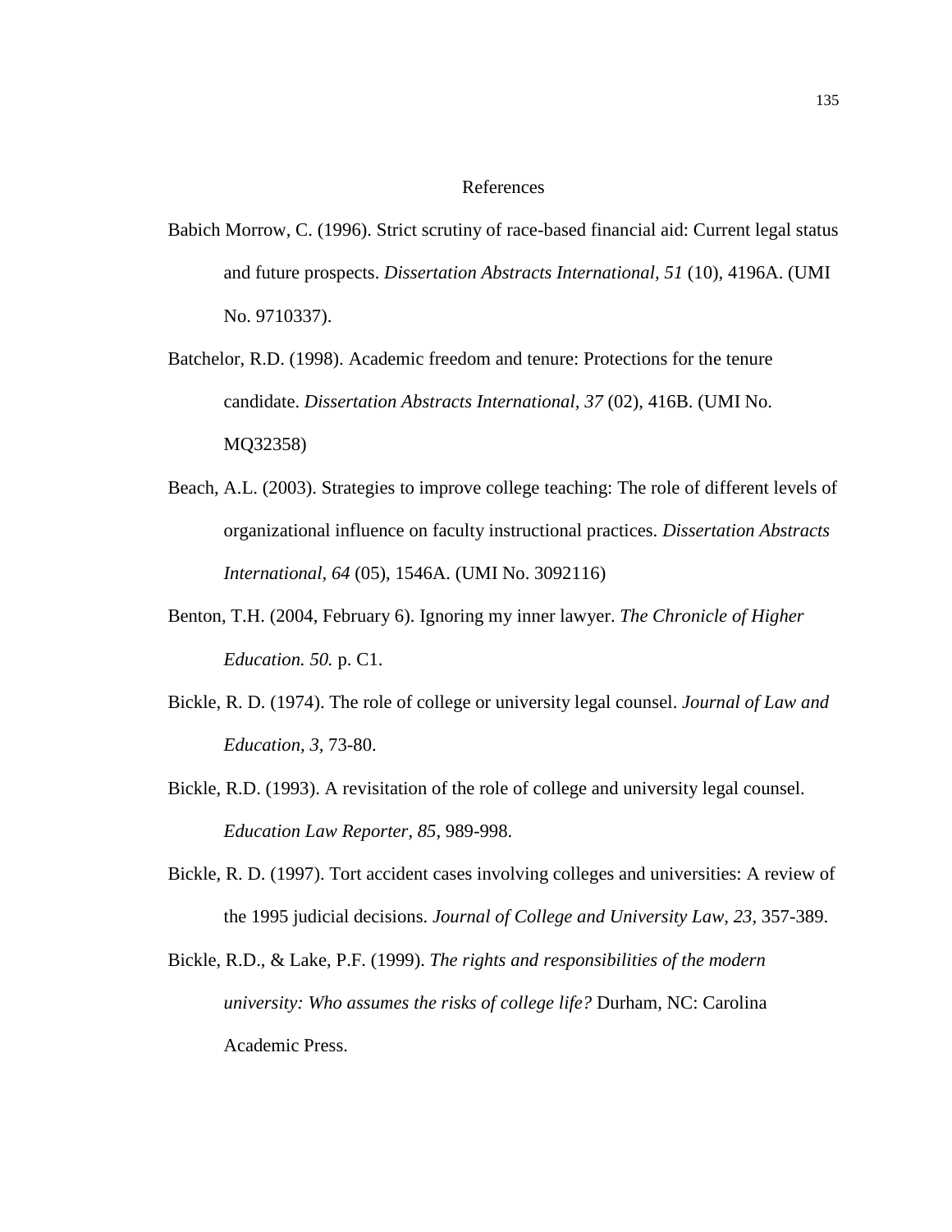# References

Babich Morrow, C. (1996). Strict scrutiny of race-based financial aid: Current legal status and future prospects. *Dissertation Abstracts International, 51* (10), 4196A. (UMI No. 9710337).

Batchelor, R.D. (1998). Academic freedom and tenure: Protections for the tenure candidate. *Dissertation Abstracts International, 37* (02), 416B. (UMI No. MQ32358)

Beach, A.L. (2003). Strategies to improve college teaching: The role of different levels of organizational influence on faculty instructional practices. *Dissertation Abstracts International, 64* (05), 1546A. (UMI No. 3092116)

Benton, T.H. (2004, February 6). Ignoring my inner lawyer. *The Chronicle of Higher Education. 50.* p. C1.

Bickle, R. D. (1974). The role of college or university legal counsel. *Journal of Law and Education, 3*, 73-80.

Bickle, R.D. (1993). A revisitation of the role of college and university legal counsel. *Education Law Reporter, 85*, 989-998.

Bickle, R. D. (1997). Tort accident cases involving colleges and universities: A review of the 1995 judicial decisions. *Journal of College and University Law, 23*, 357-389.

Bickle, R.D., & Lake, P.F. (1999). *The rights and responsibilities of the modern university: Who assumes the risks of college life?* Durham, NC: Carolina Academic Press.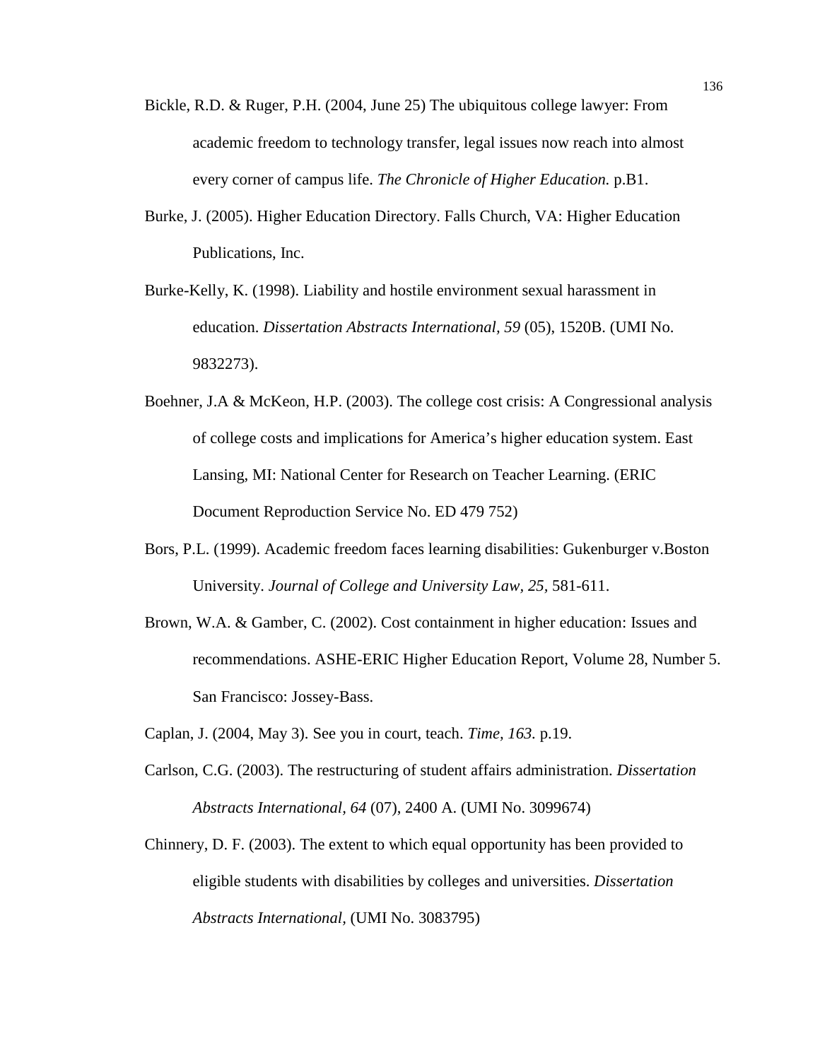Bickle, R.D. & Ruger, P.H. (2004, June 25) The ubiquitous college lawyer: From academic freedom to technology transfer, legal issues now reach into almost every corner of campus life. *The Chronicle of Higher Education.* p.B1.

Burke, J. (2005). Higher Education Directory. Falls Church, VA: Higher Education Publications, Inc.

Burke-Kelly, K. (1998). Liability and hostile environment sexual harassment in education. *Dissertation Abstracts International, 59* (05), 1520B. (UMI No. 9832273).

Boehner, J.A & McKeon, H.P. (2003). The college cost crisis: A Congressional analysis of college costs and implications for America's higher education system. East Lansing, MI: National Center for Research on Teacher Learning. (ERIC Document Reproduction Service No. ED 479 752)

Bors, P.L. (1999). Academic freedom faces learning disabilities: Gukenburger v.Boston University. *Journal of College and University Law, 25,* 581-611.

Brown, W.A. & Gamber, C. (2002). Cost containment in higher education: Issues and recommendations. ASHE-ERIC Higher Education Report, Volume 28, Number 5. San Francisco: Jossey-Bass.

Caplan, J. (2004, May 3). See you in court, teach. *Time, 163.* p.19.

Carlson, C.G. (2003). The restructuring of student affairs administration. *Dissertation Abstracts International, 64* (07), 2400 A. (UMI No. 3099674)

Chinnery, D. F. (2003). The extent to which equal opportunity has been provided to eligible students with disabilities by colleges and universities. *Dissertation Abstracts International,* (UMI No. 3083795)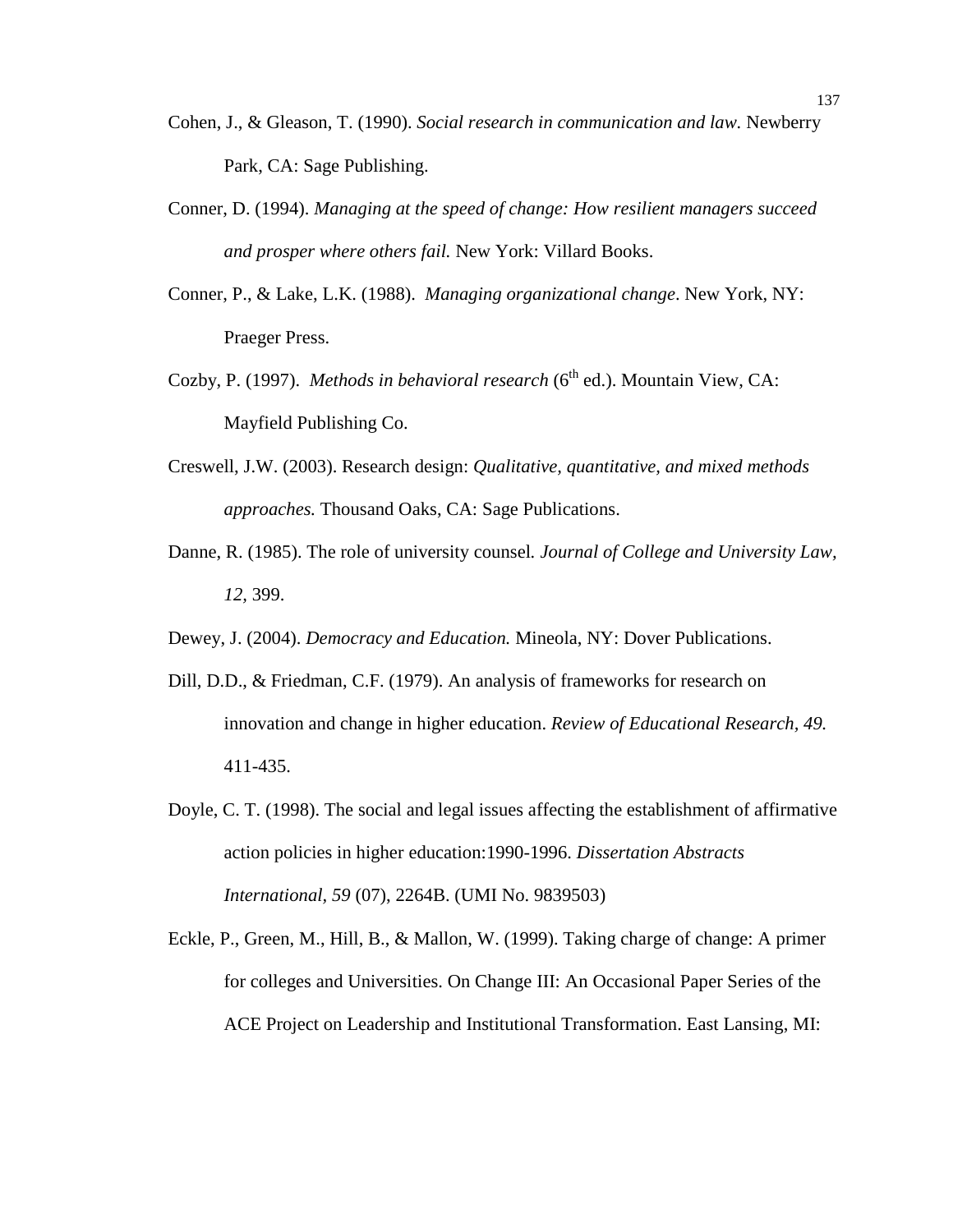Cohen, J., & Gleason, T. (1990). *Social research in communication and law.* Newberry Park, CA: Sage Publishing.

Conner, D. (1994). *Managing at the speed of change: How resilient managers succeed and prosper where others fail.* New York: Villard Books.

Conner, P., & Lake, L.K. (1988). *Managing organizational change*. New York, NY: Praeger Press.

Cozby, P. (1997). *Methods in behavioral research* (6th ed.). Mountain View, CA: Mayfield Publishing Co.

Creswell, J.W. (2003). Research design: *Qualitative, quantitative, and mixed methods approaches.* Thousand Oaks, CA: Sage Publications.

Danne, R. (1985). The role of university counsel*. Journal of College and University Law, 12,* 399.

Dewey, J. (2004). *Democracy and Education.* Mineola, NY: Dover Publications.

Dill, D.D., & Friedman, C.F. (1979). An analysis of frameworks for research on innovation and change in higher education. *Review of Educational Research, 49.* 411-435.

Doyle, C. T. (1998). The social and legal issues affecting the establishment of affirmative action policies in higher education:1990-1996. *Dissertation Abstracts International, 59* (07), 2264B. (UMI No. 9839503)

Eckle, P., Green, M., Hill, B., & Mallon, W. (1999). Taking charge of change: A primer for colleges and Universities. On Change III: An Occasional Paper Series of the ACE Project on Leadership and Institutional Transformation. East Lansing, MI: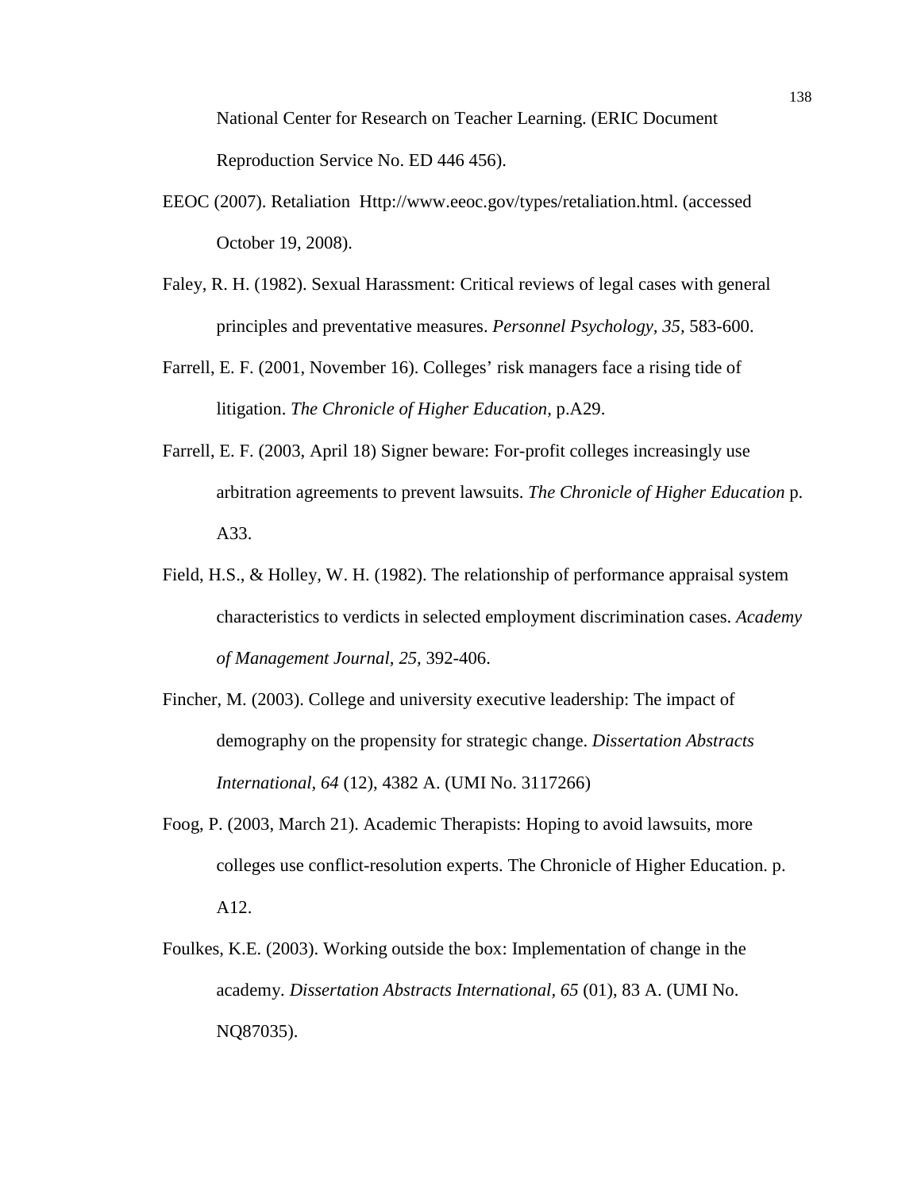National Center for Research on Teacher Learning. (ERIC Document Reproduction Service No. ED 446 456).

EEOC (2007). Retaliation Http://www.eeoc.gov/types/retaliation.html. (accessed October 19, 2008).

Faley, R. H. (1982). Sexual Harassment: Critical reviews of legal cases with general principles and preventative measures. *Personnel Psychology, 35,* 583-600.

Farrell, E. F. (2001, November 16). Colleges' risk managers face a rising tide of litigation. *The Chronicle of Higher Education,* p.A29.

Farrell, E. F. (2003, April 18) Signer beware: For-profit colleges increasingly use arbitration agreements to prevent lawsuits. *The Chronicle of Higher Education* p. A33.

Field, H.S., & Holley, W. H. (1982). The relationship of performance appraisal system characteristics to verdicts in selected employment discrimination cases. *Academy of Management Journal, 25,* 392-406.

Fincher, M. (2003). College and university executive leadership: The impact of demography on the propensity for strategic change. *Dissertation Abstracts International, 64* (12), 4382 A. (UMI No. 3117266)

Foog, P. (2003, March 21). Academic Therapists: Hoping to avoid lawsuits, more colleges use conflict-resolution experts. The Chronicle of Higher Education. p. A12.

Foulkes, K.E. (2003). Working outside the box: Implementation of change in the academy. *Dissertation Abstracts International, 65* (01), 83 A. (UMI No. NQ87035).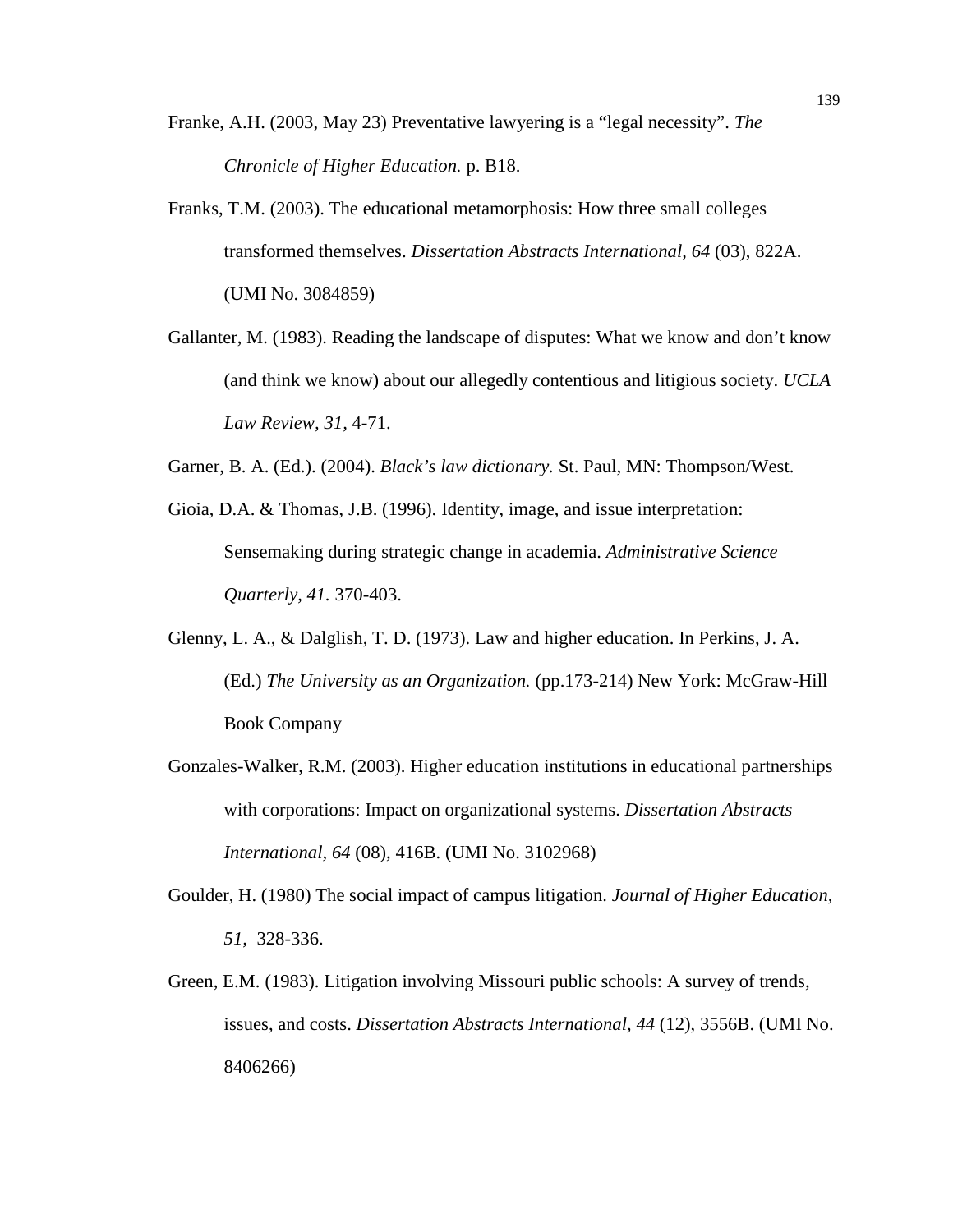Franke, A.H. (2003, May 23) Preventative lawyering is a "legal necessity". *The Chronicle of Higher Education.* p. B18.

Franks, T.M. (2003). The educational metamorphosis: How three small colleges transformed themselves. *Dissertation Abstracts International, 64* (03), 822A. (UMI No. 3084859)

Gallanter, M. (1983). Reading the landscape of disputes: What we know and don't know (and think we know) about our allegedly contentious and litigious society. *UCLA Law Review, 31*, 4-71.

Garner, B. A. (Ed.). (2004). *Black's law dictionary.* St. Paul, MN: Thompson/West.

Gioia, D.A. & Thomas, J.B. (1996). Identity, image, and issue interpretation: Sensemaking during strategic change in academia. *Administrative Science Quarterly, 41*. 370-403.

Glenny, L. A., & Dalglish, T. D. (1973). Law and higher education. In Perkins, J. A. (Ed.) *The University as an Organization.* (pp.173-214) New York: McGraw-Hill Book Company

Gonzales-Walker, R.M. (2003). Higher education institutions in educational partnerships with corporations: Impact on organizational systems. *Dissertation Abstracts International, 64* (08), 416B. (UMI No. 3102968)

Goulder, H. (1980) The social impact of campus litigation. *Journal of Higher Education, 51,* 328-336.

Green, E.M. (1983). Litigation involving Missouri public schools: A survey of trends, issues, and costs. *Dissertation Abstracts International, 44* (12), 3556B. (UMI No. 8406266)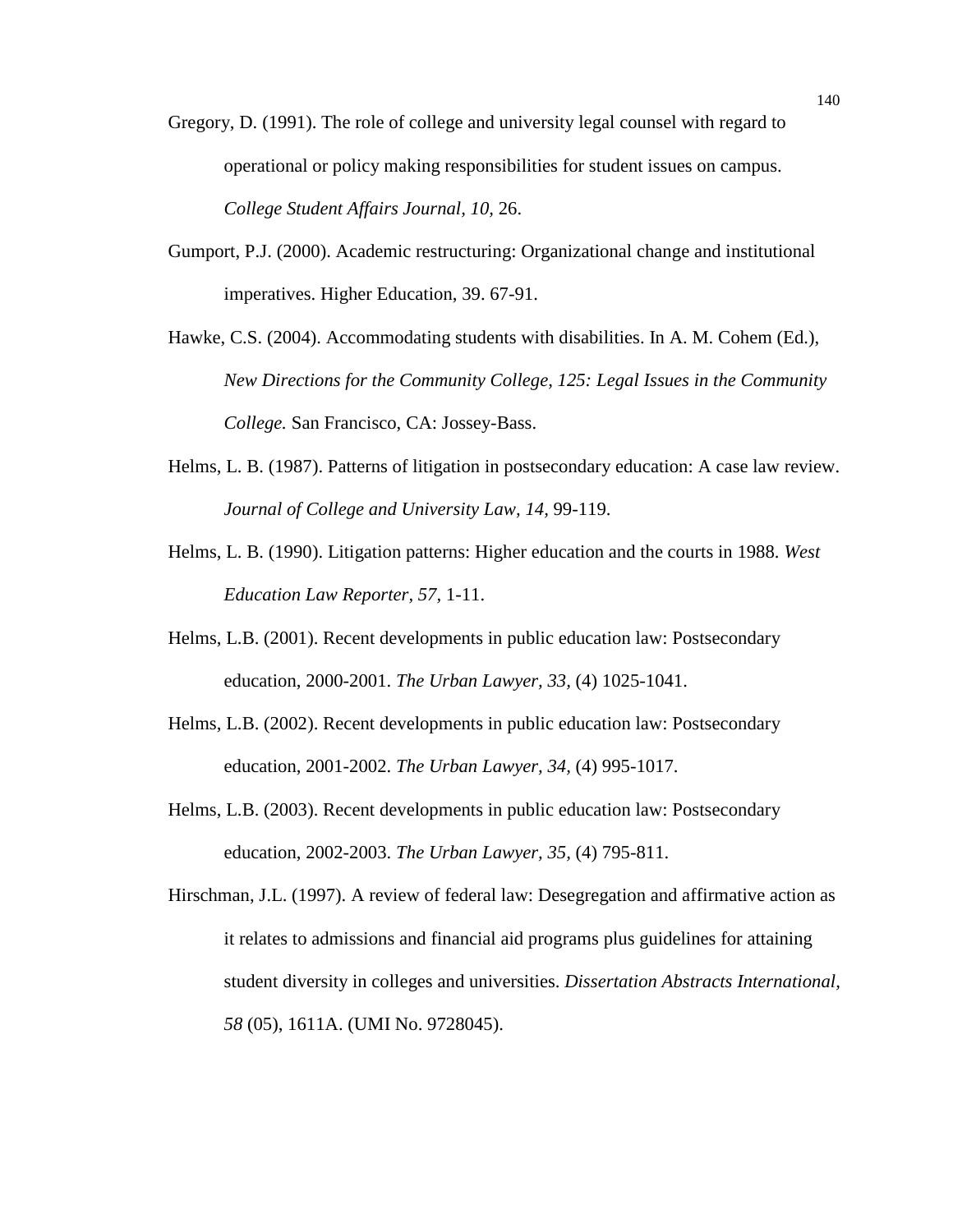Gregory, D. (1991). The role of college and university legal counsel with regard to operational or policy making responsibilities for student issues on campus. *College Student Affairs Journal, 10,* 26.

Gumport, P.J. (2000). Academic restructuring: Organizational change and institutional imperatives. Higher Education, 39. 67-91.

Hawke, C.S. (2004). Accommodating students with disabilities. In A. M. Cohem (Ed.), *New Directions for the Community College, 125: Legal Issues in the Community College.* San Francisco, CA: Jossey-Bass.

Helms, L. B. (1987). Patterns of litigation in postsecondary education: A case law review. *Journal of College and University Law, 14,* 99-119.

Helms, L. B. (1990). Litigation patterns: Higher education and the courts in 1988. *West Education Law Reporter, 57,* 1-11.

Helms, L.B. (2001). Recent developments in public education law: Postsecondary education, 2000-2001. *The Urban Lawyer, 33,* (4) 1025-1041.

Helms, L.B. (2002). Recent developments in public education law: Postsecondary education, 2001-2002. *The Urban Lawyer, 34,* (4) 995-1017.

Helms, L.B. (2003). Recent developments in public education law: Postsecondary education, 2002-2003. *The Urban Lawyer, 35,* (4) 795-811.

Hirschman, J.L. (1997). A review of federal law: Desegregation and affirmative action as it relates to admissions and financial aid programs plus guidelines for attaining student diversity in colleges and universities. *Dissertation Abstracts International, 58* (05), 1611A. (UMI No. 9728045).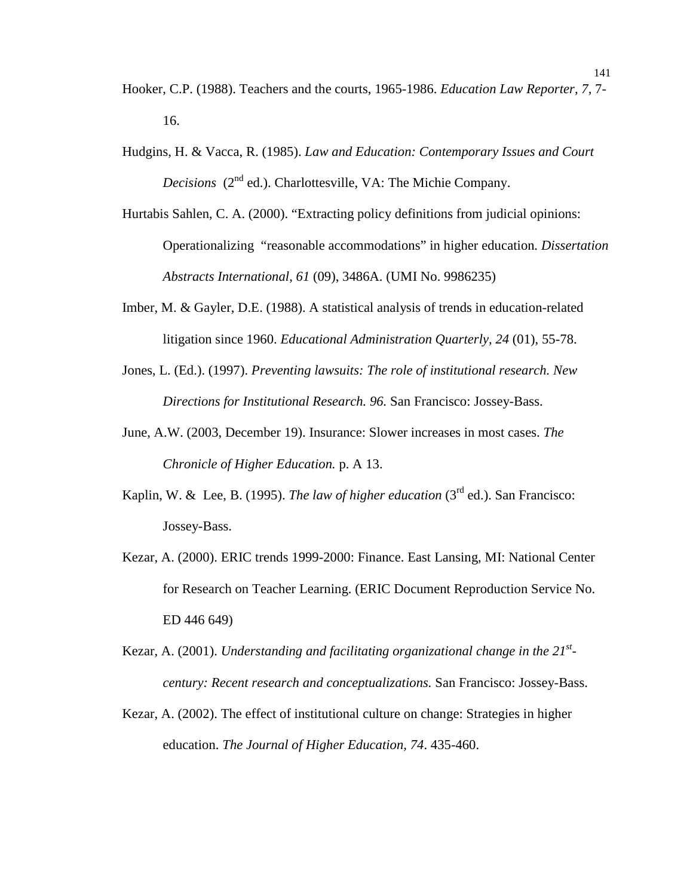Hooker, C.P. (1988). Teachers and the courts, 1965-1986. *Education Law Reporter, 7,* 7-16.

Hudgins, H. & Vacca, R. (1985). *Law and Education: Contemporary Issues and Court Decisions* (2nd ed.). Charlottesville, VA: The Michie Company.

Hurtabis Sahlen, C. A. (2000). "Extracting policy definitions from judicial opinions: Operationalizing "reasonable accommodations" in higher education*. Dissertation Abstracts International, 61* (09), 3486A. (UMI No. 9986235)

Imber, M. & Gayler, D.E. (1988). A statistical analysis of trends in education-related litigation since 1960. *Educational Administration Quarterly, 24* (01), 55-78.

Jones, L. (Ed.). (1997). *Preventing lawsuits: The role of institutional research. New Directions for Institutional Research. 96.* San Francisco: Jossey-Bass.

June, A.W. (2003, December 19). Insurance: Slower increases in most cases. *The Chronicle of Higher Education.* p. A 13.

Kaplin, W. & Lee, B. (1995). *The law of higher education* (3rd ed.). San Francisco: Jossey-Bass.

Kezar, A. (2000). ERIC trends 1999-2000: Finance. East Lansing, MI: National Center for Research on Teacher Learning. (ERIC Document Reproduction Service No. ED 446 649)

Kezar, A. (2001). *Understanding and facilitating organizational change in the 21st-century: Recent research and conceptualizations.* San Francisco: Jossey-Bass.

Kezar, A. (2002). The effect of institutional culture on change: Strategies in higher education. *The Journal of Higher Education, 74*. 435-460.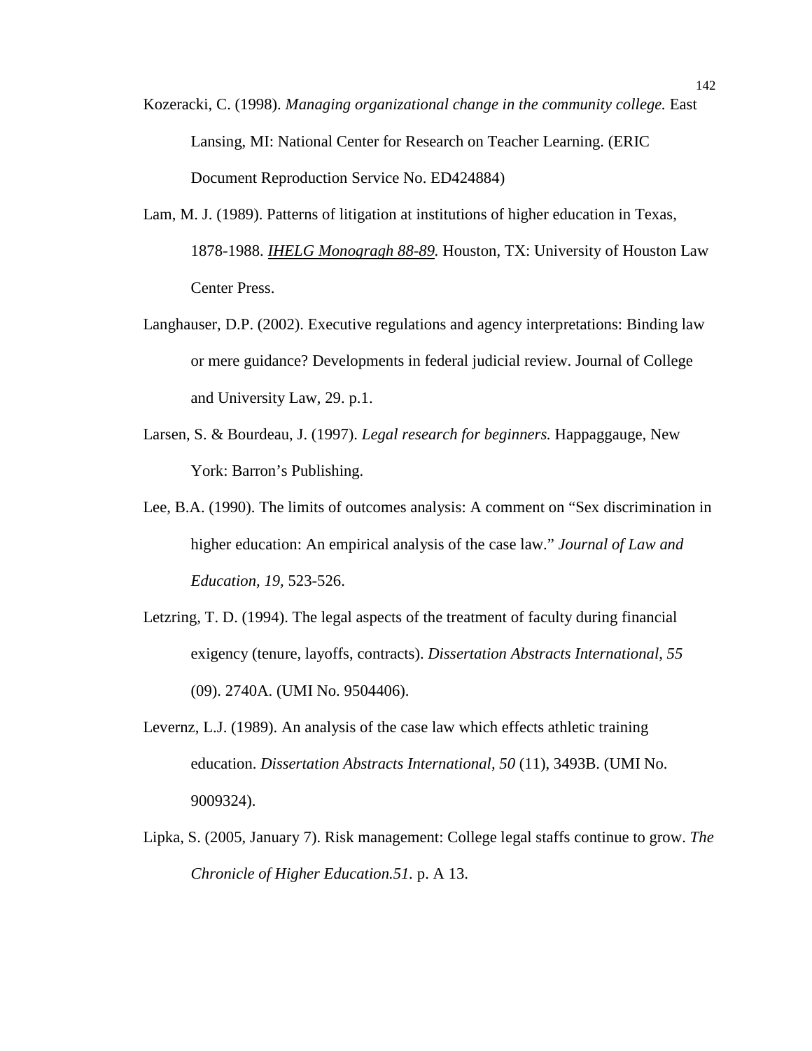Kozeracki, C. (1998). *Managing organizational change in the community college.* East Lansing, MI: National Center for Research on Teacher Learning. (ERIC Document Reproduction Service No. ED424884)

Lam, M. J. (1989). Patterns of litigation at institutions of higher education in Texas, 1878-1988. *IHELG Monogragh 88-89.* Houston, TX: University of Houston Law Center Press.

Langhauser, D.P. (2002). Executive regulations and agency interpretations: Binding law or mere guidance? Developments in federal judicial review. Journal of College and University Law, 29. p.1.

Larsen, S. & Bourdeau, J. (1997). *Legal research for beginners.* Happaggauge, New York: Barron's Publishing.

Lee, B.A. (1990). The limits of outcomes analysis: A comment on "Sex discrimination in higher education: An empirical analysis of the case law." *Journal of Law and Education, 19,* 523-526.

Letzring, T. D. (1994). The legal aspects of the treatment of faculty during financial exigency (tenure, layoffs, contracts). *Dissertation Abstracts International, 55* (09). 2740A. (UMI No. 9504406).

Levernz, L.J. (1989). An analysis of the case law which effects athletic training education. *Dissertation Abstracts International, 50* (11), 3493B. (UMI No. 9009324).

Lipka, S. (2005, January 7). Risk management: College legal staffs continue to grow. *The Chronicle of Higher Education.51.* p. A 13.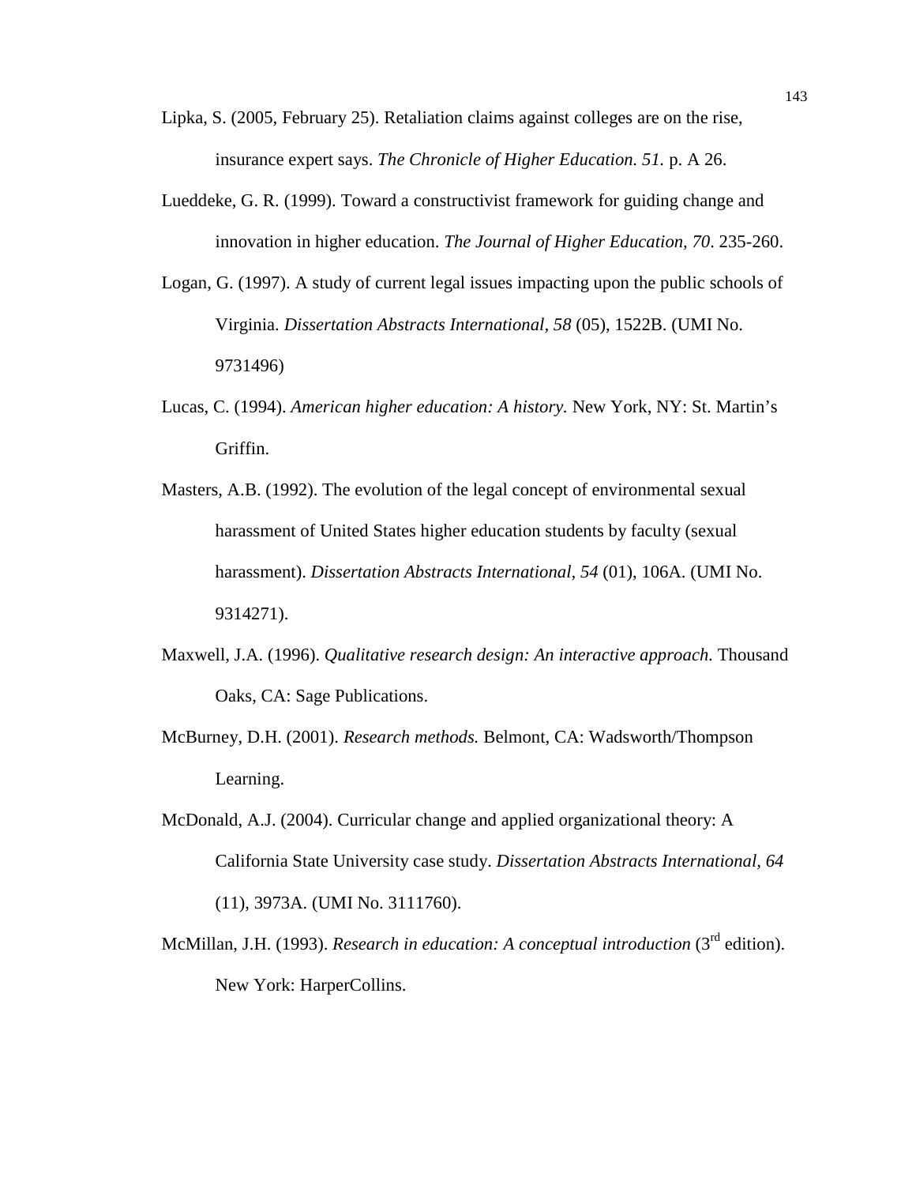Lipka, S. (2005, February 25). Retaliation claims against colleges are on the rise, insurance expert says. *The Chronicle of Higher Education. 51.* p. A 26.

Lueddeke, G. R. (1999). Toward a constructivist framework for guiding change and innovation in higher education. *The Journal of Higher Education, 70*. 235-260.

Logan, G. (1997). A study of current legal issues impacting upon the public schools of Virginia. *Dissertation Abstracts International*, *58* (05), 1522B. (UMI No. 9731496)

Lucas, C. (1994). *American higher education: A history.* New York, NY: St. Martin's Griffin.

Masters, A.B. (1992). The evolution of the legal concept of environmental sexual harassment of United States higher education students by faculty (sexual harassment). *Dissertation Abstracts International, 54* (01), 106A. (UMI No. 9314271).

Maxwell, J.A. (1996). *Qualitative research design: An interactive approach.* Thousand Oaks, CA: Sage Publications.

McBurney, D.H. (2001). *Research methods.* Belmont, CA: Wadsworth/Thompson Learning.

McDonald, A.J. (2004). Curricular change and applied organizational theory: A California State University case study. *Dissertation Abstracts International, 64* (11), 3973A. (UMI No. 3111760).

McMillan, J.H. (1993). *Research in education: A conceptual introduction* (3rd edition). New York: HarperCollins.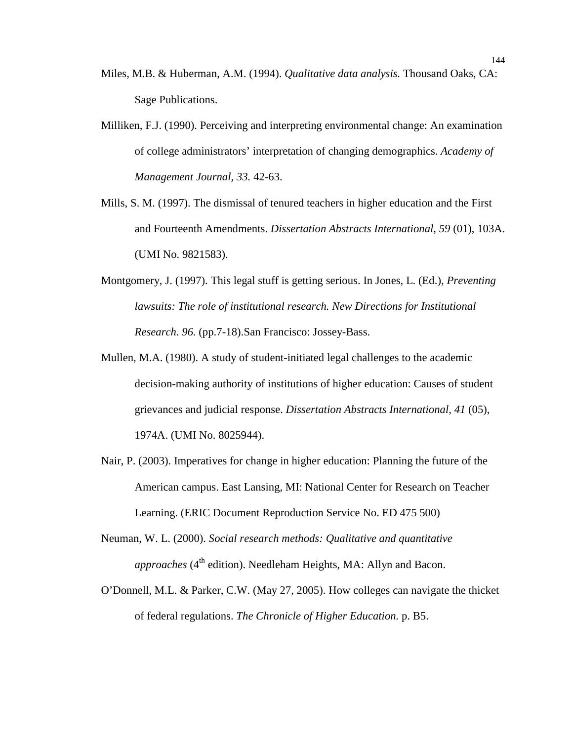Miles, M.B. & Huberman, A.M. (1994). *Qualitative data analysis.* Thousand Oaks, CA: Sage Publications.

Milliken, F.J. (1990). Perceiving and interpreting environmental change: An examination of college administrators' interpretation of changing demographics. *Academy of Management Journal, 33.* 42-63.

Mills, S. M. (1997). The dismissal of tenured teachers in higher education and the First and Fourteenth Amendments. *Dissertation Abstracts International, 59* (01), 103A. (UMI No. 9821583).

Montgomery, J. (1997). This legal stuff is getting serious. In Jones, L. (Ed.), *Preventing lawsuits: The role of institutional research. New Directions for Institutional Research. 96.* (pp.7-18).San Francisco: Jossey-Bass.

Mullen, M.A. (1980). A study of student-initiated legal challenges to the academic decision-making authority of institutions of higher education: Causes of student grievances and judicial response. *Dissertation Abstracts International, 41* (05), 1974A. (UMI No. 8025944).

Nair, P. (2003). Imperatives for change in higher education: Planning the future of the American campus. East Lansing, MI: National Center for Research on Teacher Learning. (ERIC Document Reproduction Service No. ED 475 500)

Neuman, W. L. (2000). *Social research methods: Qualitative and quantitative approaches* (4th edition). Needleham Heights, MA: Allyn and Bacon.

O'Donnell, M.L. & Parker, C.W. (May 27, 2005). How colleges can navigate the thicket of federal regulations. *The Chronicle of Higher Education.* p. B5.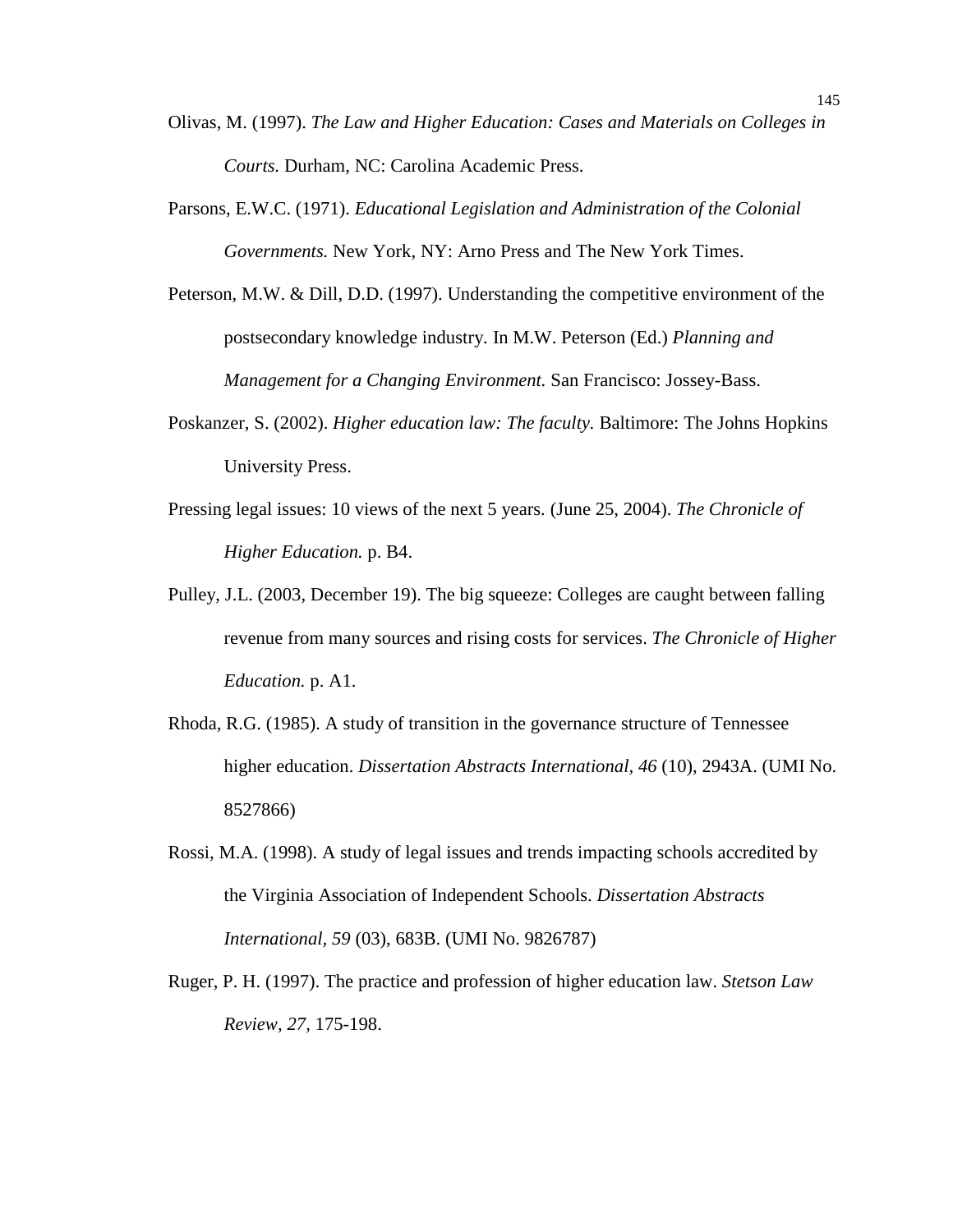Olivas, M. (1997). *The Law and Higher Education: Cases and Materials on Colleges in Courts.* Durham, NC: Carolina Academic Press.

Parsons, E.W.C. (1971). *Educational Legislation and Administration of the Colonial Governments.* New York, NY: Arno Press and The New York Times.

Peterson, M.W. & Dill, D.D. (1997). Understanding the competitive environment of the postsecondary knowledge industry. In M.W. Peterson (Ed.) *Planning and Management for a Changing Environment.* San Francisco: Jossey-Bass.

Poskanzer, S. (2002). *Higher education law: The faculty.* Baltimore: The Johns Hopkins University Press.

Pressing legal issues: 10 views of the next 5 years. (June 25, 2004). *The Chronicle of Higher Education.* p. B4.

Pulley, J.L. (2003, December 19). The big squeeze: Colleges are caught between falling revenue from many sources and rising costs for services. *The Chronicle of Higher Education.* p. A1.

Rhoda, R.G. (1985). A study of transition in the governance structure of Tennessee higher education. *Dissertation Abstracts International*, *46* (10), 2943A. (UMI No. 8527866)

Rossi, M.A. (1998). A study of legal issues and trends impacting schools accredited by the Virginia Association of Independent Schools. *Dissertation Abstracts International, 59* (03), 683B. (UMI No. 9826787)

Ruger, P. H. (1997). The practice and profession of higher education law. *Stetson Law Review, 27,* 175-198.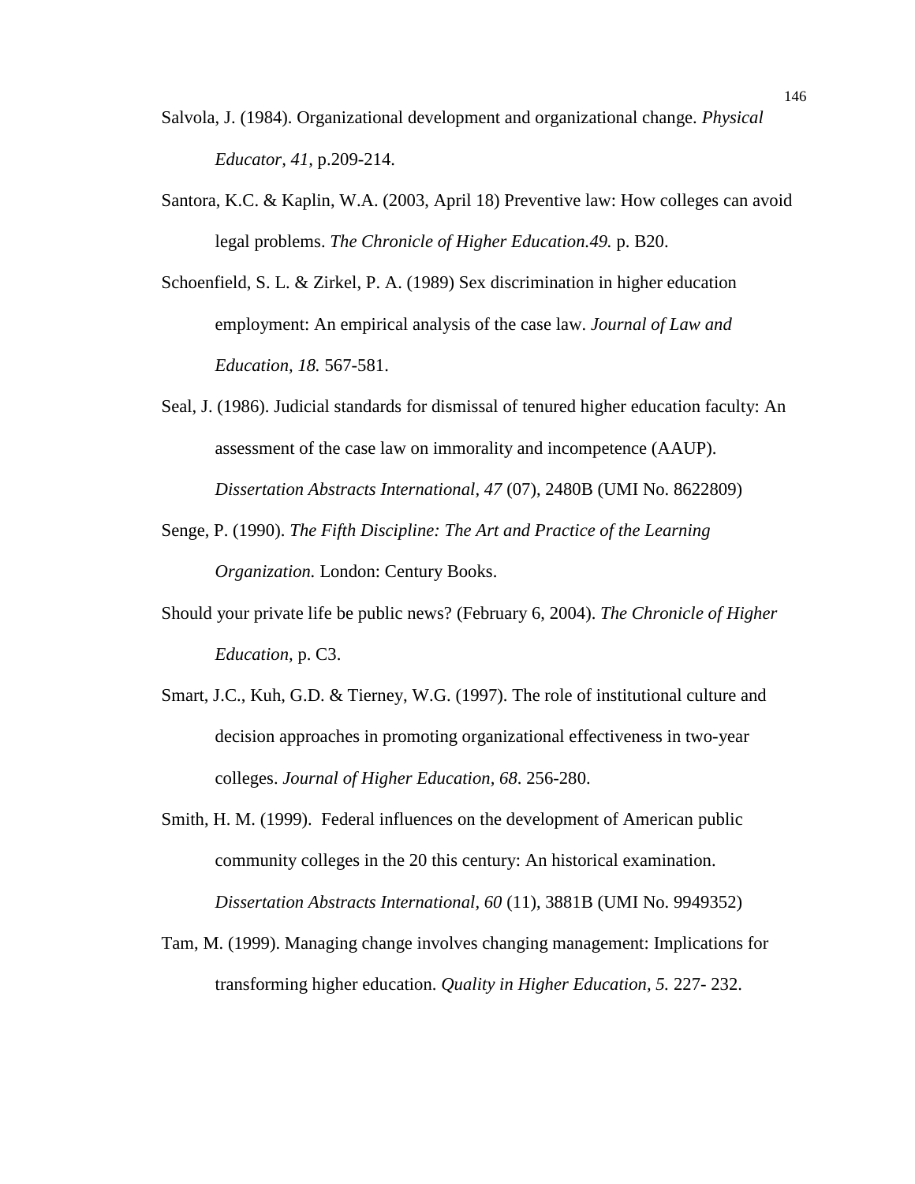Salvola, J. (1984). Organizational development and organizational change. *Physical Educator, 41*, p.209-214.

Santora, K.C. & Kaplin, W.A. (2003, April 18) Preventive law: How colleges can avoid legal problems. *The Chronicle of Higher Education.49.* p. B20.

Schoenfield, S. L. & Zirkel, P. A. (1989) Sex discrimination in higher education employment: An empirical analysis of the case law. *Journal of Law and Education, 18.* 567-581.

Seal, J. (1986). Judicial standards for dismissal of tenured higher education faculty: An assessment of the case law on immorality and incompetence (AAUP). *Dissertation Abstracts International, 47* (07), 2480B (UMI No. 8622809)

Senge, P. (1990). *The Fifth Discipline: The Art and Practice of the Learning Organization.* London: Century Books.

Should your private life be public news? (February 6, 2004). *The Chronicle of Higher Education,* p. C3.

Smart, J.C., Kuh, G.D. & Tierney, W.G. (1997). The role of institutional culture and decision approaches in promoting organizational effectiveness in two-year colleges. *Journal of Higher Education, 68*. 256-280.

Smith, H. M. (1999). Federal influences on the development of American public community colleges in the 20 this century: An historical examination. *Dissertation Abstracts International, 60* (11), 3881B (UMI No. 9949352)

Tam, M. (1999). Managing change involves changing management: Implications for transforming higher education. *Quality in Higher Education, 5.* 227- 232.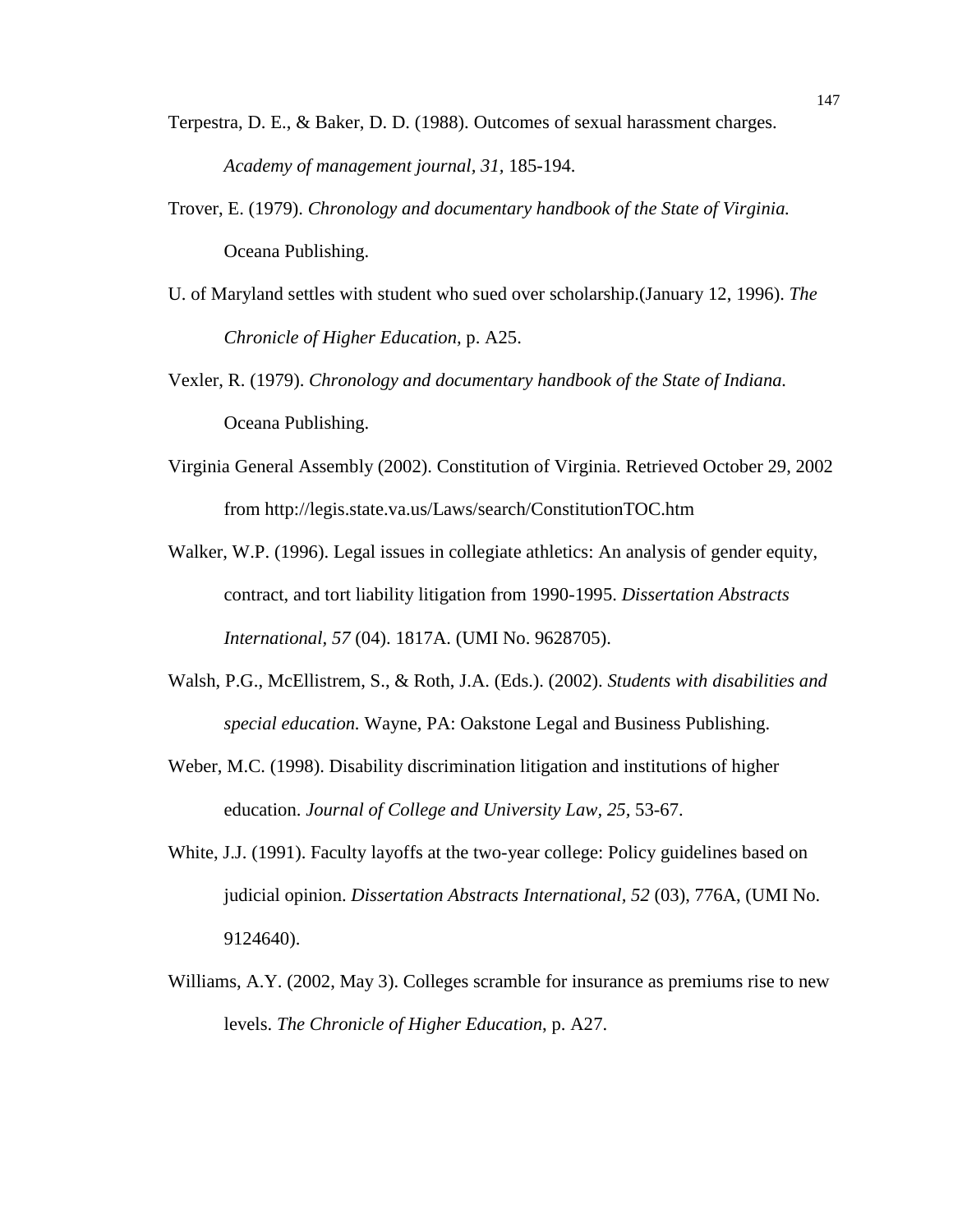Terpestra, D. E., & Baker, D. D. (1988). Outcomes of sexual harassment charges. *Academy of management journal*, *31*, 185-194.

Trover, E. (1979). *Chronology and documentary handbook of the State of Virginia.* Oceana Publishing.

U. of Maryland settles with student who sued over scholarship.(January 12, 1996). *The Chronicle of Higher Education*, p. A25.

Vexler, R. (1979). *Chronology and documentary handbook of the State of Indiana.* Oceana Publishing.

Virginia General Assembly (2002). Constitution of Virginia. Retrieved October 29, 2002 from http://legis.state.va.us/Laws/search/ConstitutionTOC.htm

Walker, W.P. (1996). Legal issues in collegiate athletics: An analysis of gender equity, contract, and tort liability litigation from 1990-1995. *Dissertation Abstracts International, 57* (04). 1817A. (UMI No. 9628705).

Walsh, P.G., McEllistrem, S., & Roth, J.A. (Eds.). (2002). *Students with disabilities and special education.* Wayne, PA: Oakstone Legal and Business Publishing.

Weber, M.C. (1998). Disability discrimination litigation and institutions of higher education. *Journal of College and University Law*, *25*, 53-67.

White, J.J. (1991). Faculty layoffs at the two-year college: Policy guidelines based on judicial opinion. *Dissertation Abstracts International, 52* (03), 776A, (UMI No. 9124640).

Williams, A.Y. (2002, May 3). Colleges scramble for insurance as premiums rise to new levels. *The Chronicle of Higher Education*, p. A27.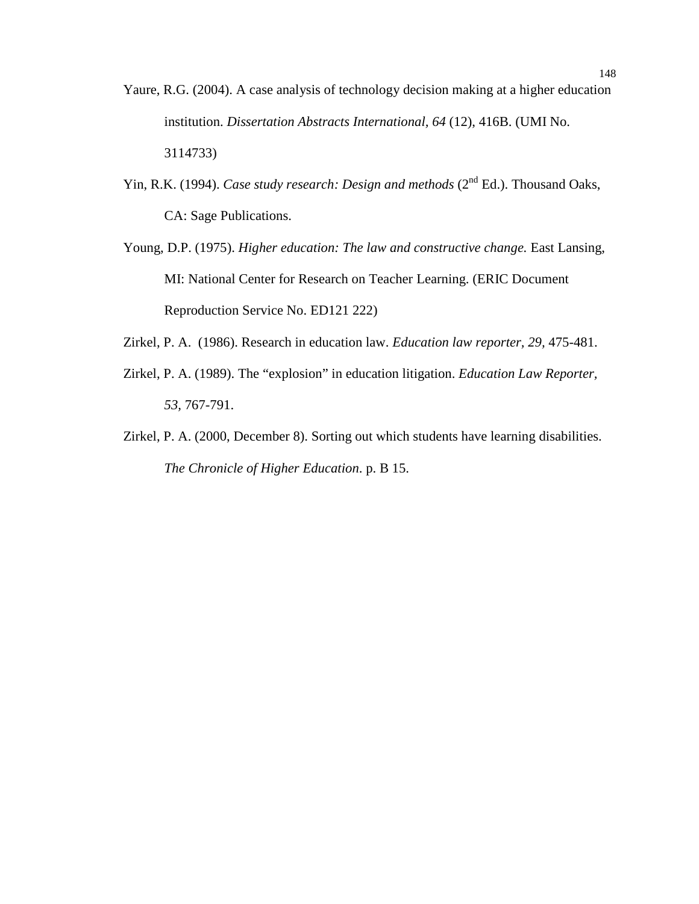Yaure, R.G. (2004). A case analysis of technology decision making at a higher education institution. *Dissertation Abstracts International, 64* (12), 416B. (UMI No. 3114733)

Yin, R.K. (1994). *Case study research: Design and methods* (2nd Ed.). Thousand Oaks, CA: Sage Publications.

Young, D.P. (1975). *Higher education: The law and constructive change.* East Lansing, MI: National Center for Research on Teacher Learning. (ERIC Document Reproduction Service No. ED121 222)

Zirkel, P. A.  (1986). Research in education law. *Education law reporter, 29,* 475-481.

Zirkel, P. A. (1989). The "explosion" in education litigation. *Education Law Reporter, 53,* 767-791.

Zirkel, P. A. (2000, December 8). Sorting out which students have learning disabilities. *The Chronicle of Higher Education*. p. B 15.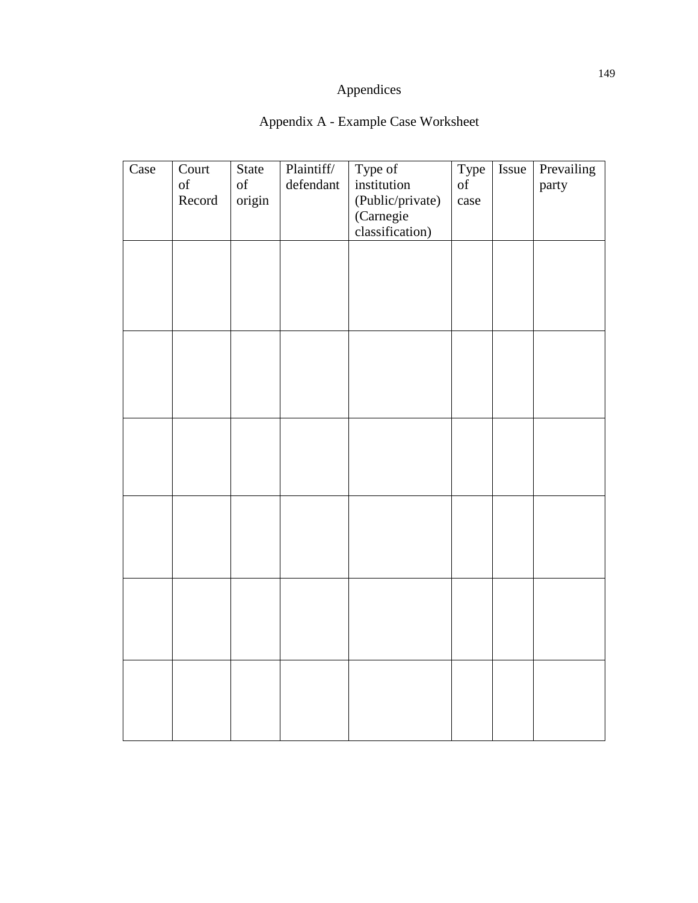# Appendices

## Appendix A - Example Case Worksheet

| Case | Court of Record | State of origin | Plaintiff/ defendant | Type of institution (Public/private) (Carnegie classification) | Type of case | Issue | Prevailing party |
|---|---|---|---|---|---|---|---|
| | | | | | | | |
| | | | | | | | |
| | | | | | | | |
| | | | | | | | |
| | | | | | | | |
| | | | | | | | |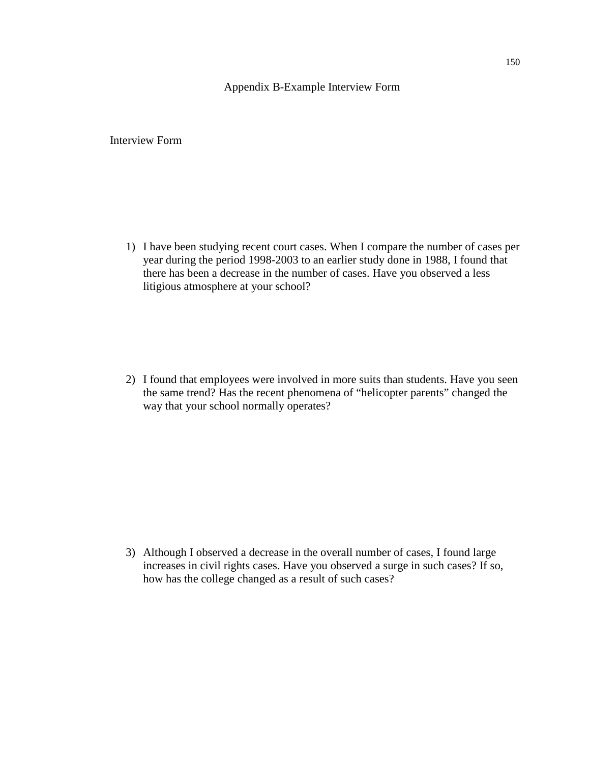# Appendix B-Example Interview Form

Interview Form

1) I have been studying recent court cases. When I compare the number of cases per year during the period 1998-2003 to an earlier study done in 1988, I found that there has been a decrease in the number of cases. Have you observed a less litigious atmosphere at your school?

2) I found that employees were involved in more suits than students. Have you seen the same trend? Has the recent phenomena of "helicopter parents" changed the way that your school normally operates?

3) Although I observed a decrease in the overall number of cases, I found large increases in civil rights cases. Have you observed a surge in such cases? If so, how has the college changed as a result of such cases?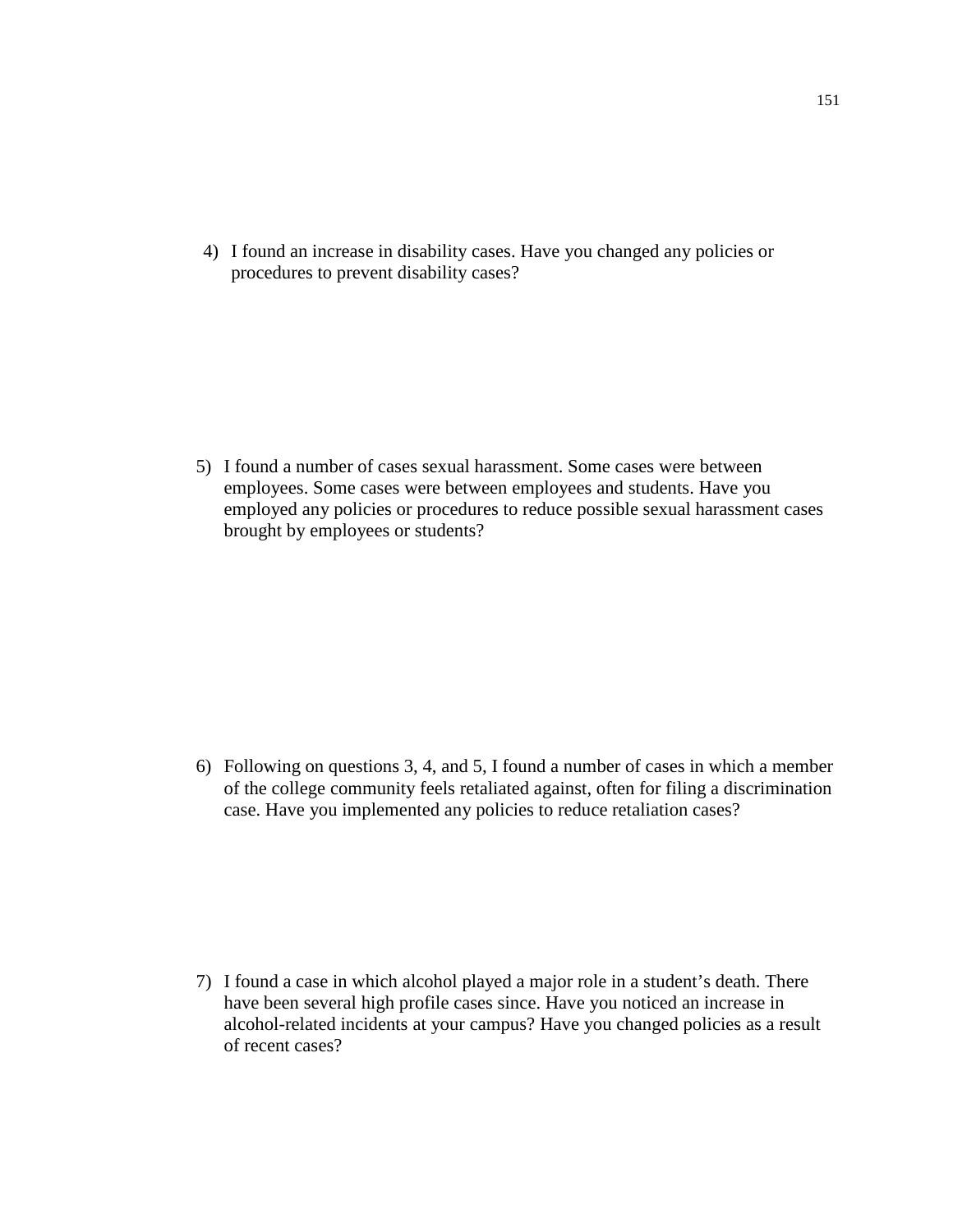4) I found an increase in disability cases. Have you changed any policies or procedures to prevent disability cases?

5) I found a number of cases sexual harassment. Some cases were between employees. Some cases were between employees and students. Have you employed any policies or procedures to reduce possible sexual harassment cases brought by employees or students?

6) Following on questions 3, 4, and 5, I found a number of cases in which a member of the college community feels retaliated against, often for filing a discrimination case. Have you implemented any policies to reduce retaliation cases?

7) I found a case in which alcohol played a major role in a student's death. There have been several high profile cases since. Have you noticed an increase in alcohol-related incidents at your campus? Have you changed policies as a result of recent cases?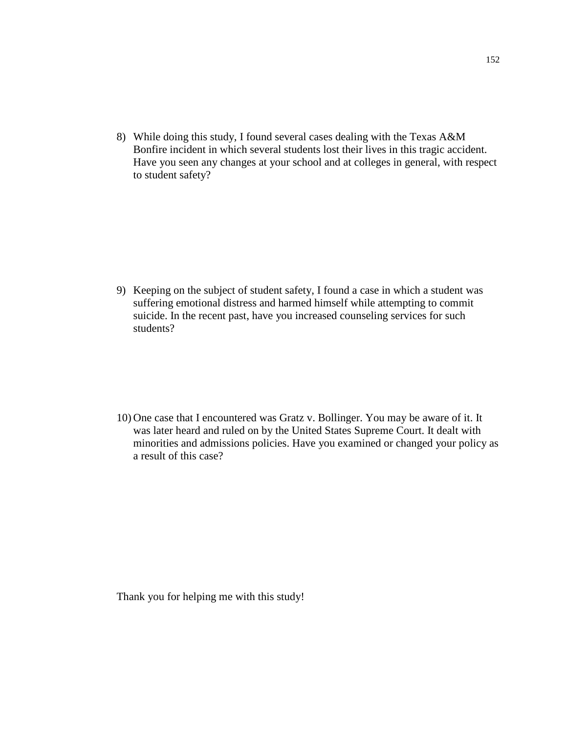8) While doing this study, I found several cases dealing with the Texas A&M Bonfire incident in which several students lost their lives in this tragic accident. Have you seen any changes at your school and at colleges in general, with respect to student safety?

9) Keeping on the subject of student safety, I found a case in which a student was suffering emotional distress and harmed himself while attempting to commit suicide. In the recent past, have you increased counseling services for such students?

10) One case that I encountered was Gratz v. Bollinger. You may be aware of it. It was later heard and ruled on by the United States Supreme Court. It dealt with minorities and admissions policies. Have you examined or changed your policy as a result of this case?

Thank you for helping me with this study!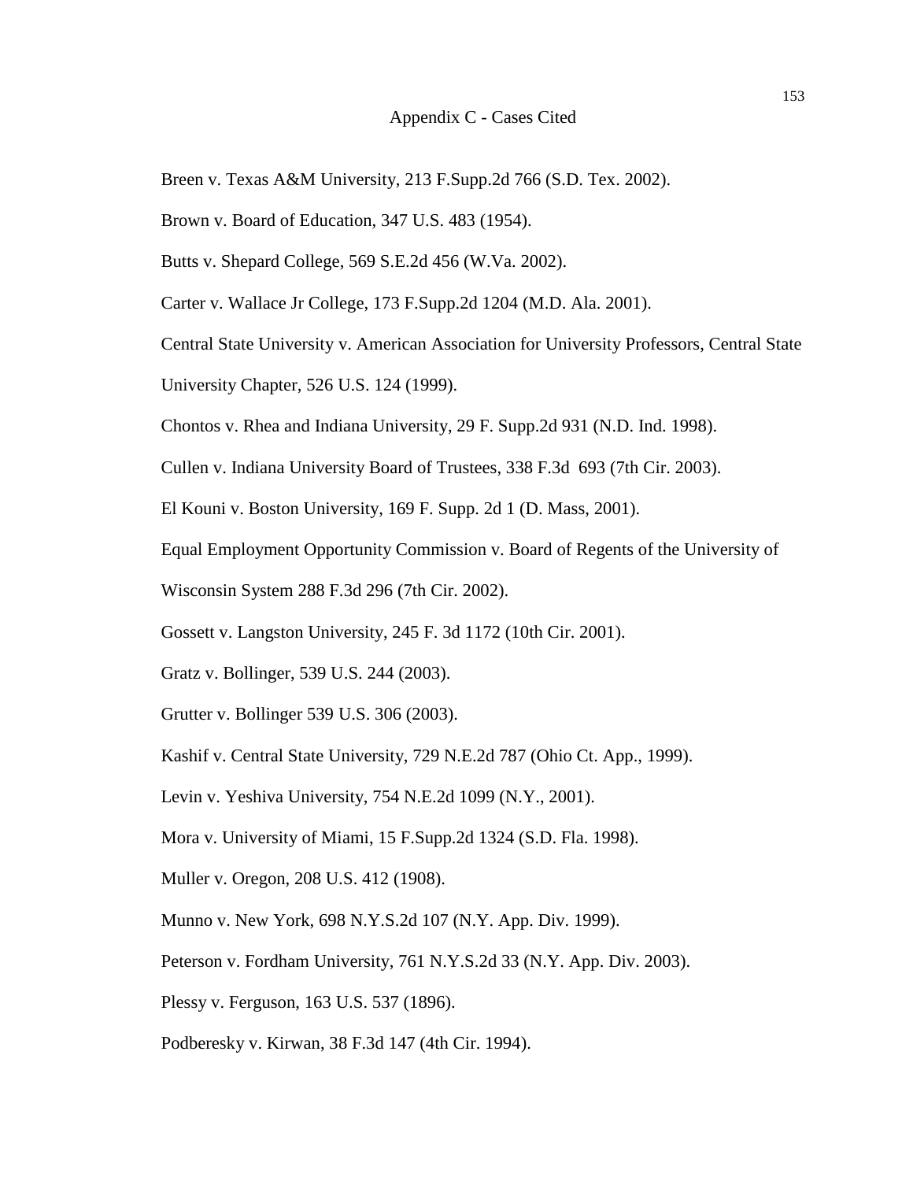## Appendix C - Cases Cited

Breen v. Texas A&M University, 213 F.Supp.2d 766 (S.D. Tex. 2002).

Brown v. Board of Education, 347 U.S. 483 (1954).

Butts v. Shepard College, 569 S.E.2d 456 (W.Va. 2002).

Carter v. Wallace Jr College, 173 F.Supp.2d 1204 (M.D. Ala. 2001).

Central State University v. American Association for University Professors, Central State University Chapter, 526 U.S. 124 (1999).

Chontos v. Rhea and Indiana University, 29 F. Supp.2d 931 (N.D. Ind. 1998).

Cullen v. Indiana University Board of Trustees, 338 F.3d 693 (7th Cir. 2003).

El Kouni v. Boston University, 169 F. Supp. 2d 1 (D. Mass, 2001).

Equal Employment Opportunity Commission v. Board of Regents of the University of Wisconsin System 288 F.3d 296 (7th Cir. 2002).

Gossett v. Langston University, 245 F. 3d 1172 (10th Cir. 2001).

Gratz v. Bollinger, 539 U.S. 244 (2003).

Grutter v. Bollinger 539 U.S. 306 (2003).

Kashif v. Central State University, 729 N.E.2d 787 (Ohio Ct. App., 1999).

Levin v. Yeshiva University, 754 N.E.2d 1099 (N.Y., 2001).

Mora v. University of Miami, 15 F.Supp.2d 1324 (S.D. Fla. 1998).

Muller v. Oregon, 208 U.S. 412 (1908).

Munno v. New York, 698 N.Y.S.2d 107 (N.Y. App. Div. 1999).

Peterson v. Fordham University, 761 N.Y.S.2d 33 (N.Y. App. Div. 2003).

Plessy v. Ferguson, 163 U.S. 537 (1896).

Podberesky v. Kirwan, 38 F.3d 147 (4th Cir. 1994).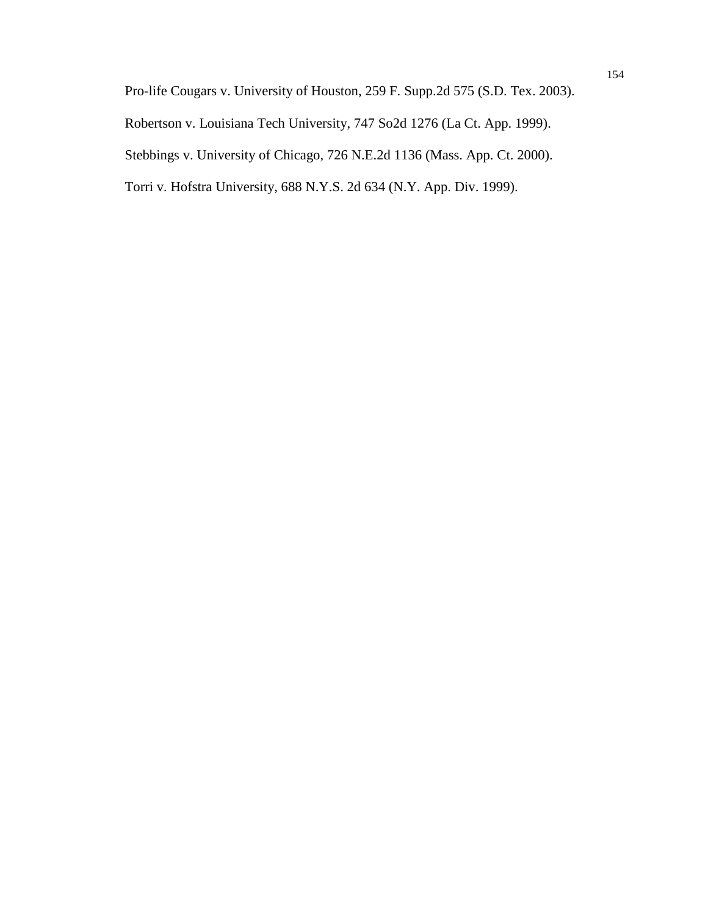Pro-life Cougars v. University of Houston, 259 F. Supp.2d 575 (S.D. Tex. 2003).

Robertson v. Louisiana Tech University, 747 So2d 1276 (La Ct. App. 1999).

Stebbings v. University of Chicago, 726 N.E.2d 1136 (Mass. App. Ct. 2000).

Torri v. Hofstra University, 688 N.Y.S. 2d 634 (N.Y. App. Div. 1999).